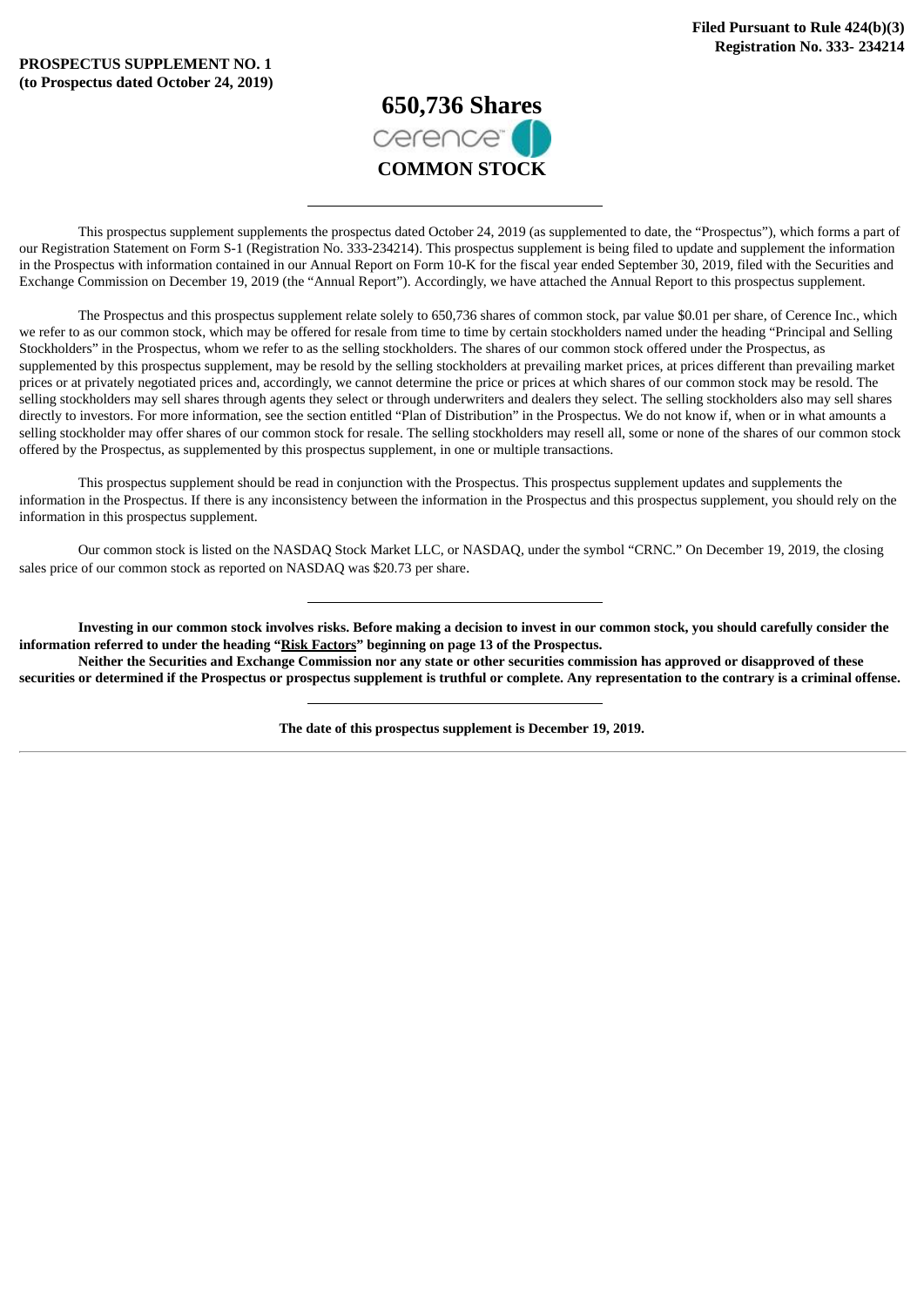**Filed Pursuant to Rule 424(b)(3)**
**Registration No. 333- 234214**

**PROSPECTUS SUPPLEMENT NO. 1**
**(to Prospectus dated October 24, 2019)**

# 650,736 Shares

cerence

# COMMON STOCK

---

This prospectus supplement supplements the prospectus dated October 24, 2019 (as supplemented to date, the "Prospectus"), which forms a part of our Registration Statement on Form S-1 (Registration No. 333-234214). This prospectus supplement is being filed to update and supplement the information in the Prospectus with information contained in our Annual Report on Form 10-K for the fiscal year ended September 30, 2019, filed with the Securities and Exchange Commission on December 19, 2019 (the "Annual Report"). Accordingly, we have attached the Annual Report to this prospectus supplement.

The Prospectus and this prospectus supplement relate solely to 650,736 shares of common stock, par value $0.01 per share, of Cerence Inc., which we refer to as our common stock, which may be offered for resale from time to time by certain stockholders named under the heading "Principal and Selling Stockholders" in the Prospectus, whom we refer to as the selling stockholders. The shares of our common stock offered under the Prospectus, as supplemented by this prospectus supplement, may be resold by the selling stockholders at prevailing market prices, at prices different than prevailing market prices or at privately negotiated prices and, accordingly, we cannot determine the price or prices at which shares of our common stock may be resold. The selling stockholders may sell shares through agents they select or through underwriters and dealers they select. The selling stockholders also may sell shares directly to investors. For more information, see the section entitled "Plan of Distribution" in the Prospectus. We do not know if, when or in what amounts a selling stockholder may offer shares of our common stock for resale. The selling stockholders may resell all, some or none of the shares of our common stock offered by the Prospectus, as supplemented by this prospectus supplement, in one or multiple transactions.

This prospectus supplement should be read in conjunction with the Prospectus. This prospectus supplement updates and supplements the information in the Prospectus. If there is any inconsistency between the information in the Prospectus and this prospectus supplement, you should rely on the information in this prospectus supplement.

Our common stock is listed on the NASDAQ Stock Market LLC, or NASDAQ, under the symbol "CRNC." On December 19, 2019, the closing sales price of our common stock as reported on NASDAQ was $20.73 per share.

---

**Investing in our common stock involves risks. Before making a decision to invest in our common stock, you should carefully consider the information referred to under the heading "Risk Factors" beginning on page 13 of the Prospectus.**

**Neither the Securities and Exchange Commission nor any state or other securities commission has approved or disapproved of these securities or determined if the Prospectus or prospectus supplement is truthful or complete. Any representation to the contrary is a criminal offense.**

---

**The date of this prospectus supplement is December 19, 2019.**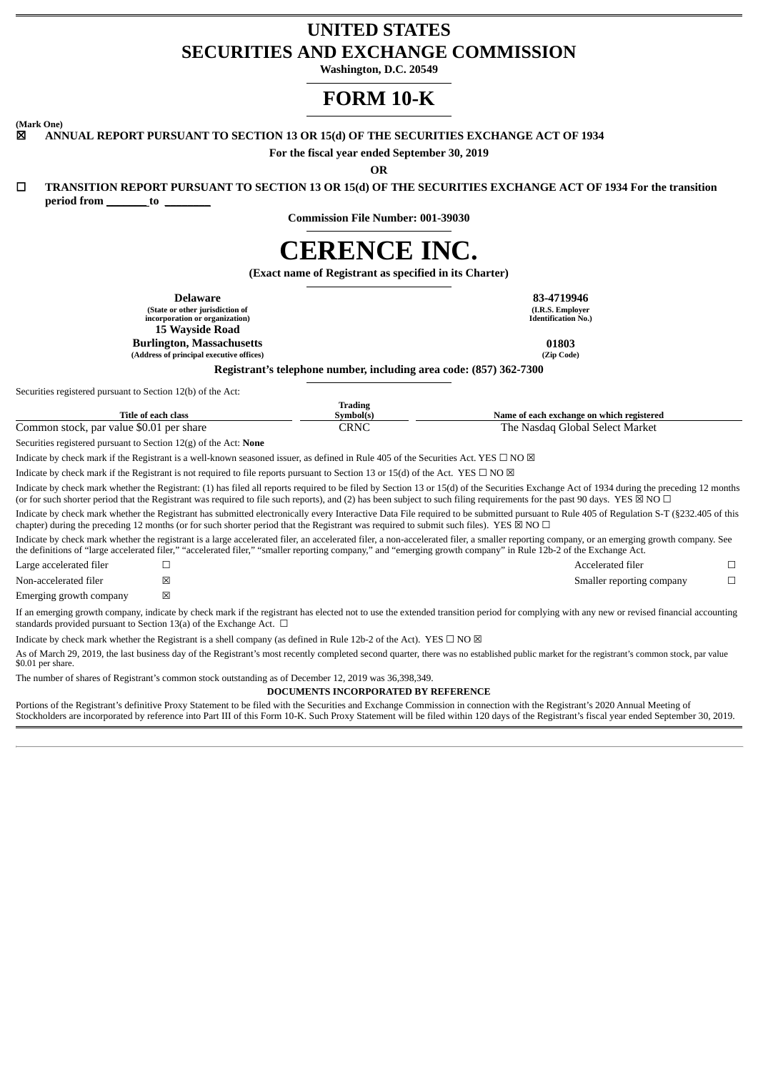# UNITED STATES
# SECURITIES AND EXCHANGE COMMISSION

**Washington, D.C. 20549**

# FORM 10-K

**(Mark One)**

☒ **ANNUAL REPORT PURSUANT TO SECTION 13 OR 15(d) OF THE SECURITIES EXCHANGE ACT OF 1934**

**For the fiscal year ended September 30, 2019**

**OR**

☐ **TRANSITION REPORT PURSUANT TO SECTION 13 OR 15(d) OF THE SECURITIES EXCHANGE ACT OF 1934 For the transition period from \_\_\_\_\_\_\_ to \_\_\_\_\_\_\_\_**

**Commission File Number: 001-39030**

# CERENCE INC.

**(Exact name of Registrant as specified in its Charter)**

| | |
|---|---|
| **Delaware** | **83-4719946** |
| **(State or other jurisdiction of incorporation or organization)** | **(I.R.S. Employer Identification No.)** |
| **15 Wayside Road Burlington, Massachusetts** | **01803** |
| **(Address of principal executive offices)** | **(Zip Code)** |

**Registrant's telephone number, including area code: (857) 362-7300**

Securities registered pursuant to Section 12(b) of the Act:

| Title of each class | Trading Symbol(s) | Name of each exchange on which registered |
|---|---|---|
| Common stock, par value $0.01 per share | CRNC | The Nasdaq Global Select Market |

Securities registered pursuant to Section 12(g) of the Act: **None**

Indicate by check mark if the Registrant is a well-known seasoned issuer, as defined in Rule 405 of the Securities Act. YES ☐ NO ☒

Indicate by check mark if the Registrant is not required to file reports pursuant to Section 13 or 15(d) of the Act. YES ☐ NO ☒

Indicate by check mark whether the Registrant: (1) has filed all reports required to be filed by Section 13 or 15(d) of the Securities Exchange Act of 1934 during the preceding 12 months (or for such shorter period that the Registrant was required to file such reports), and (2) has been subject to such filing requirements for the past 90 days. YES ☒ NO ☐

Indicate by check mark whether the Registrant has submitted electronically every Interactive Data File required to be submitted pursuant to Rule 405 of Regulation S-T (§232.405 of this chapter) during the preceding 12 months (or for such shorter period that the Registrant was required to submit such files). YES ☒ NO ☐

Indicate by check mark whether the registrant is a large accelerated filer, an accelerated filer, a non-accelerated filer, a smaller reporting company, or an emerging growth company. See the definitions of "large accelerated filer," "accelerated filer," "smaller reporting company," and "emerging growth company" in Rule 12b-2 of the Exchange Act.

| | | | |
|---|---|---|---|
| Large accelerated filer | ☐ | Accelerated filer | ☐ |
| Non-accelerated filer | ☒ | Smaller reporting company | ☐ |
| Emerging growth company | ☒ | | |

If an emerging growth company, indicate by check mark if the registrant has elected not to use the extended transition period for complying with any new or revised financial accounting standards provided pursuant to Section 13(a) of the Exchange Act. ☐

Indicate by check mark whether the Registrant is a shell company (as defined in Rule 12b-2 of the Act). YES ☐ NO ☒

As of March 29, 2019, the last business day of the Registrant's most recently completed second quarter, there was no established public market for the registrant's common stock, par value $0.01 per share.

The number of shares of Registrant's common stock outstanding as of December 12, 2019 was 36,398,349.

**DOCUMENTS INCORPORATED BY REFERENCE**

Portions of the Registrant's definitive Proxy Statement to be filed with the Securities and Exchange Commission in connection with the Registrant's 2020 Annual Meeting of Stockholders are incorporated by reference into Part III of this Form 10-K. Such Proxy Statement will be filed within 120 days of the Registrant's fiscal year ended September 30, 2019.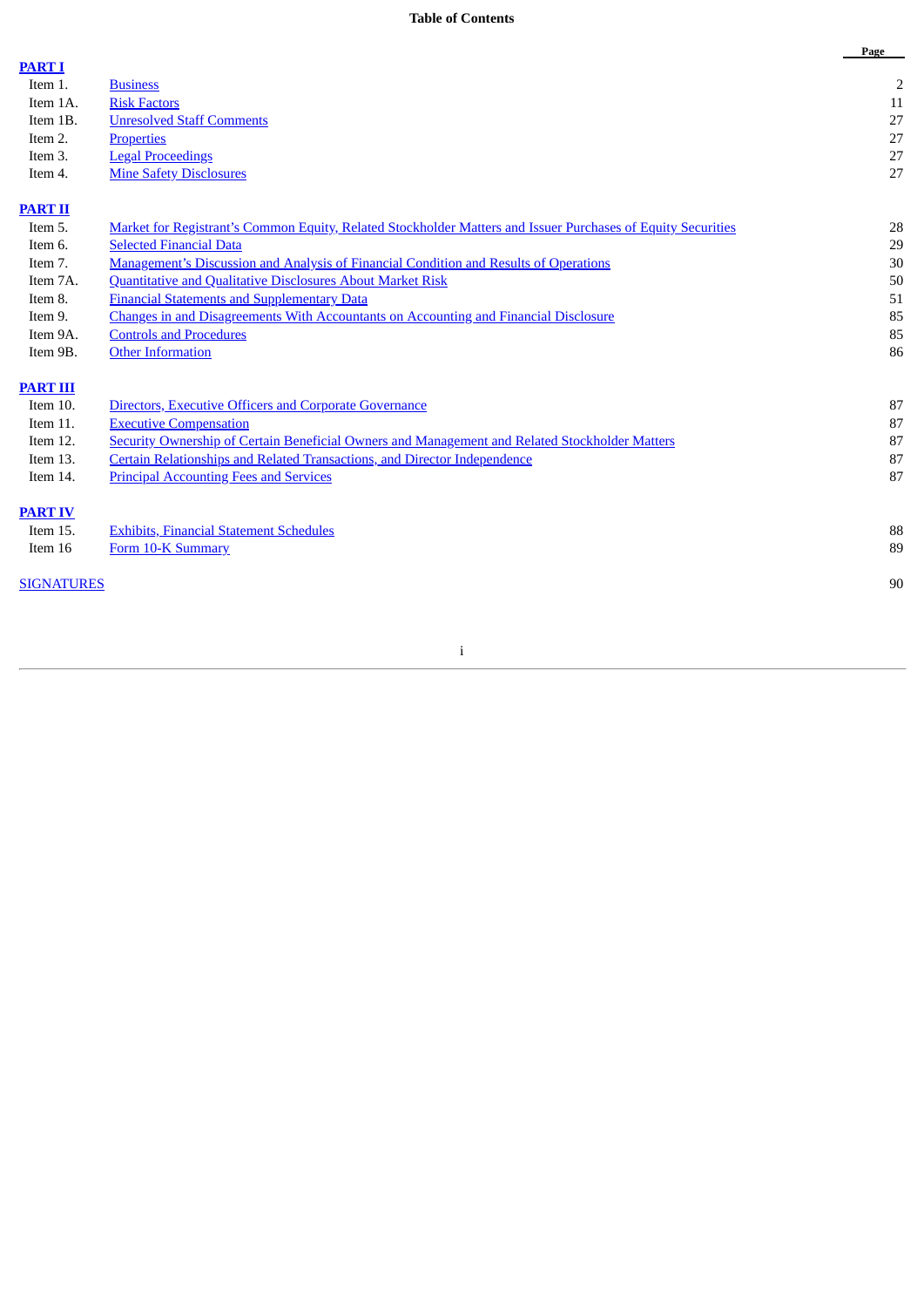**Table of Contents**

| | | Page |
|---|---|---|
| **PART I** | | |
| Item 1. | Business | 2 |
| Item 1A. | Risk Factors | 11 |
| Item 1B. | Unresolved Staff Comments | 27 |
| Item 2. | Properties | 27 |
| Item 3. | Legal Proceedings | 27 |
| Item 4. | Mine Safety Disclosures | 27 |
| **PART II** | | |
| Item 5. | Market for Registrant's Common Equity, Related Stockholder Matters and Issuer Purchases of Equity Securities | 28 |
| Item 6. | Selected Financial Data | 29 |
| Item 7. | Management's Discussion and Analysis of Financial Condition and Results of Operations | 30 |
| Item 7A. | Quantitative and Qualitative Disclosures About Market Risk | 50 |
| Item 8. | Financial Statements and Supplementary Data | 51 |
| Item 9. | Changes in and Disagreements With Accountants on Accounting and Financial Disclosure | 85 |
| Item 9A. | Controls and Procedures | 85 |
| Item 9B. | Other Information | 86 |
| **PART III** | | |
| Item 10. | Directors, Executive Officers and Corporate Governance | 87 |
| Item 11. | Executive Compensation | 87 |
| Item 12. | Security Ownership of Certain Beneficial Owners and Management and Related Stockholder Matters | 87 |
| Item 13. | Certain Relationships and Related Transactions, and Director Independence | 87 |
| Item 14. | Principal Accounting Fees and Services | 87 |
| **PART IV** | | |
| Item 15. | Exhibits, Financial Statement Schedules | 88 |
| Item 16 | Form 10-K Summary | 89 |
| SIGNATURES | | 90 |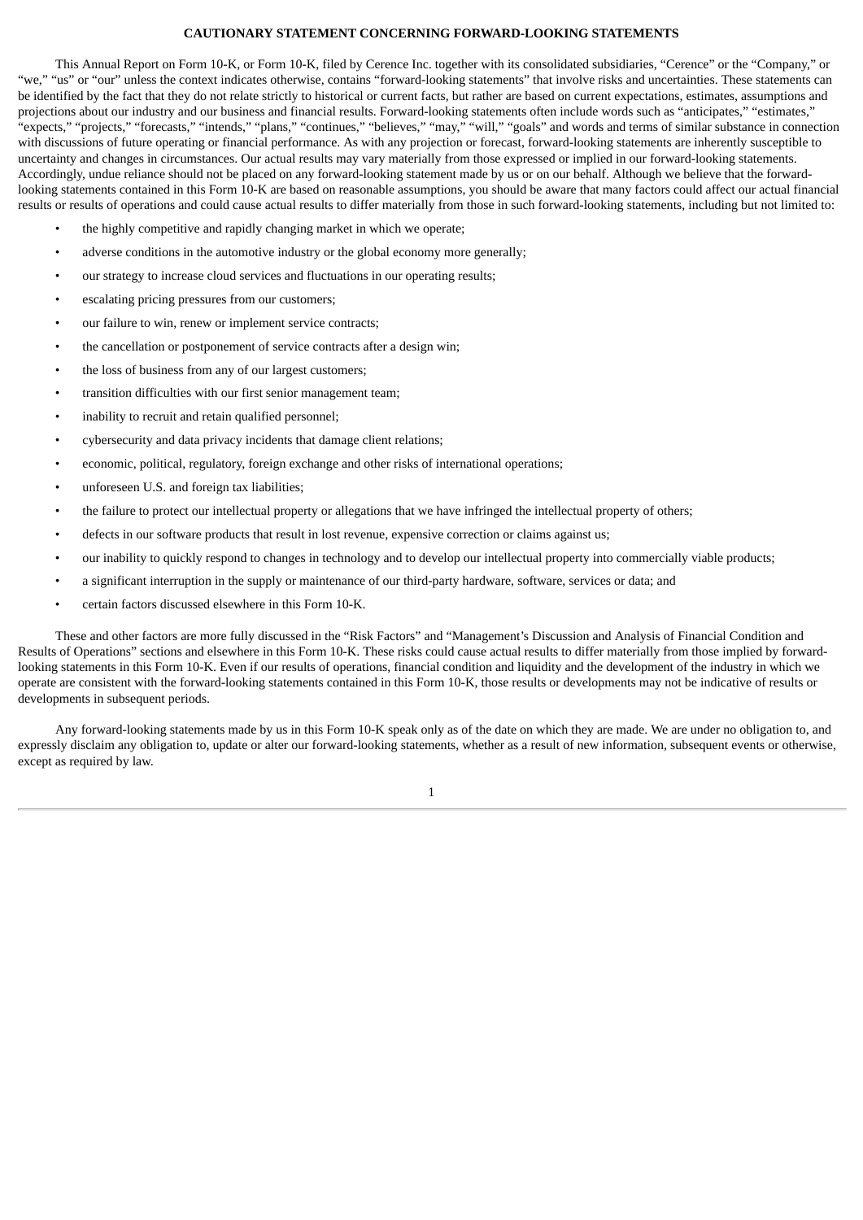## CAUTIONARY STATEMENT CONCERNING FORWARD-LOOKING STATEMENTS

This Annual Report on Form 10-K, or Form 10-K, filed by Cerence Inc. together with its consolidated subsidiaries, "Cerence" or the "Company," or "we," "us" or "our" unless the context indicates otherwise, contains "forward-looking statements" that involve risks and uncertainties. These statements can be identified by the fact that they do not relate strictly to historical or current facts, but rather are based on current expectations, estimates, assumptions and projections about our industry and our business and financial results. Forward-looking statements often include words such as "anticipates," "estimates," "expects," "projects," "forecasts," "intends," "plans," "continues," "believes," "may," "will," "goals" and words and terms of similar substance in connection with discussions of future operating or financial performance. As with any projection or forecast, forward-looking statements are inherently susceptible to uncertainty and changes in circumstances. Our actual results may vary materially from those expressed or implied in our forward-looking statements. Accordingly, undue reliance should not be placed on any forward-looking statement made by us or on our behalf. Although we believe that the forward-looking statements contained in this Form 10-K are based on reasonable assumptions, you should be aware that many factors could affect our actual financial results or results of operations and could cause actual results to differ materially from those in such forward-looking statements, including but not limited to:

- the highly competitive and rapidly changing market in which we operate;
- adverse conditions in the automotive industry or the global economy more generally;
- our strategy to increase cloud services and fluctuations in our operating results;
- escalating pricing pressures from our customers;
- our failure to win, renew or implement service contracts;
- the cancellation or postponement of service contracts after a design win;
- the loss of business from any of our largest customers;
- transition difficulties with our first senior management team;
- inability to recruit and retain qualified personnel;
- cybersecurity and data privacy incidents that damage client relations;
- economic, political, regulatory, foreign exchange and other risks of international operations;
- unforeseen U.S. and foreign tax liabilities;
- the failure to protect our intellectual property or allegations that we have infringed the intellectual property of others;
- defects in our software products that result in lost revenue, expensive correction or claims against us;
- our inability to quickly respond to changes in technology and to develop our intellectual property into commercially viable products;
- a significant interruption in the supply or maintenance of our third-party hardware, software, services or data; and
- certain factors discussed elsewhere in this Form 10-K.

These and other factors are more fully discussed in the "Risk Factors" and "Management's Discussion and Analysis of Financial Condition and Results of Operations" sections and elsewhere in this Form 10-K. These risks could cause actual results to differ materially from those implied by forward-looking statements in this Form 10-K. Even if our results of operations, financial condition and liquidity and the development of the industry in which we operate are consistent with the forward-looking statements contained in this Form 10-K, those results or developments may not be indicative of results or developments in subsequent periods.

Any forward-looking statements made by us in this Form 10-K speak only as of the date on which they are made. We are under no obligation to, and expressly disclaim any obligation to, update or alter our forward-looking statements, whether as a result of new information, subsequent events or otherwise, except as required by law.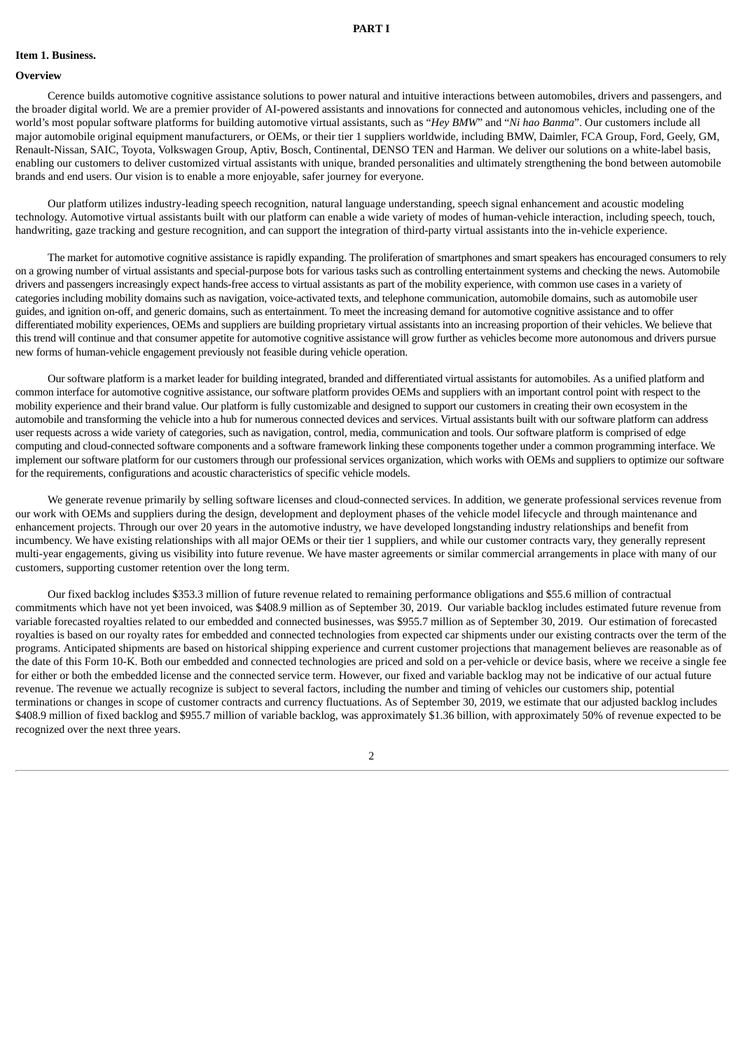# PART I

## Item 1. Business.

### Overview

Cerence builds automotive cognitive assistance solutions to power natural and intuitive interactions between automobiles, drivers and passengers, and the broader digital world. We are a premier provider of AI-powered assistants and innovations for connected and autonomous vehicles, including one of the world's most popular software platforms for building automotive virtual assistants, such as "*Hey BMW*" and "*Ni hao Banma*". Our customers include all major automobile original equipment manufacturers, or OEMs, or their tier 1 suppliers worldwide, including BMW, Daimler, FCA Group, Ford, Geely, GM, Renault-Nissan, SAIC, Toyota, Volkswagen Group, Aptiv, Bosch, Continental, DENSO TEN and Harman. We deliver our solutions on a white-label basis, enabling our customers to deliver customized virtual assistants with unique, branded personalities and ultimately strengthening the bond between automobile brands and end users. Our vision is to enable a more enjoyable, safer journey for everyone.

Our platform utilizes industry-leading speech recognition, natural language understanding, speech signal enhancement and acoustic modeling technology. Automotive virtual assistants built with our platform can enable a wide variety of modes of human-vehicle interaction, including speech, touch, handwriting, gaze tracking and gesture recognition, and can support the integration of third-party virtual assistants into the in-vehicle experience.

The market for automotive cognitive assistance is rapidly expanding. The proliferation of smartphones and smart speakers has encouraged consumers to rely on a growing number of virtual assistants and special-purpose bots for various tasks such as controlling entertainment systems and checking the news. Automobile drivers and passengers increasingly expect hands-free access to virtual assistants as part of the mobility experience, with common use cases in a variety of categories including mobility domains such as navigation, voice-activated texts, and telephone communication, automobile domains, such as automobile user guides, and ignition on-off, and generic domains, such as entertainment. To meet the increasing demand for automotive cognitive assistance and to offer differentiated mobility experiences, OEMs and suppliers are building proprietary virtual assistants into an increasing proportion of their vehicles. We believe that this trend will continue and that consumer appetite for automotive cognitive assistance will grow further as vehicles become more autonomous and drivers pursue new forms of human-vehicle engagement previously not feasible during vehicle operation.

Our software platform is a market leader for building integrated, branded and differentiated virtual assistants for automobiles. As a unified platform and common interface for automotive cognitive assistance, our software platform provides OEMs and suppliers with an important control point with respect to the mobility experience and their brand value. Our platform is fully customizable and designed to support our customers in creating their own ecosystem in the automobile and transforming the vehicle into a hub for numerous connected devices and services. Virtual assistants built with our software platform can address user requests across a wide variety of categories, such as navigation, control, media, communication and tools. Our software platform is comprised of edge computing and cloud-connected software components and a software framework linking these components together under a common programming interface. We implement our software platform for our customers through our professional services organization, which works with OEMs and suppliers to optimize our software for the requirements, configurations and acoustic characteristics of specific vehicle models.

We generate revenue primarily by selling software licenses and cloud-connected services. In addition, we generate professional services revenue from our work with OEMs and suppliers during the design, development and deployment phases of the vehicle model lifecycle and through maintenance and enhancement projects. Through our over 20 years in the automotive industry, we have developed longstanding industry relationships and benefit from incumbency. We have existing relationships with all major OEMs or their tier 1 suppliers, and while our customer contracts vary, they generally represent multi-year engagements, giving us visibility into future revenue. We have master agreements or similar commercial arrangements in place with many of our customers, supporting customer retention over the long term.

Our fixed backlog includes $353.3 million of future revenue related to remaining performance obligations and $55.6 million of contractual commitments which have not yet been invoiced, was $408.9 million as of September 30, 2019. Our variable backlog includes estimated future revenue from variable forecasted royalties related to our embedded and connected businesses, was $955.7 million as of September 30, 2019. Our estimation of forecasted royalties is based on our royalty rates for embedded and connected technologies from expected car shipments under our existing contracts over the term of the programs. Anticipated shipments are based on historical shipping experience and current customer projections that management believes are reasonable as of the date of this Form 10-K. Both our embedded and connected technologies are priced and sold on a per-vehicle or device basis, where we receive a single fee for either or both the embedded license and the connected service term. However, our fixed and variable backlog may not be indicative of our actual future revenue. The revenue we actually recognize is subject to several factors, including the number and timing of vehicles our customers ship, potential terminations or changes in scope of customer contracts and currency fluctuations. As of September 30, 2019, we estimate that our adjusted backlog includes $408.9 million of fixed backlog and $955.7 million of variable backlog, was approximately $1.36 billion, with approximately 50% of revenue expected to be recognized over the next three years.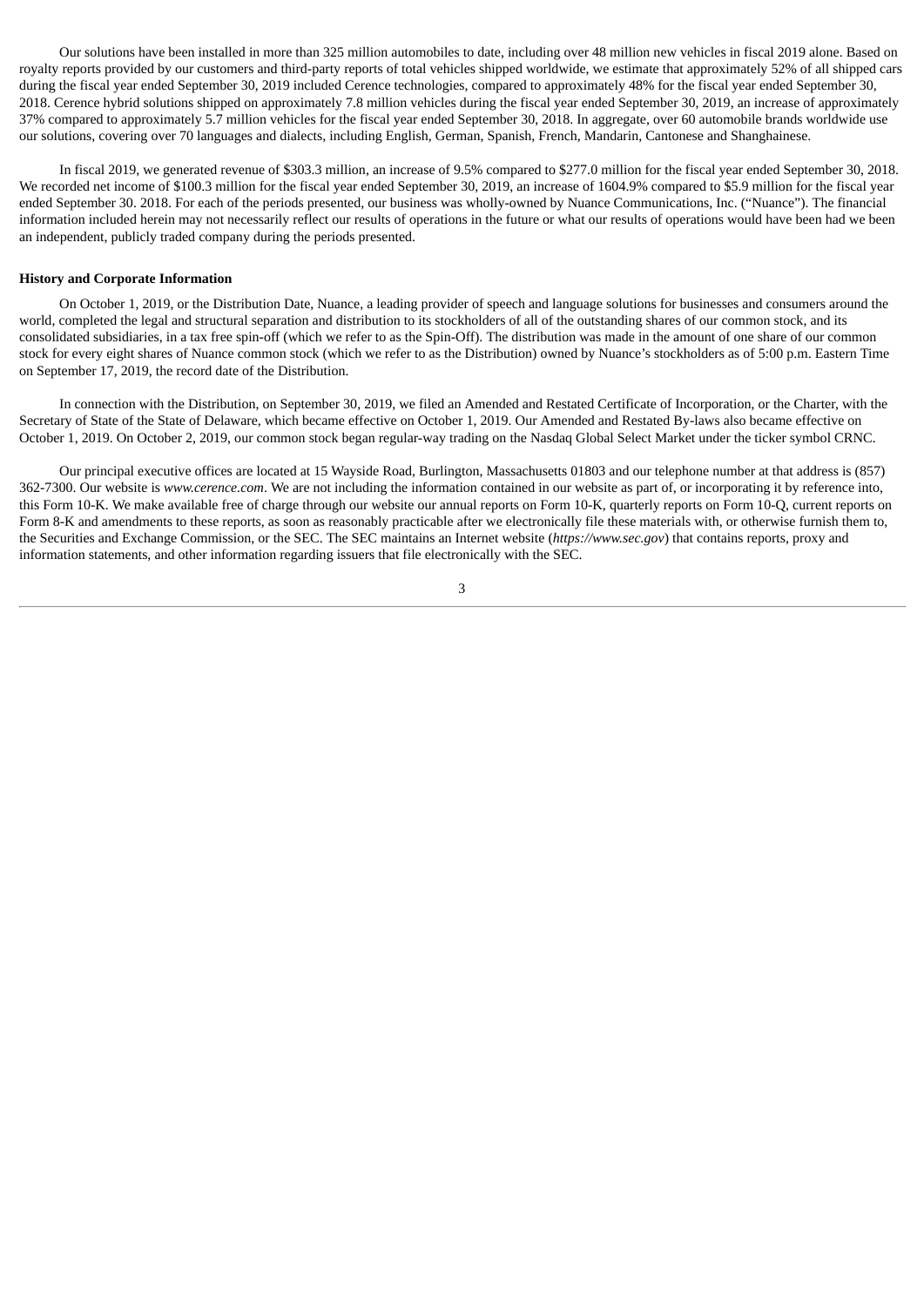Our solutions have been installed in more than 325 million automobiles to date, including over 48 million new vehicles in fiscal 2019 alone. Based on royalty reports provided by our customers and third-party reports of total vehicles shipped worldwide, we estimate that approximately 52% of all shipped cars during the fiscal year ended September 30, 2019 included Cerence technologies, compared to approximately 48% for the fiscal year ended September 30, 2018. Cerence hybrid solutions shipped on approximately 7.8 million vehicles during the fiscal year ended September 30, 2019, an increase of approximately 37% compared to approximately 5.7 million vehicles for the fiscal year ended September 30, 2018. In aggregate, over 60 automobile brands worldwide use our solutions, covering over 70 languages and dialects, including English, German, Spanish, French, Mandarin, Cantonese and Shanghainese.

In fiscal 2019, we generated revenue of $303.3 million, an increase of 9.5% compared to $277.0 million for the fiscal year ended September 30, 2018. We recorded net income of $100.3 million for the fiscal year ended September 30, 2019, an increase of 1604.9% compared to $5.9 million for the fiscal year ended September 30. 2018. For each of the periods presented, our business was wholly-owned by Nuance Communications, Inc. ("Nuance"). The financial information included herein may not necessarily reflect our results of operations in the future or what our results of operations would have been had we been an independent, publicly traded company during the periods presented.

**History and Corporate Information**

On October 1, 2019, or the Distribution Date, Nuance, a leading provider of speech and language solutions for businesses and consumers around the world, completed the legal and structural separation and distribution to its stockholders of all of the outstanding shares of our common stock, and its consolidated subsidiaries, in a tax free spin-off (which we refer to as the Spin-Off). The distribution was made in the amount of one share of our common stock for every eight shares of Nuance common stock (which we refer to as the Distribution) owned by Nuance's stockholders as of 5:00 p.m. Eastern Time on September 17, 2019, the record date of the Distribution.

In connection with the Distribution, on September 30, 2019, we filed an Amended and Restated Certificate of Incorporation, or the Charter, with the Secretary of State of the State of Delaware, which became effective on October 1, 2019. Our Amended and Restated By-laws also became effective on October 1, 2019. On October 2, 2019, our common stock began regular-way trading on the Nasdaq Global Select Market under the ticker symbol CRNC.

Our principal executive offices are located at 15 Wayside Road, Burlington, Massachusetts 01803 and our telephone number at that address is (857) 362-7300. Our website is *www.cerence.com*. We are not including the information contained in our website as part of, or incorporating it by reference into, this Form 10-K. We make available free of charge through our website our annual reports on Form 10-K, quarterly reports on Form 10-Q, current reports on Form 8-K and amendments to these reports, as soon as reasonably practicable after we electronically file these materials with, or otherwise furnish them to, the Securities and Exchange Commission, or the SEC. The SEC maintains an Internet website (*https://www.sec.gov*) that contains reports, proxy and information statements, and other information regarding issuers that file electronically with the SEC.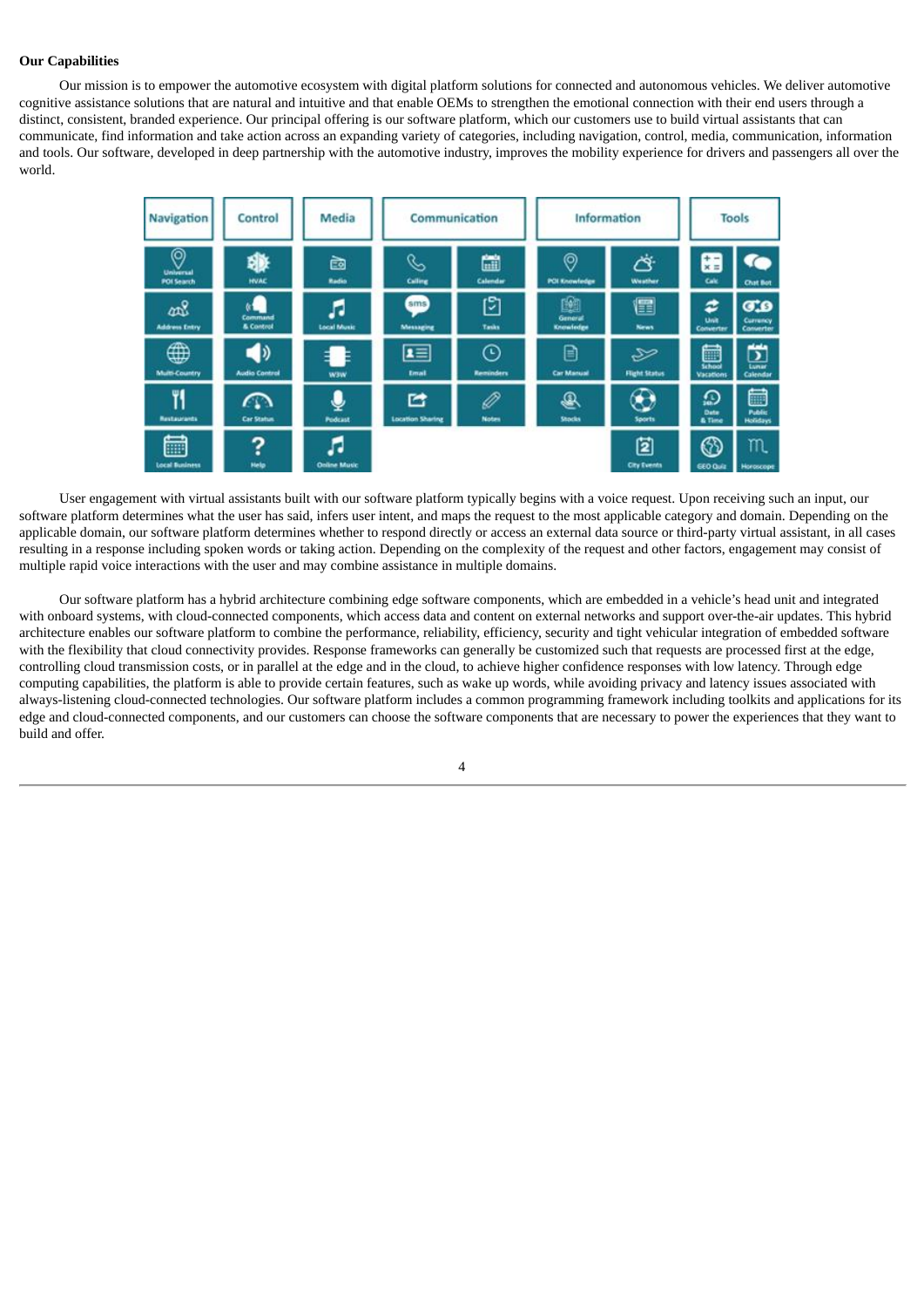**Our Capabilities**

Our mission is to empower the automotive ecosystem with digital platform solutions for connected and autonomous vehicles. We deliver automotive cognitive assistance solutions that are natural and intuitive and that enable OEMs to strengthen the emotional connection with their end users through a distinct, consistent, branded experience. Our principal offering is our software platform, which our customers use to build virtual assistants that can communicate, find information and take action across an expanding variety of categories, including navigation, control, media, communication, information and tools. Our software, developed in deep partnership with the automotive industry, improves the mobility experience for drivers and passengers all over the world.

| Navigation | Control | Media | Communication | Information | Tools |
|---|---|---|---|---|---|
| Universal POI Search | HVAC | Radio | Calling | POI Knowledge | Calc |
| Address Entry | Command & Control | Local Music | Calendar | Weather | Chat Bot |
| Multi-Country | Audio Control | W3W | Messaging | General Knowledge | Unit Converter |
| Restaurants | Car Status | Podcast | Tasks | News | Currency Converter |
| Local Business | Help | Online Music | Email | Car Manual | School Vacations |
| | | | Reminders | Flight Status | Lunar Calendar |
| | | | Location Sharing | Stocks | Date & Time |
| | | | Notes | Sports | Public Holidays |
| | | | | City Events | GEO Quiz |
| | | | | | Horoscope |

User engagement with virtual assistants built with our software platform typically begins with a voice request. Upon receiving such an input, our software platform determines what the user has said, infers user intent, and maps the request to the most applicable category and domain. Depending on the applicable domain, our software platform determines whether to respond directly or access an external data source or third-party virtual assistant, in all cases resulting in a response including spoken words or taking action. Depending on the complexity of the request and other factors, engagement may consist of multiple rapid voice interactions with the user and may combine assistance in multiple domains.

Our software platform has a hybrid architecture combining edge software components, which are embedded in a vehicle's head unit and integrated with onboard systems, with cloud-connected components, which access data and content on external networks and support over-the-air updates. This hybrid architecture enables our software platform to combine the performance, reliability, efficiency, security and tight vehicular integration of embedded software with the flexibility that cloud connectivity provides. Response frameworks can generally be customized such that requests are processed first at the edge, controlling cloud transmission costs, or in parallel at the edge and in the cloud, to achieve higher confidence responses with low latency. Through edge computing capabilities, the platform is able to provide certain features, such as wake up words, while avoiding privacy and latency issues associated with always-listening cloud-connected technologies. Our software platform includes a common programming framework including toolkits and applications for its edge and cloud-connected components, and our customers can choose the software components that are necessary to power the experiences that they want to build and offer.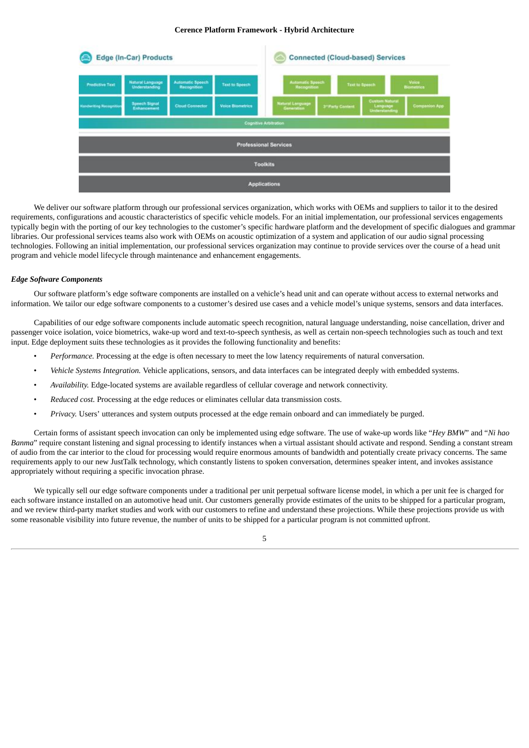**Cerence Platform Framework - Hybrid Architecture**

We deliver our software platform through our professional services organization, which works with OEMs and suppliers to tailor it to the desired requirements, configurations and acoustic characteristics of specific vehicle models. For an initial implementation, our professional services engagements typically begin with the porting of our key technologies to the customer's specific hardware platform and the development of specific dialogues and grammar libraries. Our professional services teams also work with OEMs on acoustic optimization of a system and application of our audio signal processing technologies. Following an initial implementation, our professional services organization may continue to provide services over the course of a head unit program and vehicle model lifecycle through maintenance and enhancement engagements.

***Edge Software Components***

Our software platform's edge software components are installed on a vehicle's head unit and can operate without access to external networks and information. We tailor our edge software components to a customer's desired use cases and a vehicle model's unique systems, sensors and data interfaces.

Capabilities of our edge software components include automatic speech recognition, natural language understanding, noise cancellation, driver and passenger voice isolation, voice biometrics, wake-up word and text-to-speech synthesis, as well as certain non-speech technologies such as touch and text input. Edge deployment suits these technologies as it provides the following functionality and benefits:

- *Performance.* Processing at the edge is often necessary to meet the low latency requirements of natural conversation.
- *Vehicle Systems Integration.* Vehicle applications, sensors, and data interfaces can be integrated deeply with embedded systems.
- *Availability.* Edge-located systems are available regardless of cellular coverage and network connectivity.
- *Reduced cost.* Processing at the edge reduces or eliminates cellular data transmission costs.
- *Privacy.* Users' utterances and system outputs processed at the edge remain onboard and can immediately be purged.

Certain forms of assistant speech invocation can only be implemented using edge software. The use of wake-up words like "*Hey BMW*" and "*Ni hao Banma*" require constant listening and signal processing to identify instances when a virtual assistant should activate and respond. Sending a constant stream of audio from the car interior to the cloud for processing would require enormous amounts of bandwidth and potentially create privacy concerns. The same requirements apply to our new JustTalk technology, which constantly listens to spoken conversation, determines speaker intent, and invokes assistance appropriately without requiring a specific invocation phrase.

We typically sell our edge software components under a traditional per unit perpetual software license model, in which a per unit fee is charged for each software instance installed on an automotive head unit. Our customers generally provide estimates of the units to be shipped for a particular program, and we review third-party market studies and work with our customers to refine and understand these projections. While these projections provide us with some reasonable visibility into future revenue, the number of units to be shipped for a particular program is not committed upfront.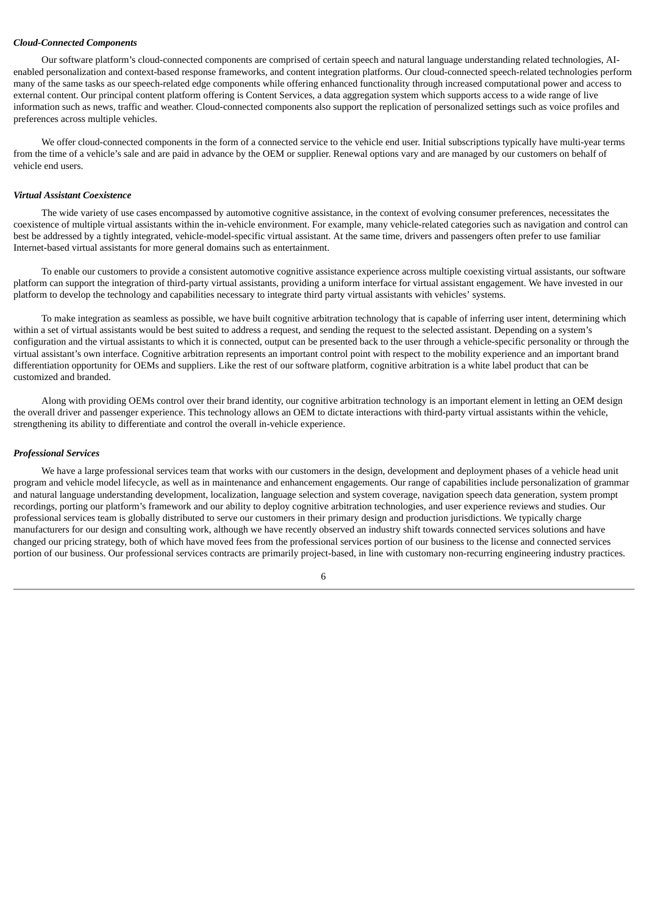***Cloud-Connected Components***

Our software platform's cloud-connected components are comprised of certain speech and natural language understanding related technologies, AI-enabled personalization and context-based response frameworks, and content integration platforms. Our cloud-connected speech-related technologies perform many of the same tasks as our speech-related edge components while offering enhanced functionality through increased computational power and access to external content. Our principal content platform offering is Content Services, a data aggregation system which supports access to a wide range of live information such as news, traffic and weather. Cloud-connected components also support the replication of personalized settings such as voice profiles and preferences across multiple vehicles.

We offer cloud-connected components in the form of a connected service to the vehicle end user. Initial subscriptions typically have multi-year terms from the time of a vehicle's sale and are paid in advance by the OEM or supplier. Renewal options vary and are managed by our customers on behalf of vehicle end users.

***Virtual Assistant Coexistence***

The wide variety of use cases encompassed by automotive cognitive assistance, in the context of evolving consumer preferences, necessitates the coexistence of multiple virtual assistants within the in-vehicle environment. For example, many vehicle-related categories such as navigation and control can best be addressed by a tightly integrated, vehicle-model-specific virtual assistant. At the same time, drivers and passengers often prefer to use familiar Internet-based virtual assistants for more general domains such as entertainment.

To enable our customers to provide a consistent automotive cognitive assistance experience across multiple coexisting virtual assistants, our software platform can support the integration of third-party virtual assistants, providing a uniform interface for virtual assistant engagement. We have invested in our platform to develop the technology and capabilities necessary to integrate third party virtual assistants with vehicles' systems.

To make integration as seamless as possible, we have built cognitive arbitration technology that is capable of inferring user intent, determining which within a set of virtual assistants would be best suited to address a request, and sending the request to the selected assistant. Depending on a system's configuration and the virtual assistants to which it is connected, output can be presented back to the user through a vehicle-specific personality or through the virtual assistant's own interface. Cognitive arbitration represents an important control point with respect to the mobility experience and an important brand differentiation opportunity for OEMs and suppliers. Like the rest of our software platform, cognitive arbitration is a white label product that can be customized and branded.

Along with providing OEMs control over their brand identity, our cognitive arbitration technology is an important element in letting an OEM design the overall driver and passenger experience. This technology allows an OEM to dictate interactions with third-party virtual assistants within the vehicle, strengthening its ability to differentiate and control the overall in-vehicle experience.

***Professional Services***

We have a large professional services team that works with our customers in the design, development and deployment phases of a vehicle head unit program and vehicle model lifecycle, as well as in maintenance and enhancement engagements. Our range of capabilities include personalization of grammar and natural language understanding development, localization, language selection and system coverage, navigation speech data generation, system prompt recordings, porting our platform's framework and our ability to deploy cognitive arbitration technologies, and user experience reviews and studies. Our professional services team is globally distributed to serve our customers in their primary design and production jurisdictions. We typically charge manufacturers for our design and consulting work, although we have recently observed an industry shift towards connected services solutions and have changed our pricing strategy, both of which have moved fees from the professional services portion of our business to the license and connected services portion of our business. Our professional services contracts are primarily project-based, in line with customary non-recurring engineering industry practices.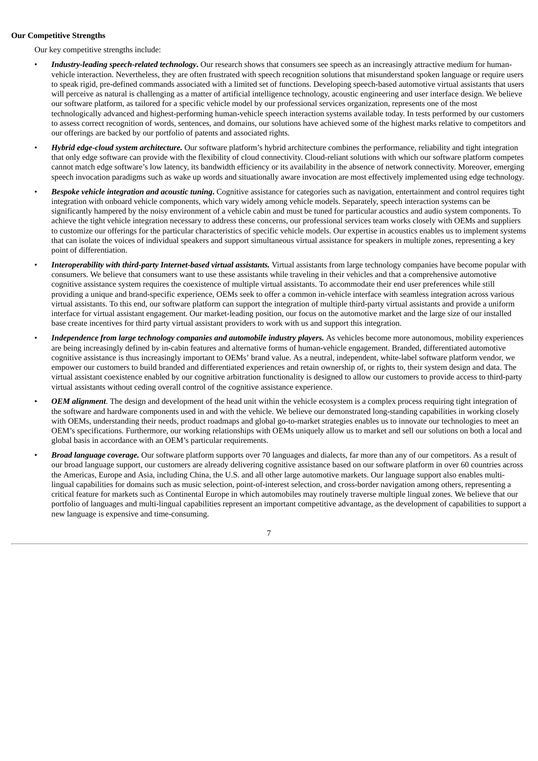**Our Competitive Strengths**

Our key competitive strengths include:

- ***Industry-leading speech-related technology***. Our research shows that consumers see speech as an increasingly attractive medium for human-vehicle interaction. Nevertheless, they are often frustrated with speech recognition solutions that misunderstand spoken language or require users to speak rigid, pre-defined commands associated with a limited set of functions. Developing speech-based automotive virtual assistants that users will perceive as natural is challenging as a matter of artificial intelligence technology, acoustic engineering and user interface design. We believe our software platform, as tailored for a specific vehicle model by our professional services organization, represents one of the most technologically advanced and highest-performing human-vehicle speech interaction systems available today. In tests performed by our customers to assess correct recognition of words, sentences, and domains, our solutions have achieved some of the highest marks relative to competitors and our offerings are backed by our portfolio of patents and associated rights.

- ***Hybrid edge-cloud system architecture.*** Our software platform's hybrid architecture combines the performance, reliability and tight integration that only edge software can provide with the flexibility of cloud connectivity. Cloud-reliant solutions with which our software platform competes cannot match edge software's low latency, its bandwidth efficiency or its availability in the absence of network connectivity. Moreover, emerging speech invocation paradigms such as wake up words and situationally aware invocation are most effectively implemented using edge technology.

- ***Bespoke vehicle integration and acoustic tuning***. Cognitive assistance for categories such as navigation, entertainment and control requires tight integration with onboard vehicle components, which vary widely among vehicle models. Separately, speech interaction systems can be significantly hampered by the noisy environment of a vehicle cabin and must be tuned for particular acoustics and audio system components. To achieve the tight vehicle integration necessary to address these concerns, our professional services team works closely with OEMs and suppliers to customize our offerings for the particular characteristics of specific vehicle models. Our expertise in acoustics enables us to implement systems that can isolate the voices of individual speakers and support simultaneous virtual assistance for speakers in multiple zones, representing a key point of differentiation.

- ***Interoperability with third-party Internet-based virtual assistants.*** Virtual assistants from large technology companies have become popular with consumers. We believe that consumers want to use these assistants while traveling in their vehicles and that a comprehensive automotive cognitive assistance system requires the coexistence of multiple virtual assistants. To accommodate their end user preferences while still providing a unique and brand-specific experience, OEMs seek to offer a common in-vehicle interface with seamless integration across various virtual assistants. To this end, our software platform can support the integration of multiple third-party virtual assistants and provide a uniform interface for virtual assistant engagement. Our market-leading position, our focus on the automotive market and the large size of our installed base create incentives for third party virtual assistant providers to work with us and support this integration.

- ***Independence from large technology companies and automobile industry players.*** As vehicles become more autonomous, mobility experiences are being increasingly defined by in-cabin features and alternative forms of human-vehicle engagement. Branded, differentiated automotive cognitive assistance is thus increasingly important to OEMs' brand value. As a neutral, independent, white-label software platform vendor, we empower our customers to build branded and differentiated experiences and retain ownership of, or rights to, their system design and data. The virtual assistant coexistence enabled by our cognitive arbitration functionality is designed to allow our customers to provide access to third-party virtual assistants without ceding overall control of the cognitive assistance experience.

- ***OEM alignment***. The design and development of the head unit within the vehicle ecosystem is a complex process requiring tight integration of the software and hardware components used in and with the vehicle. We believe our demonstrated long-standing capabilities in working closely with OEMs, understanding their needs, product roadmaps and global go-to-market strategies enables us to innovate our technologies to meet an OEM's specifications. Furthermore, our working relationships with OEMs uniquely allow us to market and sell our solutions on both a local and global basis in accordance with an OEM's particular requirements.

- ***Broad language coverage.*** Our software platform supports over 70 languages and dialects, far more than any of our competitors. As a result of our broad language support, our customers are already delivering cognitive assistance based on our software platform in over 60 countries across the Americas, Europe and Asia, including China, the U.S. and all other large automotive markets. Our language support also enables multi-lingual capabilities for domains such as music selection, point-of-interest selection, and cross-border navigation among others, representing a critical feature for markets such as Continental Europe in which automobiles may routinely traverse multiple lingual zones. We believe that our portfolio of languages and multi-lingual capabilities represent an important competitive advantage, as the development of capabilities to support a new language is expensive and time-consuming.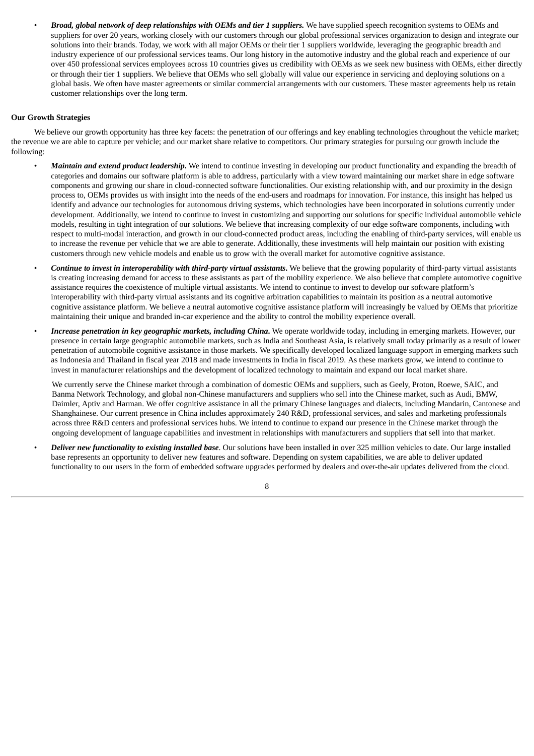- ***Broad, global network of deep relationships with OEMs and tier 1 suppliers.*** We have supplied speech recognition systems to OEMs and suppliers for over 20 years, working closely with our customers through our global professional services organization to design and integrate our solutions into their brands. Today, we work with all major OEMs or their tier 1 suppliers worldwide, leveraging the geographic breadth and industry experience of our professional services teams. Our long history in the automotive industry and the global reach and experience of our over 450 professional services employees across 10 countries gives us credibility with OEMs as we seek new business with OEMs, either directly or through their tier 1 suppliers. We believe that OEMs who sell globally will value our experience in servicing and deploying solutions on a global basis. We often have master agreements or similar commercial arrangements with our customers. These master agreements help us retain customer relationships over the long term.

**Our Growth Strategies**

We believe our growth opportunity has three key facets: the penetration of our offerings and key enabling technologies throughout the vehicle market; the revenue we are able to capture per vehicle; and our market share relative to competitors. Our primary strategies for pursuing our growth include the following:

- ***Maintain and extend product leadership***. We intend to continue investing in developing our product functionality and expanding the breadth of categories and domains our software platform is able to address, particularly with a view toward maintaining our market share in edge software components and growing our share in cloud-connected software functionalities. Our existing relationship with, and our proximity in the design process to, OEMs provides us with insight into the needs of the end-users and roadmaps for innovation. For instance, this insight has helped us identify and advance our technologies for autonomous driving systems, which technologies have been incorporated in solutions currently under development. Additionally, we intend to continue to invest in customizing and supporting our solutions for specific individual automobile vehicle models, resulting in tight integration of our solutions. We believe that increasing complexity of our edge software components, including with respect to multi-modal interaction, and growth in our cloud-connected product areas, including the enabling of third-party services, will enable us to increase the revenue per vehicle that we are able to generate. Additionally, these investments will help maintain our position with existing customers through new vehicle models and enable us to grow with the overall market for automotive cognitive assistance.

- ***Continue to invest in interoperability with third-party virtual assistants***. We believe that the growing popularity of third-party virtual assistants is creating increasing demand for access to these assistants as part of the mobility experience. We also believe that complete automotive cognitive assistance requires the coexistence of multiple virtual assistants. We intend to continue to invest to develop our software platform's interoperability with third-party virtual assistants and its cognitive arbitration capabilities to maintain its position as a neutral automotive cognitive assistance platform. We believe a neutral automotive cognitive assistance platform will increasingly be valued by OEMs that prioritize maintaining their unique and branded in-car experience and the ability to control the mobility experience overall.

- ***Increase penetration in key geographic markets, including China***. We operate worldwide today, including in emerging markets. However, our presence in certain large geographic automobile markets, such as India and Southeast Asia, is relatively small today primarily as a result of lower penetration of automobile cognitive assistance in those markets. We specifically developed localized language support in emerging markets such as Indonesia and Thailand in fiscal year 2018 and made investments in India in fiscal 2019. As these markets grow, we intend to continue to invest in manufacturer relationships and the development of localized technology to maintain and expand our local market share.

  We currently serve the Chinese market through a combination of domestic OEMs and suppliers, such as Geely, Proton, Roewe, SAIC, and Banma Network Technology, and global non-Chinese manufacturers and suppliers who sell into the Chinese market, such as Audi, BMW, Daimler, Aptiv and Harman. We offer cognitive assistance in all the primary Chinese languages and dialects, including Mandarin, Cantonese and Shanghainese. Our current presence in China includes approximately 240 R&D, professional services, and sales and marketing professionals across three R&D centers and professional services hubs. We intend to continue to expand our presence in the Chinese market through the ongoing development of language capabilities and investment in relationships with manufacturers and suppliers that sell into that market.

- ***Deliver new functionality to existing installed base***. Our solutions have been installed in over 325 million vehicles to date. Our large installed base represents an opportunity to deliver new features and software. Depending on system capabilities, we are able to deliver updated functionality to our users in the form of embedded software upgrades performed by dealers and over-the-air updates delivered from the cloud.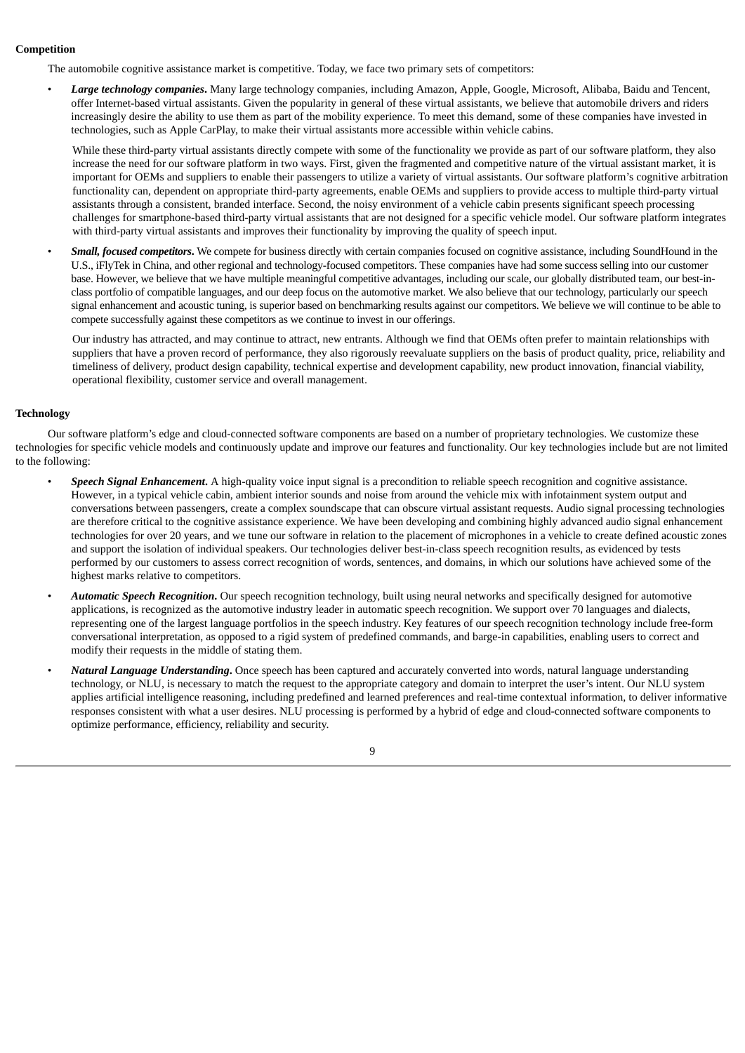## Competition

The automobile cognitive assistance market is competitive. Today, we face two primary sets of competitors:

- ***Large technology companies***. Many large technology companies, including Amazon, Apple, Google, Microsoft, Alibaba, Baidu and Tencent, offer Internet-based virtual assistants. Given the popularity in general of these virtual assistants, we believe that automobile drivers and riders increasingly desire the ability to use them as part of the mobility experience. To meet this demand, some of these companies have invested in technologies, such as Apple CarPlay, to make their virtual assistants more accessible within vehicle cabins.

  While these third-party virtual assistants directly compete with some of the functionality we provide as part of our software platform, they also increase the need for our software platform in two ways. First, given the fragmented and competitive nature of the virtual assistant market, it is important for OEMs and suppliers to enable their passengers to utilize a variety of virtual assistants. Our software platform's cognitive arbitration functionality can, dependent on appropriate third-party agreements, enable OEMs and suppliers to provide access to multiple third-party virtual assistants through a consistent, branded interface. Second, the noisy environment of a vehicle cabin presents significant speech processing challenges for smartphone-based third-party virtual assistants that are not designed for a specific vehicle model. Our software platform integrates with third-party virtual assistants and improves their functionality by improving the quality of speech input.

- ***Small, focused competitors***. We compete for business directly with certain companies focused on cognitive assistance, including SoundHound in the U.S., iFlyTek in China, and other regional and technology-focused competitors. These companies have had some success selling into our customer base. However, we believe that we have multiple meaningful competitive advantages, including our scale, our globally distributed team, our best-in-class portfolio of compatible languages, and our deep focus on the automotive market. We also believe that our technology, particularly our speech signal enhancement and acoustic tuning, is superior based on benchmarking results against our competitors. We believe we will continue to be able to compete successfully against these competitors as we continue to invest in our offerings.

  Our industry has attracted, and may continue to attract, new entrants. Although we find that OEMs often prefer to maintain relationships with suppliers that have a proven record of performance, they also rigorously reevaluate suppliers on the basis of product quality, price, reliability and timeliness of delivery, product design capability, technical expertise and development capability, new product innovation, financial viability, operational flexibility, customer service and overall management.

## Technology

Our software platform's edge and cloud-connected software components are based on a number of proprietary technologies. We customize these technologies for specific vehicle models and continuously update and improve our features and functionality. Our key technologies include but are not limited to the following:

- ***Speech Signal Enhancement***. A high-quality voice input signal is a precondition to reliable speech recognition and cognitive assistance. However, in a typical vehicle cabin, ambient interior sounds and noise from around the vehicle mix with infotainment system output and conversations between passengers, create a complex soundscape that can obscure virtual assistant requests. Audio signal processing technologies are therefore critical to the cognitive assistance experience. We have been developing and combining highly advanced audio signal enhancement technologies for over 20 years, and we tune our software in relation to the placement of microphones in a vehicle to create defined acoustic zones and support the isolation of individual speakers. Our technologies deliver best-in-class speech recognition results, as evidenced by tests performed by our customers to assess correct recognition of words, sentences, and domains, in which our solutions have achieved some of the highest marks relative to competitors.

- ***Automatic Speech Recognition***. Our speech recognition technology, built using neural networks and specifically designed for automotive applications, is recognized as the automotive industry leader in automatic speech recognition. We support over 70 languages and dialects, representing one of the largest language portfolios in the speech industry. Key features of our speech recognition technology include free-form conversational interpretation, as opposed to a rigid system of predefined commands, and barge-in capabilities, enabling users to correct and modify their requests in the middle of stating them.

- ***Natural Language Understanding***. Once speech has been captured and accurately converted into words, natural language understanding technology, or NLU, is necessary to match the request to the appropriate category and domain to interpret the user's intent. Our NLU system applies artificial intelligence reasoning, including predefined and learned preferences and real-time contextual information, to deliver informative responses consistent with what a user desires. NLU processing is performed by a hybrid of edge and cloud-connected software components to optimize performance, efficiency, reliability and security.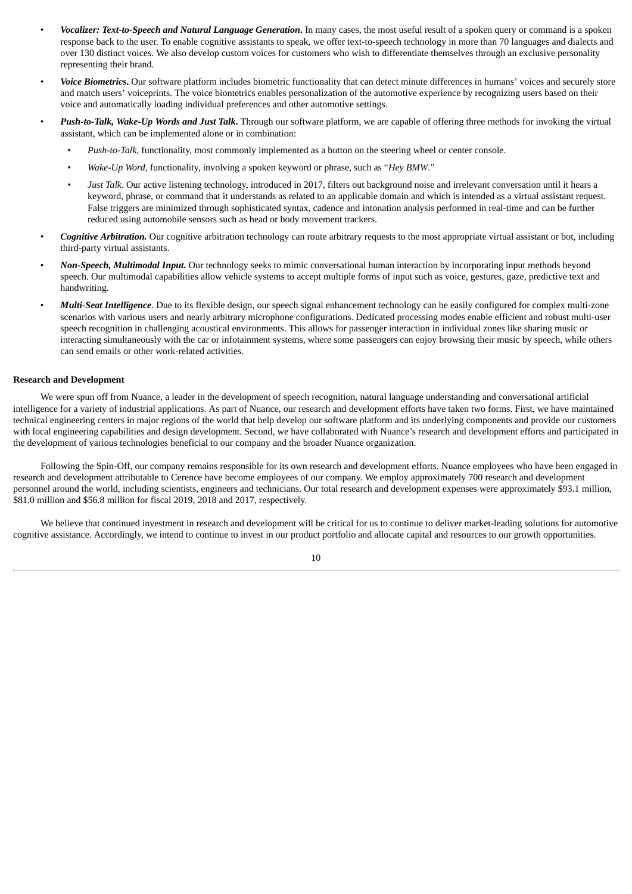- ***Vocalizer: Text-to-Speech and Natural Language Generation*.** In many cases, the most useful result of a spoken query or command is a spoken response back to the user. To enable cognitive assistants to speak, we offer text-to-speech technology in more than 70 languages and dialects and over 130 distinct voices. We also develop custom voices for customers who wish to differentiate themselves through an exclusive personality representing their brand.
- ***Voice Biometrics*.** Our software platform includes biometric functionality that can detect minute differences in humans' voices and securely store and match users' voiceprints. The voice biometrics enables personalization of the automotive experience by recognizing users based on their voice and automatically loading individual preferences and other automotive settings.
- ***Push-to-Talk, Wake-Up Words and Just Talk*.** Through our software platform, we are capable of offering three methods for invoking the virtual assistant, which can be implemented alone or in combination:
  - *Push-to-Talk*, functionality, most commonly implemented as a button on the steering wheel or center console.
  - *Wake-Up Word*, functionality, involving a spoken keyword or phrase, such as "*Hey BMW*."
  - *Just Talk*. Our active listening technology, introduced in 2017, filters out background noise and irrelevant conversation until it hears a keyword, phrase, or command that it understands as related to an applicable domain and which is intended as a virtual assistant request. False triggers are minimized through sophisticated syntax, cadence and intonation analysis performed in real-time and can be further reduced using automobile sensors such as head or body movement trackers.
- ***Cognitive Arbitration.*** Our cognitive arbitration technology can route arbitrary requests to the most appropriate virtual assistant or bot, including third-party virtual assistants.
- ***Non-Speech, Multimodal Input.*** Our technology seeks to mimic conversational human interaction by incorporating input methods beyond speech. Our multimodal capabilities allow vehicle systems to accept multiple forms of input such as voice, gestures, gaze, predictive text and handwriting.
- ***Multi-Seat Intelligence***. Due to its flexible design, our speech signal enhancement technology can be easily configured for complex multi-zone scenarios with various users and nearly arbitrary microphone configurations. Dedicated processing modes enable efficient and robust multi-user speech recognition in challenging acoustical environments. This allows for passenger interaction in individual zones like sharing music or interacting simultaneously with the car or infotainment systems, where some passengers can enjoy browsing their music by speech, while others can send emails or other work-related activities.

**Research and Development**

We were spun off from Nuance, a leader in the development of speech recognition, natural language understanding and conversational artificial intelligence for a variety of industrial applications. As part of Nuance, our research and development efforts have taken two forms. First, we have maintained technical engineering centers in major regions of the world that help develop our software platform and its underlying components and provide our customers with local engineering capabilities and design development. Second, we have collaborated with Nuance's research and development efforts and participated in the development of various technologies beneficial to our company and the broader Nuance organization.

Following the Spin-Off, our company remains responsible for its own research and development efforts. Nuance employees who have been engaged in research and development attributable to Cerence have become employees of our company. We employ approximately 700 research and development personnel around the world, including scientists, engineers and technicians. Our total research and development expenses were approximately $93.1 million, $81.0 million and $56.8 million for fiscal 2019, 2018 and 2017, respectively.

We believe that continued investment in research and development will be critical for us to continue to deliver market-leading solutions for automotive cognitive assistance. Accordingly, we intend to continue to invest in our product portfolio and allocate capital and resources to our growth opportunities.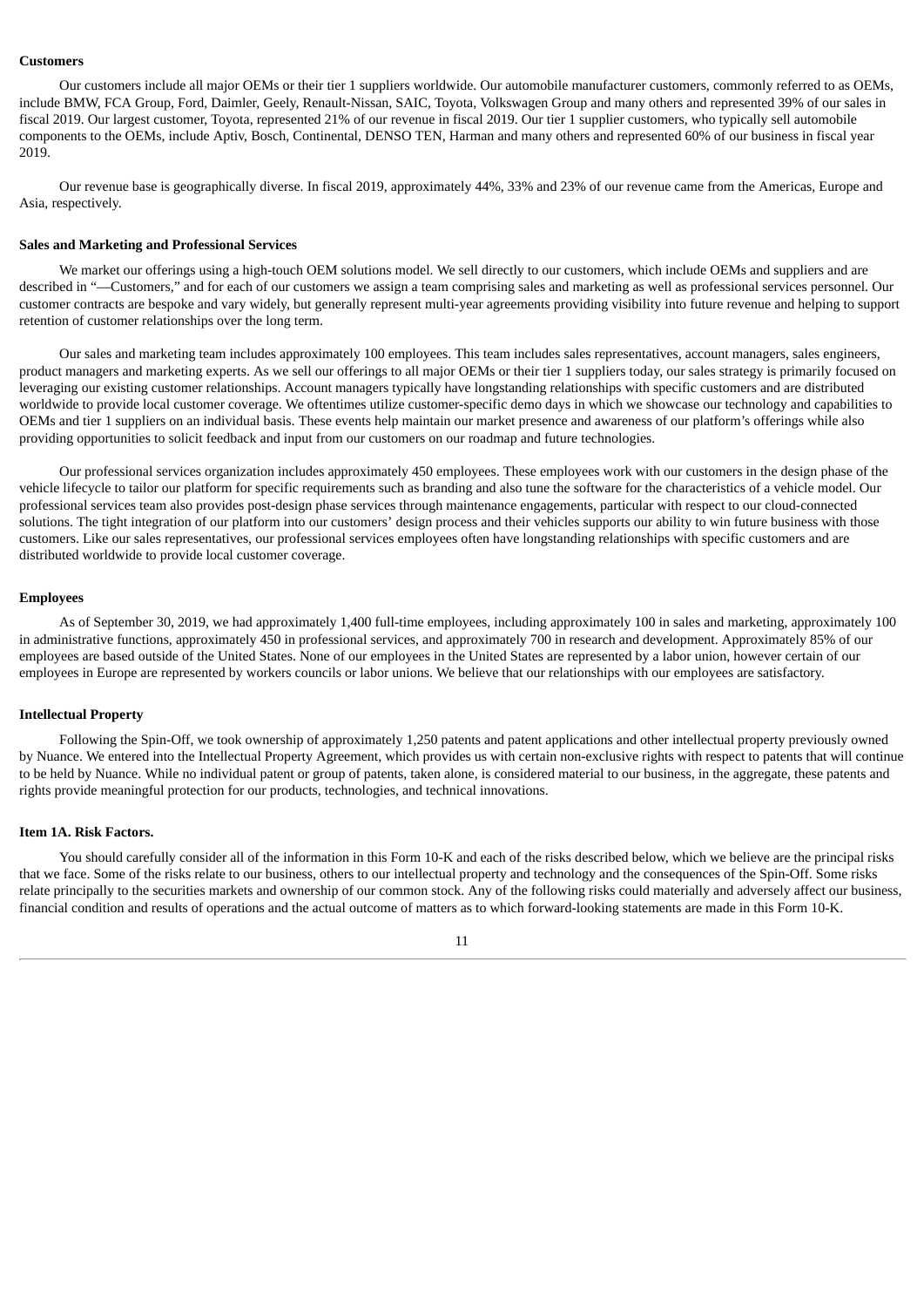**Customers**

Our customers include all major OEMs or their tier 1 suppliers worldwide. Our automobile manufacturer customers, commonly referred to as OEMs, include BMW, FCA Group, Ford, Daimler, Geely, Renault-Nissan, SAIC, Toyota, Volkswagen Group and many others and represented 39% of our sales in fiscal 2019. Our largest customer, Toyota, represented 21% of our revenue in fiscal 2019. Our tier 1 supplier customers, who typically sell automobile components to the OEMs, include Aptiv, Bosch, Continental, DENSO TEN, Harman and many others and represented 60% of our business in fiscal year 2019.

Our revenue base is geographically diverse. In fiscal 2019, approximately 44%, 33% and 23% of our revenue came from the Americas, Europe and Asia, respectively.

**Sales and Marketing and Professional Services**

We market our offerings using a high-touch OEM solutions model. We sell directly to our customers, which include OEMs and suppliers and are described in "—Customers," and for each of our customers we assign a team comprising sales and marketing as well as professional services personnel. Our customer contracts are bespoke and vary widely, but generally represent multi-year agreements providing visibility into future revenue and helping to support retention of customer relationships over the long term.

Our sales and marketing team includes approximately 100 employees. This team includes sales representatives, account managers, sales engineers, product managers and marketing experts. As we sell our offerings to all major OEMs or their tier 1 suppliers today, our sales strategy is primarily focused on leveraging our existing customer relationships. Account managers typically have longstanding relationships with specific customers and are distributed worldwide to provide local customer coverage. We oftentimes utilize customer-specific demo days in which we showcase our technology and capabilities to OEMs and tier 1 suppliers on an individual basis. These events help maintain our market presence and awareness of our platform's offerings while also providing opportunities to solicit feedback and input from our customers on our roadmap and future technologies.

Our professional services organization includes approximately 450 employees. These employees work with our customers in the design phase of the vehicle lifecycle to tailor our platform for specific requirements such as branding and also tune the software for the characteristics of a vehicle model. Our professional services team also provides post-design phase services through maintenance engagements, particular with respect to our cloud-connected solutions. The tight integration of our platform into our customers' design process and their vehicles supports our ability to win future business with those customers. Like our sales representatives, our professional services employees often have longstanding relationships with specific customers and are distributed worldwide to provide local customer coverage.

**Employees**

As of September 30, 2019, we had approximately 1,400 full-time employees, including approximately 100 in sales and marketing, approximately 100 in administrative functions, approximately 450 in professional services, and approximately 700 in research and development. Approximately 85% of our employees are based outside of the United States. None of our employees in the United States are represented by a labor union, however certain of our employees in Europe are represented by workers councils or labor unions. We believe that our relationships with our employees are satisfactory.

**Intellectual Property**

Following the Spin-Off, we took ownership of approximately 1,250 patents and patent applications and other intellectual property previously owned by Nuance. We entered into the Intellectual Property Agreement, which provides us with certain non-exclusive rights with respect to patents that will continue to be held by Nuance. While no individual patent or group of patents, taken alone, is considered material to our business, in the aggregate, these patents and rights provide meaningful protection for our products, technologies, and technical innovations.

**Item 1A. Risk Factors.**

You should carefully consider all of the information in this Form 10-K and each of the risks described below, which we believe are the principal risks that we face. Some of the risks relate to our business, others to our intellectual property and technology and the consequences of the Spin-Off. Some risks relate principally to the securities markets and ownership of our common stock. Any of the following risks could materially and adversely affect our business, financial condition and results of operations and the actual outcome of matters as to which forward-looking statements are made in this Form 10-K.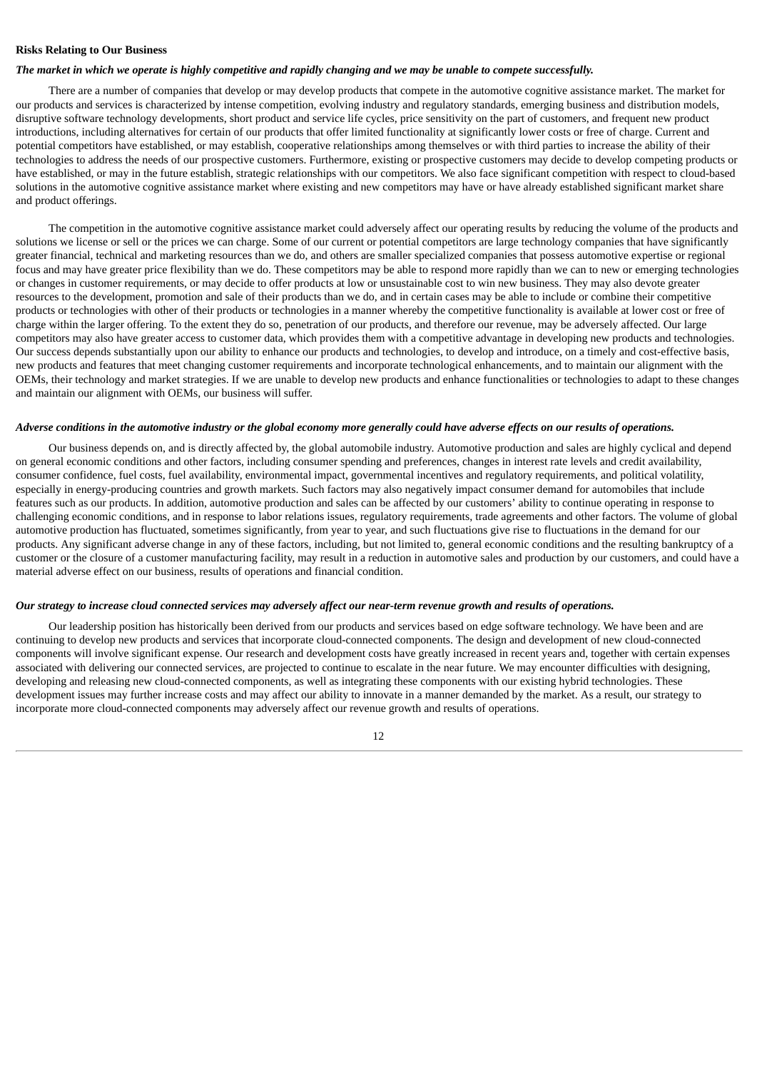**Risks Relating to Our Business**

***The market in which we operate is highly competitive and rapidly changing and we may be unable to compete successfully.***

There are a number of companies that develop or may develop products that compete in the automotive cognitive assistance market. The market for our products and services is characterized by intense competition, evolving industry and regulatory standards, emerging business and distribution models, disruptive software technology developments, short product and service life cycles, price sensitivity on the part of customers, and frequent new product introductions, including alternatives for certain of our products that offer limited functionality at significantly lower costs or free of charge. Current and potential competitors have established, or may establish, cooperative relationships among themselves or with third parties to increase the ability of their technologies to address the needs of our prospective customers. Furthermore, existing or prospective customers may decide to develop competing products or have established, or may in the future establish, strategic relationships with our competitors. We also face significant competition with respect to cloud-based solutions in the automotive cognitive assistance market where existing and new competitors may have or have already established significant market share and product offerings.

The competition in the automotive cognitive assistance market could adversely affect our operating results by reducing the volume of the products and solutions we license or sell or the prices we can charge. Some of our current or potential competitors are large technology companies that have significantly greater financial, technical and marketing resources than we do, and others are smaller specialized companies that possess automotive expertise or regional focus and may have greater price flexibility than we do. These competitors may be able to respond more rapidly than we can to new or emerging technologies or changes in customer requirements, or may decide to offer products at low or unsustainable cost to win new business. They may also devote greater resources to the development, promotion and sale of their products than we do, and in certain cases may be able to include or combine their competitive products or technologies with other of their products or technologies in a manner whereby the competitive functionality is available at lower cost or free of charge within the larger offering. To the extent they do so, penetration of our products, and therefore our revenue, may be adversely affected. Our large competitors may also have greater access to customer data, which provides them with a competitive advantage in developing new products and technologies. Our success depends substantially upon our ability to enhance our products and technologies, to develop and introduce, on a timely and cost-effective basis, new products and features that meet changing customer requirements and incorporate technological enhancements, and to maintain our alignment with the OEMs, their technology and market strategies. If we are unable to develop new products and enhance functionalities or technologies to adapt to these changes and maintain our alignment with OEMs, our business will suffer.

***Adverse conditions in the automotive industry or the global economy more generally could have adverse effects on our results of operations.***

Our business depends on, and is directly affected by, the global automobile industry. Automotive production and sales are highly cyclical and depend on general economic conditions and other factors, including consumer spending and preferences, changes in interest rate levels and credit availability, consumer confidence, fuel costs, fuel availability, environmental impact, governmental incentives and regulatory requirements, and political volatility, especially in energy-producing countries and growth markets. Such factors may also negatively impact consumer demand for automobiles that include features such as our products. In addition, automotive production and sales can be affected by our customers' ability to continue operating in response to challenging economic conditions, and in response to labor relations issues, regulatory requirements, trade agreements and other factors. The volume of global automotive production has fluctuated, sometimes significantly, from year to year, and such fluctuations give rise to fluctuations in the demand for our products. Any significant adverse change in any of these factors, including, but not limited to, general economic conditions and the resulting bankruptcy of a customer or the closure of a customer manufacturing facility, may result in a reduction in automotive sales and production by our customers, and could have a material adverse effect on our business, results of operations and financial condition.

***Our strategy to increase cloud connected services may adversely affect our near-term revenue growth and results of operations.***

Our leadership position has historically been derived from our products and services based on edge software technology. We have been and are continuing to develop new products and services that incorporate cloud-connected components. The design and development of new cloud-connected components will involve significant expense. Our research and development costs have greatly increased in recent years and, together with certain expenses associated with delivering our connected services, are projected to continue to escalate in the near future. We may encounter difficulties with designing, developing and releasing new cloud-connected components, as well as integrating these components with our existing hybrid technologies. These development issues may further increase costs and may affect our ability to innovate in a manner demanded by the market. As a result, our strategy to incorporate more cloud-connected components may adversely affect our revenue growth and results of operations.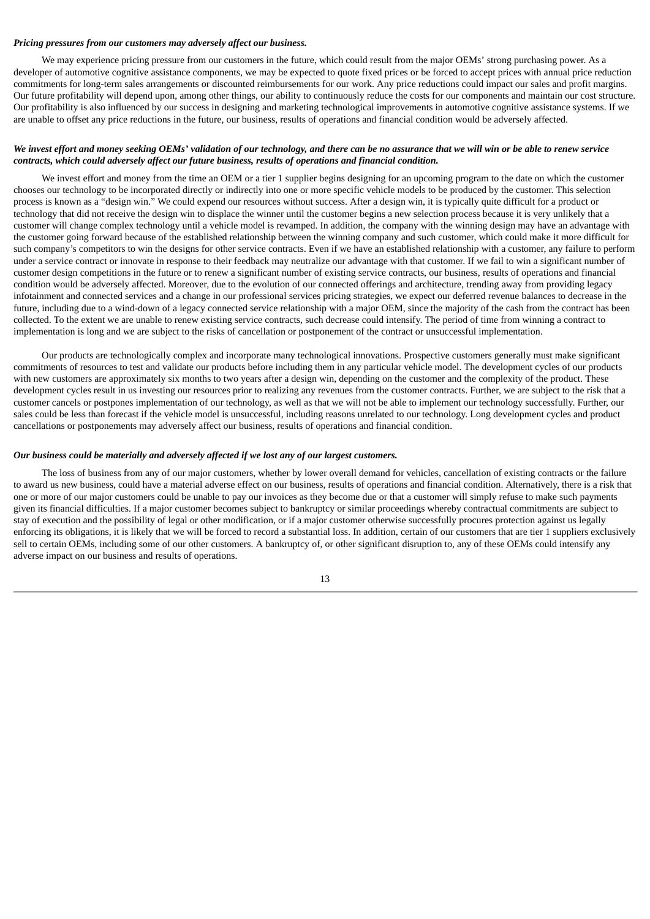***Pricing pressures from our customers may adversely affect our business.***

We may experience pricing pressure from our customers in the future, which could result from the major OEMs' strong purchasing power. As a developer of automotive cognitive assistance components, we may be expected to quote fixed prices or be forced to accept prices with annual price reduction commitments for long-term sales arrangements or discounted reimbursements for our work. Any price reductions could impact our sales and profit margins. Our future profitability will depend upon, among other things, our ability to continuously reduce the costs for our components and maintain our cost structure. Our profitability is also influenced by our success in designing and marketing technological improvements in automotive cognitive assistance systems. If we are unable to offset any price reductions in the future, our business, results of operations and financial condition would be adversely affected.

***We invest effort and money seeking OEMs' validation of our technology, and there can be no assurance that we will win or be able to renew service contracts, which could adversely affect our future business, results of operations and financial condition.***

We invest effort and money from the time an OEM or a tier 1 supplier begins designing for an upcoming program to the date on which the customer chooses our technology to be incorporated directly or indirectly into one or more specific vehicle models to be produced by the customer. This selection process is known as a "design win." We could expend our resources without success. After a design win, it is typically quite difficult for a product or technology that did not receive the design win to displace the winner until the customer begins a new selection process because it is very unlikely that a customer will change complex technology until a vehicle model is revamped. In addition, the company with the winning design may have an advantage with the customer going forward because of the established relationship between the winning company and such customer, which could make it more difficult for such company's competitors to win the designs for other service contracts. Even if we have an established relationship with a customer, any failure to perform under a service contract or innovate in response to their feedback may neutralize our advantage with that customer. If we fail to win a significant number of customer design competitions in the future or to renew a significant number of existing service contracts, our business, results of operations and financial condition would be adversely affected. Moreover, due to the evolution of our connected offerings and architecture, trending away from providing legacy infotainment and connected services and a change in our professional services pricing strategies, we expect our deferred revenue balances to decrease in the future, including due to a wind-down of a legacy connected service relationship with a major OEM, since the majority of the cash from the contract has been collected. To the extent we are unable to renew existing service contracts, such decrease could intensify. The period of time from winning a contract to implementation is long and we are subject to the risks of cancellation or postponement of the contract or unsuccessful implementation.

Our products are technologically complex and incorporate many technological innovations. Prospective customers generally must make significant commitments of resources to test and validate our products before including them in any particular vehicle model. The development cycles of our products with new customers are approximately six months to two years after a design win, depending on the customer and the complexity of the product. These development cycles result in us investing our resources prior to realizing any revenues from the customer contracts. Further, we are subject to the risk that a customer cancels or postpones implementation of our technology, as well as that we will not be able to implement our technology successfully. Further, our sales could be less than forecast if the vehicle model is unsuccessful, including reasons unrelated to our technology. Long development cycles and product cancellations or postponements may adversely affect our business, results of operations and financial condition.

***Our business could be materially and adversely affected if we lost any of our largest customers.***

The loss of business from any of our major customers, whether by lower overall demand for vehicles, cancellation of existing contracts or the failure to award us new business, could have a material adverse effect on our business, results of operations and financial condition. Alternatively, there is a risk that one or more of our major customers could be unable to pay our invoices as they become due or that a customer will simply refuse to make such payments given its financial difficulties. If a major customer becomes subject to bankruptcy or similar proceedings whereby contractual commitments are subject to stay of execution and the possibility of legal or other modification, or if a major customer otherwise successfully procures protection against us legally enforcing its obligations, it is likely that we will be forced to record a substantial loss. In addition, certain of our customers that are tier 1 suppliers exclusively sell to certain OEMs, including some of our other customers. A bankruptcy of, or other significant disruption to, any of these OEMs could intensify any adverse impact on our business and results of operations.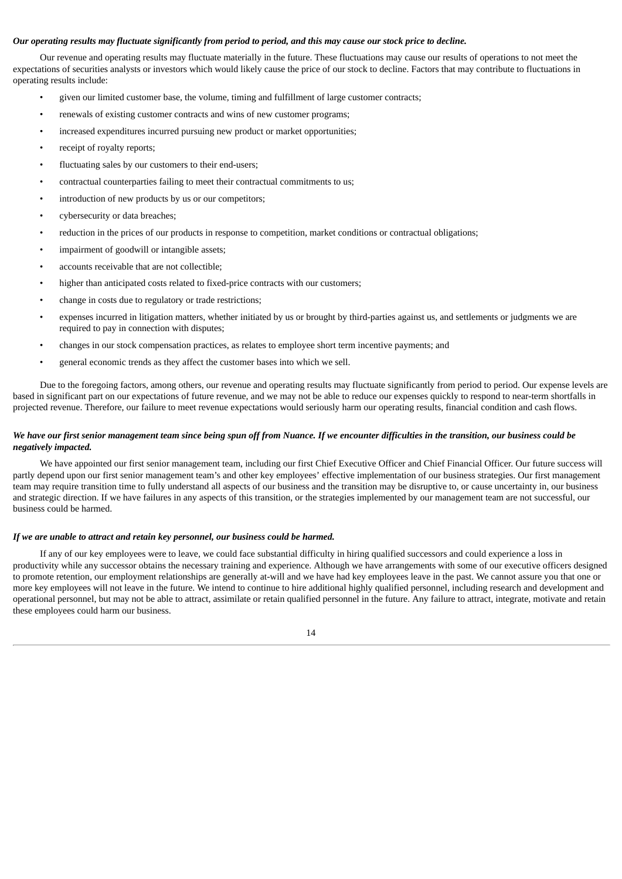***Our operating results may fluctuate significantly from period to period, and this may cause our stock price to decline.***

Our revenue and operating results may fluctuate materially in the future. These fluctuations may cause our results of operations to not meet the expectations of securities analysts or investors which would likely cause the price of our stock to decline. Factors that may contribute to fluctuations in operating results include:

- given our limited customer base, the volume, timing and fulfillment of large customer contracts;
- renewals of existing customer contracts and wins of new customer programs;
- increased expenditures incurred pursuing new product or market opportunities;
- receipt of royalty reports;
- fluctuating sales by our customers to their end-users;
- contractual counterparties failing to meet their contractual commitments to us;
- introduction of new products by us or our competitors;
- cybersecurity or data breaches;
- reduction in the prices of our products in response to competition, market conditions or contractual obligations;
- impairment of goodwill or intangible assets;
- accounts receivable that are not collectible;
- higher than anticipated costs related to fixed-price contracts with our customers;
- change in costs due to regulatory or trade restrictions;
- expenses incurred in litigation matters, whether initiated by us or brought by third-parties against us, and settlements or judgments we are required to pay in connection with disputes;
- changes in our stock compensation practices, as relates to employee short term incentive payments; and
- general economic trends as they affect the customer bases into which we sell.

Due to the foregoing factors, among others, our revenue and operating results may fluctuate significantly from period to period. Our expense levels are based in significant part on our expectations of future revenue, and we may not be able to reduce our expenses quickly to respond to near-term shortfalls in projected revenue. Therefore, our failure to meet revenue expectations would seriously harm our operating results, financial condition and cash flows.

***We have our first senior management team since being spun off from Nuance. If we encounter difficulties in the transition, our business could be negatively impacted.***

We have appointed our first senior management team, including our first Chief Executive Officer and Chief Financial Officer. Our future success will partly depend upon our first senior management team's and other key employees' effective implementation of our business strategies. Our first management team may require transition time to fully understand all aspects of our business and the transition may be disruptive to, or cause uncertainty in, our business and strategic direction. If we have failures in any aspects of this transition, or the strategies implemented by our management team are not successful, our business could be harmed.

***If we are unable to attract and retain key personnel, our business could be harmed.***

If any of our key employees were to leave, we could face substantial difficulty in hiring qualified successors and could experience a loss in productivity while any successor obtains the necessary training and experience. Although we have arrangements with some of our executive officers designed to promote retention, our employment relationships are generally at-will and we have had key employees leave in the past. We cannot assure you that one or more key employees will not leave in the future. We intend to continue to hire additional highly qualified personnel, including research and development and operational personnel, but may not be able to attract, assimilate or retain qualified personnel in the future. Any failure to attract, integrate, motivate and retain these employees could harm our business.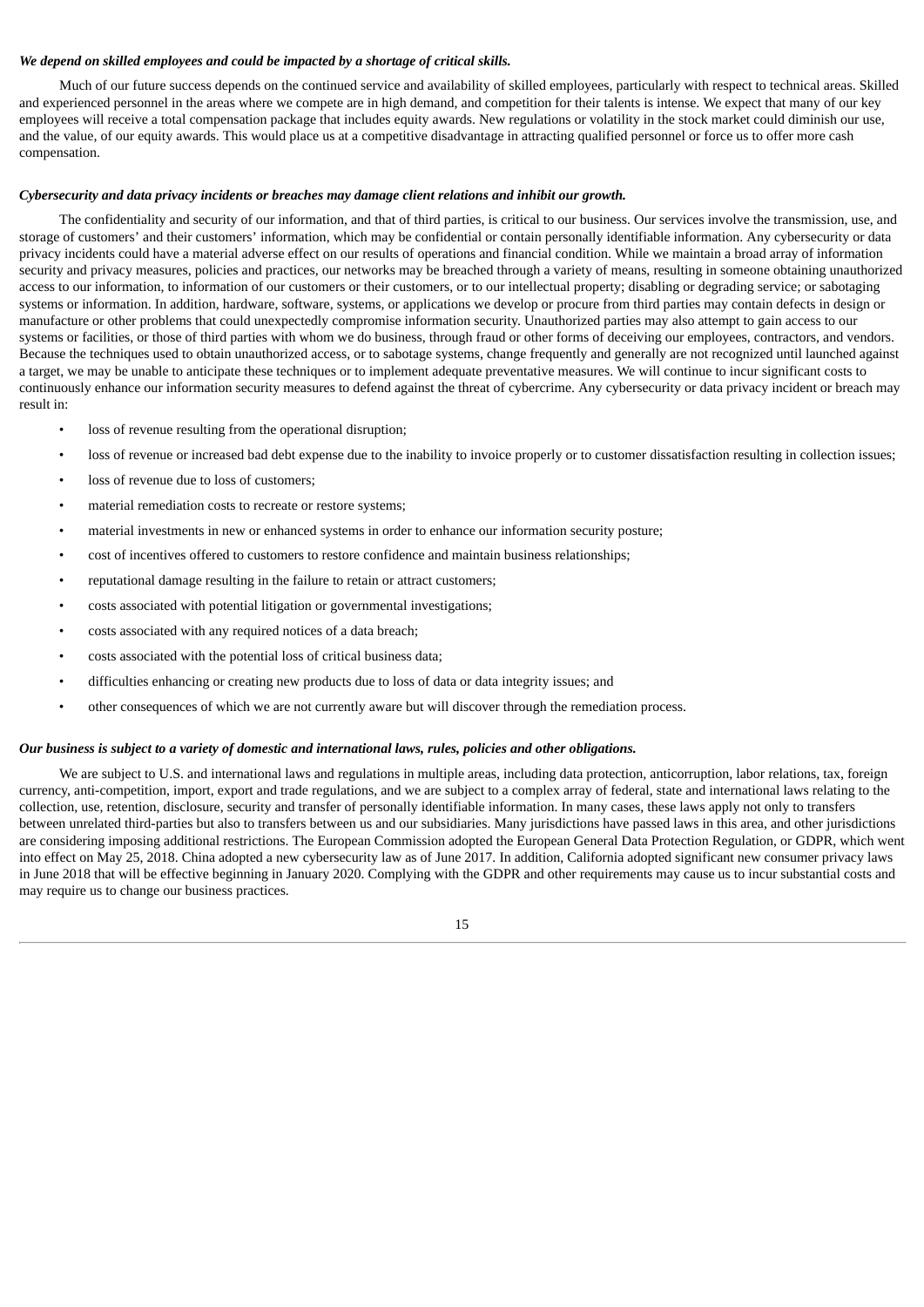***We depend on skilled employees and could be impacted by a shortage of critical skills.***

Much of our future success depends on the continued service and availability of skilled employees, particularly with respect to technical areas. Skilled and experienced personnel in the areas where we compete are in high demand, and competition for their talents is intense. We expect that many of our key employees will receive a total compensation package that includes equity awards. New regulations or volatility in the stock market could diminish our use, and the value, of our equity awards. This would place us at a competitive disadvantage in attracting qualified personnel or force us to offer more cash compensation.

***Cybersecurity and data privacy incidents or breaches may damage client relations and inhibit our growth.***

The confidentiality and security of our information, and that of third parties, is critical to our business. Our services involve the transmission, use, and storage of customers' and their customers' information, which may be confidential or contain personally identifiable information. Any cybersecurity or data privacy incidents could have a material adverse effect on our results of operations and financial condition. While we maintain a broad array of information security and privacy measures, policies and practices, our networks may be breached through a variety of means, resulting in someone obtaining unauthorized access to our information, to information of our customers or their customers, or to our intellectual property; disabling or degrading service; or sabotaging systems or information. In addition, hardware, software, systems, or applications we develop or procure from third parties may contain defects in design or manufacture or other problems that could unexpectedly compromise information security. Unauthorized parties may also attempt to gain access to our systems or facilities, or those of third parties with whom we do business, through fraud or other forms of deceiving our employees, contractors, and vendors. Because the techniques used to obtain unauthorized access, or to sabotage systems, change frequently and generally are not recognized until launched against a target, we may be unable to anticipate these techniques or to implement adequate preventative measures. We will continue to incur significant costs to continuously enhance our information security measures to defend against the threat of cybercrime. Any cybersecurity or data privacy incident or breach may result in:

- loss of revenue resulting from the operational disruption;
- loss of revenue or increased bad debt expense due to the inability to invoice properly or to customer dissatisfaction resulting in collection issues;
- loss of revenue due to loss of customers;
- material remediation costs to recreate or restore systems;
- material investments in new or enhanced systems in order to enhance our information security posture;
- cost of incentives offered to customers to restore confidence and maintain business relationships;
- reputational damage resulting in the failure to retain or attract customers;
- costs associated with potential litigation or governmental investigations;
- costs associated with any required notices of a data breach;
- costs associated with the potential loss of critical business data;
- difficulties enhancing or creating new products due to loss of data or data integrity issues; and
- other consequences of which we are not currently aware but will discover through the remediation process.

***Our business is subject to a variety of domestic and international laws, rules, policies and other obligations.***

We are subject to U.S. and international laws and regulations in multiple areas, including data protection, anticorruption, labor relations, tax, foreign currency, anti-competition, import, export and trade regulations, and we are subject to a complex array of federal, state and international laws relating to the collection, use, retention, disclosure, security and transfer of personally identifiable information. In many cases, these laws apply not only to transfers between unrelated third-parties but also to transfers between us and our subsidiaries. Many jurisdictions have passed laws in this area, and other jurisdictions are considering imposing additional restrictions. The European Commission adopted the European General Data Protection Regulation, or GDPR, which went into effect on May 25, 2018. China adopted a new cybersecurity law as of June 2017. In addition, California adopted significant new consumer privacy laws in June 2018 that will be effective beginning in January 2020. Complying with the GDPR and other requirements may cause us to incur substantial costs and may require us to change our business practices.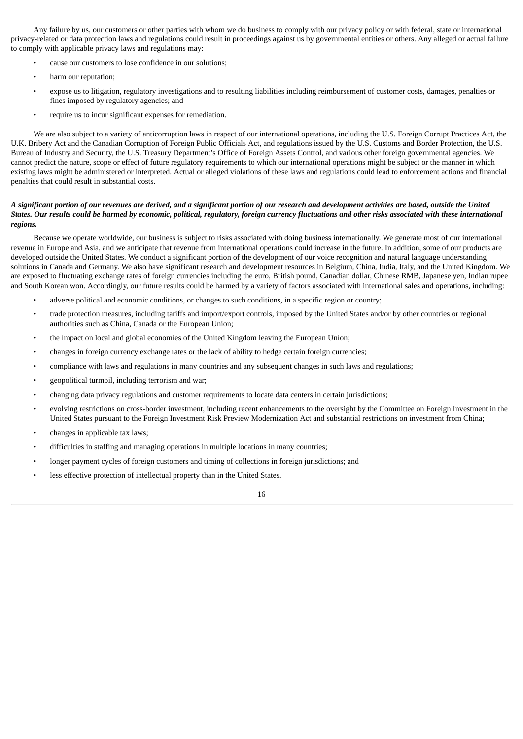Any failure by us, our customers or other parties with whom we do business to comply with our privacy policy or with federal, state or international privacy-related or data protection laws and regulations could result in proceedings against us by governmental entities or others. Any alleged or actual failure to comply with applicable privacy laws and regulations may:

- cause our customers to lose confidence in our solutions;
- harm our reputation;
- expose us to litigation, regulatory investigations and to resulting liabilities including reimbursement of customer costs, damages, penalties or fines imposed by regulatory agencies; and
- require us to incur significant expenses for remediation.

We are also subject to a variety of anticorruption laws in respect of our international operations, including the U.S. Foreign Corrupt Practices Act, the U.K. Bribery Act and the Canadian Corruption of Foreign Public Officials Act, and regulations issued by the U.S. Customs and Border Protection, the U.S. Bureau of Industry and Security, the U.S. Treasury Department's Office of Foreign Assets Control, and various other foreign governmental agencies. We cannot predict the nature, scope or effect of future regulatory requirements to which our international operations might be subject or the manner in which existing laws might be administered or interpreted. Actual or alleged violations of these laws and regulations could lead to enforcement actions and financial penalties that could result in substantial costs.

***A significant portion of our revenues are derived, and a significant portion of our research and development activities are based, outside the United States. Our results could be harmed by economic, political, regulatory, foreign currency fluctuations and other risks associated with these international regions.***

Because we operate worldwide, our business is subject to risks associated with doing business internationally. We generate most of our international revenue in Europe and Asia, and we anticipate that revenue from international operations could increase in the future. In addition, some of our products are developed outside the United States. We conduct a significant portion of the development of our voice recognition and natural language understanding solutions in Canada and Germany. We also have significant research and development resources in Belgium, China, India, Italy, and the United Kingdom. We are exposed to fluctuating exchange rates of foreign currencies including the euro, British pound, Canadian dollar, Chinese RMB, Japanese yen, Indian rupee and South Korean won. Accordingly, our future results could be harmed by a variety of factors associated with international sales and operations, including:

- adverse political and economic conditions, or changes to such conditions, in a specific region or country;
- trade protection measures, including tariffs and import/export controls, imposed by the United States and/or by other countries or regional authorities such as China, Canada or the European Union;
- the impact on local and global economies of the United Kingdom leaving the European Union;
- changes in foreign currency exchange rates or the lack of ability to hedge certain foreign currencies;
- compliance with laws and regulations in many countries and any subsequent changes in such laws and regulations;
- geopolitical turmoil, including terrorism and war;
- changing data privacy regulations and customer requirements to locate data centers in certain jurisdictions;
- evolving restrictions on cross-border investment, including recent enhancements to the oversight by the Committee on Foreign Investment in the United States pursuant to the Foreign Investment Risk Preview Modernization Act and substantial restrictions on investment from China;
- changes in applicable tax laws;
- difficulties in staffing and managing operations in multiple locations in many countries;
- longer payment cycles of foreign customers and timing of collections in foreign jurisdictions; and
- less effective protection of intellectual property than in the United States.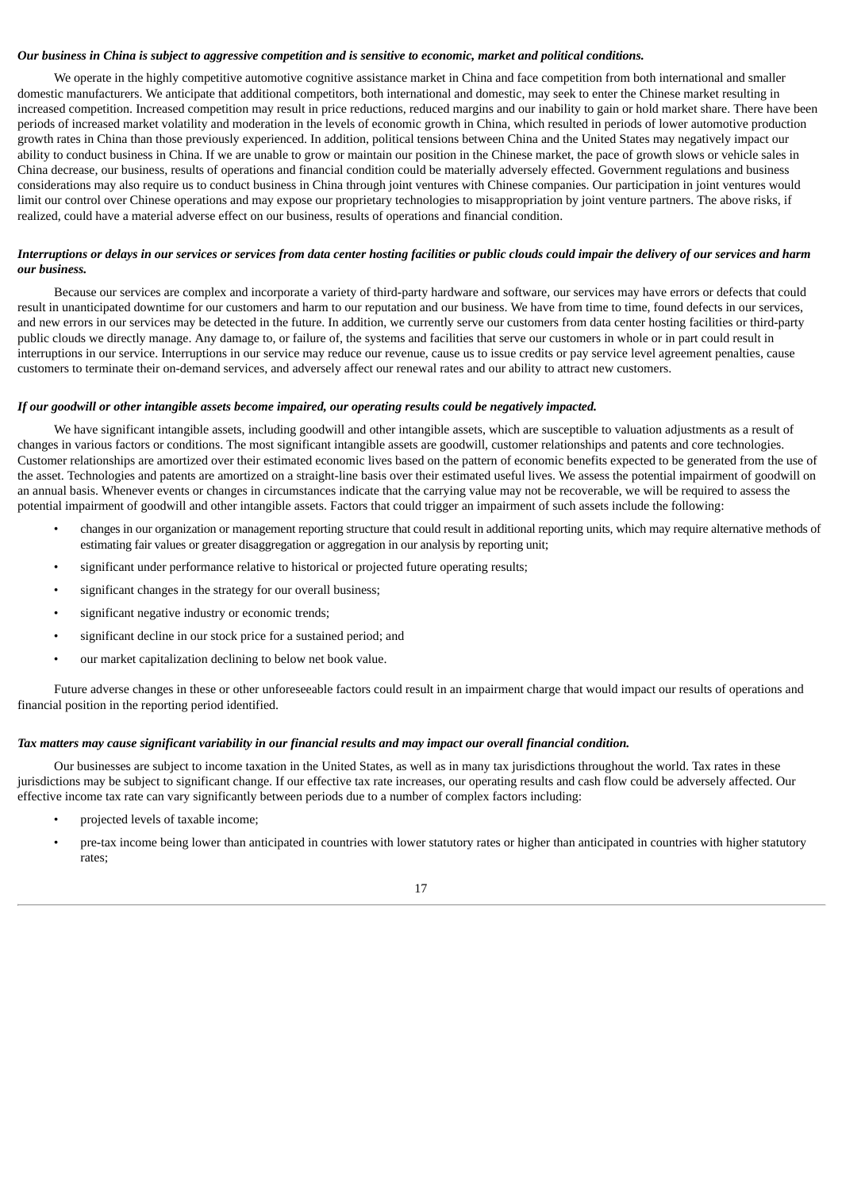***Our business in China is subject to aggressive competition and is sensitive to economic, market and political conditions.***

We operate in the highly competitive automotive cognitive assistance market in China and face competition from both international and smaller domestic manufacturers. We anticipate that additional competitors, both international and domestic, may seek to enter the Chinese market resulting in increased competition. Increased competition may result in price reductions, reduced margins and our inability to gain or hold market share. There have been periods of increased market volatility and moderation in the levels of economic growth in China, which resulted in periods of lower automotive production growth rates in China than those previously experienced. In addition, political tensions between China and the United States may negatively impact our ability to conduct business in China. If we are unable to grow or maintain our position in the Chinese market, the pace of growth slows or vehicle sales in China decrease, our business, results of operations and financial condition could be materially adversely effected. Government regulations and business considerations may also require us to conduct business in China through joint ventures with Chinese companies. Our participation in joint ventures would limit our control over Chinese operations and may expose our proprietary technologies to misappropriation by joint venture partners. The above risks, if realized, could have a material adverse effect on our business, results of operations and financial condition.

***Interruptions or delays in our services or services from data center hosting facilities or public clouds could impair the delivery of our services and harm our business.***

Because our services are complex and incorporate a variety of third-party hardware and software, our services may have errors or defects that could result in unanticipated downtime for our customers and harm to our reputation and our business. We have from time to time, found defects in our services, and new errors in our services may be detected in the future. In addition, we currently serve our customers from data center hosting facilities or third-party public clouds we directly manage. Any damage to, or failure of, the systems and facilities that serve our customers in whole or in part could result in interruptions in our service. Interruptions in our service may reduce our revenue, cause us to issue credits or pay service level agreement penalties, cause customers to terminate their on-demand services, and adversely affect our renewal rates and our ability to attract new customers.

***If our goodwill or other intangible assets become impaired, our operating results could be negatively impacted.***

We have significant intangible assets, including goodwill and other intangible assets, which are susceptible to valuation adjustments as a result of changes in various factors or conditions. The most significant intangible assets are goodwill, customer relationships and patents and core technologies. Customer relationships are amortized over their estimated economic lives based on the pattern of economic benefits expected to be generated from the use of the asset. Technologies and patents are amortized on a straight-line basis over their estimated useful lives. We assess the potential impairment of goodwill on an annual basis. Whenever events or changes in circumstances indicate that the carrying value may not be recoverable, we will be required to assess the potential impairment of goodwill and other intangible assets. Factors that could trigger an impairment of such assets include the following:

- changes in our organization or management reporting structure that could result in additional reporting units, which may require alternative methods of estimating fair values or greater disaggregation or aggregation in our analysis by reporting unit;
- significant under performance relative to historical or projected future operating results;
- significant changes in the strategy for our overall business;
- significant negative industry or economic trends;
- significant decline in our stock price for a sustained period; and
- our market capitalization declining to below net book value.

Future adverse changes in these or other unforeseeable factors could result in an impairment charge that would impact our results of operations and financial position in the reporting period identified.

***Tax matters may cause significant variability in our financial results and may impact our overall financial condition.***

Our businesses are subject to income taxation in the United States, as well as in many tax jurisdictions throughout the world. Tax rates in these jurisdictions may be subject to significant change. If our effective tax rate increases, our operating results and cash flow could be adversely affected. Our effective income tax rate can vary significantly between periods due to a number of complex factors including:

- projected levels of taxable income;
- pre-tax income being lower than anticipated in countries with lower statutory rates or higher than anticipated in countries with higher statutory rates;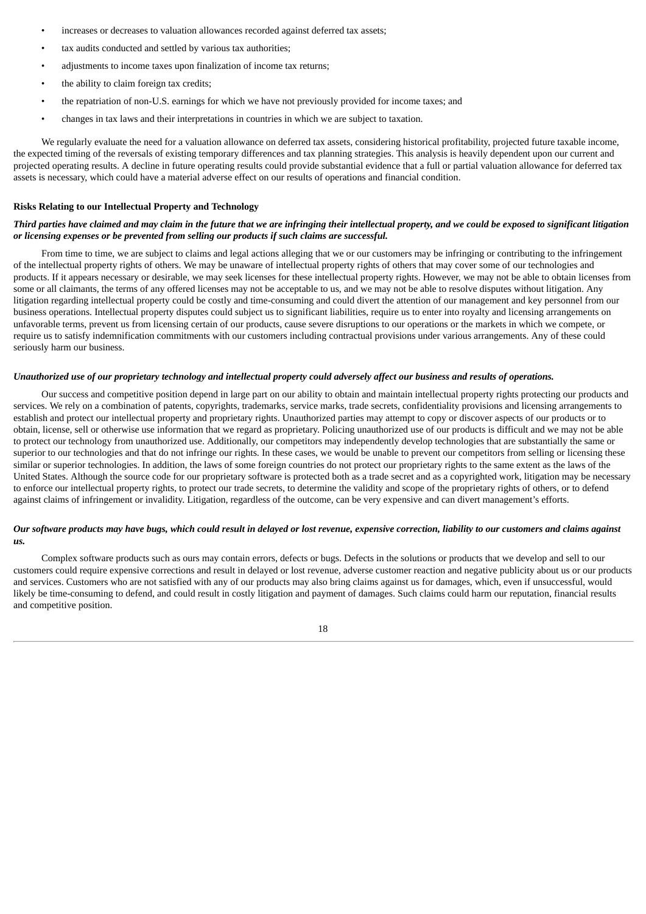- increases or decreases to valuation allowances recorded against deferred tax assets;
- tax audits conducted and settled by various tax authorities;
- adjustments to income taxes upon finalization of income tax returns;
- the ability to claim foreign tax credits;
- the repatriation of non-U.S. earnings for which we have not previously provided for income taxes; and
- changes in tax laws and their interpretations in countries in which we are subject to taxation.

We regularly evaluate the need for a valuation allowance on deferred tax assets, considering historical profitability, projected future taxable income, the expected timing of the reversals of existing temporary differences and tax planning strategies. This analysis is heavily dependent upon our current and projected operating results. A decline in future operating results could provide substantial evidence that a full or partial valuation allowance for deferred tax assets is necessary, which could have a material adverse effect on our results of operations and financial condition.

**Risks Relating to our Intellectual Property and Technology**

***Third parties have claimed and may claim in the future that we are infringing their intellectual property, and we could be exposed to significant litigation or licensing expenses or be prevented from selling our products if such claims are successful.***

From time to time, we are subject to claims and legal actions alleging that we or our customers may be infringing or contributing to the infringement of the intellectual property rights of others. We may be unaware of intellectual property rights of others that may cover some of our technologies and products. If it appears necessary or desirable, we may seek licenses for these intellectual property rights. However, we may not be able to obtain licenses from some or all claimants, the terms of any offered licenses may not be acceptable to us, and we may not be able to resolve disputes without litigation. Any litigation regarding intellectual property could be costly and time-consuming and could divert the attention of our management and key personnel from our business operations. Intellectual property disputes could subject us to significant liabilities, require us to enter into royalty and licensing arrangements on unfavorable terms, prevent us from licensing certain of our products, cause severe disruptions to our operations or the markets in which we compete, or require us to satisfy indemnification commitments with our customers including contractual provisions under various arrangements. Any of these could seriously harm our business.

***Unauthorized use of our proprietary technology and intellectual property could adversely affect our business and results of operations.***

Our success and competitive position depend in large part on our ability to obtain and maintain intellectual property rights protecting our products and services. We rely on a combination of patents, copyrights, trademarks, service marks, trade secrets, confidentiality provisions and licensing arrangements to establish and protect our intellectual property and proprietary rights. Unauthorized parties may attempt to copy or discover aspects of our products or to obtain, license, sell or otherwise use information that we regard as proprietary. Policing unauthorized use of our products is difficult and we may not be able to protect our technology from unauthorized use. Additionally, our competitors may independently develop technologies that are substantially the same or superior to our technologies and that do not infringe our rights. In these cases, we would be unable to prevent our competitors from selling or licensing these similar or superior technologies. In addition, the laws of some foreign countries do not protect our proprietary rights to the same extent as the laws of the United States. Although the source code for our proprietary software is protected both as a trade secret and as a copyrighted work, litigation may be necessary to enforce our intellectual property rights, to protect our trade secrets, to determine the validity and scope of the proprietary rights of others, or to defend against claims of infringement or invalidity. Litigation, regardless of the outcome, can be very expensive and can divert management's efforts.

***Our software products may have bugs, which could result in delayed or lost revenue, expensive correction, liability to our customers and claims against us.***

Complex software products such as ours may contain errors, defects or bugs. Defects in the solutions or products that we develop and sell to our customers could require expensive corrections and result in delayed or lost revenue, adverse customer reaction and negative publicity about us or our products and services. Customers who are not satisfied with any of our products may also bring claims against us for damages, which, even if unsuccessful, would likely be time-consuming to defend, and could result in costly litigation and payment of damages. Such claims could harm our reputation, financial results and competitive position.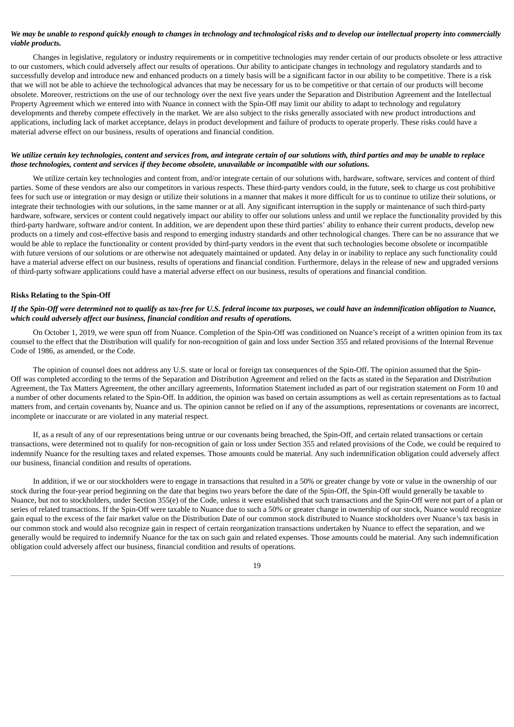***We may be unable to respond quickly enough to changes in technology and technological risks and to develop our intellectual property into commercially viable products.***

Changes in legislative, regulatory or industry requirements or in competitive technologies may render certain of our products obsolete or less attractive to our customers, which could adversely affect our results of operations. Our ability to anticipate changes in technology and regulatory standards and to successfully develop and introduce new and enhanced products on a timely basis will be a significant factor in our ability to be competitive. There is a risk that we will not be able to achieve the technological advances that may be necessary for us to be competitive or that certain of our products will become obsolete. Moreover, restrictions on the use of our technology over the next five years under the Separation and Distribution Agreement and the Intellectual Property Agreement which we entered into with Nuance in connect with the Spin-Off may limit our ability to adapt to technology and regulatory developments and thereby compete effectively in the market. We are also subject to the risks generally associated with new product introductions and applications, including lack of market acceptance, delays in product development and failure of products to operate properly. These risks could have a material adverse effect on our business, results of operations and financial condition.

***We utilize certain key technologies, content and services from, and integrate certain of our solutions with, third parties and may be unable to replace those technologies, content and services if they become obsolete, unavailable or incompatible with our solutions.***

We utilize certain key technologies and content from, and/or integrate certain of our solutions with, hardware, software, services and content of third parties. Some of these vendors are also our competitors in various respects. These third-party vendors could, in the future, seek to charge us cost prohibitive fees for such use or integration or may design or utilize their solutions in a manner that makes it more difficult for us to continue to utilize their solutions, or integrate their technologies with our solutions, in the same manner or at all. Any significant interruption in the supply or maintenance of such third-party hardware, software, services or content could negatively impact our ability to offer our solutions unless and until we replace the functionality provided by this third-party hardware, software and/or content. In addition, we are dependent upon these third parties' ability to enhance their current products, develop new products on a timely and cost-effective basis and respond to emerging industry standards and other technological changes. There can be no assurance that we would be able to replace the functionality or content provided by third-party vendors in the event that such technologies become obsolete or incompatible with future versions of our solutions or are otherwise not adequately maintained or updated. Any delay in or inability to replace any such functionality could have a material adverse effect on our business, results of operations and financial condition. Furthermore, delays in the release of new and upgraded versions of third-party software applications could have a material adverse effect on our business, results of operations and financial condition.

**Risks Relating to the Spin-Off**

***If the Spin-Off were determined not to qualify as tax-free for U.S. federal income tax purposes, we could have an indemnification obligation to Nuance, which could adversely affect our business, financial condition and results of operations.***

On October 1, 2019, we were spun off from Nuance. Completion of the Spin-Off was conditioned on Nuance's receipt of a written opinion from its tax counsel to the effect that the Distribution will qualify for non-recognition of gain and loss under Section 355 and related provisions of the Internal Revenue Code of 1986, as amended, or the Code.

The opinion of counsel does not address any U.S. state or local or foreign tax consequences of the Spin-Off. The opinion assumed that the Spin-Off was completed according to the terms of the Separation and Distribution Agreement and relied on the facts as stated in the Separation and Distribution Agreement, the Tax Matters Agreement, the other ancillary agreements, Information Statement included as part of our registration statement on Form 10 and a number of other documents related to the Spin-Off. In addition, the opinion was based on certain assumptions as well as certain representations as to factual matters from, and certain covenants by, Nuance and us. The opinion cannot be relied on if any of the assumptions, representations or covenants are incorrect, incomplete or inaccurate or are violated in any material respect.

If, as a result of any of our representations being untrue or our covenants being breached, the Spin-Off, and certain related transactions or certain transactions, were determined not to qualify for non-recognition of gain or loss under Section 355 and related provisions of the Code, we could be required to indemnify Nuance for the resulting taxes and related expenses. Those amounts could be material. Any such indemnification obligation could adversely affect our business, financial condition and results of operations.

In addition, if we or our stockholders were to engage in transactions that resulted in a 50% or greater change by vote or value in the ownership of our stock during the four-year period beginning on the date that begins two years before the date of the Spin-Off, the Spin-Off would generally be taxable to Nuance, but not to stockholders, under Section 355(e) of the Code, unless it were established that such transactions and the Spin-Off were not part of a plan or series of related transactions. If the Spin-Off were taxable to Nuance due to such a 50% or greater change in ownership of our stock, Nuance would recognize gain equal to the excess of the fair market value on the Distribution Date of our common stock distributed to Nuance stockholders over Nuance's tax basis in our common stock and would also recognize gain in respect of certain reorganization transactions undertaken by Nuance to effect the separation, and we generally would be required to indemnify Nuance for the tax on such gain and related expenses. Those amounts could be material. Any such indemnification obligation could adversely affect our business, financial condition and results of operations.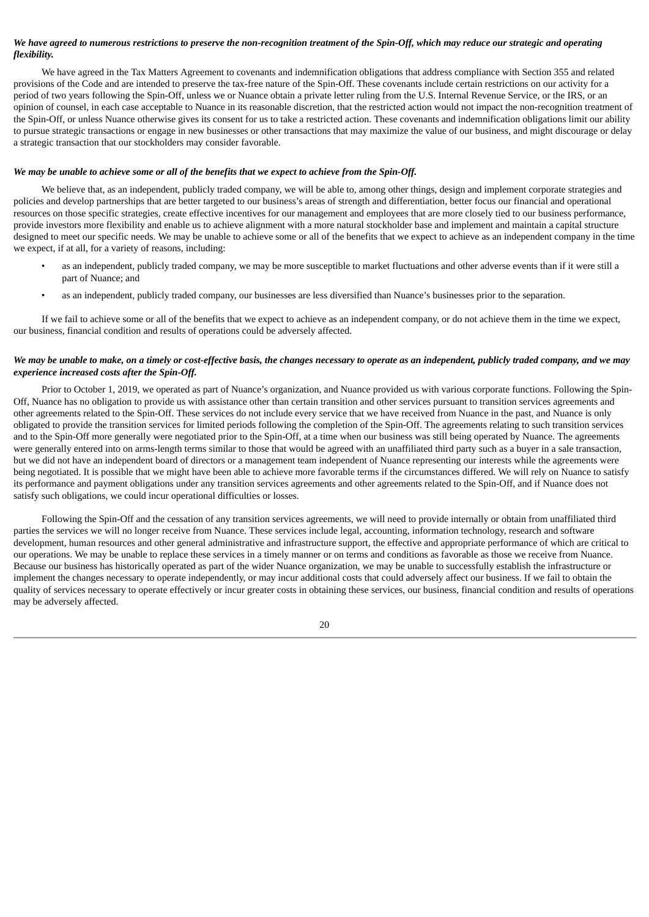***We have agreed to numerous restrictions to preserve the non-recognition treatment of the Spin-Off, which may reduce our strategic and operating flexibility.***

We have agreed in the Tax Matters Agreement to covenants and indemnification obligations that address compliance with Section 355 and related provisions of the Code and are intended to preserve the tax-free nature of the Spin-Off. These covenants include certain restrictions on our activity for a period of two years following the Spin-Off, unless we or Nuance obtain a private letter ruling from the U.S. Internal Revenue Service, or the IRS, or an opinion of counsel, in each case acceptable to Nuance in its reasonable discretion, that the restricted action would not impact the non-recognition treatment of the Spin-Off, or unless Nuance otherwise gives its consent for us to take a restricted action. These covenants and indemnification obligations limit our ability to pursue strategic transactions or engage in new businesses or other transactions that may maximize the value of our business, and might discourage or delay a strategic transaction that our stockholders may consider favorable.

***We may be unable to achieve some or all of the benefits that we expect to achieve from the Spin-Off.***

We believe that, as an independent, publicly traded company, we will be able to, among other things, design and implement corporate strategies and policies and develop partnerships that are better targeted to our business's areas of strength and differentiation, better focus our financial and operational resources on those specific strategies, create effective incentives for our management and employees that are more closely tied to our business performance, provide investors more flexibility and enable us to achieve alignment with a more natural stockholder base and implement and maintain a capital structure designed to meet our specific needs. We may be unable to achieve some or all of the benefits that we expect to achieve as an independent company in the time we expect, if at all, for a variety of reasons, including:

- as an independent, publicly traded company, we may be more susceptible to market fluctuations and other adverse events than if it were still a part of Nuance; and
- as an independent, publicly traded company, our businesses are less diversified than Nuance's businesses prior to the separation.

If we fail to achieve some or all of the benefits that we expect to achieve as an independent company, or do not achieve them in the time we expect, our business, financial condition and results of operations could be adversely affected.

***We may be unable to make, on a timely or cost-effective basis, the changes necessary to operate as an independent, publicly traded company, and we may experience increased costs after the Spin-Off.***

Prior to October 1, 2019, we operated as part of Nuance's organization, and Nuance provided us with various corporate functions. Following the Spin-Off, Nuance has no obligation to provide us with assistance other than certain transition and other services pursuant to transition services agreements and other agreements related to the Spin-Off. These services do not include every service that we have received from Nuance in the past, and Nuance is only obligated to provide the transition services for limited periods following the completion of the Spin-Off. The agreements relating to such transition services and to the Spin-Off more generally were negotiated prior to the Spin-Off, at a time when our business was still being operated by Nuance. The agreements were generally entered into on arms-length terms similar to those that would be agreed with an unaffiliated third party such as a buyer in a sale transaction, but we did not have an independent board of directors or a management team independent of Nuance representing our interests while the agreements were being negotiated. It is possible that we might have been able to achieve more favorable terms if the circumstances differed. We will rely on Nuance to satisfy its performance and payment obligations under any transition services agreements and other agreements related to the Spin-Off, and if Nuance does not satisfy such obligations, we could incur operational difficulties or losses.

Following the Spin-Off and the cessation of any transition services agreements, we will need to provide internally or obtain from unaffiliated third parties the services we will no longer receive from Nuance. These services include legal, accounting, information technology, research and software development, human resources and other general administrative and infrastructure support, the effective and appropriate performance of which are critical to our operations. We may be unable to replace these services in a timely manner or on terms and conditions as favorable as those we receive from Nuance. Because our business has historically operated as part of the wider Nuance organization, we may be unable to successfully establish the infrastructure or implement the changes necessary to operate independently, or may incur additional costs that could adversely affect our business. If we fail to obtain the quality of services necessary to operate effectively or incur greater costs in obtaining these services, our business, financial condition and results of operations may be adversely affected.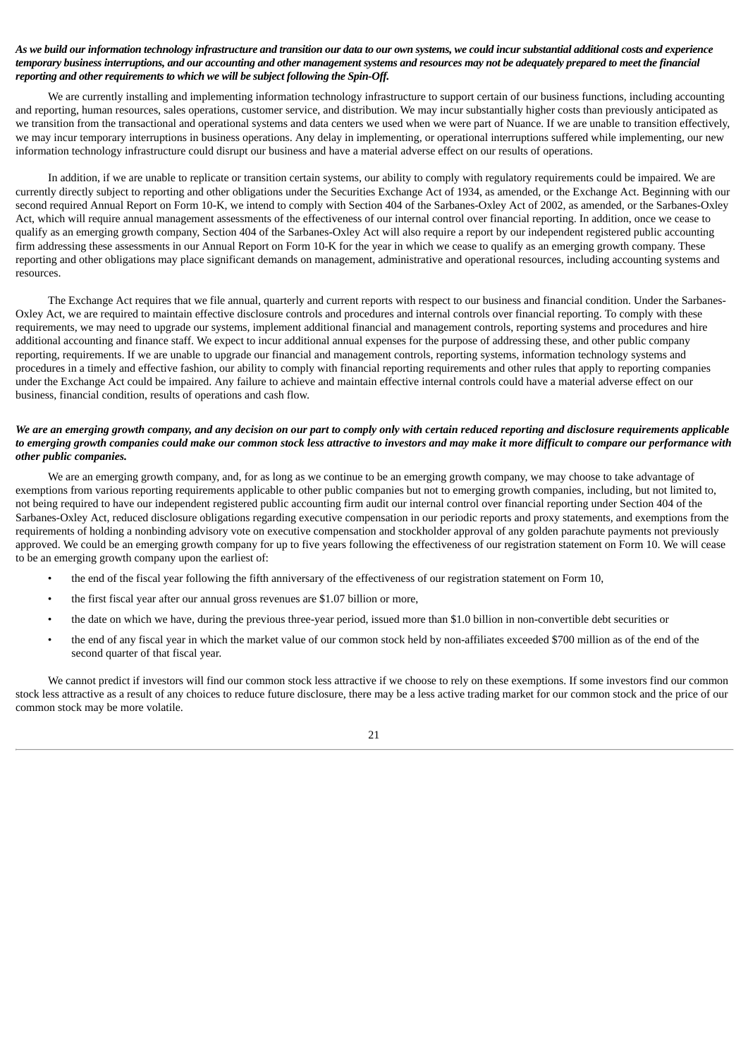***As we build our information technology infrastructure and transition our data to our own systems, we could incur substantial additional costs and experience temporary business interruptions, and our accounting and other management systems and resources may not be adequately prepared to meet the financial reporting and other requirements to which we will be subject following the Spin-Off.***

We are currently installing and implementing information technology infrastructure to support certain of our business functions, including accounting and reporting, human resources, sales operations, customer service, and distribution. We may incur substantially higher costs than previously anticipated as we transition from the transactional and operational systems and data centers we used when we were part of Nuance. If we are unable to transition effectively, we may incur temporary interruptions in business operations. Any delay in implementing, or operational interruptions suffered while implementing, our new information technology infrastructure could disrupt our business and have a material adverse effect on our results of operations.

In addition, if we are unable to replicate or transition certain systems, our ability to comply with regulatory requirements could be impaired. We are currently directly subject to reporting and other obligations under the Securities Exchange Act of 1934, as amended, or the Exchange Act. Beginning with our second required Annual Report on Form 10-K, we intend to comply with Section 404 of the Sarbanes-Oxley Act of 2002, as amended, or the Sarbanes-Oxley Act, which will require annual management assessments of the effectiveness of our internal control over financial reporting. In addition, once we cease to qualify as an emerging growth company, Section 404 of the Sarbanes-Oxley Act will also require a report by our independent registered public accounting firm addressing these assessments in our Annual Report on Form 10-K for the year in which we cease to qualify as an emerging growth company. These reporting and other obligations may place significant demands on management, administrative and operational resources, including accounting systems and resources.

The Exchange Act requires that we file annual, quarterly and current reports with respect to our business and financial condition. Under the Sarbanes-Oxley Act, we are required to maintain effective disclosure controls and procedures and internal controls over financial reporting. To comply with these requirements, we may need to upgrade our systems, implement additional financial and management controls, reporting systems and procedures and hire additional accounting and finance staff. We expect to incur additional annual expenses for the purpose of addressing these, and other public company reporting, requirements. If we are unable to upgrade our financial and management controls, reporting systems, information technology systems and procedures in a timely and effective fashion, our ability to comply with financial reporting requirements and other rules that apply to reporting companies under the Exchange Act could be impaired. Any failure to achieve and maintain effective internal controls could have a material adverse effect on our business, financial condition, results of operations and cash flow.

***We are an emerging growth company, and any decision on our part to comply only with certain reduced reporting and disclosure requirements applicable to emerging growth companies could make our common stock less attractive to investors and may make it more difficult to compare our performance with other public companies.***

We are an emerging growth company, and, for as long as we continue to be an emerging growth company, we may choose to take advantage of exemptions from various reporting requirements applicable to other public companies but not to emerging growth companies, including, but not limited to, not being required to have our independent registered public accounting firm audit our internal control over financial reporting under Section 404 of the Sarbanes-Oxley Act, reduced disclosure obligations regarding executive compensation in our periodic reports and proxy statements, and exemptions from the requirements of holding a nonbinding advisory vote on executive compensation and stockholder approval of any golden parachute payments not previously approved. We could be an emerging growth company for up to five years following the effectiveness of our registration statement on Form 10. We will cease to be an emerging growth company upon the earliest of:

- the end of the fiscal year following the fifth anniversary of the effectiveness of our registration statement on Form 10,
- the first fiscal year after our annual gross revenues are $1.07 billion or more,
- the date on which we have, during the previous three-year period, issued more than $1.0 billion in non-convertible debt securities or
- the end of any fiscal year in which the market value of our common stock held by non-affiliates exceeded $700 million as of the end of the second quarter of that fiscal year.

We cannot predict if investors will find our common stock less attractive if we choose to rely on these exemptions. If some investors find our common stock less attractive as a result of any choices to reduce future disclosure, there may be a less active trading market for our common stock and the price of our common stock may be more volatile.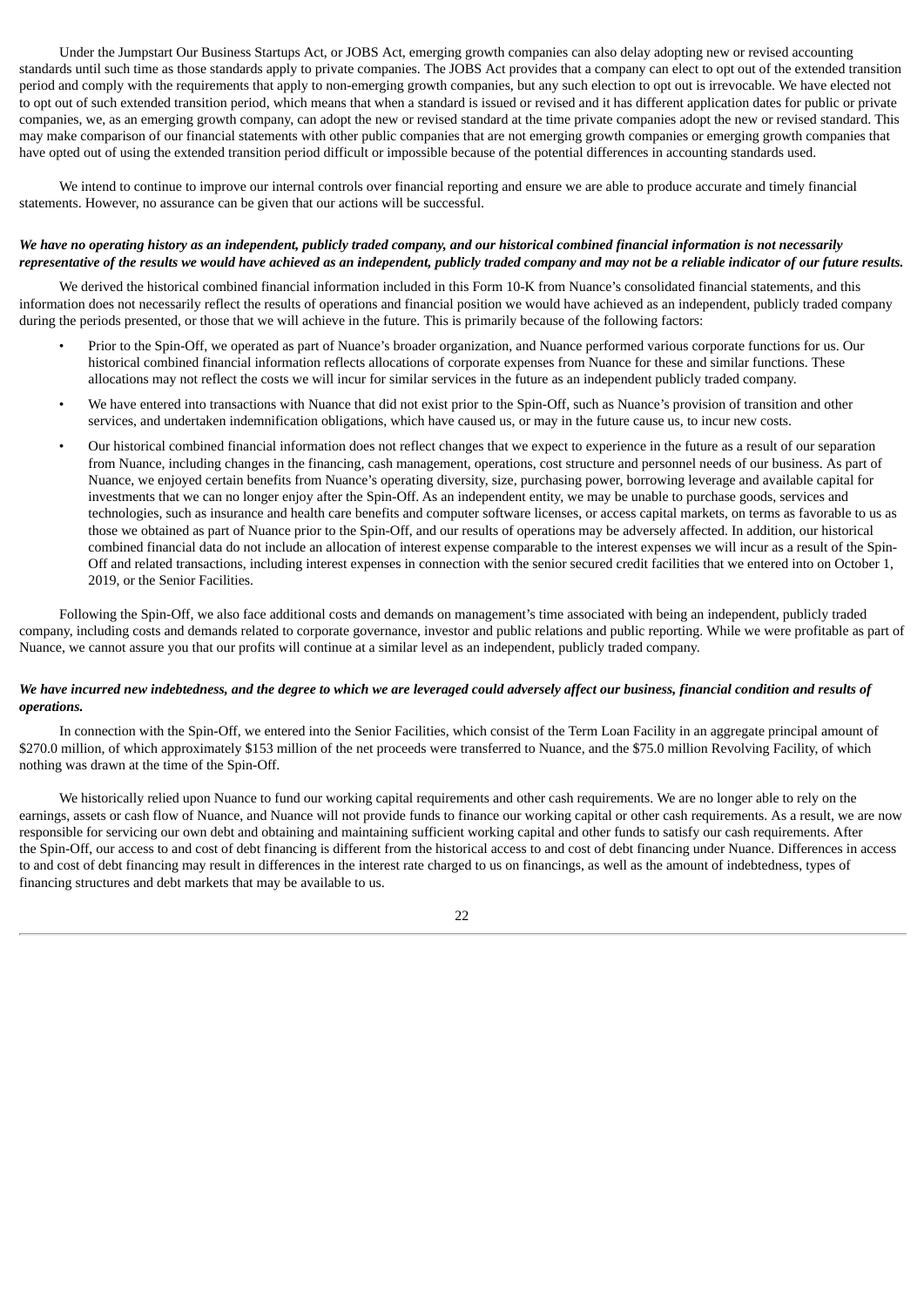Under the Jumpstart Our Business Startups Act, or JOBS Act, emerging growth companies can also delay adopting new or revised accounting standards until such time as those standards apply to private companies. The JOBS Act provides that a company can elect to opt out of the extended transition period and comply with the requirements that apply to non-emerging growth companies, but any such election to opt out is irrevocable. We have elected not to opt out of such extended transition period, which means that when a standard is issued or revised and it has different application dates for public or private companies, we, as an emerging growth company, can adopt the new or revised standard at the time private companies adopt the new or revised standard. This may make comparison of our financial statements with other public companies that are not emerging growth companies or emerging growth companies that have opted out of using the extended transition period difficult or impossible because of the potential differences in accounting standards used.

We intend to continue to improve our internal controls over financial reporting and ensure we are able to produce accurate and timely financial statements. However, no assurance can be given that our actions will be successful.

***We have no operating history as an independent, publicly traded company, and our historical combined financial information is not necessarily representative of the results we would have achieved as an independent, publicly traded company and may not be a reliable indicator of our future results.***

We derived the historical combined financial information included in this Form 10-K from Nuance's consolidated financial statements, and this information does not necessarily reflect the results of operations and financial position we would have achieved as an independent, publicly traded company during the periods presented, or those that we will achieve in the future. This is primarily because of the following factors:

- Prior to the Spin-Off, we operated as part of Nuance's broader organization, and Nuance performed various corporate functions for us. Our historical combined financial information reflects allocations of corporate expenses from Nuance for these and similar functions. These allocations may not reflect the costs we will incur for similar services in the future as an independent publicly traded company.
- We have entered into transactions with Nuance that did not exist prior to the Spin-Off, such as Nuance's provision of transition and other services, and undertaken indemnification obligations, which have caused us, or may in the future cause us, to incur new costs.
- Our historical combined financial information does not reflect changes that we expect to experience in the future as a result of our separation from Nuance, including changes in the financing, cash management, operations, cost structure and personnel needs of our business. As part of Nuance, we enjoyed certain benefits from Nuance's operating diversity, size, purchasing power, borrowing leverage and available capital for investments that we can no longer enjoy after the Spin-Off. As an independent entity, we may be unable to purchase goods, services and technologies, such as insurance and health care benefits and computer software licenses, or access capital markets, on terms as favorable to us as those we obtained as part of Nuance prior to the Spin-Off, and our results of operations may be adversely affected. In addition, our historical combined financial data do not include an allocation of interest expense comparable to the interest expenses we will incur as a result of the Spin-Off and related transactions, including interest expenses in connection with the senior secured credit facilities that we entered into on October 1, 2019, or the Senior Facilities.

Following the Spin-Off, we also face additional costs and demands on management's time associated with being an independent, publicly traded company, including costs and demands related to corporate governance, investor and public relations and public reporting. While we were profitable as part of Nuance, we cannot assure you that our profits will continue at a similar level as an independent, publicly traded company.

***We have incurred new indebtedness, and the degree to which we are leveraged could adversely affect our business, financial condition and results of operations.***

In connection with the Spin-Off, we entered into the Senior Facilities, which consist of the Term Loan Facility in an aggregate principal amount of $270.0 million, of which approximately $153 million of the net proceeds were transferred to Nuance, and the $75.0 million Revolving Facility, of which nothing was drawn at the time of the Spin-Off.

We historically relied upon Nuance to fund our working capital requirements and other cash requirements. We are no longer able to rely on the earnings, assets or cash flow of Nuance, and Nuance will not provide funds to finance our working capital or other cash requirements. As a result, we are now responsible for servicing our own debt and obtaining and maintaining sufficient working capital and other funds to satisfy our cash requirements. After the Spin-Off, our access to and cost of debt financing is different from the historical access to and cost of debt financing under Nuance. Differences in access to and cost of debt financing may result in differences in the interest rate charged to us on financings, as well as the amount of indebtedness, types of financing structures and debt markets that may be available to us.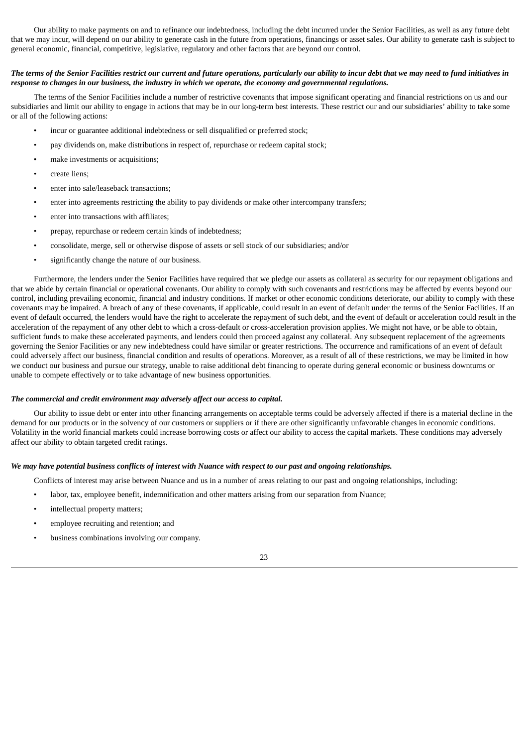Our ability to make payments on and to refinance our indebtedness, including the debt incurred under the Senior Facilities, as well as any future debt that we may incur, will depend on our ability to generate cash in the future from operations, financings or asset sales. Our ability to generate cash is subject to general economic, financial, competitive, legislative, regulatory and other factors that are beyond our control.

***The terms of the Senior Facilities restrict our current and future operations, particularly our ability to incur debt that we may need to fund initiatives in response to changes in our business, the industry in which we operate, the economy and governmental regulations.***

The terms of the Senior Facilities include a number of restrictive covenants that impose significant operating and financial restrictions on us and our subsidiaries and limit our ability to engage in actions that may be in our long-term best interests. These restrict our and our subsidiaries' ability to take some or all of the following actions:

- incur or guarantee additional indebtedness or sell disqualified or preferred stock;
- pay dividends on, make distributions in respect of, repurchase or redeem capital stock;
- make investments or acquisitions;
- create liens;
- enter into sale/leaseback transactions;
- enter into agreements restricting the ability to pay dividends or make other intercompany transfers;
- enter into transactions with affiliates;
- prepay, repurchase or redeem certain kinds of indebtedness;
- consolidate, merge, sell or otherwise dispose of assets or sell stock of our subsidiaries; and/or
- significantly change the nature of our business.

Furthermore, the lenders under the Senior Facilities have required that we pledge our assets as collateral as security for our repayment obligations and that we abide by certain financial or operational covenants. Our ability to comply with such covenants and restrictions may be affected by events beyond our control, including prevailing economic, financial and industry conditions. If market or other economic conditions deteriorate, our ability to comply with these covenants may be impaired. A breach of any of these covenants, if applicable, could result in an event of default under the terms of the Senior Facilities. If an event of default occurred, the lenders would have the right to accelerate the repayment of such debt, and the event of default or acceleration could result in the acceleration of the repayment of any other debt to which a cross-default or cross-acceleration provision applies. We might not have, or be able to obtain, sufficient funds to make these accelerated payments, and lenders could then proceed against any collateral. Any subsequent replacement of the agreements governing the Senior Facilities or any new indebtedness could have similar or greater restrictions. The occurrence and ramifications of an event of default could adversely affect our business, financial condition and results of operations. Moreover, as a result of all of these restrictions, we may be limited in how we conduct our business and pursue our strategy, unable to raise additional debt financing to operate during general economic or business downturns or unable to compete effectively or to take advantage of new business opportunities.

***The commercial and credit environment may adversely affect our access to capital.***

Our ability to issue debt or enter into other financing arrangements on acceptable terms could be adversely affected if there is a material decline in the demand for our products or in the solvency of our customers or suppliers or if there are other significantly unfavorable changes in economic conditions. Volatility in the world financial markets could increase borrowing costs or affect our ability to access the capital markets. These conditions may adversely affect our ability to obtain targeted credit ratings.

***We may have potential business conflicts of interest with Nuance with respect to our past and ongoing relationships.***

Conflicts of interest may arise between Nuance and us in a number of areas relating to our past and ongoing relationships, including:

- labor, tax, employee benefit, indemnification and other matters arising from our separation from Nuance;
- intellectual property matters;
- employee recruiting and retention; and
- business combinations involving our company.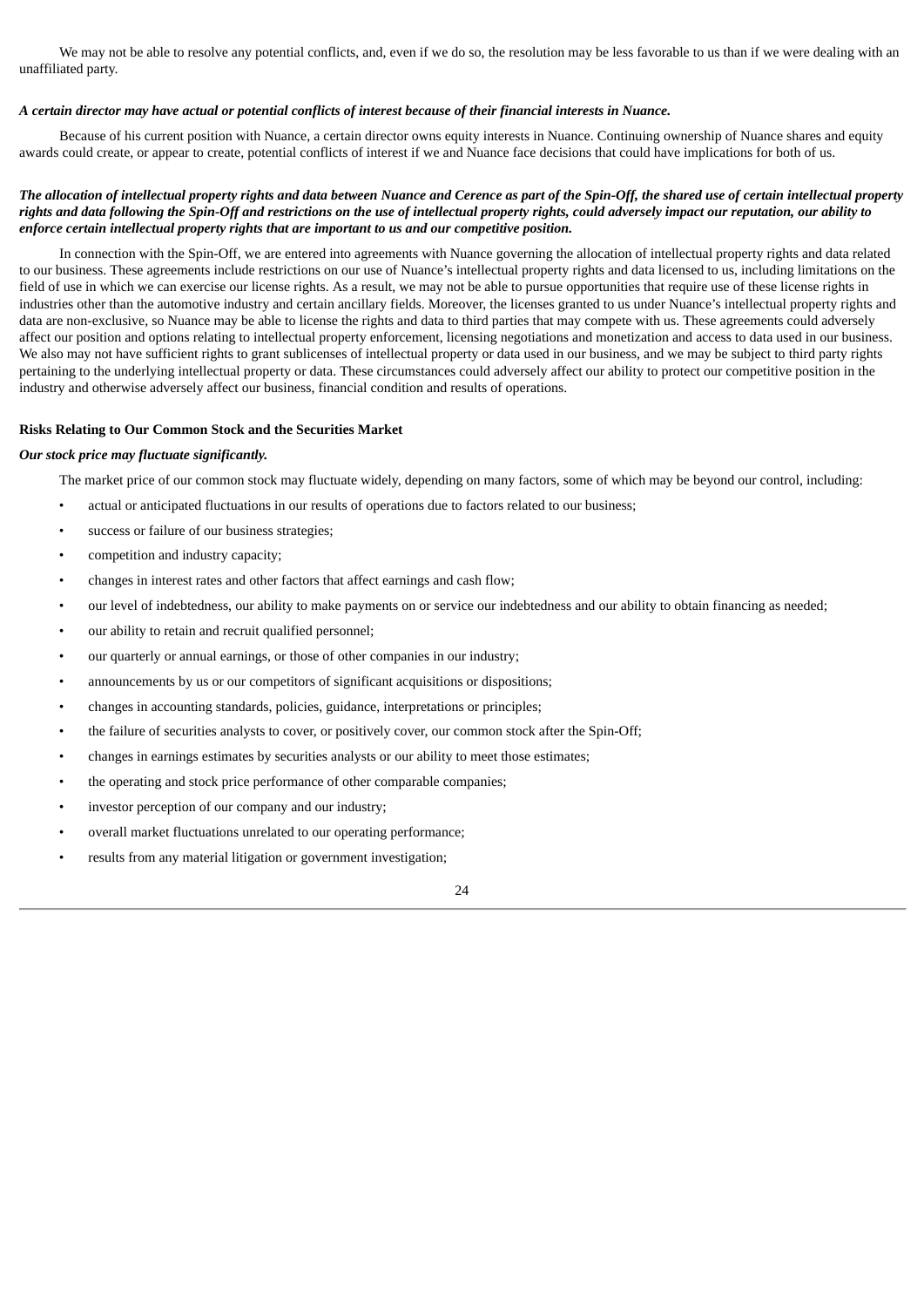We may not be able to resolve any potential conflicts, and, even if we do so, the resolution may be less favorable to us than if we were dealing with an unaffiliated party.

***A certain director may have actual or potential conflicts of interest because of their financial interests in Nuance.***

Because of his current position with Nuance, a certain director owns equity interests in Nuance. Continuing ownership of Nuance shares and equity awards could create, or appear to create, potential conflicts of interest if we and Nuance face decisions that could have implications for both of us.

***The allocation of intellectual property rights and data between Nuance and Cerence as part of the Spin-Off, the shared use of certain intellectual property rights and data following the Spin-Off and restrictions on the use of intellectual property rights, could adversely impact our reputation, our ability to enforce certain intellectual property rights that are important to us and our competitive position.***

In connection with the Spin-Off, we are entered into agreements with Nuance governing the allocation of intellectual property rights and data related to our business. These agreements include restrictions on our use of Nuance's intellectual property rights and data licensed to us, including limitations on the field of use in which we can exercise our license rights. As a result, we may not be able to pursue opportunities that require use of these license rights in industries other than the automotive industry and certain ancillary fields. Moreover, the licenses granted to us under Nuance's intellectual property rights and data are non-exclusive, so Nuance may be able to license the rights and data to third parties that may compete with us. These agreements could adversely affect our position and options relating to intellectual property enforcement, licensing negotiations and monetization and access to data used in our business. We also may not have sufficient rights to grant sublicenses of intellectual property or data used in our business, and we may be subject to third party rights pertaining to the underlying intellectual property or data. These circumstances could adversely affect our ability to protect our competitive position in the industry and otherwise adversely affect our business, financial condition and results of operations.

**Risks Relating to Our Common Stock and the Securities Market**

***Our stock price may fluctuate significantly.***

The market price of our common stock may fluctuate widely, depending on many factors, some of which may be beyond our control, including:

- actual or anticipated fluctuations in our results of operations due to factors related to our business;
- success or failure of our business strategies;
- competition and industry capacity;
- changes in interest rates and other factors that affect earnings and cash flow;
- our level of indebtedness, our ability to make payments on or service our indebtedness and our ability to obtain financing as needed;
- our ability to retain and recruit qualified personnel;
- our quarterly or annual earnings, or those of other companies in our industry;
- announcements by us or our competitors of significant acquisitions or dispositions;
- changes in accounting standards, policies, guidance, interpretations or principles;
- the failure of securities analysts to cover, or positively cover, our common stock after the Spin-Off;
- changes in earnings estimates by securities analysts or our ability to meet those estimates;
- the operating and stock price performance of other comparable companies;
- investor perception of our company and our industry;
- overall market fluctuations unrelated to our operating performance;
- results from any material litigation or government investigation;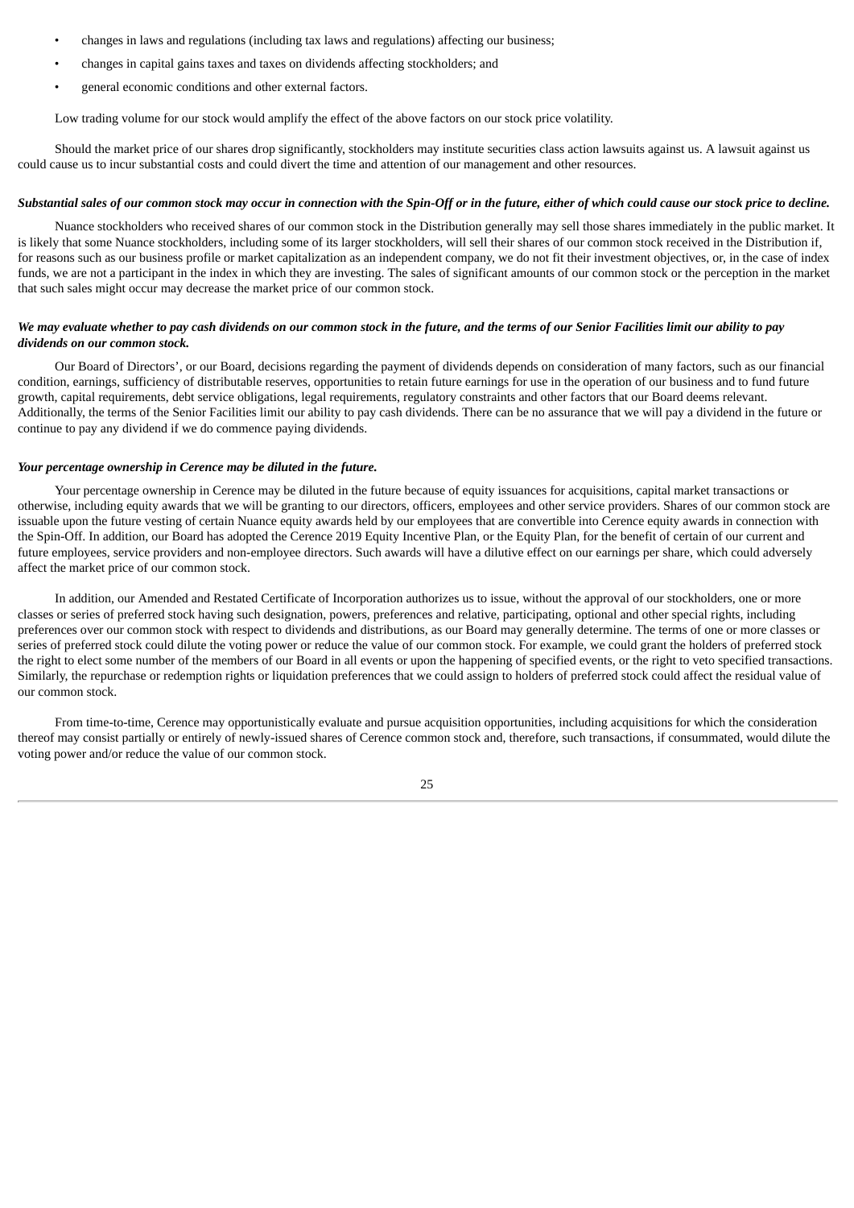- changes in laws and regulations (including tax laws and regulations) affecting our business;
- changes in capital gains taxes and taxes on dividends affecting stockholders; and
- general economic conditions and other external factors.

Low trading volume for our stock would amplify the effect of the above factors on our stock price volatility.

Should the market price of our shares drop significantly, stockholders may institute securities class action lawsuits against us. A lawsuit against us could cause us to incur substantial costs and could divert the time and attention of our management and other resources.

***Substantial sales of our common stock may occur in connection with the Spin-Off or in the future, either of which could cause our stock price to decline.***

Nuance stockholders who received shares of our common stock in the Distribution generally may sell those shares immediately in the public market. It is likely that some Nuance stockholders, including some of its larger stockholders, will sell their shares of our common stock received in the Distribution if, for reasons such as our business profile or market capitalization as an independent company, we do not fit their investment objectives, or, in the case of index funds, we are not a participant in the index in which they are investing. The sales of significant amounts of our common stock or the perception in the market that such sales might occur may decrease the market price of our common stock.

***We may evaluate whether to pay cash dividends on our common stock in the future, and the terms of our Senior Facilities limit our ability to pay dividends on our common stock.***

Our Board of Directors', or our Board, decisions regarding the payment of dividends depends on consideration of many factors, such as our financial condition, earnings, sufficiency of distributable reserves, opportunities to retain future earnings for use in the operation of our business and to fund future growth, capital requirements, debt service obligations, legal requirements, regulatory constraints and other factors that our Board deems relevant. Additionally, the terms of the Senior Facilities limit our ability to pay cash dividends. There can be no assurance that we will pay a dividend in the future or continue to pay any dividend if we do commence paying dividends.

***Your percentage ownership in Cerence may be diluted in the future.***

Your percentage ownership in Cerence may be diluted in the future because of equity issuances for acquisitions, capital market transactions or otherwise, including equity awards that we will be granting to our directors, officers, employees and other service providers. Shares of our common stock are issuable upon the future vesting of certain Nuance equity awards held by our employees that are convertible into Cerence equity awards in connection with the Spin-Off. In addition, our Board has adopted the Cerence 2019 Equity Incentive Plan, or the Equity Plan, for the benefit of certain of our current and future employees, service providers and non-employee directors. Such awards will have a dilutive effect on our earnings per share, which could adversely affect the market price of our common stock.

In addition, our Amended and Restated Certificate of Incorporation authorizes us to issue, without the approval of our stockholders, one or more classes or series of preferred stock having such designation, powers, preferences and relative, participating, optional and other special rights, including preferences over our common stock with respect to dividends and distributions, as our Board may generally determine. The terms of one or more classes or series of preferred stock could dilute the voting power or reduce the value of our common stock. For example, we could grant the holders of preferred stock the right to elect some number of the members of our Board in all events or upon the happening of specified events, or the right to veto specified transactions. Similarly, the repurchase or redemption rights or liquidation preferences that we could assign to holders of preferred stock could affect the residual value of our common stock.

From time-to-time, Cerence may opportunistically evaluate and pursue acquisition opportunities, including acquisitions for which the consideration thereof may consist partially or entirely of newly-issued shares of Cerence common stock and, therefore, such transactions, if consummated, would dilute the voting power and/or reduce the value of our common stock.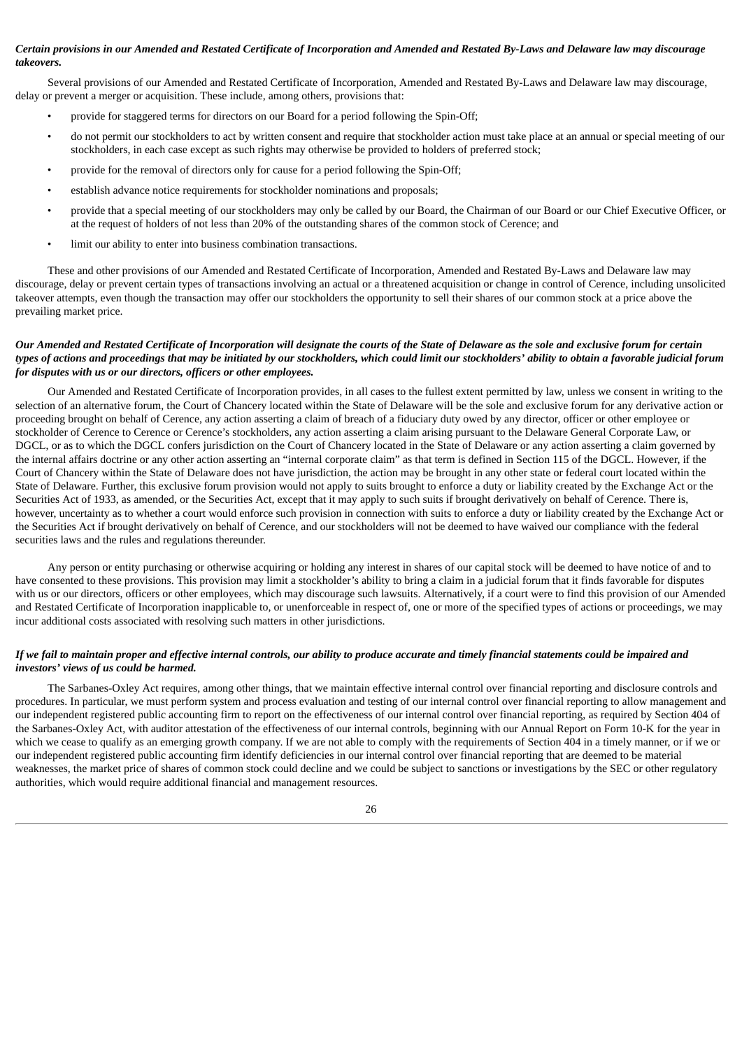***Certain provisions in our Amended and Restated Certificate of Incorporation and Amended and Restated By-Laws and Delaware law may discourage takeovers.***

Several provisions of our Amended and Restated Certificate of Incorporation, Amended and Restated By-Laws and Delaware law may discourage, delay or prevent a merger or acquisition. These include, among others, provisions that:

- provide for staggered terms for directors on our Board for a period following the Spin-Off;
- do not permit our stockholders to act by written consent and require that stockholder action must take place at an annual or special meeting of our stockholders, in each case except as such rights may otherwise be provided to holders of preferred stock;
- provide for the removal of directors only for cause for a period following the Spin-Off;
- establish advance notice requirements for stockholder nominations and proposals;
- provide that a special meeting of our stockholders may only be called by our Board, the Chairman of our Board or our Chief Executive Officer, or at the request of holders of not less than 20% of the outstanding shares of the common stock of Cerence; and
- limit our ability to enter into business combination transactions.

These and other provisions of our Amended and Restated Certificate of Incorporation, Amended and Restated By-Laws and Delaware law may discourage, delay or prevent certain types of transactions involving an actual or a threatened acquisition or change in control of Cerence, including unsolicited takeover attempts, even though the transaction may offer our stockholders the opportunity to sell their shares of our common stock at a price above the prevailing market price.

***Our Amended and Restated Certificate of Incorporation will designate the courts of the State of Delaware as the sole and exclusive forum for certain types of actions and proceedings that may be initiated by our stockholders, which could limit our stockholders' ability to obtain a favorable judicial forum for disputes with us or our directors, officers or other employees.***

Our Amended and Restated Certificate of Incorporation provides, in all cases to the fullest extent permitted by law, unless we consent in writing to the selection of an alternative forum, the Court of Chancery located within the State of Delaware will be the sole and exclusive forum for any derivative action or proceeding brought on behalf of Cerence, any action asserting a claim of breach of a fiduciary duty owed by any director, officer or other employee or stockholder of Cerence to Cerence or Cerence's stockholders, any action asserting a claim arising pursuant to the Delaware General Corporate Law, or DGCL, or as to which the DGCL confers jurisdiction on the Court of Chancery located in the State of Delaware or any action asserting a claim governed by the internal affairs doctrine or any other action asserting an "internal corporate claim" as that term is defined in Section 115 of the DGCL. However, if the Court of Chancery within the State of Delaware does not have jurisdiction, the action may be brought in any other state or federal court located within the State of Delaware. Further, this exclusive forum provision would not apply to suits brought to enforce a duty or liability created by the Exchange Act or the Securities Act of 1933, as amended, or the Securities Act, except that it may apply to such suits if brought derivatively on behalf of Cerence. There is, however, uncertainty as to whether a court would enforce such provision in connection with suits to enforce a duty or liability created by the Exchange Act or the Securities Act if brought derivatively on behalf of Cerence, and our stockholders will not be deemed to have waived our compliance with the federal securities laws and the rules and regulations thereunder.

Any person or entity purchasing or otherwise acquiring or holding any interest in shares of our capital stock will be deemed to have notice of and to have consented to these provisions. This provision may limit a stockholder's ability to bring a claim in a judicial forum that it finds favorable for disputes with us or our directors, officers or other employees, which may discourage such lawsuits. Alternatively, if a court were to find this provision of our Amended and Restated Certificate of Incorporation inapplicable to, or unenforceable in respect of, one or more of the specified types of actions or proceedings, we may incur additional costs associated with resolving such matters in other jurisdictions.

***If we fail to maintain proper and effective internal controls, our ability to produce accurate and timely financial statements could be impaired and investors' views of us could be harmed.***

The Sarbanes-Oxley Act requires, among other things, that we maintain effective internal control over financial reporting and disclosure controls and procedures. In particular, we must perform system and process evaluation and testing of our internal control over financial reporting to allow management and our independent registered public accounting firm to report on the effectiveness of our internal control over financial reporting, as required by Section 404 of the Sarbanes-Oxley Act, with auditor attestation of the effectiveness of our internal controls, beginning with our Annual Report on Form 10-K for the year in which we cease to qualify as an emerging growth company. If we are not able to comply with the requirements of Section 404 in a timely manner, or if we or our independent registered public accounting firm identify deficiencies in our internal control over financial reporting that are deemed to be material weaknesses, the market price of shares of common stock could decline and we could be subject to sanctions or investigations by the SEC or other regulatory authorities, which would require additional financial and management resources.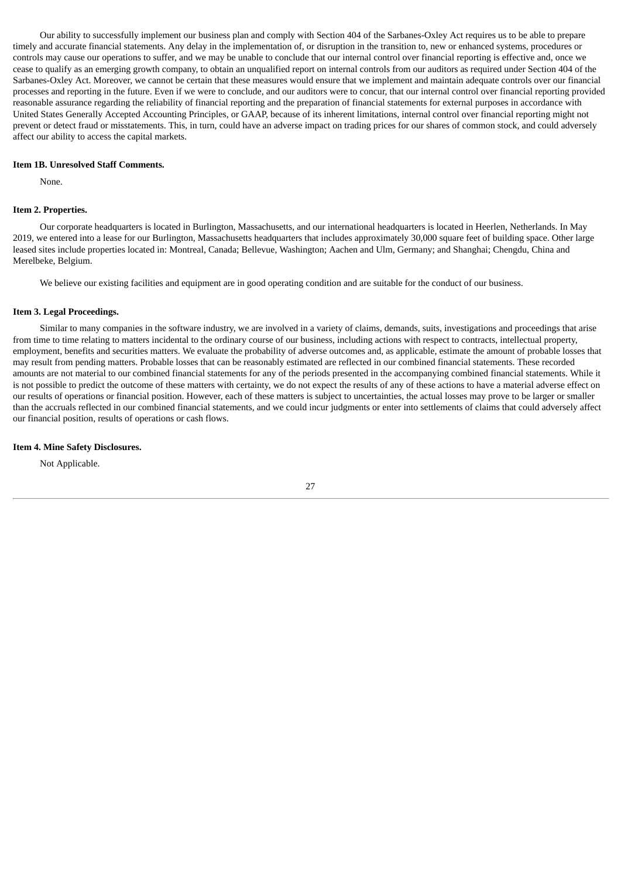Our ability to successfully implement our business plan and comply with Section 404 of the Sarbanes-Oxley Act requires us to be able to prepare timely and accurate financial statements. Any delay in the implementation of, or disruption in the transition to, new or enhanced systems, procedures or controls may cause our operations to suffer, and we may be unable to conclude that our internal control over financial reporting is effective and, once we cease to qualify as an emerging growth company, to obtain an unqualified report on internal controls from our auditors as required under Section 404 of the Sarbanes-Oxley Act. Moreover, we cannot be certain that these measures would ensure that we implement and maintain adequate controls over our financial processes and reporting in the future. Even if we were to conclude, and our auditors were to concur, that our internal control over financial reporting provided reasonable assurance regarding the reliability of financial reporting and the preparation of financial statements for external purposes in accordance with United States Generally Accepted Accounting Principles, or GAAP, because of its inherent limitations, internal control over financial reporting might not prevent or detect fraud or misstatements. This, in turn, could have an adverse impact on trading prices for our shares of common stock, and could adversely affect our ability to access the capital markets.

**Item 1B. Unresolved Staff Comments.**

None.

**Item 2. Properties.**

Our corporate headquarters is located in Burlington, Massachusetts, and our international headquarters is located in Heerlen, Netherlands. In May 2019, we entered into a lease for our Burlington, Massachusetts headquarters that includes approximately 30,000 square feet of building space. Other large leased sites include properties located in: Montreal, Canada; Bellevue, Washington; Aachen and Ulm, Germany; and Shanghai; Chengdu, China and Merelbeke, Belgium.

We believe our existing facilities and equipment are in good operating condition and are suitable for the conduct of our business.

**Item 3. Legal Proceedings.**

Similar to many companies in the software industry, we are involved in a variety of claims, demands, suits, investigations and proceedings that arise from time to time relating to matters incidental to the ordinary course of our business, including actions with respect to contracts, intellectual property, employment, benefits and securities matters. We evaluate the probability of adverse outcomes and, as applicable, estimate the amount of probable losses that may result from pending matters. Probable losses that can be reasonably estimated are reflected in our combined financial statements. These recorded amounts are not material to our combined financial statements for any of the periods presented in the accompanying combined financial statements. While it is not possible to predict the outcome of these matters with certainty, we do not expect the results of any of these actions to have a material adverse effect on our results of operations or financial position. However, each of these matters is subject to uncertainties, the actual losses may prove to be larger or smaller than the accruals reflected in our combined financial statements, and we could incur judgments or enter into settlements of claims that could adversely affect our financial position, results of operations or cash flows.

**Item 4. Mine Safety Disclosures.**

Not Applicable.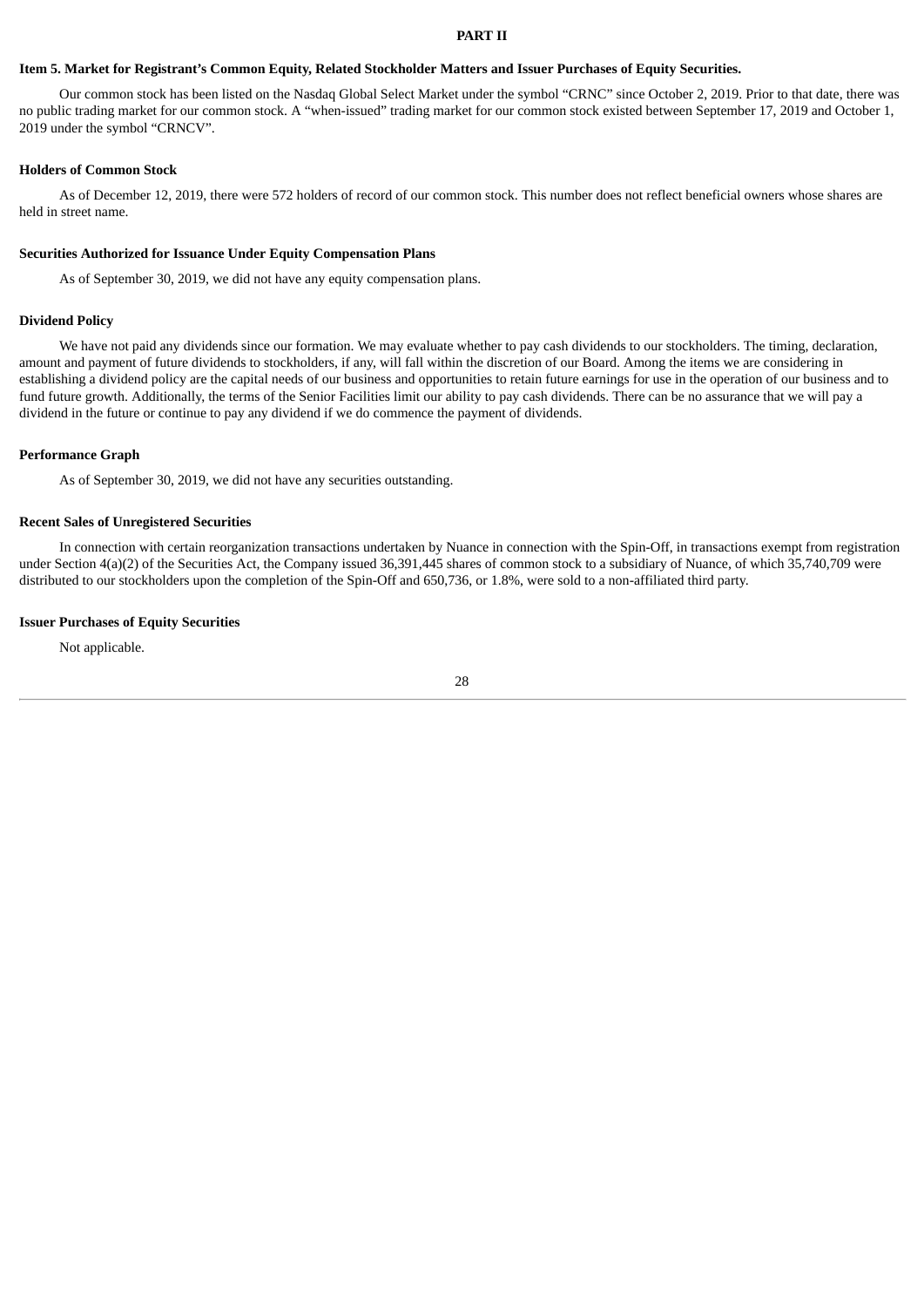# PART II

## Item 5. Market for Registrant's Common Equity, Related Stockholder Matters and Issuer Purchases of Equity Securities.

Our common stock has been listed on the Nasdaq Global Select Market under the symbol "CRNC" since October 2, 2019. Prior to that date, there was no public trading market for our common stock. A "when-issued" trading market for our common stock existed between September 17, 2019 and October 1, 2019 under the symbol "CRNCV".

### Holders of Common Stock

As of December 12, 2019, there were 572 holders of record of our common stock. This number does not reflect beneficial owners whose shares are held in street name.

### Securities Authorized for Issuance Under Equity Compensation Plans

As of September 30, 2019, we did not have any equity compensation plans.

### Dividend Policy

We have not paid any dividends since our formation. We may evaluate whether to pay cash dividends to our stockholders. The timing, declaration, amount and payment of future dividends to stockholders, if any, will fall within the discretion of our Board. Among the items we are considering in establishing a dividend policy are the capital needs of our business and opportunities to retain future earnings for use in the operation of our business and to fund future growth. Additionally, the terms of the Senior Facilities limit our ability to pay cash dividends. There can be no assurance that we will pay a dividend in the future or continue to pay any dividend if we do commence the payment of dividends.

### Performance Graph

As of September 30, 2019, we did not have any securities outstanding.

### Recent Sales of Unregistered Securities

In connection with certain reorganization transactions undertaken by Nuance in connection with the Spin-Off, in transactions exempt from registration under Section 4(a)(2) of the Securities Act, the Company issued 36,391,445 shares of common stock to a subsidiary of Nuance, of which 35,740,709 were distributed to our stockholders upon the completion of the Spin-Off and 650,736, or 1.8%, were sold to a non-affiliated third party.

### Issuer Purchases of Equity Securities

Not applicable.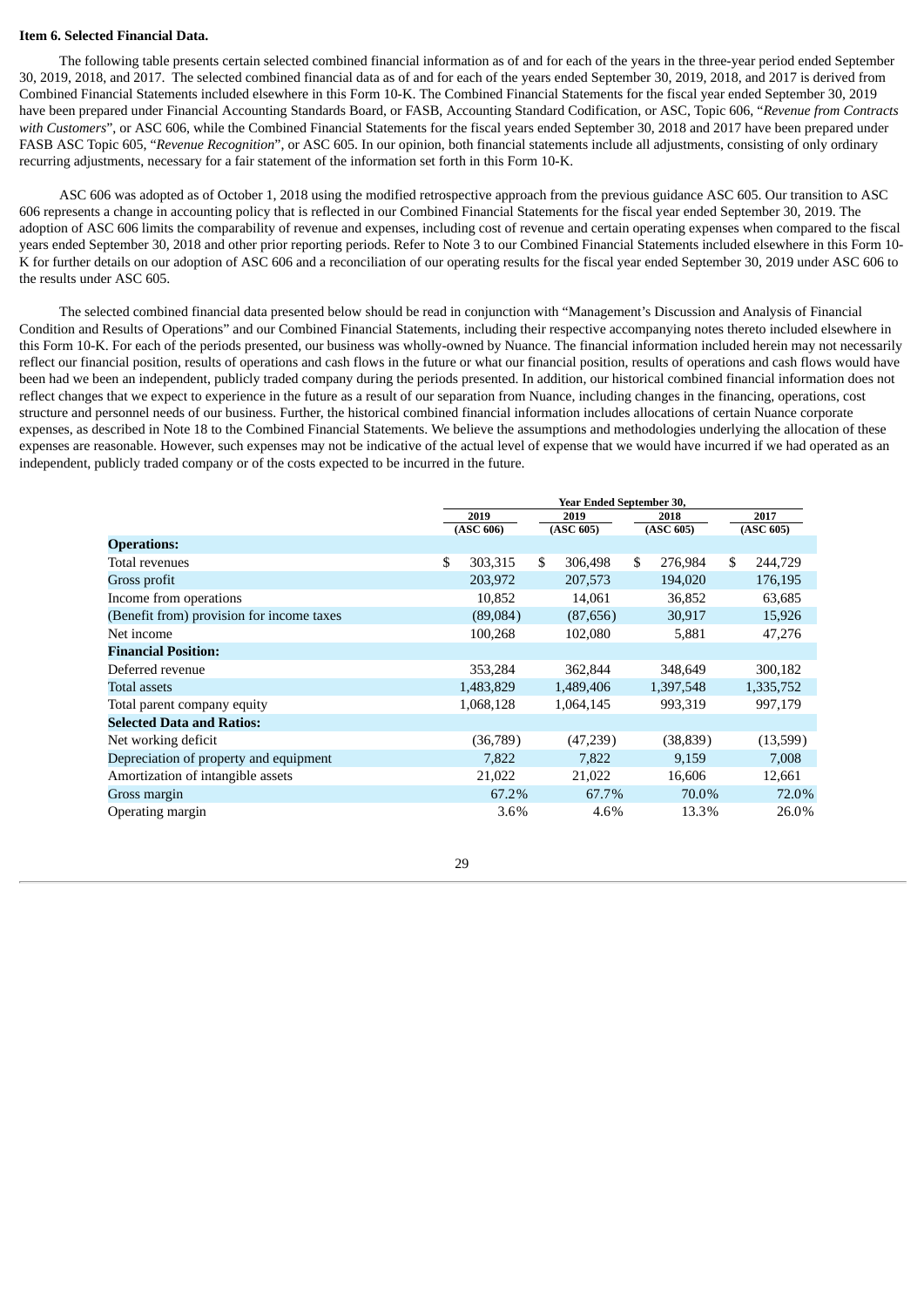**Item 6. Selected Financial Data.**

The following table presents certain selected combined financial information as of and for each of the years in the three-year period ended September 30, 2019, 2018, and 2017. The selected combined financial data as of and for each of the years ended September 30, 2019, 2018, and 2017 is derived from Combined Financial Statements included elsewhere in this Form 10-K. The Combined Financial Statements for the fiscal year ended September 30, 2019 have been prepared under Financial Accounting Standards Board, or FASB, Accounting Standard Codification, or ASC, Topic 606, "*Revenue from Contracts with Customers*", or ASC 606, while the Combined Financial Statements for the fiscal years ended September 30, 2018 and 2017 have been prepared under FASB ASC Topic 605, "*Revenue Recognition*", or ASC 605. In our opinion, both financial statements include all adjustments, consisting of only ordinary recurring adjustments, necessary for a fair statement of the information set forth in this Form 10-K.

ASC 606 was adopted as of October 1, 2018 using the modified retrospective approach from the previous guidance ASC 605. Our transition to ASC 606 represents a change in accounting policy that is reflected in our Combined Financial Statements for the fiscal year ended September 30, 2019. The adoption of ASC 606 limits the comparability of revenue and expenses, including cost of revenue and certain operating expenses when compared to the fiscal years ended September 30, 2018 and other prior reporting periods. Refer to Note 3 to our Combined Financial Statements included elsewhere in this Form 10-K for further details on our adoption of ASC 606 and a reconciliation of our operating results for the fiscal year ended September 30, 2019 under ASC 606 to the results under ASC 605.

The selected combined financial data presented below should be read in conjunction with "Management's Discussion and Analysis of Financial Condition and Results of Operations" and our Combined Financial Statements, including their respective accompanying notes thereto included elsewhere in this Form 10-K. For each of the periods presented, our business was wholly-owned by Nuance. The financial information included herein may not necessarily reflect our financial position, results of operations and cash flows in the future or what our financial position, results of operations and cash flows would have been had we been an independent, publicly traded company during the periods presented. In addition, our historical combined financial information does not reflect changes that we expect to experience in the future as a result of our separation from Nuance, including changes in the financing, operations, cost structure and personnel needs of our business. Further, the historical combined financial information includes allocations of certain Nuance corporate expenses, as described in Note 18 to the Combined Financial Statements. We believe the assumptions and methodologies underlying the allocation of these expenses are reasonable. However, such expenses may not be indicative of the actual level of expense that we would have incurred if we had operated as an independent, publicly traded company or of the costs expected to be incurred in the future.

| | Year Ended September 30, | | | |
|---|---|---|---|---|
| | 2019 (ASC 606) | 2019 (ASC 605) | 2018 (ASC 605) | 2017 (ASC 605) |
| **Operations:** | | | | |
| Total revenues | $ 303,315 | $ 306,498 | $ 276,984 | $ 244,729 |
| Gross profit | 203,972 | 207,573 | 194,020 | 176,195 |
| Income from operations | 10,852 | 14,061 | 36,852 | 63,685 |
| (Benefit from) provision for income taxes | (89,084) | (87,656) | 30,917 | 15,926 |
| Net income | 100,268 | 102,080 | 5,881 | 47,276 |
| **Financial Position:** | | | | |
| Deferred revenue | 353,284 | 362,844 | 348,649 | 300,182 |
| Total assets | 1,483,829 | 1,489,406 | 1,397,548 | 1,335,752 |
| Total parent company equity | 1,068,128 | 1,064,145 | 993,319 | 997,179 |
| **Selected Data and Ratios:** | | | | |
| Net working deficit | (36,789) | (47,239) | (38,839) | (13,599) |
| Depreciation of property and equipment | 7,822 | 7,822 | 9,159 | 7,008 |
| Amortization of intangible assets | 21,022 | 21,022 | 16,606 | 12,661 |
| Gross margin | 67.2% | 67.7% | 70.0% | 72.0% |
| Operating margin | 3.6% | 4.6% | 13.3% | 26.0% |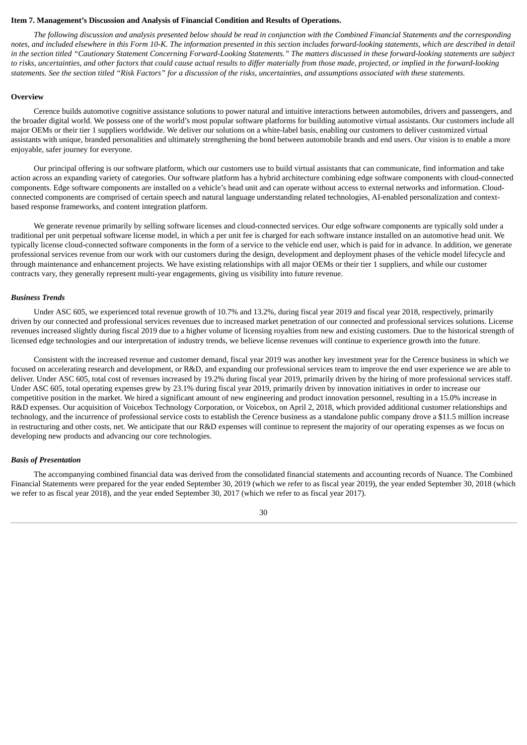## Item 7. Management's Discussion and Analysis of Financial Condition and Results of Operations.

*The following discussion and analysis presented below should be read in conjunction with the Combined Financial Statements and the corresponding notes, and included elsewhere in this Form 10-K. The information presented in this section includes forward-looking statements, which are described in detail in the section titled "Cautionary Statement Concerning Forward-Looking Statements." The matters discussed in these forward-looking statements are subject to risks, uncertainties, and other factors that could cause actual results to differ materially from those made, projected, or implied in the forward-looking statements. See the section titled "Risk Factors" for a discussion of the risks, uncertainties, and assumptions associated with these statements.*

### Overview

Cerence builds automotive cognitive assistance solutions to power natural and intuitive interactions between automobiles, drivers and passengers, and the broader digital world. We possess one of the world's most popular software platforms for building automotive virtual assistants. Our customers include all major OEMs or their tier 1 suppliers worldwide. We deliver our solutions on a white-label basis, enabling our customers to deliver customized virtual assistants with unique, branded personalities and ultimately strengthening the bond between automobile brands and end users. Our vision is to enable a more enjoyable, safer journey for everyone.

Our principal offering is our software platform, which our customers use to build virtual assistants that can communicate, find information and take action across an expanding variety of categories. Our software platform has a hybrid architecture combining edge software components with cloud-connected components. Edge software components are installed on a vehicle's head unit and can operate without access to external networks and information. Cloud-connected components are comprised of certain speech and natural language understanding related technologies, AI-enabled personalization and context-based response frameworks, and content integration platform.

We generate revenue primarily by selling software licenses and cloud-connected services. Our edge software components are typically sold under a traditional per unit perpetual software license model, in which a per unit fee is charged for each software instance installed on an automotive head unit. We typically license cloud-connected software components in the form of a service to the vehicle end user, which is paid for in advance. In addition, we generate professional services revenue from our work with our customers during the design, development and deployment phases of the vehicle model lifecycle and through maintenance and enhancement projects. We have existing relationships with all major OEMs or their tier 1 suppliers, and while our customer contracts vary, they generally represent multi-year engagements, giving us visibility into future revenue.

#### *Business Trends*

Under ASC 605, we experienced total revenue growth of 10.7% and 13.2%, during fiscal year 2019 and fiscal year 2018, respectively, primarily driven by our connected and professional services revenues due to increased market penetration of our connected and professional services solutions. License revenues increased slightly during fiscal 2019 due to a higher volume of licensing royalties from new and existing customers. Due to the historical strength of licensed edge technologies and our interpretation of industry trends, we believe license revenues will continue to experience growth into the future.

Consistent with the increased revenue and customer demand, fiscal year 2019 was another key investment year for the Cerence business in which we focused on accelerating research and development, or R&D, and expanding our professional services team to improve the end user experience we are able to deliver. Under ASC 605, total cost of revenues increased by 19.2% during fiscal year 2019, primarily driven by the hiring of more professional services staff. Under ASC 605, total operating expenses grew by 23.1% during fiscal year 2019, primarily driven by innovation initiatives in order to increase our competitive position in the market. We hired a significant amount of new engineering and product innovation personnel, resulting in a 15.0% increase in R&D expenses. Our acquisition of Voicebox Technology Corporation, or Voicebox, on April 2, 2018, which provided additional customer relationships and technology, and the incurrence of professional service costs to establish the Cerence business as a standalone public company drove a $11.5 million increase in restructuring and other costs, net. We anticipate that our R&D expenses will continue to represent the majority of our operating expenses as we focus on developing new products and advancing our core technologies.

#### *Basis of Presentation*

The accompanying combined financial data was derived from the consolidated financial statements and accounting records of Nuance. The Combined Financial Statements were prepared for the year ended September 30, 2019 (which we refer to as fiscal year 2019), the year ended September 30, 2018 (which we refer to as fiscal year 2018), and the year ended September 30, 2017 (which we refer to as fiscal year 2017).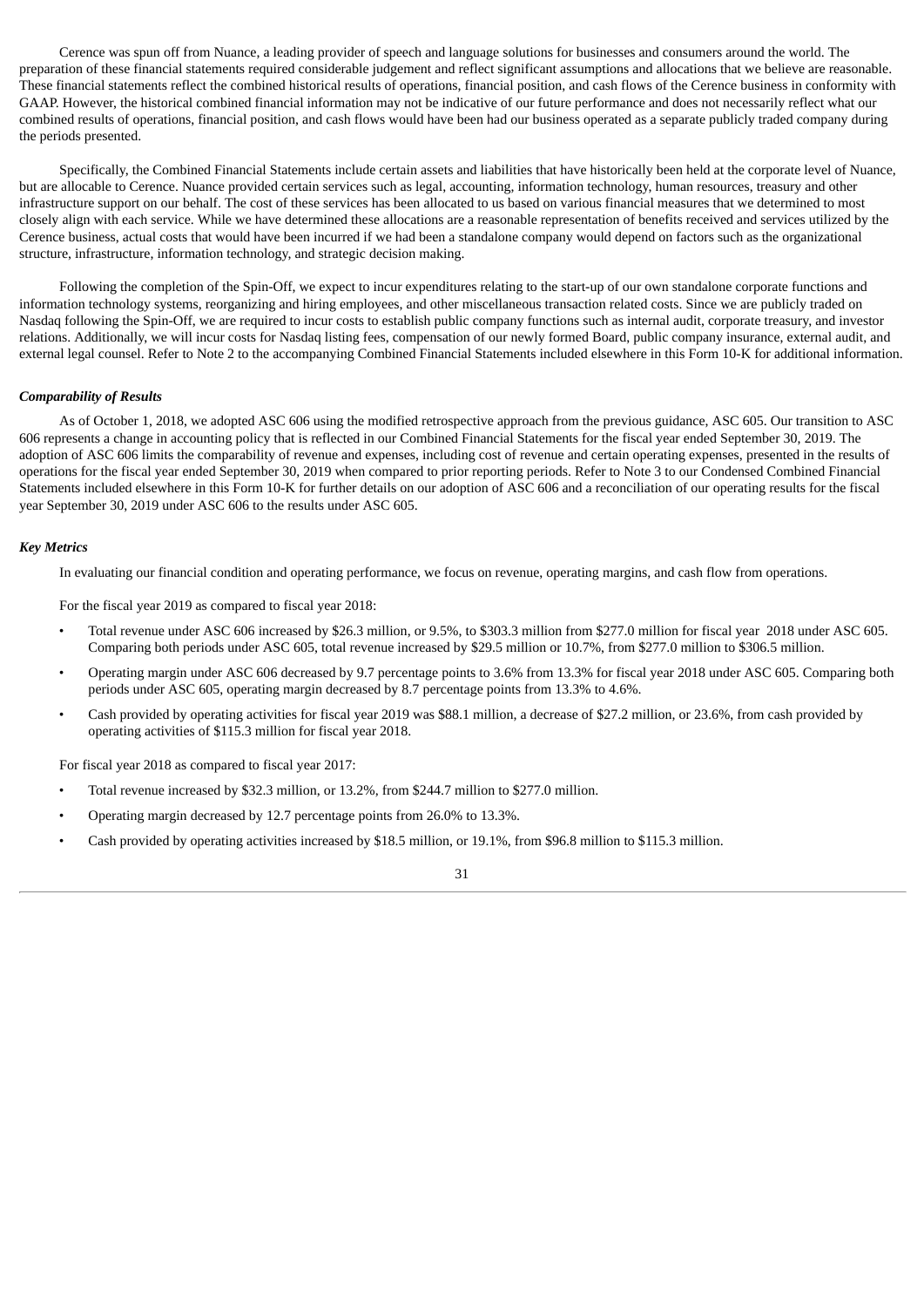Cerence was spun off from Nuance, a leading provider of speech and language solutions for businesses and consumers around the world. The preparation of these financial statements required considerable judgement and reflect significant assumptions and allocations that we believe are reasonable. These financial statements reflect the combined historical results of operations, financial position, and cash flows of the Cerence business in conformity with GAAP. However, the historical combined financial information may not be indicative of our future performance and does not necessarily reflect what our combined results of operations, financial position, and cash flows would have been had our business operated as a separate publicly traded company during the periods presented.

Specifically, the Combined Financial Statements include certain assets and liabilities that have historically been held at the corporate level of Nuance, but are allocable to Cerence. Nuance provided certain services such as legal, accounting, information technology, human resources, treasury and other infrastructure support on our behalf. The cost of these services has been allocated to us based on various financial measures that we determined to most closely align with each service. While we have determined these allocations are a reasonable representation of benefits received and services utilized by the Cerence business, actual costs that would have been incurred if we had been a standalone company would depend on factors such as the organizational structure, infrastructure, information technology, and strategic decision making.

Following the completion of the Spin-Off, we expect to incur expenditures relating to the start-up of our own standalone corporate functions and information technology systems, reorganizing and hiring employees, and other miscellaneous transaction related costs. Since we are publicly traded on Nasdaq following the Spin-Off, we are required to incur costs to establish public company functions such as internal audit, corporate treasury, and investor relations. Additionally, we will incur costs for Nasdaq listing fees, compensation of our newly formed Board, public company insurance, external audit, and external legal counsel. Refer to Note 2 to the accompanying Combined Financial Statements included elsewhere in this Form 10-K for additional information.

***Comparability of Results***

As of October 1, 2018, we adopted ASC 606 using the modified retrospective approach from the previous guidance, ASC 605. Our transition to ASC 606 represents a change in accounting policy that is reflected in our Combined Financial Statements for the fiscal year ended September 30, 2019. The adoption of ASC 606 limits the comparability of revenue and expenses, including cost of revenue and certain operating expenses, presented in the results of operations for the fiscal year ended September 30, 2019 when compared to prior reporting periods. Refer to Note 3 to our Condensed Combined Financial Statements included elsewhere in this Form 10-K for further details on our adoption of ASC 606 and a reconciliation of our operating results for the fiscal year September 30, 2019 under ASC 606 to the results under ASC 605.

***Key Metrics***

In evaluating our financial condition and operating performance, we focus on revenue, operating margins, and cash flow from operations.

For the fiscal year 2019 as compared to fiscal year 2018:

- Total revenue under ASC 606 increased by $26.3 million, or 9.5%, to $303.3 million from $277.0 million for fiscal year 2018 under ASC 605. Comparing both periods under ASC 605, total revenue increased by $29.5 million or 10.7%, from $277.0 million to $306.5 million.
- Operating margin under ASC 606 decreased by 9.7 percentage points to 3.6% from 13.3% for fiscal year 2018 under ASC 605. Comparing both periods under ASC 605, operating margin decreased by 8.7 percentage points from 13.3% to 4.6%.
- Cash provided by operating activities for fiscal year 2019 was $88.1 million, a decrease of $27.2 million, or 23.6%, from cash provided by operating activities of $115.3 million for fiscal year 2018.

For fiscal year 2018 as compared to fiscal year 2017:

- Total revenue increased by $32.3 million, or 13.2%, from $244.7 million to $277.0 million.
- Operating margin decreased by 12.7 percentage points from 26.0% to 13.3%.
- Cash provided by operating activities increased by $18.5 million, or 19.1%, from $96.8 million to $115.3 million.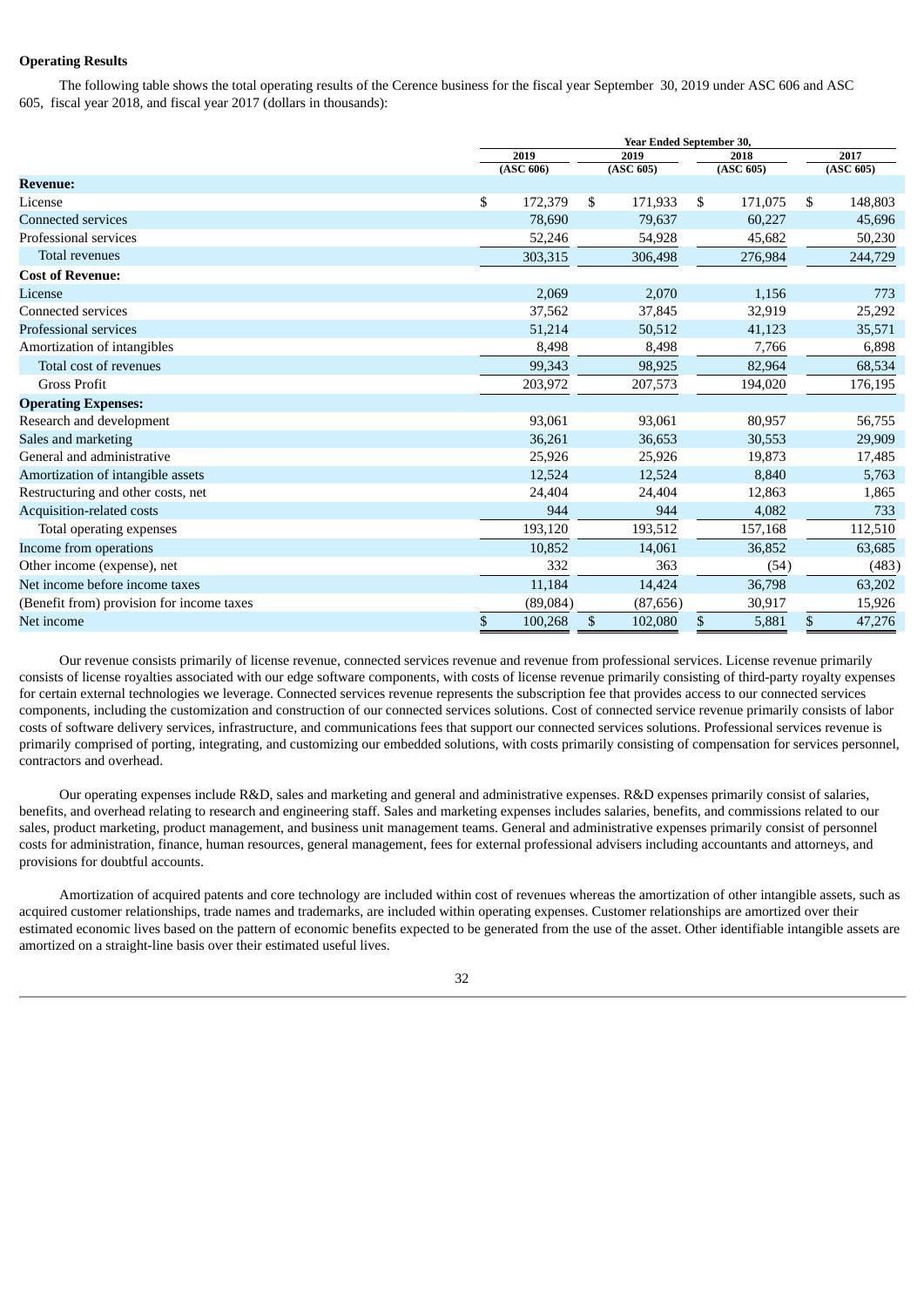### Operating Results

The following table shows the total operating results of the Cerence business for the fiscal year September 30, 2019 under ASC 606 and ASC 605, fiscal year 2018, and fiscal year 2017 (dollars in thousands):

| | Year Ended September 30, | | | |
|---|---|---|---|---|
| | 2019 (ASC 606) | 2019 (ASC 605) | 2018 (ASC 605) | 2017 (ASC 605) |
| **Revenue:** | | | | |
| License | $ 172,379 | $ 171,933 | $ 171,075 | $ 148,803 |
| Connected services | 78,690 | 79,637 | 60,227 | 45,696 |
| Professional services | 52,246 | 54,928 | 45,682 | 50,230 |
| Total revenues | 303,315 | 306,498 | 276,984 | 244,729 |
| **Cost of Revenue:** | | | | |
| License | 2,069 | 2,070 | 1,156 | 773 |
| Connected services | 37,562 | 37,845 | 32,919 | 25,292 |
| Professional services | 51,214 | 50,512 | 41,123 | 35,571 |
| Amortization of intangibles | 8,498 | 8,498 | 7,766 | 6,898 |
| Total cost of revenues | 99,343 | 98,925 | 82,964 | 68,534 |
| Gross Profit | 203,972 | 207,573 | 194,020 | 176,195 |
| **Operating Expenses:** | | | | |
| Research and development | 93,061 | 93,061 | 80,957 | 56,755 |
| Sales and marketing | 36,261 | 36,653 | 30,553 | 29,909 |
| General and administrative | 25,926 | 25,926 | 19,873 | 17,485 |
| Amortization of intangible assets | 12,524 | 12,524 | 8,840 | 5,763 |
| Restructuring and other costs, net | 24,404 | 24,404 | 12,863 | 1,865 |
| Acquisition-related costs | 944 | 944 | 4,082 | 733 |
| Total operating expenses | 193,120 | 193,512 | 157,168 | 112,510 |
| Income from operations | 10,852 | 14,061 | 36,852 | 63,685 |
| Other income (expense), net | 332 | 363 | (54) | (483) |
| Net income before income taxes | 11,184 | 14,424 | 36,798 | 63,202 |
| (Benefit from) provision for income taxes | (89,084) | (87,656) | 30,917 | 15,926 |
| Net income | $ 100,268 | $ 102,080 | $ 5,881 | $ 47,276 |

Our revenue consists primarily of license revenue, connected services revenue and revenue from professional services. License revenue primarily consists of license royalties associated with our edge software components, with costs of license revenue primarily consisting of third-party royalty expenses for certain external technologies we leverage. Connected services revenue represents the subscription fee that provides access to our connected services components, including the customization and construction of our connected services solutions. Cost of connected service revenue primarily consists of labor costs of software delivery services, infrastructure, and communications fees that support our connected services solutions. Professional services revenue is primarily comprised of porting, integrating, and customizing our embedded solutions, with costs primarily consisting of compensation for services personnel, contractors and overhead.

Our operating expenses include R&D, sales and marketing and general and administrative expenses. R&D expenses primarily consist of salaries, benefits, and overhead relating to research and engineering staff. Sales and marketing expenses includes salaries, benefits, and commissions related to our sales, product marketing, product management, and business unit management teams. General and administrative expenses primarily consist of personnel costs for administration, finance, human resources, general management, fees for external professional advisers including accountants and attorneys, and provisions for doubtful accounts.

Amortization of acquired patents and core technology are included within cost of revenues whereas the amortization of other intangible assets, such as acquired customer relationships, trade names and trademarks, are included within operating expenses. Customer relationships are amortized over their estimated economic lives based on the pattern of economic benefits expected to be generated from the use of the asset. Other identifiable intangible assets are amortized on a straight-line basis over their estimated useful lives.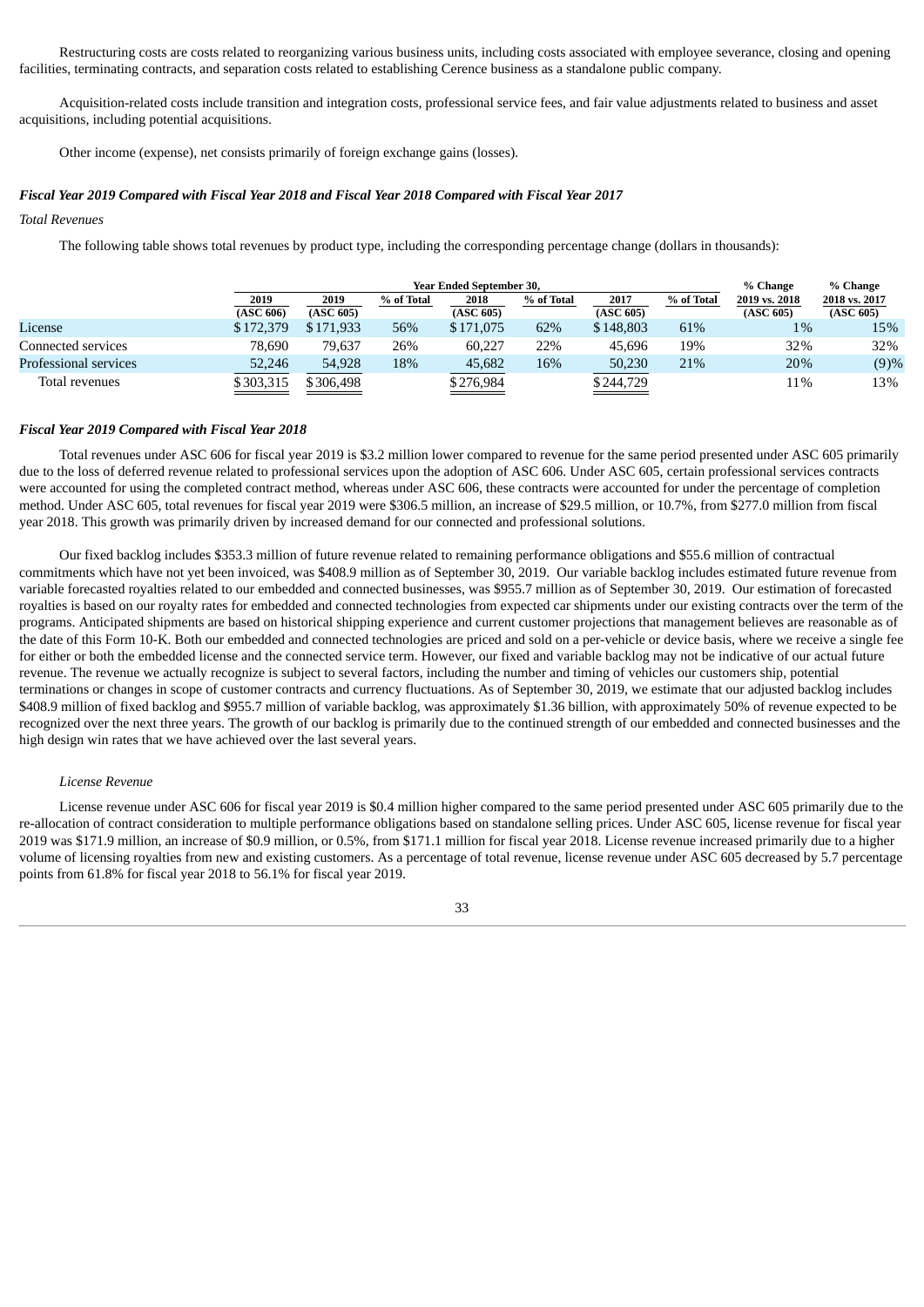Restructuring costs are costs related to reorganizing various business units, including costs associated with employee severance, closing and opening facilities, terminating contracts, and separation costs related to establishing Cerence business as a standalone public company.

Acquisition-related costs include transition and integration costs, professional service fees, and fair value adjustments related to business and asset acquisitions, including potential acquisitions.

Other income (expense), net consists primarily of foreign exchange gains (losses).

### *Fiscal Year 2019 Compared with Fiscal Year 2018 and Fiscal Year 2018 Compared with Fiscal Year 2017*

*Total Revenues*

The following table shows total revenues by product type, including the corresponding percentage change (dollars in thousands):

| | Year Ended September 30, | | | | | | | % Change | % Change |
|---|---|---|---|---|---|---|---|---|---|
| | 2019 (ASC 606) | 2019 (ASC 605) | % of Total | 2018 (ASC 605) | % of Total | 2017 (ASC 605) | % of Total | 2019 vs. 2018 (ASC 605) | 2018 vs. 2017 (ASC 605) |
| License | $ 172,379 | $ 171,933 | 56% | $ 171,075 | 62% | $ 148,803 | 61% | 1% | 15% |
| Connected services | 78,690 | 79,637 | 26% | 60,227 | 22% | 45,696 | 19% | 32% | 32% |
| Professional services | 52,246 | 54,928 | 18% | 45,682 | 16% | 50,230 | 21% | 20% | (9)% |
| Total revenues | $ 303,315 | $ 306,498 | | $ 276,984 | | $ 244,729 | | 11% | 13% |

### *Fiscal Year 2019 Compared with Fiscal Year 2018*

Total revenues under ASC 606 for fiscal year 2019 is $3.2 million lower compared to revenue for the same period presented under ASC 605 primarily due to the loss of deferred revenue related to professional services upon the adoption of ASC 606. Under ASC 605, certain professional services contracts were accounted for using the completed contract method, whereas under ASC 606, these contracts were accounted for under the percentage of completion method. Under ASC 605, total revenues for fiscal year 2019 were $306.5 million, an increase of $29.5 million, or 10.7%, from $277.0 million from fiscal year 2018. This growth was primarily driven by increased demand for our connected and professional solutions.

Our fixed backlog includes $353.3 million of future revenue related to remaining performance obligations and $55.6 million of contractual commitments which have not yet been invoiced, was $408.9 million as of September 30, 2019. Our variable backlog includes estimated future revenue from variable forecasted royalties related to our embedded and connected businesses, was $955.7 million as of September 30, 2019. Our estimation of forecasted royalties is based on our royalty rates for embedded and connected technologies from expected car shipments under our existing contracts over the term of the programs. Anticipated shipments are based on historical shipping experience and current customer projections that management believes are reasonable as of the date of this Form 10-K. Both our embedded and connected technologies are priced and sold on a per-vehicle or device basis, where we receive a single fee for either or both the embedded license and the connected service term. However, our fixed and variable backlog may not be indicative of our actual future revenue. The revenue we actually recognize is subject to several factors, including the number and timing of vehicles our customers ship, potential terminations or changes in scope of customer contracts and currency fluctuations. As of September 30, 2019, we estimate that our adjusted backlog includes $408.9 million of fixed backlog and $955.7 million of variable backlog, was approximately $1.36 billion, with approximately 50% of revenue expected to be recognized over the next three years. The growth of our backlog is primarily due to the continued strength of our embedded and connected businesses and the high design win rates that we have achieved over the last several years.

*License Revenue*

License revenue under ASC 606 for fiscal year 2019 is $0.4 million higher compared to the same period presented under ASC 605 primarily due to the re-allocation of contract consideration to multiple performance obligations based on standalone selling prices. Under ASC 605, license revenue for fiscal year 2019 was $171.9 million, an increase of $0.9 million, or 0.5%, from $171.1 million for fiscal year 2018. License revenue increased primarily due to a higher volume of licensing royalties from new and existing customers. As a percentage of total revenue, license revenue under ASC 605 decreased by 5.7 percentage points from 61.8% for fiscal year 2018 to 56.1% for fiscal year 2019.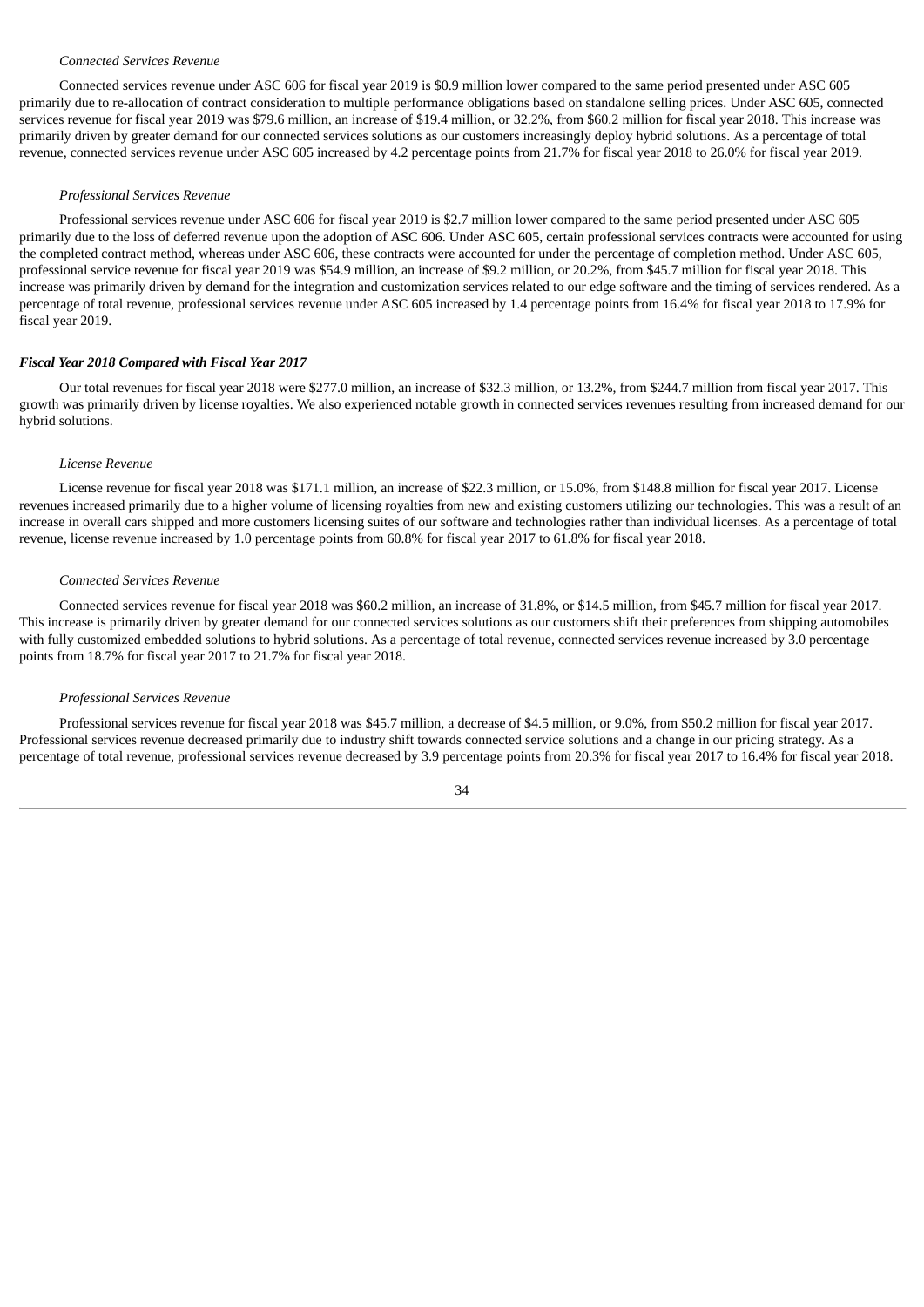*Connected Services Revenue*

Connected services revenue under ASC 606 for fiscal year 2019 is $0.9 million lower compared to the same period presented under ASC 605 primarily due to re-allocation of contract consideration to multiple performance obligations based on standalone selling prices. Under ASC 605, connected services revenue for fiscal year 2019 was $79.6 million, an increase of $19.4 million, or 32.2%, from $60.2 million for fiscal year 2018. This increase was primarily driven by greater demand for our connected services solutions as our customers increasingly deploy hybrid solutions. As a percentage of total revenue, connected services revenue under ASC 605 increased by 4.2 percentage points from 21.7% for fiscal year 2018 to 26.0% for fiscal year 2019.

*Professional Services Revenue*

Professional services revenue under ASC 606 for fiscal year 2019 is $2.7 million lower compared to the same period presented under ASC 605 primarily due to the loss of deferred revenue upon the adoption of ASC 606. Under ASC 605, certain professional services contracts were accounted for using the completed contract method, whereas under ASC 606, these contracts were accounted for under the percentage of completion method. Under ASC 605, professional service revenue for fiscal year 2019 was $54.9 million, an increase of $9.2 million, or 20.2%, from $45.7 million for fiscal year 2018. This increase was primarily driven by demand for the integration and customization services related to our edge software and the timing of services rendered. As a percentage of total revenue, professional services revenue under ASC 605 increased by 1.4 percentage points from 16.4% for fiscal year 2018 to 17.9% for fiscal year 2019.

***Fiscal Year 2018 Compared with Fiscal Year 2017***

Our total revenues for fiscal year 2018 were $277.0 million, an increase of $32.3 million, or 13.2%, from $244.7 million from fiscal year 2017. This growth was primarily driven by license royalties. We also experienced notable growth in connected services revenues resulting from increased demand for our hybrid solutions.

*License Revenue*

License revenue for fiscal year 2018 was $171.1 million, an increase of $22.3 million, or 15.0%, from $148.8 million for fiscal year 2017. License revenues increased primarily due to a higher volume of licensing royalties from new and existing customers utilizing our technologies. This was a result of an increase in overall cars shipped and more customers licensing suites of our software and technologies rather than individual licenses. As a percentage of total revenue, license revenue increased by 1.0 percentage points from 60.8% for fiscal year 2017 to 61.8% for fiscal year 2018.

*Connected Services Revenue*

Connected services revenue for fiscal year 2018 was $60.2 million, an increase of 31.8%, or $14.5 million, from $45.7 million for fiscal year 2017. This increase is primarily driven by greater demand for our connected services solutions as our customers shift their preferences from shipping automobiles with fully customized embedded solutions to hybrid solutions. As a percentage of total revenue, connected services revenue increased by 3.0 percentage points from 18.7% for fiscal year 2017 to 21.7% for fiscal year 2018.

*Professional Services Revenue*

Professional services revenue for fiscal year 2018 was $45.7 million, a decrease of $4.5 million, or 9.0%, from $50.2 million for fiscal year 2017. Professional services revenue decreased primarily due to industry shift towards connected service solutions and a change in our pricing strategy. As a percentage of total revenue, professional services revenue decreased by 3.9 percentage points from 20.3% for fiscal year 2017 to 16.4% for fiscal year 2018.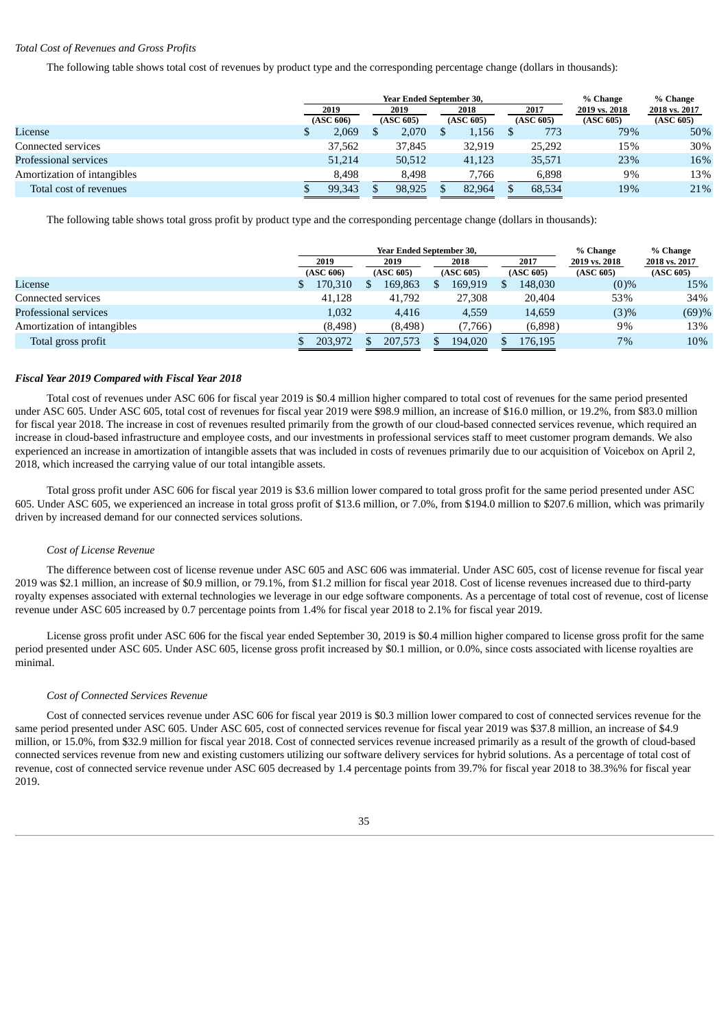*Total Cost of Revenues and Gross Profits*

The following table shows total cost of revenues by product type and the corresponding percentage change (dollars in thousands):

| | Year Ended September 30, | | | | % Change | % Change |
|---|---|---|---|---|---|---|
| | 2019 (ASC 606) | 2019 (ASC 605) | 2018 (ASC 605) | 2017 (ASC 605) | 2019 vs. 2018 (ASC 605) | 2018 vs. 2017 (ASC 605) |
| License | $ 2,069 | $ 2,070 | $ 1,156 | $ 773 | 79% | 50% |
| Connected services | 37,562 | 37,845 | 32,919 | 25,292 | 15% | 30% |
| Professional services | 51,214 | 50,512 | 41,123 | 35,571 | 23% | 16% |
| Amortization of intangibles | 8,498 | 8,498 | 7,766 | 6,898 | 9% | 13% |
| Total cost of revenues | $ 99,343 | $ 98,925 | $ 82,964 | $ 68,534 | 19% | 21% |

The following table shows total gross profit by product type and the corresponding percentage change (dollars in thousands):

| | Year Ended September 30, | | | | % Change | % Change |
|---|---|---|---|---|---|---|
| | 2019 (ASC 606) | 2019 (ASC 605) | 2018 (ASC 605) | 2017 (ASC 605) | 2019 vs. 2018 (ASC 605) | 2018 vs. 2017 (ASC 605) |
| License | $ 170,310 | $ 169,863 | $ 169,919 | $ 148,030 | (0)% | 15% |
| Connected services | 41,128 | 41,792 | 27,308 | 20,404 | 53% | 34% |
| Professional services | 1,032 | 4,416 | 4,559 | 14,659 | (3)% | (69)% |
| Amortization of intangibles | (8,498) | (8,498) | (7,766) | (6,898) | 9% | 13% |
| Total gross profit | $ 203,972 | $ 207,573 | $ 194,020 | $ 176,195 | 7% | 10% |

***Fiscal Year 2019 Compared with Fiscal Year 2018***

Total cost of revenues under ASC 606 for fiscal year 2019 is $0.4 million higher compared to total cost of revenues for the same period presented under ASC 605. Under ASC 605, total cost of revenues for fiscal year 2019 were $98.9 million, an increase of $16.0 million, or 19.2%, from $83.0 million for fiscal year 2018. The increase in cost of revenues resulted primarily from the growth of our cloud-based connected services revenue, which required an increase in cloud-based infrastructure and employee costs, and our investments in professional services staff to meet customer program demands. We also experienced an increase in amortization of intangible assets that was included in costs of revenues primarily due to our acquisition of Voicebox on April 2, 2018, which increased the carrying value of our total intangible assets.

Total gross profit under ASC 606 for fiscal year 2019 is $3.6 million lower compared to total gross profit for the same period presented under ASC 605. Under ASC 605, we experienced an increase in total gross profit of $13.6 million, or 7.0%, from $194.0 million to $207.6 million, which was primarily driven by increased demand for our connected services solutions.

*Cost of License Revenue*

The difference between cost of license revenue under ASC 605 and ASC 606 was immaterial. Under ASC 605, cost of license revenue for fiscal year 2019 was $2.1 million, an increase of $0.9 million, or 79.1%, from $1.2 million for fiscal year 2018. Cost of license revenues increased due to third-party royalty expenses associated with external technologies we leverage in our edge software components. As a percentage of total cost of revenue, cost of license revenue under ASC 605 increased by 0.7 percentage points from 1.4% for fiscal year 2018 to 2.1% for fiscal year 2019.

License gross profit under ASC 606 for the fiscal year ended September 30, 2019 is $0.4 million higher compared to license gross profit for the same period presented under ASC 605. Under ASC 605, license gross profit increased by $0.1 million, or 0.0%, since costs associated with license royalties are minimal.

*Cost of Connected Services Revenue*

Cost of connected services revenue under ASC 606 for fiscal year 2019 is $0.3 million lower compared to cost of connected services revenue for the same period presented under ASC 605. Under ASC 605, cost of connected services revenue for fiscal year 2019 was $37.8 million, an increase of $4.9 million, or 15.0%, from $32.9 million for fiscal year 2018. Cost of connected services revenue increased primarily as a result of the growth of cloud-based connected services revenue from new and existing customers utilizing our software delivery services for hybrid solutions. As a percentage of total cost of revenue, cost of connected service revenue under ASC 605 decreased by 1.4 percentage points from 39.7% for fiscal year 2018 to 38.3%% for fiscal year 2019.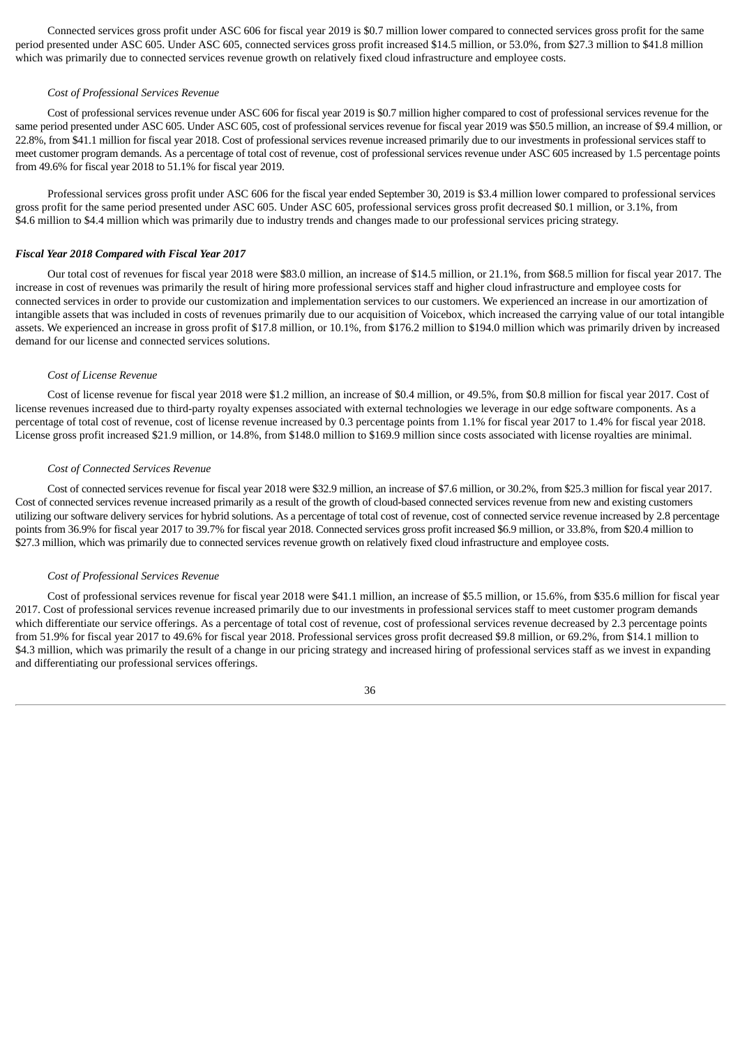Connected services gross profit under ASC 606 for fiscal year 2019 is $0.7 million lower compared to connected services gross profit for the same period presented under ASC 605. Under ASC 605, connected services gross profit increased $14.5 million, or 53.0%, from $27.3 million to $41.8 million which was primarily due to connected services revenue growth on relatively fixed cloud infrastructure and employee costs.

*Cost of Professional Services Revenue*

Cost of professional services revenue under ASC 606 for fiscal year 2019 is $0.7 million higher compared to cost of professional services revenue for the same period presented under ASC 605. Under ASC 605, cost of professional services revenue for fiscal year 2019 was $50.5 million, an increase of $9.4 million, or 22.8%, from $41.1 million for fiscal year 2018. Cost of professional services revenue increased primarily due to our investments in professional services staff to meet customer program demands. As a percentage of total cost of revenue, cost of professional services revenue under ASC 605 increased by 1.5 percentage points from 49.6% for fiscal year 2018 to 51.1% for fiscal year 2019.

Professional services gross profit under ASC 606 for the fiscal year ended September 30, 2019 is $3.4 million lower compared to professional services gross profit for the same period presented under ASC 605. Under ASC 605, professional services gross profit decreased $0.1 million, or 3.1%, from $4.6 million to $4.4 million which was primarily due to industry trends and changes made to our professional services pricing strategy.

***Fiscal Year 2018 Compared with Fiscal Year 2017***

Our total cost of revenues for fiscal year 2018 were $83.0 million, an increase of $14.5 million, or 21.1%, from $68.5 million for fiscal year 2017. The increase in cost of revenues was primarily the result of hiring more professional services staff and higher cloud infrastructure and employee costs for connected services in order to provide our customization and implementation services to our customers. We experienced an increase in our amortization of intangible assets that was included in costs of revenues primarily due to our acquisition of Voicebox, which increased the carrying value of our total intangible assets. We experienced an increase in gross profit of $17.8 million, or 10.1%, from $176.2 million to $194.0 million which was primarily driven by increased demand for our license and connected services solutions.

*Cost of License Revenue*

Cost of license revenue for fiscal year 2018 were $1.2 million, an increase of $0.4 million, or 49.5%, from $0.8 million for fiscal year 2017. Cost of license revenues increased due to third-party royalty expenses associated with external technologies we leverage in our edge software components. As a percentage of total cost of revenue, cost of license revenue increased by 0.3 percentage points from 1.1% for fiscal year 2017 to 1.4% for fiscal year 2018. License gross profit increased $21.9 million, or 14.8%, from $148.0 million to $169.9 million since costs associated with license royalties are minimal.

*Cost of Connected Services Revenue*

Cost of connected services revenue for fiscal year 2018 were $32.9 million, an increase of $7.6 million, or 30.2%, from $25.3 million for fiscal year 2017. Cost of connected services revenue increased primarily as a result of the growth of cloud-based connected services revenue from new and existing customers utilizing our software delivery services for hybrid solutions. As a percentage of total cost of revenue, cost of connected service revenue increased by 2.8 percentage points from 36.9% for fiscal year 2017 to 39.7% for fiscal year 2018. Connected services gross profit increased $6.9 million, or 33.8%, from $20.4 million to $27.3 million, which was primarily due to connected services revenue growth on relatively fixed cloud infrastructure and employee costs.

*Cost of Professional Services Revenue*

Cost of professional services revenue for fiscal year 2018 were $41.1 million, an increase of $5.5 million, or 15.6%, from $35.6 million for fiscal year 2017. Cost of professional services revenue increased primarily due to our investments in professional services staff to meet customer program demands which differentiate our service offerings. As a percentage of total cost of revenue, cost of professional services revenue decreased by 2.3 percentage points from 51.9% for fiscal year 2017 to 49.6% for fiscal year 2018. Professional services gross profit decreased $9.8 million, or 69.2%, from $14.1 million to $4.3 million, which was primarily the result of a change in our pricing strategy and increased hiring of professional services staff as we invest in expanding and differentiating our professional services offerings.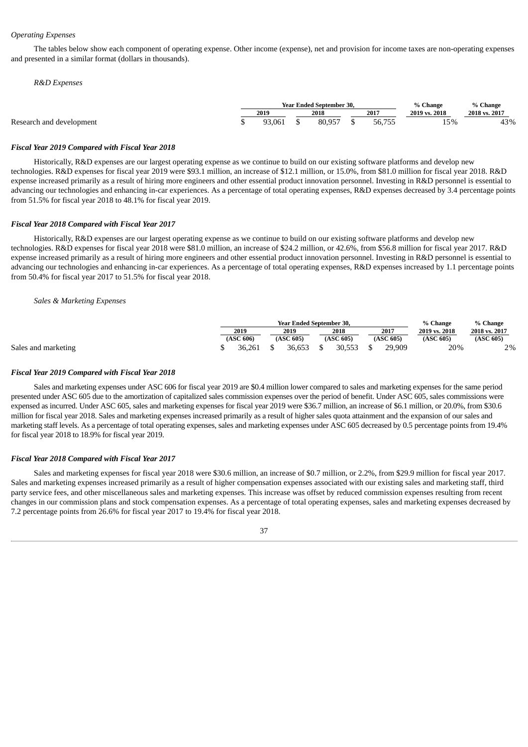*Operating Expenses*

The tables below show each component of operating expense. Other income (expense), net and provision for income taxes are non-operating expenses and presented in a similar format (dollars in thousands).

*R&D Expenses*

| | Year Ended September 30, | | | % Change | % Change |
|---|---|---|---|---|---|
| | 2019 | 2018 | 2017 | 2019 vs. 2018 | 2018 vs. 2017 |
| Research and development | $ 93,061 | $ 80,957 | $ 56,755 | 15% | 43% |

***Fiscal Year 2019 Compared with Fiscal Year 2018***

Historically, R&D expenses are our largest operating expense as we continue to build on our existing software platforms and develop new technologies. R&D expenses for fiscal year 2019 were $93.1 million, an increase of $12.1 million, or 15.0%, from $81.0 million for fiscal year 2018. R&D expense increased primarily as a result of hiring more engineers and other essential product innovation personnel. Investing in R&D personnel is essential to advancing our technologies and enhancing in-car experiences. As a percentage of total operating expenses, R&D expenses decreased by 3.4 percentage points from 51.5% for fiscal year 2018 to 48.1% for fiscal year 2019.

***Fiscal Year 2018 Compared with Fiscal Year 2017***

Historically, R&D expenses are our largest operating expense as we continue to build on our existing software platforms and develop new technologies. R&D expenses for fiscal year 2018 were $81.0 million, an increase of $24.2 million, or 42.6%, from $56.8 million for fiscal year 2017. R&D expense increased primarily as a result of hiring more engineers and other essential product innovation personnel. Investing in R&D personnel is essential to advancing our technologies and enhancing in-car experiences. As a percentage of total operating expenses, R&D expenses increased by 1.1 percentage points from 50.4% for fiscal year 2017 to 51.5% for fiscal year 2018.

*Sales & Marketing Expenses*

| | Year Ended September 30, | | | | % Change | % Change |
|---|---|---|---|---|---|---|
| | 2019 | 2019 | 2018 | 2017 | 2019 vs. 2018 | 2018 vs. 2017 |
| | (ASC 606) | (ASC 605) | (ASC 605) | (ASC 605) | (ASC 605) | (ASC 605) |
| Sales and marketing | $ 36,261 | $ 36,653 | $ 30,553 | $ 29,909 | 20% | 2% |

***Fiscal Year 2019 Compared with Fiscal Year 2018***

Sales and marketing expenses under ASC 606 for fiscal year 2019 are $0.4 million lower compared to sales and marketing expenses for the same period presented under ASC 605 due to the amortization of capitalized sales commission expenses over the period of benefit. Under ASC 605, sales commissions were expensed as incurred. Under ASC 605, sales and marketing expenses for fiscal year 2019 were $36.7 million, an increase of $6.1 million, or 20.0%, from $30.6 million for fiscal year 2018. Sales and marketing expenses increased primarily as a result of higher sales quota attainment and the expansion of our sales and marketing staff levels. As a percentage of total operating expenses, sales and marketing expenses under ASC 605 decreased by 0.5 percentage points from 19.4% for fiscal year 2018 to 18.9% for fiscal year 2019.

***Fiscal Year 2018 Compared with Fiscal Year 2017***

Sales and marketing expenses for fiscal year 2018 were $30.6 million, an increase of $0.7 million, or 2.2%, from $29.9 million for fiscal year 2017. Sales and marketing expenses increased primarily as a result of higher compensation expenses associated with our existing sales and marketing staff, third party service fees, and other miscellaneous sales and marketing expenses. This increase was offset by reduced commission expenses resulting from recent changes in our commission plans and stock compensation expenses. As a percentage of total operating expenses, sales and marketing expenses decreased by 7.2 percentage points from 26.6% for fiscal year 2017 to 19.4% for fiscal year 2018.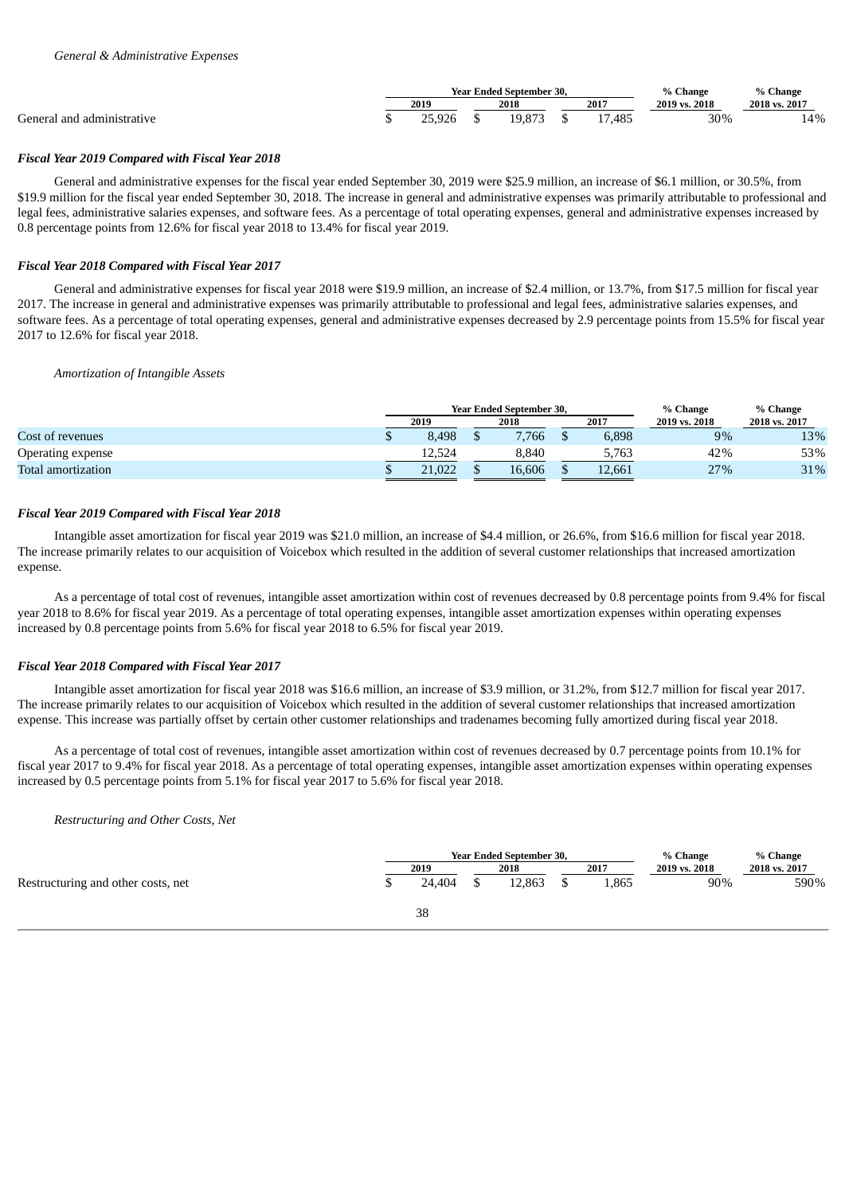*General & Administrative Expenses*

| | Year Ended September 30, | | | % Change | % Change |
|---|---|---|---|---|---|
| | 2019 | 2018 | 2017 | 2019 vs. 2018 | 2018 vs. 2017 |
| General and administrative | $ 25,926 | $ 19,873 | $ 17,485 | 30% | 14% |

***Fiscal Year 2019 Compared with Fiscal Year 2018***

General and administrative expenses for the fiscal year ended September 30, 2019 were $25.9 million, an increase of $6.1 million, or 30.5%, from $19.9 million for the fiscal year ended September 30, 2018. The increase in general and administrative expenses was primarily attributable to professional and legal fees, administrative salaries expenses, and software fees. As a percentage of total operating expenses, general and administrative expenses increased by 0.8 percentage points from 12.6% for fiscal year 2018 to 13.4% for fiscal year 2019.

***Fiscal Year 2018 Compared with Fiscal Year 2017***

General and administrative expenses for fiscal year 2018 were $19.9 million, an increase of $2.4 million, or 13.7%, from $17.5 million for fiscal year 2017. The increase in general and administrative expenses was primarily attributable to professional and legal fees, administrative salaries expenses, and software fees. As a percentage of total operating expenses, general and administrative expenses decreased by 2.9 percentage points from 15.5% for fiscal year 2017 to 12.6% for fiscal year 2018.

*Amortization of Intangible Assets*

| | Year Ended September 30, | | | % Change | % Change |
|---|---|---|---|---|---|
| | 2019 | 2018 | 2017 | 2019 vs. 2018 | 2018 vs. 2017 |
| Cost of revenues | $ 8,498 | $ 7,766 | $ 6,898 | 9% | 13% |
| Operating expense | 12,524 | 8,840 | 5,763 | 42% | 53% |
| Total amortization | $ 21,022 | $ 16,606 | $ 12,661 | 27% | 31% |

***Fiscal Year 2019 Compared with Fiscal Year 2018***

Intangible asset amortization for fiscal year 2019 was $21.0 million, an increase of $4.4 million, or 26.6%, from $16.6 million for fiscal year 2018. The increase primarily relates to our acquisition of Voicebox which resulted in the addition of several customer relationships that increased amortization expense.

As a percentage of total cost of revenues, intangible asset amortization within cost of revenues decreased by 0.8 percentage points from 9.4% for fiscal year 2018 to 8.6% for fiscal year 2019. As a percentage of total operating expenses, intangible asset amortization expenses within operating expenses increased by 0.8 percentage points from 5.6% for fiscal year 2018 to 6.5% for fiscal year 2019.

***Fiscal Year 2018 Compared with Fiscal Year 2017***

Intangible asset amortization for fiscal year 2018 was $16.6 million, an increase of $3.9 million, or 31.2%, from $12.7 million for fiscal year 2017. The increase primarily relates to our acquisition of Voicebox which resulted in the addition of several customer relationships that increased amortization expense. This increase was partially offset by certain other customer relationships and tradenames becoming fully amortized during fiscal year 2018.

As a percentage of total cost of revenues, intangible asset amortization within cost of revenues decreased by 0.7 percentage points from 10.1% for fiscal year 2017 to 9.4% for fiscal year 2018. As a percentage of total operating expenses, intangible asset amortization expenses within operating expenses increased by 0.5 percentage points from 5.1% for fiscal year 2017 to 5.6% for fiscal year 2018.

*Restructuring and Other Costs, Net*

| | Year Ended September 30, | | | % Change | % Change |
|---|---|---|---|---|---|
| | 2019 | 2018 | 2017 | 2019 vs. 2018 | 2018 vs. 2017 |
| Restructuring and other costs, net | $ 24,404 | $ 12,863 | $ 1,865 | 90% | 590% |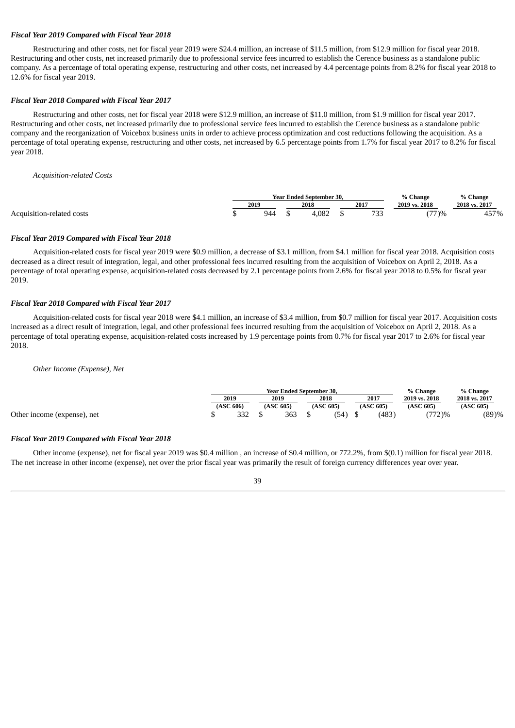***Fiscal Year 2019 Compared with Fiscal Year 2018***

Restructuring and other costs, net for fiscal year 2019 were $24.4 million, an increase of $11.5 million, from $12.9 million for fiscal year 2018. Restructuring and other costs, net increased primarily due to professional service fees incurred to establish the Cerence business as a standalone public company. As a percentage of total operating expense, restructuring and other costs, net increased by 4.4 percentage points from 8.2% for fiscal year 2018 to 12.6% for fiscal year 2019.

***Fiscal Year 2018 Compared with Fiscal Year 2017***

Restructuring and other costs, net for fiscal year 2018 were $12.9 million, an increase of $11.0 million, from $1.9 million for fiscal year 2017. Restructuring and other costs, net increased primarily due to professional service fees incurred to establish the Cerence business as a standalone public company and the reorganization of Voicebox business units in order to achieve process optimization and cost reductions following the acquisition. As a percentage of total operating expense, restructuring and other costs, net increased by 6.5 percentage points from 1.7% for fiscal year 2017 to 8.2% for fiscal year 2018.

*Acquisition-related Costs*

| | Year Ended September 30, | | | % Change | % Change |
|---|---|---|---|---|---|
| | 2019 | 2018 | 2017 | 2019 vs. 2018 | 2018 vs. 2017 |
| Acquisition-related costs | $ 944 | $ 4,082 | $ 733 | (77)% | 457% |

***Fiscal Year 2019 Compared with Fiscal Year 2018***

Acquisition-related costs for fiscal year 2019 were $0.9 million, a decrease of $3.1 million, from $4.1 million for fiscal year 2018. Acquisition costs decreased as a direct result of integration, legal, and other professional fees incurred resulting from the acquisition of Voicebox on April 2, 2018. As a percentage of total operating expense, acquisition-related costs decreased by 2.1 percentage points from 2.6% for fiscal year 2018 to 0.5% for fiscal year 2019.

***Fiscal Year 2018 Compared with Fiscal Year 2017***

Acquisition-related costs for fiscal year 2018 were $4.1 million, an increase of $3.4 million, from $0.7 million for fiscal year 2017. Acquisition costs increased as a direct result of integration, legal, and other professional fees incurred resulting from the acquisition of Voicebox on April 2, 2018. As a percentage of total operating expense, acquisition-related costs increased by 1.9 percentage points from 0.7% for fiscal year 2017 to 2.6% for fiscal year 2018.

*Other Income (Expense), Net*

| | Year Ended September 30, | | | | % Change | % Change |
|---|---|---|---|---|---|---|
| | 2019 | 2019 | 2018 | 2017 | 2019 vs. 2018 | 2018 vs. 2017 |
| | (ASC 606) | (ASC 605) | (ASC 605) | (ASC 605) | (ASC 605) | (ASC 605) |
| Other income (expense), net | $ 332 | $ 363 | $ (54) | $ (483) | (772)% | (89)% |

***Fiscal Year 2019 Compared with Fiscal Year 2018***

Other income (expense), net for fiscal year 2019 was $0.4 million , an increase of $0.4 million, or 772.2%, from $(0.1) million for fiscal year 2018. The net increase in other income (expense), net over the prior fiscal year was primarily the result of foreign currency differences year over year.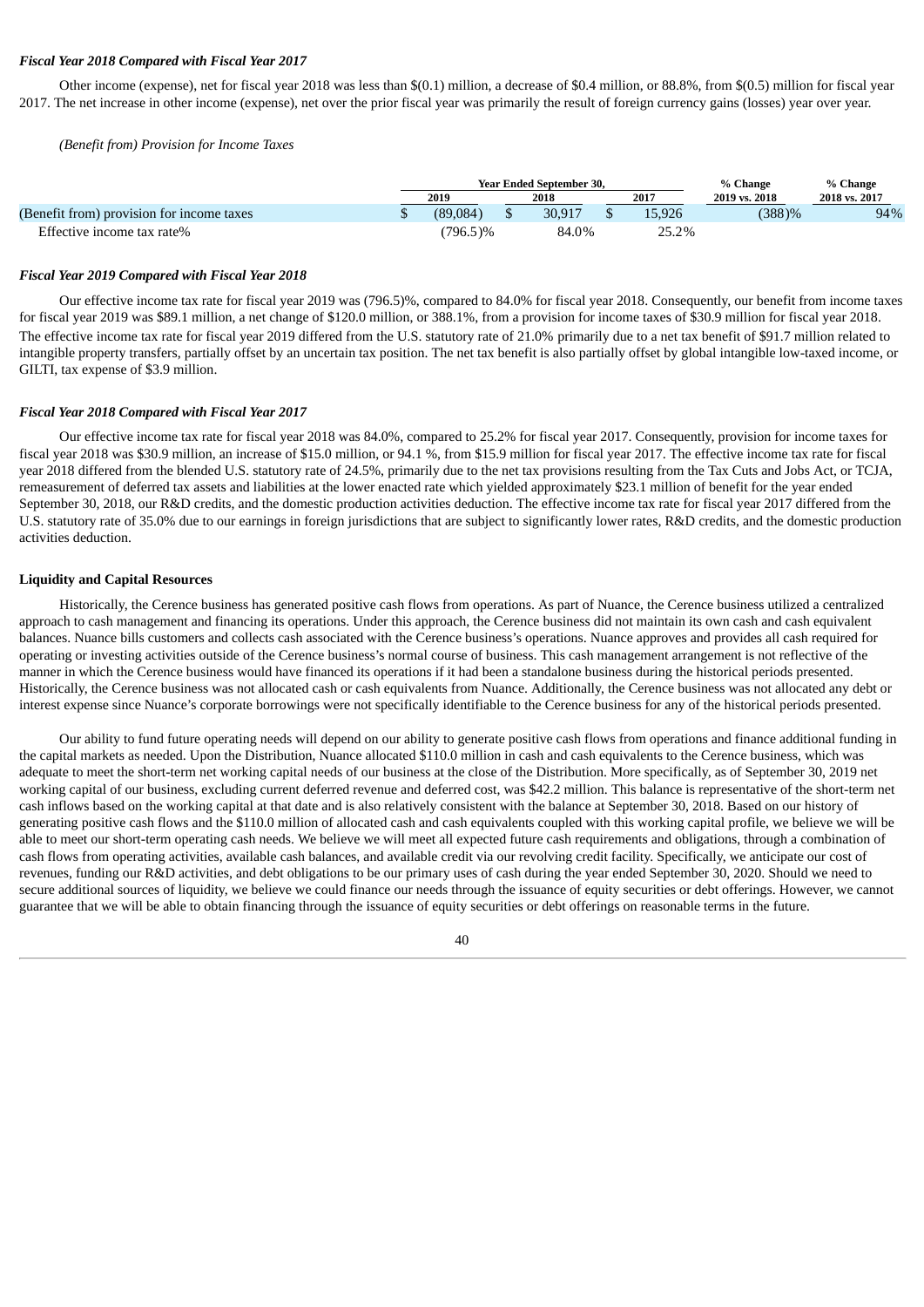*Fiscal Year 2018 Compared with Fiscal Year 2017*

Other income (expense), net for fiscal year 2018 was less than $(0.1) million, a decrease of $0.4 million, or 88.8%, from $(0.5) million for fiscal year 2017. The net increase in other income (expense), net over the prior fiscal year was primarily the result of foreign currency gains (losses) year over year.

*(Benefit from) Provision for Income Taxes*

| | Year Ended September 30, | | | % Change | % Change |
|---|---|---|---|---|---|
| | 2019 | 2018 | 2017 | 2019 vs. 2018 | 2018 vs. 2017 |
| (Benefit from) provision for income taxes | $ (89,084) | $ 30,917 | $ 15,926 | (388)% | 94% |
| Effective income tax rate% | (796.5)% | 84.0% | 25.2% | | |

*Fiscal Year 2019 Compared with Fiscal Year 2018*

Our effective income tax rate for fiscal year 2019 was (796.5)%, compared to 84.0% for fiscal year 2018. Consequently, our benefit from income taxes for fiscal year 2019 was $89.1 million, a net change of $120.0 million, or 388.1%, from a provision for income taxes of $30.9 million for fiscal year 2018. The effective income tax rate for fiscal year 2019 differed from the U.S. statutory rate of 21.0% primarily due to a net tax benefit of $91.7 million related to intangible property transfers, partially offset by an uncertain tax position. The net tax benefit is also partially offset by global intangible low-taxed income, or GILTI, tax expense of $3.9 million.

*Fiscal Year 2018 Compared with Fiscal Year 2017*

Our effective income tax rate for fiscal year 2018 was 84.0%, compared to 25.2% for fiscal year 2017. Consequently, provision for income taxes for fiscal year 2018 was $30.9 million, an increase of $15.0 million, or 94.1 %, from $15.9 million for fiscal year 2017. The effective income tax rate for fiscal year 2018 differed from the blended U.S. statutory rate of 24.5%, primarily due to the net tax provisions resulting from the Tax Cuts and Jobs Act, or TCJA, remeasurement of deferred tax assets and liabilities at the lower enacted rate which yielded approximately $23.1 million of benefit for the year ended September 30, 2018, our R&D credits, and the domestic production activities deduction. The effective income tax rate for fiscal year 2017 differed from the U.S. statutory rate of 35.0% due to our earnings in foreign jurisdictions that are subject to significantly lower rates, R&D credits, and the domestic production activities deduction.

**Liquidity and Capital Resources**

Historically, the Cerence business has generated positive cash flows from operations. As part of Nuance, the Cerence business utilized a centralized approach to cash management and financing its operations. Under this approach, the Cerence business did not maintain its own cash and cash equivalent balances. Nuance bills customers and collects cash associated with the Cerence business's operations. Nuance approves and provides all cash required for operating or investing activities outside of the Cerence business's normal course of business. This cash management arrangement is not reflective of the manner in which the Cerence business would have financed its operations if it had been a standalone business during the historical periods presented. Historically, the Cerence business was not allocated cash or cash equivalents from Nuance. Additionally, the Cerence business was not allocated any debt or interest expense since Nuance's corporate borrowings were not specifically identifiable to the Cerence business for any of the historical periods presented.

Our ability to fund future operating needs will depend on our ability to generate positive cash flows from operations and finance additional funding in the capital markets as needed. Upon the Distribution, Nuance allocated $110.0 million in cash and cash equivalents to the Cerence business, which was adequate to meet the short-term net working capital needs of our business at the close of the Distribution. More specifically, as of September 30, 2019 net working capital of our business, excluding current deferred revenue and deferred cost, was $42.2 million. This balance is representative of the short-term net cash inflows based on the working capital at that date and is also relatively consistent with the balance at September 30, 2018. Based on our history of generating positive cash flows and the $110.0 million of allocated cash and cash equivalents coupled with this working capital profile, we believe we will be able to meet our short-term operating cash needs. We believe we will meet all expected future cash requirements and obligations, through a combination of cash flows from operating activities, available cash balances, and available credit via our revolving credit facility. Specifically, we anticipate our cost of revenues, funding our R&D activities, and debt obligations to be our primary uses of cash during the year ended September 30, 2020. Should we need to secure additional sources of liquidity, we believe we could finance our needs through the issuance of equity securities or debt offerings. However, we cannot guarantee that we will be able to obtain financing through the issuance of equity securities or debt offerings on reasonable terms in the future.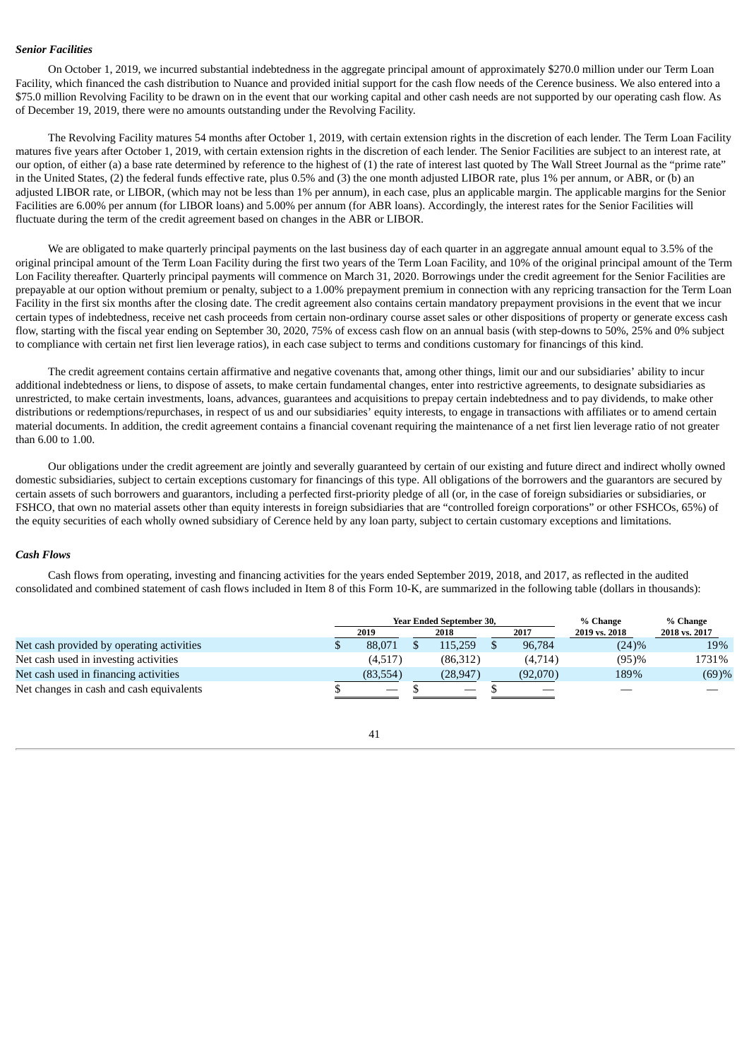***Senior Facilities***

On October 1, 2019, we incurred substantial indebtedness in the aggregate principal amount of approximately $270.0 million under our Term Loan Facility, which financed the cash distribution to Nuance and provided initial support for the cash flow needs of the Cerence business. We also entered into a $75.0 million Revolving Facility to be drawn on in the event that our working capital and other cash needs are not supported by our operating cash flow. As of December 19, 2019, there were no amounts outstanding under the Revolving Facility.

The Revolving Facility matures 54 months after October 1, 2019, with certain extension rights in the discretion of each lender. The Term Loan Facility matures five years after October 1, 2019, with certain extension rights in the discretion of each lender. The Senior Facilities are subject to an interest rate, at our option, of either (a) a base rate determined by reference to the highest of (1) the rate of interest last quoted by The Wall Street Journal as the "prime rate" in the United States, (2) the federal funds effective rate, plus 0.5% and (3) the one month adjusted LIBOR rate, plus 1% per annum, or ABR, or (b) an adjusted LIBOR rate, or LIBOR, (which may not be less than 1% per annum), in each case, plus an applicable margin. The applicable margins for the Senior Facilities are 6.00% per annum (for LIBOR loans) and 5.00% per annum (for ABR loans). Accordingly, the interest rates for the Senior Facilities will fluctuate during the term of the credit agreement based on changes in the ABR or LIBOR.

We are obligated to make quarterly principal payments on the last business day of each quarter in an aggregate annual amount equal to 3.5% of the original principal amount of the Term Loan Facility during the first two years of the Term Loan Facility, and 10% of the original principal amount of the Term Lon Facility thereafter. Quarterly principal payments will commence on March 31, 2020. Borrowings under the credit agreement for the Senior Facilities are prepayable at our option without premium or penalty, subject to a 1.00% prepayment premium in connection with any repricing transaction for the Term Loan Facility in the first six months after the closing date. The credit agreement also contains certain mandatory prepayment provisions in the event that we incur certain types of indebtedness, receive net cash proceeds from certain non-ordinary course asset sales or other dispositions of property or generate excess cash flow, starting with the fiscal year ending on September 30, 2020, 75% of excess cash flow on an annual basis (with step-downs to 50%, 25% and 0% subject to compliance with certain net first lien leverage ratios), in each case subject to terms and conditions customary for financings of this kind.

The credit agreement contains certain affirmative and negative covenants that, among other things, limit our and our subsidiaries' ability to incur additional indebtedness or liens, to dispose of assets, to make certain fundamental changes, enter into restrictive agreements, to designate subsidiaries as unrestricted, to make certain investments, loans, advances, guarantees and acquisitions to prepay certain indebtedness and to pay dividends, to make other distributions or redemptions/repurchases, in respect of us and our subsidiaries' equity interests, to engage in transactions with affiliates or to amend certain material documents. In addition, the credit agreement contains a financial covenant requiring the maintenance of a net first lien leverage ratio of not greater than 6.00 to 1.00.

Our obligations under the credit agreement are jointly and severally guaranteed by certain of our existing and future direct and indirect wholly owned domestic subsidiaries, subject to certain exceptions customary for financings of this type. All obligations of the borrowers and the guarantors are secured by certain assets of such borrowers and guarantors, including a perfected first-priority pledge of all (or, in the case of foreign subsidiaries or subsidiaries, or FSHCO, that own no material assets other than equity interests in foreign subsidiaries that are "controlled foreign corporations" or other FSHCOs, 65%) of the equity securities of each wholly owned subsidiary of Cerence held by any loan party, subject to certain customary exceptions and limitations.

***Cash Flows***

Cash flows from operating, investing and financing activities for the years ended September 2019, 2018, and 2017, as reflected in the audited consolidated and combined statement of cash flows included in Item 8 of this Form 10-K, are summarized in the following table (dollars in thousands):

| | Year Ended September 30, | | | % Change | % Change |
|---|---|---|---|---|---|
| | 2019 | 2018 | 2017 | 2019 vs. 2018 | 2018 vs. 2017 |
| Net cash provided by operating activities | $ 88,071 | $ 115,259 | $ 96,784 | (24)% | 19% |
| Net cash used in investing activities | (4,517) | (86,312) | (4,714) | (95)% | 1731% |
| Net cash used in financing activities | (83,554) | (28,947) | (92,070) | 189% | (69)% |
| Net changes in cash and cash equivalents | $ — | $ — | $ — | — | — |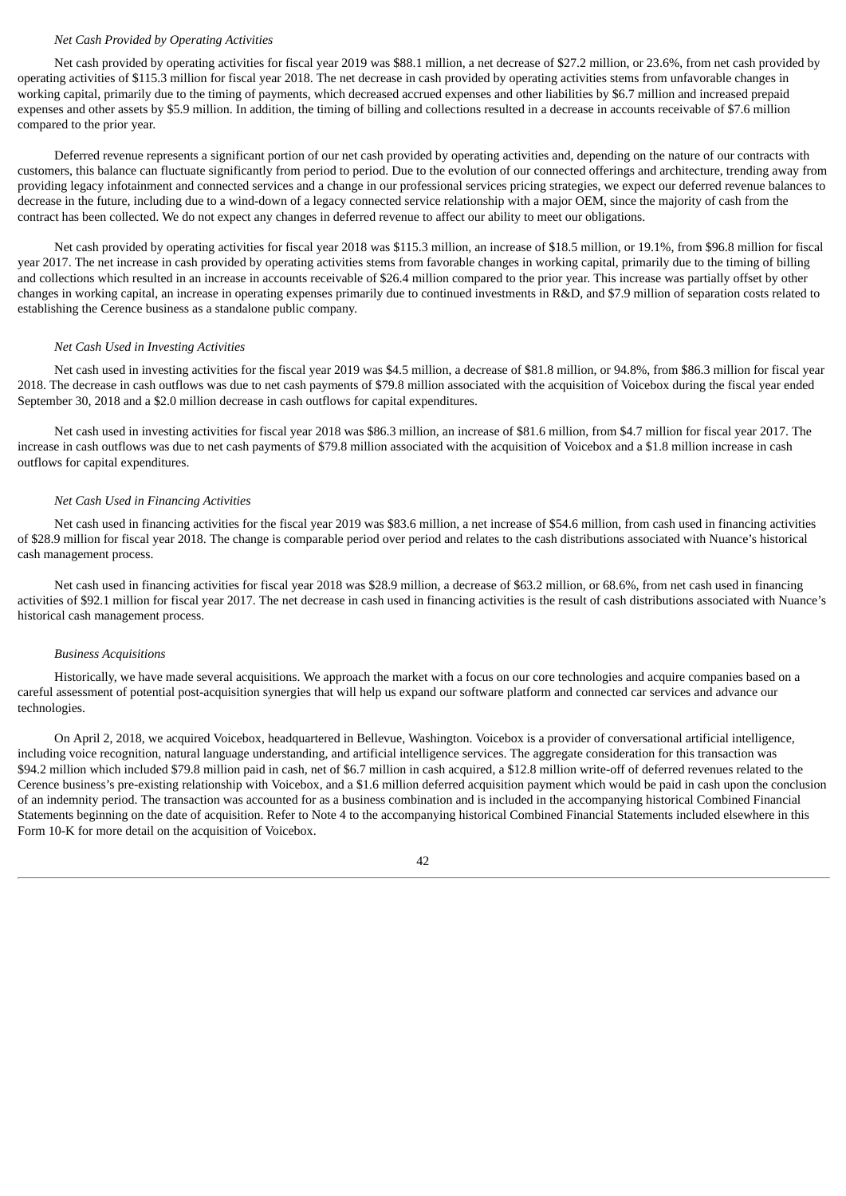*Net Cash Provided by Operating Activities*

Net cash provided by operating activities for fiscal year 2019 was $88.1 million, a net decrease of $27.2 million, or 23.6%, from net cash provided by operating activities of $115.3 million for fiscal year 2018. The net decrease in cash provided by operating activities stems from unfavorable changes in working capital, primarily due to the timing of payments, which decreased accrued expenses and other liabilities by $6.7 million and increased prepaid expenses and other assets by $5.9 million. In addition, the timing of billing and collections resulted in a decrease in accounts receivable of $7.6 million compared to the prior year.

Deferred revenue represents a significant portion of our net cash provided by operating activities and, depending on the nature of our contracts with customers, this balance can fluctuate significantly from period to period. Due to the evolution of our connected offerings and architecture, trending away from providing legacy infotainment and connected services and a change in our professional services pricing strategies, we expect our deferred revenue balances to decrease in the future, including due to a wind-down of a legacy connected service relationship with a major OEM, since the majority of cash from the contract has been collected. We do not expect any changes in deferred revenue to affect our ability to meet our obligations.

Net cash provided by operating activities for fiscal year 2018 was $115.3 million, an increase of $18.5 million, or 19.1%, from $96.8 million for fiscal year 2017. The net increase in cash provided by operating activities stems from favorable changes in working capital, primarily due to the timing of billing and collections which resulted in an increase in accounts receivable of $26.4 million compared to the prior year. This increase was partially offset by other changes in working capital, an increase in operating expenses primarily due to continued investments in R&D, and $7.9 million of separation costs related to establishing the Cerence business as a standalone public company.

*Net Cash Used in Investing Activities*

Net cash used in investing activities for the fiscal year 2019 was $4.5 million, a decrease of $81.8 million, or 94.8%, from $86.3 million for fiscal year 2018. The decrease in cash outflows was due to net cash payments of $79.8 million associated with the acquisition of Voicebox during the fiscal year ended September 30, 2018 and a $2.0 million decrease in cash outflows for capital expenditures.

Net cash used in investing activities for fiscal year 2018 was $86.3 million, an increase of $81.6 million, from $4.7 million for fiscal year 2017. The increase in cash outflows was due to net cash payments of $79.8 million associated with the acquisition of Voicebox and a $1.8 million increase in cash outflows for capital expenditures.

*Net Cash Used in Financing Activities*

Net cash used in financing activities for the fiscal year 2019 was $83.6 million, a net increase of $54.6 million, from cash used in financing activities of $28.9 million for fiscal year 2018. The change is comparable period over period and relates to the cash distributions associated with Nuance's historical cash management process.

Net cash used in financing activities for fiscal year 2018 was $28.9 million, a decrease of $63.2 million, or 68.6%, from net cash used in financing activities of $92.1 million for fiscal year 2017. The net decrease in cash used in financing activities is the result of cash distributions associated with Nuance's historical cash management process.

*Business Acquisitions*

Historically, we have made several acquisitions. We approach the market with a focus on our core technologies and acquire companies based on a careful assessment of potential post-acquisition synergies that will help us expand our software platform and connected car services and advance our technologies.

On April 2, 2018, we acquired Voicebox, headquartered in Bellevue, Washington. Voicebox is a provider of conversational artificial intelligence, including voice recognition, natural language understanding, and artificial intelligence services. The aggregate consideration for this transaction was $94.2 million which included $79.8 million paid in cash, net of $6.7 million in cash acquired, a $12.8 million write-off of deferred revenues related to the Cerence business's pre-existing relationship with Voicebox, and a $1.6 million deferred acquisition payment which would be paid in cash upon the conclusion of an indemnity period. The transaction was accounted for as a business combination and is included in the accompanying historical Combined Financial Statements beginning on the date of acquisition. Refer to Note 4 to the accompanying historical Combined Financial Statements included elsewhere in this Form 10-K for more detail on the acquisition of Voicebox.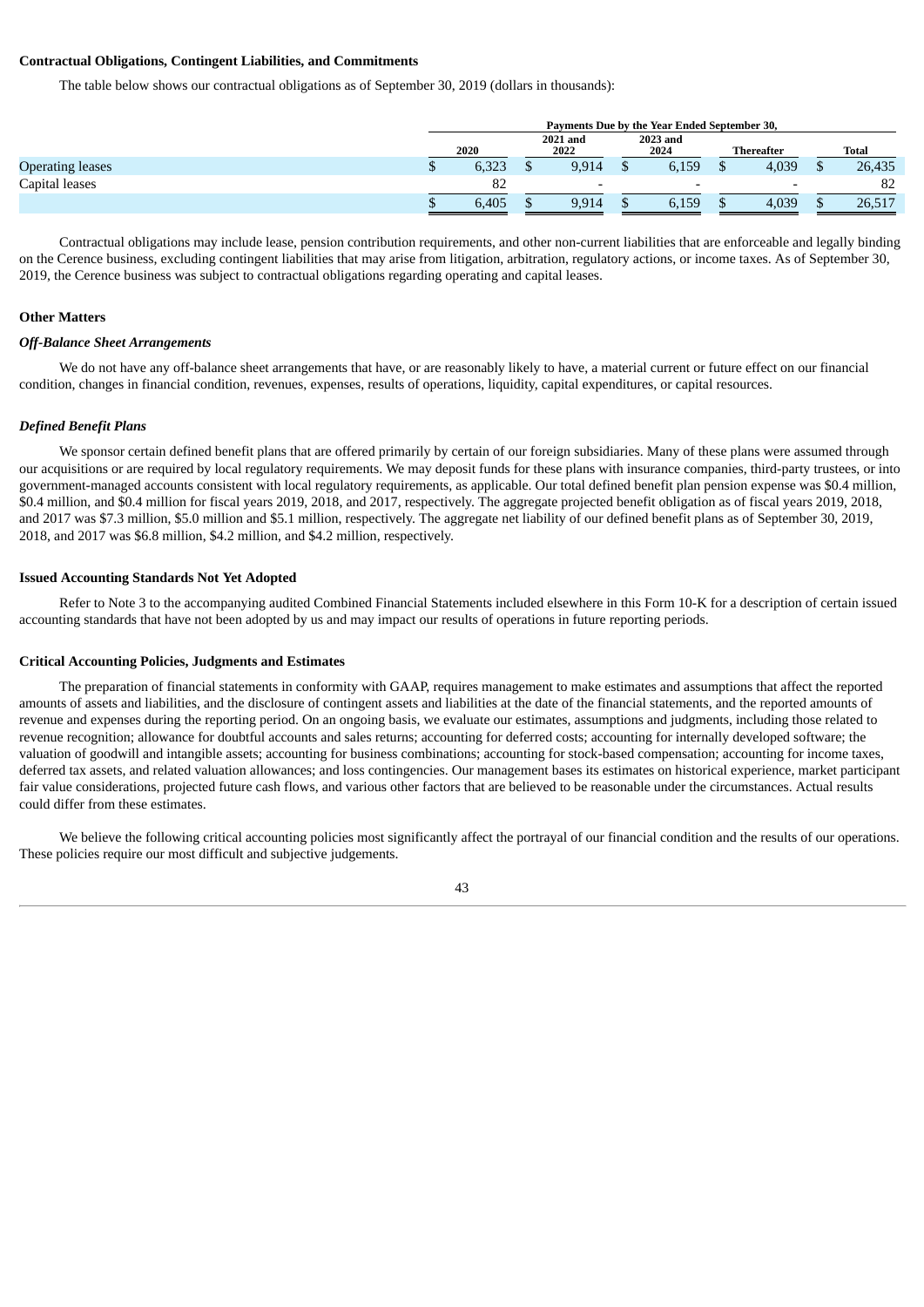**Contractual Obligations, Contingent Liabilities, and Commitments**

The table below shows our contractual obligations as of September 30, 2019 (dollars in thousands):

| | Payments Due by the Year Ended September 30, | | | | |
|---|---|---|---|---|---|
| | 2020 | 2021 and 2022 | 2023 and 2024 | Thereafter | Total |
| Operating leases | $ 6,323 | $ 9,914 | $ 6,159 | $ 4,039 | $ 26,435 |
| Capital leases | 82 | - | - | - | 82 |
| | $ 6,405 | $ 9,914 | $ 6,159 | $ 4,039 | $ 26,517 |

Contractual obligations may include lease, pension contribution requirements, and other non-current liabilities that are enforceable and legally binding on the Cerence business, excluding contingent liabilities that may arise from litigation, arbitration, regulatory actions, or income taxes. As of September 30, 2019, the Cerence business was subject to contractual obligations regarding operating and capital leases.

**Other Matters**

***Off-Balance Sheet Arrangements***

We do not have any off-balance sheet arrangements that have, or are reasonably likely to have, a material current or future effect on our financial condition, changes in financial condition, revenues, expenses, results of operations, liquidity, capital expenditures, or capital resources.

***Defined Benefit Plans***

We sponsor certain defined benefit plans that are offered primarily by certain of our foreign subsidiaries. Many of these plans were assumed through our acquisitions or are required by local regulatory requirements. We may deposit funds for these plans with insurance companies, third-party trustees, or into government-managed accounts consistent with local regulatory requirements, as applicable. Our total defined benefit plan pension expense was $0.4 million, $0.4 million, and $0.4 million for fiscal years 2019, 2018, and 2017, respectively. The aggregate projected benefit obligation as of fiscal years 2019, 2018, and 2017 was $7.3 million, $5.0 million and $5.1 million, respectively. The aggregate net liability of our defined benefit plans as of September 30, 2019, 2018, and 2017 was $6.8 million, $4.2 million, and $4.2 million, respectively.

**Issued Accounting Standards Not Yet Adopted**

Refer to Note 3 to the accompanying audited Combined Financial Statements included elsewhere in this Form 10-K for a description of certain issued accounting standards that have not been adopted by us and may impact our results of operations in future reporting periods.

**Critical Accounting Policies, Judgments and Estimates**

The preparation of financial statements in conformity with GAAP, requires management to make estimates and assumptions that affect the reported amounts of assets and liabilities, and the disclosure of contingent assets and liabilities at the date of the financial statements, and the reported amounts of revenue and expenses during the reporting period. On an ongoing basis, we evaluate our estimates, assumptions and judgments, including those related to revenue recognition; allowance for doubtful accounts and sales returns; accounting for deferred costs; accounting for internally developed software; the valuation of goodwill and intangible assets; accounting for business combinations; accounting for stock-based compensation; accounting for income taxes, deferred tax assets, and related valuation allowances; and loss contingencies. Our management bases its estimates on historical experience, market participant fair value considerations, projected future cash flows, and various other factors that are believed to be reasonable under the circumstances. Actual results could differ from these estimates.

We believe the following critical accounting policies most significantly affect the portrayal of our financial condition and the results of our operations. These policies require our most difficult and subjective judgements.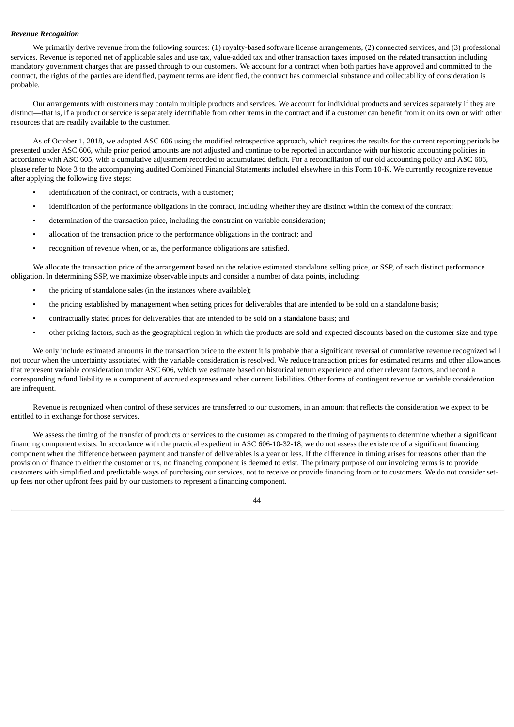***Revenue Recognition***

We primarily derive revenue from the following sources: (1) royalty-based software license arrangements, (2) connected services, and (3) professional services. Revenue is reported net of applicable sales and use tax, value-added tax and other transaction taxes imposed on the related transaction including mandatory government charges that are passed through to our customers. We account for a contract when both parties have approved and committed to the contract, the rights of the parties are identified, payment terms are identified, the contract has commercial substance and collectability of consideration is probable.

Our arrangements with customers may contain multiple products and services. We account for individual products and services separately if they are distinct—that is, if a product or service is separately identifiable from other items in the contract and if a customer can benefit from it on its own or with other resources that are readily available to the customer.

As of October 1, 2018, we adopted ASC 606 using the modified retrospective approach, which requires the results for the current reporting periods be presented under ASC 606, while prior period amounts are not adjusted and continue to be reported in accordance with our historic accounting policies in accordance with ASC 605, with a cumulative adjustment recorded to accumulated deficit. For a reconciliation of our old accounting policy and ASC 606, please refer to Note 3 to the accompanying audited Combined Financial Statements included elsewhere in this Form 10-K. We currently recognize revenue after applying the following five steps:

- identification of the contract, or contracts, with a customer;
- identification of the performance obligations in the contract, including whether they are distinct within the context of the contract;
- determination of the transaction price, including the constraint on variable consideration;
- allocation of the transaction price to the performance obligations in the contract; and
- recognition of revenue when, or as, the performance obligations are satisfied.

We allocate the transaction price of the arrangement based on the relative estimated standalone selling price, or SSP, of each distinct performance obligation. In determining SSP, we maximize observable inputs and consider a number of data points, including:

- the pricing of standalone sales (in the instances where available);
- the pricing established by management when setting prices for deliverables that are intended to be sold on a standalone basis;
- contractually stated prices for deliverables that are intended to be sold on a standalone basis; and
- other pricing factors, such as the geographical region in which the products are sold and expected discounts based on the customer size and type.

We only include estimated amounts in the transaction price to the extent it is probable that a significant reversal of cumulative revenue recognized will not occur when the uncertainty associated with the variable consideration is resolved. We reduce transaction prices for estimated returns and other allowances that represent variable consideration under ASC 606, which we estimate based on historical return experience and other relevant factors, and record a corresponding refund liability as a component of accrued expenses and other current liabilities. Other forms of contingent revenue or variable consideration are infrequent.

Revenue is recognized when control of these services are transferred to our customers, in an amount that reflects the consideration we expect to be entitled to in exchange for those services.

We assess the timing of the transfer of products or services to the customer as compared to the timing of payments to determine whether a significant financing component exists. In accordance with the practical expedient in ASC 606-10-32-18, we do not assess the existence of a significant financing component when the difference between payment and transfer of deliverables is a year or less. If the difference in timing arises for reasons other than the provision of finance to either the customer or us, no financing component is deemed to exist. The primary purpose of our invoicing terms is to provide customers with simplified and predictable ways of purchasing our services, not to receive or provide financing from or to customers. We do not consider set-up fees nor other upfront fees paid by our customers to represent a financing component.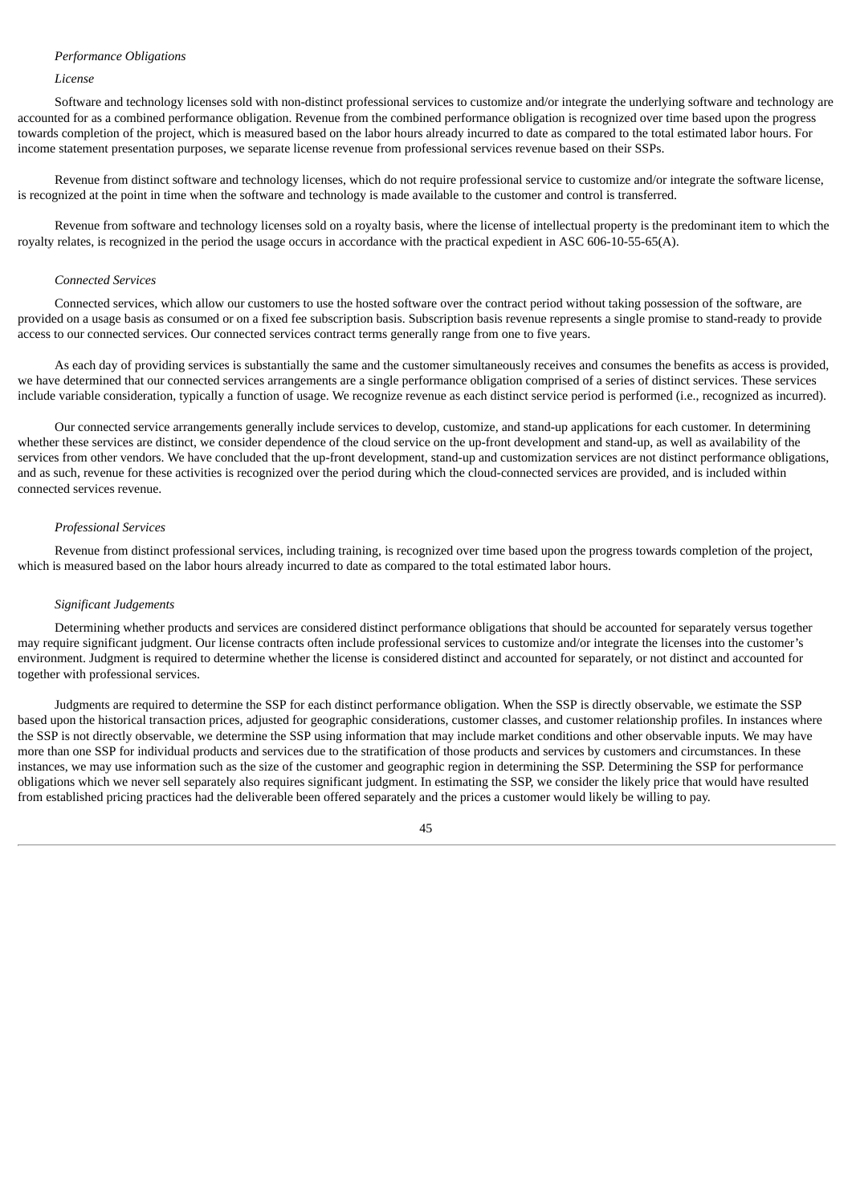*Performance Obligations*

*License*

Software and technology licenses sold with non-distinct professional services to customize and/or integrate the underlying software and technology are accounted for as a combined performance obligation. Revenue from the combined performance obligation is recognized over time based upon the progress towards completion of the project, which is measured based on the labor hours already incurred to date as compared to the total estimated labor hours. For income statement presentation purposes, we separate license revenue from professional services revenue based on their SSPs.

Revenue from distinct software and technology licenses, which do not require professional service to customize and/or integrate the software license, is recognized at the point in time when the software and technology is made available to the customer and control is transferred.

Revenue from software and technology licenses sold on a royalty basis, where the license of intellectual property is the predominant item to which the royalty relates, is recognized in the period the usage occurs in accordance with the practical expedient in ASC 606-10-55-65(A).

*Connected Services*

Connected services, which allow our customers to use the hosted software over the contract period without taking possession of the software, are provided on a usage basis as consumed or on a fixed fee subscription basis. Subscription basis revenue represents a single promise to stand-ready to provide access to our connected services. Our connected services contract terms generally range from one to five years.

As each day of providing services is substantially the same and the customer simultaneously receives and consumes the benefits as access is provided, we have determined that our connected services arrangements are a single performance obligation comprised of a series of distinct services. These services include variable consideration, typically a function of usage. We recognize revenue as each distinct service period is performed (i.e., recognized as incurred).

Our connected service arrangements generally include services to develop, customize, and stand-up applications for each customer. In determining whether these services are distinct, we consider dependence of the cloud service on the up-front development and stand-up, as well as availability of the services from other vendors. We have concluded that the up-front development, stand-up and customization services are not distinct performance obligations, and as such, revenue for these activities is recognized over the period during which the cloud-connected services are provided, and is included within connected services revenue.

*Professional Services*

Revenue from distinct professional services, including training, is recognized over time based upon the progress towards completion of the project, which is measured based on the labor hours already incurred to date as compared to the total estimated labor hours.

*Significant Judgements*

Determining whether products and services are considered distinct performance obligations that should be accounted for separately versus together may require significant judgment. Our license contracts often include professional services to customize and/or integrate the licenses into the customer's environment. Judgment is required to determine whether the license is considered distinct and accounted for separately, or not distinct and accounted for together with professional services.

Judgments are required to determine the SSP for each distinct performance obligation. When the SSP is directly observable, we estimate the SSP based upon the historical transaction prices, adjusted for geographic considerations, customer classes, and customer relationship profiles. In instances where the SSP is not directly observable, we determine the SSP using information that may include market conditions and other observable inputs. We may have more than one SSP for individual products and services due to the stratification of those products and services by customers and circumstances. In these instances, we may use information such as the size of the customer and geographic region in determining the SSP. Determining the SSP for performance obligations which we never sell separately also requires significant judgment. In estimating the SSP, we consider the likely price that would have resulted from established pricing practices had the deliverable been offered separately and the prices a customer would likely be willing to pay.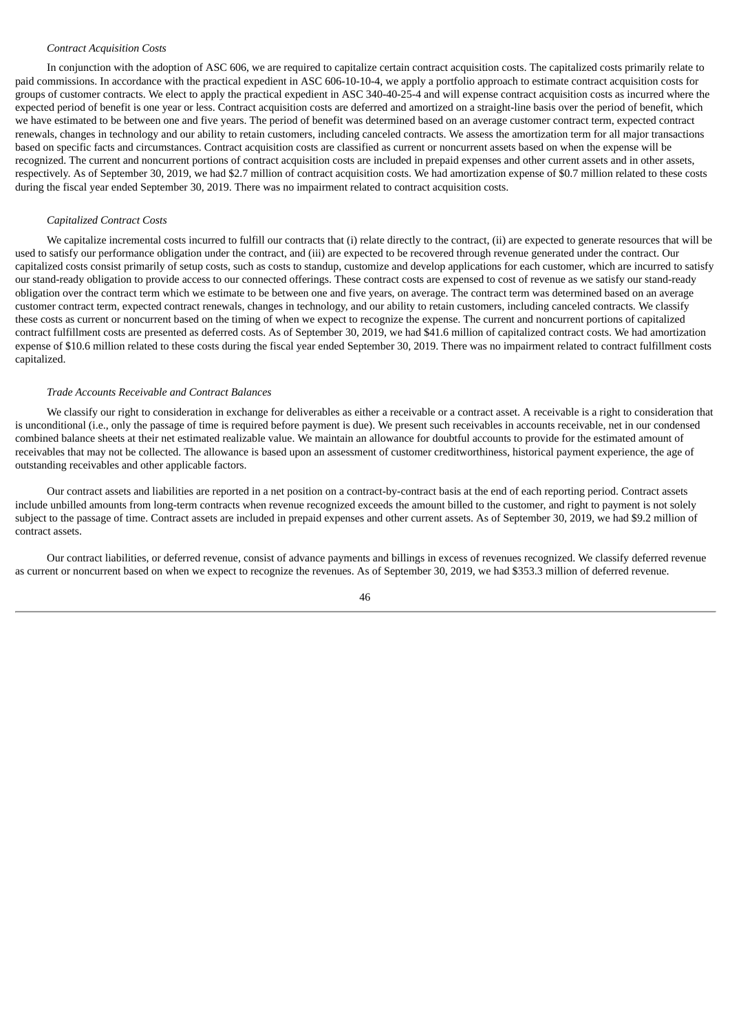*Contract Acquisition Costs*

In conjunction with the adoption of ASC 606, we are required to capitalize certain contract acquisition costs. The capitalized costs primarily relate to paid commissions. In accordance with the practical expedient in ASC 606-10-10-4, we apply a portfolio approach to estimate contract acquisition costs for groups of customer contracts. We elect to apply the practical expedient in ASC 340-40-25-4 and will expense contract acquisition costs as incurred where the expected period of benefit is one year or less. Contract acquisition costs are deferred and amortized on a straight-line basis over the period of benefit, which we have estimated to be between one and five years. The period of benefit was determined based on an average customer contract term, expected contract renewals, changes in technology and our ability to retain customers, including canceled contracts. We assess the amortization term for all major transactions based on specific facts and circumstances. Contract acquisition costs are classified as current or noncurrent assets based on when the expense will be recognized. The current and noncurrent portions of contract acquisition costs are included in prepaid expenses and other current assets and in other assets, respectively. As of September 30, 2019, we had $2.7 million of contract acquisition costs. We had amortization expense of $0.7 million related to these costs during the fiscal year ended September 30, 2019. There was no impairment related to contract acquisition costs.

*Capitalized Contract Costs*

We capitalize incremental costs incurred to fulfill our contracts that (i) relate directly to the contract, (ii) are expected to generate resources that will be used to satisfy our performance obligation under the contract, and (iii) are expected to be recovered through revenue generated under the contract. Our capitalized costs consist primarily of setup costs, such as costs to standup, customize and develop applications for each customer, which are incurred to satisfy our stand-ready obligation to provide access to our connected offerings. These contract costs are expensed to cost of revenue as we satisfy our stand-ready obligation over the contract term which we estimate to be between one and five years, on average. The contract term was determined based on an average customer contract term, expected contract renewals, changes in technology, and our ability to retain customers, including canceled contracts. We classify these costs as current or noncurrent based on the timing of when we expect to recognize the expense. The current and noncurrent portions of capitalized contract fulfillment costs are presented as deferred costs. As of September 30, 2019, we had $41.6 million of capitalized contract costs. We had amortization expense of $10.6 million related to these costs during the fiscal year ended September 30, 2019. There was no impairment related to contract fulfillment costs capitalized.

*Trade Accounts Receivable and Contract Balances*

We classify our right to consideration in exchange for deliverables as either a receivable or a contract asset. A receivable is a right to consideration that is unconditional (i.e., only the passage of time is required before payment is due). We present such receivables in accounts receivable, net in our condensed combined balance sheets at their net estimated realizable value. We maintain an allowance for doubtful accounts to provide for the estimated amount of receivables that may not be collected. The allowance is based upon an assessment of customer creditworthiness, historical payment experience, the age of outstanding receivables and other applicable factors.

Our contract assets and liabilities are reported in a net position on a contract-by-contract basis at the end of each reporting period. Contract assets include unbilled amounts from long-term contracts when revenue recognized exceeds the amount billed to the customer, and right to payment is not solely subject to the passage of time. Contract assets are included in prepaid expenses and other current assets. As of September 30, 2019, we had $9.2 million of contract assets.

Our contract liabilities, or deferred revenue, consist of advance payments and billings in excess of revenues recognized. We classify deferred revenue as current or noncurrent based on when we expect to recognize the revenues. As of September 30, 2019, we had $353.3 million of deferred revenue.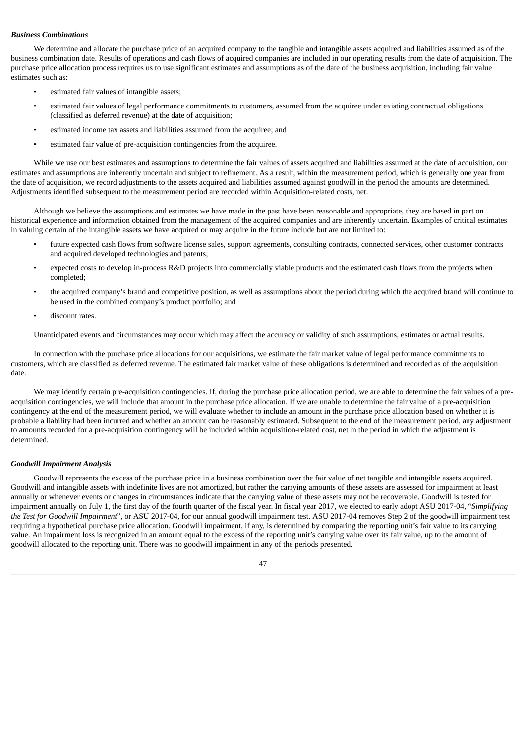***Business Combinations***

We determine and allocate the purchase price of an acquired company to the tangible and intangible assets acquired and liabilities assumed as of the business combination date. Results of operations and cash flows of acquired companies are included in our operating results from the date of acquisition. The purchase price allocation process requires us to use significant estimates and assumptions as of the date of the business acquisition, including fair value estimates such as:

- estimated fair values of intangible assets;
- estimated fair values of legal performance commitments to customers, assumed from the acquiree under existing contractual obligations (classified as deferred revenue) at the date of acquisition;
- estimated income tax assets and liabilities assumed from the acquiree; and
- estimated fair value of pre-acquisition contingencies from the acquiree.

While we use our best estimates and assumptions to determine the fair values of assets acquired and liabilities assumed at the date of acquisition, our estimates and assumptions are inherently uncertain and subject to refinement. As a result, within the measurement period, which is generally one year from the date of acquisition, we record adjustments to the assets acquired and liabilities assumed against goodwill in the period the amounts are determined. Adjustments identified subsequent to the measurement period are recorded within Acquisition-related costs, net.

Although we believe the assumptions and estimates we have made in the past have been reasonable and appropriate, they are based in part on historical experience and information obtained from the management of the acquired companies and are inherently uncertain. Examples of critical estimates in valuing certain of the intangible assets we have acquired or may acquire in the future include but are not limited to:

- future expected cash flows from software license sales, support agreements, consulting contracts, connected services, other customer contracts and acquired developed technologies and patents;
- expected costs to develop in-process R&D projects into commercially viable products and the estimated cash flows from the projects when completed;
- the acquired company's brand and competitive position, as well as assumptions about the period during which the acquired brand will continue to be used in the combined company's product portfolio; and
- discount rates.

Unanticipated events and circumstances may occur which may affect the accuracy or validity of such assumptions, estimates or actual results.

In connection with the purchase price allocations for our acquisitions, we estimate the fair market value of legal performance commitments to customers, which are classified as deferred revenue. The estimated fair market value of these obligations is determined and recorded as of the acquisition date.

We may identify certain pre-acquisition contingencies. If, during the purchase price allocation period, we are able to determine the fair values of a pre-acquisition contingencies, we will include that amount in the purchase price allocation. If we are unable to determine the fair value of a pre-acquisition contingency at the end of the measurement period, we will evaluate whether to include an amount in the purchase price allocation based on whether it is probable a liability had been incurred and whether an amount can be reasonably estimated. Subsequent to the end of the measurement period, any adjustment to amounts recorded for a pre-acquisition contingency will be included within acquisition-related cost, net in the period in which the adjustment is determined.

***Goodwill Impairment Analysis***

Goodwill represents the excess of the purchase price in a business combination over the fair value of net tangible and intangible assets acquired. Goodwill and intangible assets with indefinite lives are not amortized, but rather the carrying amounts of these assets are assessed for impairment at least annually or whenever events or changes in circumstances indicate that the carrying value of these assets may not be recoverable. Goodwill is tested for impairment annually on July 1, the first day of the fourth quarter of the fiscal year. In fiscal year 2017, we elected to early adopt ASU 2017-04, "*Simplifying the Test for Goodwill Impairment*", or ASU 2017-04, for our annual goodwill impairment test. ASU 2017-04 removes Step 2 of the goodwill impairment test requiring a hypothetical purchase price allocation. Goodwill impairment, if any, is determined by comparing the reporting unit's fair value to its carrying value. An impairment loss is recognized in an amount equal to the excess of the reporting unit's carrying value over its fair value, up to the amount of goodwill allocated to the reporting unit. There was no goodwill impairment in any of the periods presented.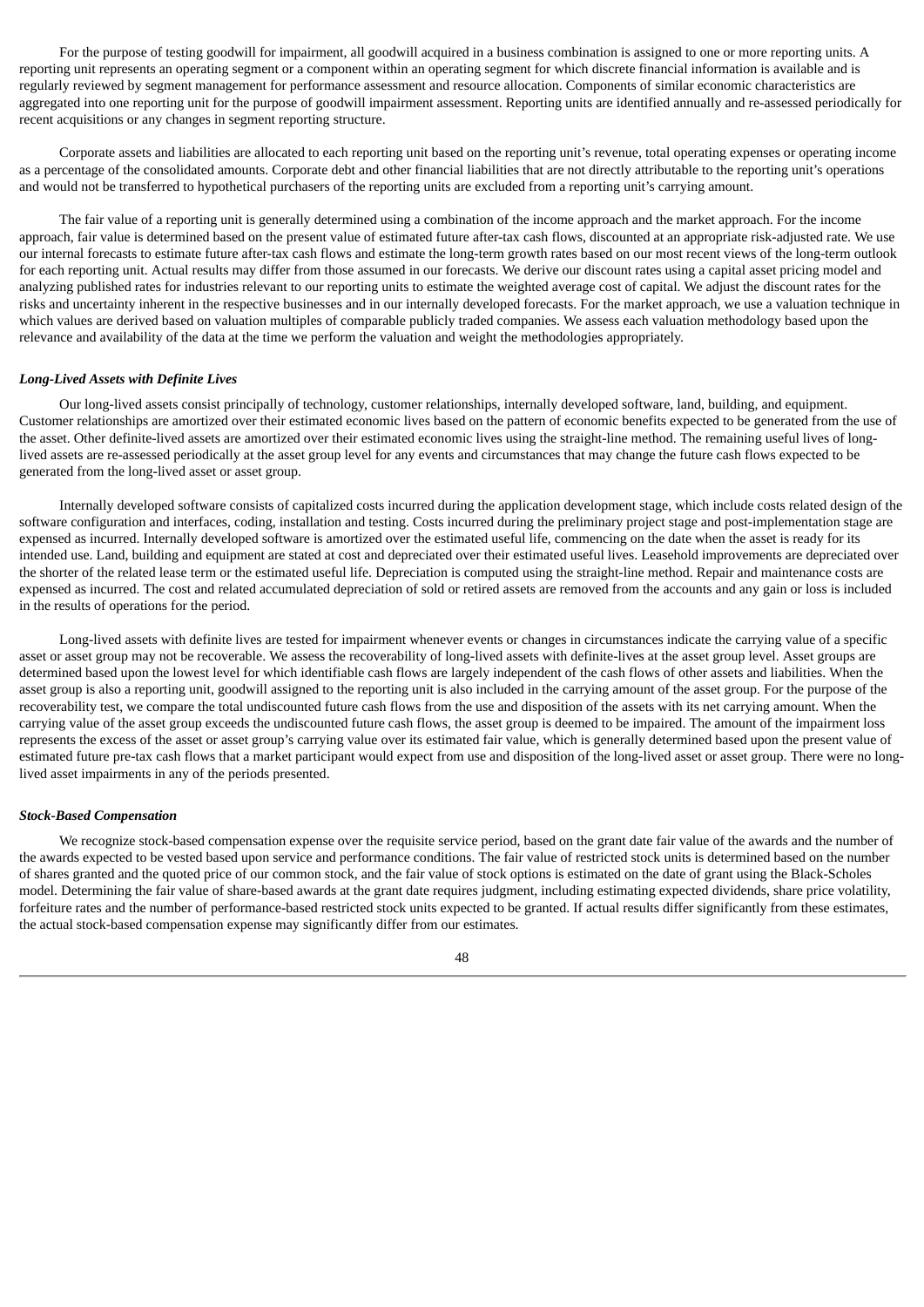For the purpose of testing goodwill for impairment, all goodwill acquired in a business combination is assigned to one or more reporting units. A reporting unit represents an operating segment or a component within an operating segment for which discrete financial information is available and is regularly reviewed by segment management for performance assessment and resource allocation. Components of similar economic characteristics are aggregated into one reporting unit for the purpose of goodwill impairment assessment. Reporting units are identified annually and re-assessed periodically for recent acquisitions or any changes in segment reporting structure.

Corporate assets and liabilities are allocated to each reporting unit based on the reporting unit's revenue, total operating expenses or operating income as a percentage of the consolidated amounts. Corporate debt and other financial liabilities that are not directly attributable to the reporting unit's operations and would not be transferred to hypothetical purchasers of the reporting units are excluded from a reporting unit's carrying amount.

The fair value of a reporting unit is generally determined using a combination of the income approach and the market approach. For the income approach, fair value is determined based on the present value of estimated future after-tax cash flows, discounted at an appropriate risk-adjusted rate. We use our internal forecasts to estimate future after-tax cash flows and estimate the long-term growth rates based on our most recent views of the long-term outlook for each reporting unit. Actual results may differ from those assumed in our forecasts. We derive our discount rates using a capital asset pricing model and analyzing published rates for industries relevant to our reporting units to estimate the weighted average cost of capital. We adjust the discount rates for the risks and uncertainty inherent in the respective businesses and in our internally developed forecasts. For the market approach, we use a valuation technique in which values are derived based on valuation multiples of comparable publicly traded companies. We assess each valuation methodology based upon the relevance and availability of the data at the time we perform the valuation and weight the methodologies appropriately.

***Long-Lived Assets with Definite Lives***

Our long-lived assets consist principally of technology, customer relationships, internally developed software, land, building, and equipment. Customer relationships are amortized over their estimated economic lives based on the pattern of economic benefits expected to be generated from the use of the asset. Other definite-lived assets are amortized over their estimated economic lives using the straight-line method. The remaining useful lives of long-lived assets are re-assessed periodically at the asset group level for any events and circumstances that may change the future cash flows expected to be generated from the long-lived asset or asset group.

Internally developed software consists of capitalized costs incurred during the application development stage, which include costs related design of the software configuration and interfaces, coding, installation and testing. Costs incurred during the preliminary project stage and post-implementation stage are expensed as incurred. Internally developed software is amortized over the estimated useful life, commencing on the date when the asset is ready for its intended use. Land, building and equipment are stated at cost and depreciated over their estimated useful lives. Leasehold improvements are depreciated over the shorter of the related lease term or the estimated useful life. Depreciation is computed using the straight-line method. Repair and maintenance costs are expensed as incurred. The cost and related accumulated depreciation of sold or retired assets are removed from the accounts and any gain or loss is included in the results of operations for the period.

Long-lived assets with definite lives are tested for impairment whenever events or changes in circumstances indicate the carrying value of a specific asset or asset group may not be recoverable. We assess the recoverability of long-lived assets with definite-lives at the asset group level. Asset groups are determined based upon the lowest level for which identifiable cash flows are largely independent of the cash flows of other assets and liabilities. When the asset group is also a reporting unit, goodwill assigned to the reporting unit is also included in the carrying amount of the asset group. For the purpose of the recoverability test, we compare the total undiscounted future cash flows from the use and disposition of the assets with its net carrying amount. When the carrying value of the asset group exceeds the undiscounted future cash flows, the asset group is deemed to be impaired. The amount of the impairment loss represents the excess of the asset or asset group's carrying value over its estimated fair value, which is generally determined based upon the present value of estimated future pre-tax cash flows that a market participant would expect from use and disposition of the long-lived asset or asset group. There were no long-lived asset impairments in any of the periods presented.

***Stock-Based Compensation***

We recognize stock-based compensation expense over the requisite service period, based on the grant date fair value of the awards and the number of the awards expected to be vested based upon service and performance conditions. The fair value of restricted stock units is determined based on the number of shares granted and the quoted price of our common stock, and the fair value of stock options is estimated on the date of grant using the Black-Scholes model. Determining the fair value of share-based awards at the grant date requires judgment, including estimating expected dividends, share price volatility, forfeiture rates and the number of performance-based restricted stock units expected to be granted. If actual results differ significantly from these estimates, the actual stock-based compensation expense may significantly differ from our estimates.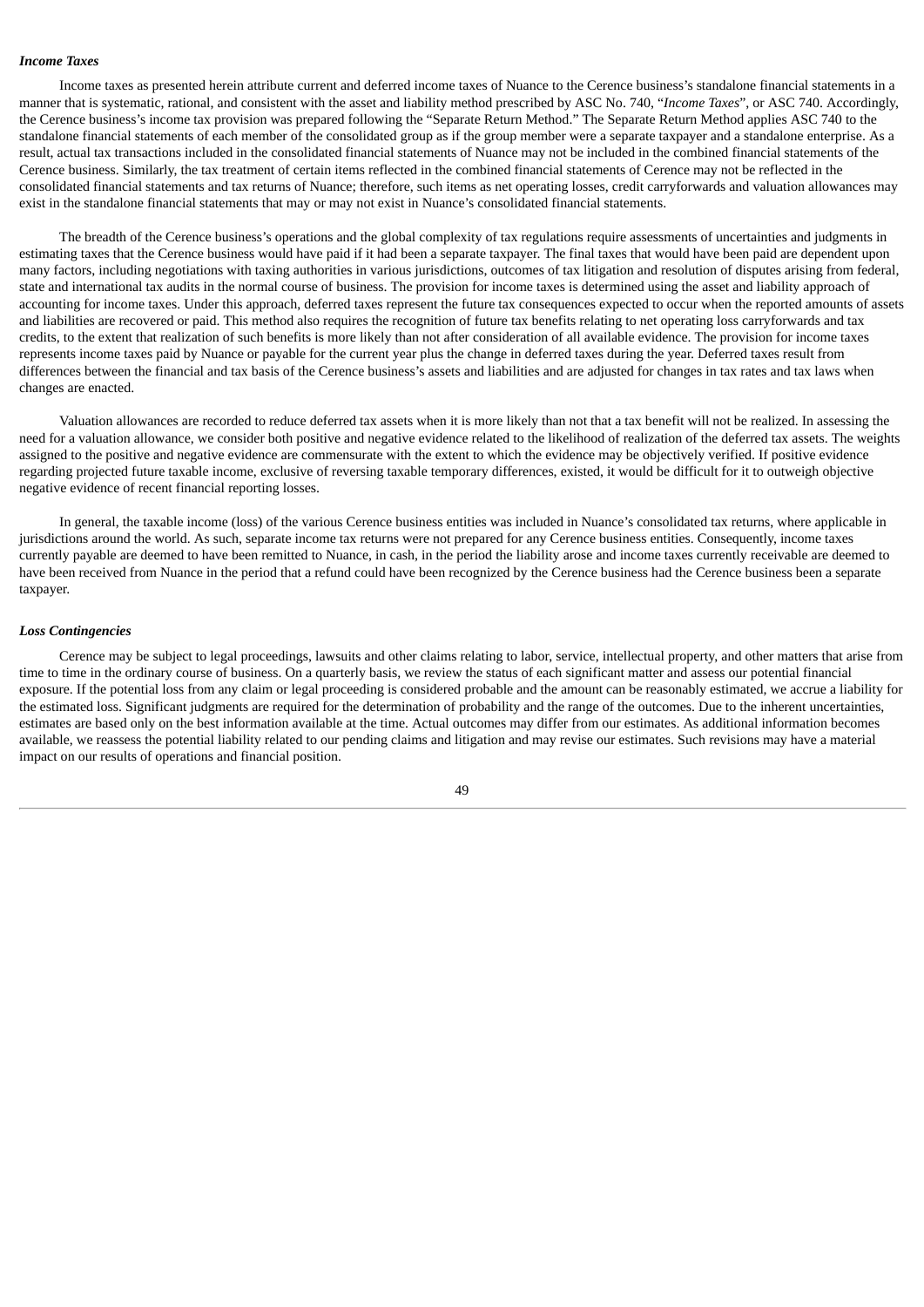***Income Taxes***

Income taxes as presented herein attribute current and deferred income taxes of Nuance to the Cerence business's standalone financial statements in a manner that is systematic, rational, and consistent with the asset and liability method prescribed by ASC No. 740, "*Income Taxes*", or ASC 740. Accordingly, the Cerence business's income tax provision was prepared following the "Separate Return Method." The Separate Return Method applies ASC 740 to the standalone financial statements of each member of the consolidated group as if the group member were a separate taxpayer and a standalone enterprise. As a result, actual tax transactions included in the consolidated financial statements of Nuance may not be included in the combined financial statements of the Cerence business. Similarly, the tax treatment of certain items reflected in the combined financial statements of Cerence may not be reflected in the consolidated financial statements and tax returns of Nuance; therefore, such items as net operating losses, credit carryforwards and valuation allowances may exist in the standalone financial statements that may or may not exist in Nuance's consolidated financial statements.

The breadth of the Cerence business's operations and the global complexity of tax regulations require assessments of uncertainties and judgments in estimating taxes that the Cerence business would have paid if it had been a separate taxpayer. The final taxes that would have been paid are dependent upon many factors, including negotiations with taxing authorities in various jurisdictions, outcomes of tax litigation and resolution of disputes arising from federal, state and international tax audits in the normal course of business. The provision for income taxes is determined using the asset and liability approach of accounting for income taxes. Under this approach, deferred taxes represent the future tax consequences expected to occur when the reported amounts of assets and liabilities are recovered or paid. This method also requires the recognition of future tax benefits relating to net operating loss carryforwards and tax credits, to the extent that realization of such benefits is more likely than not after consideration of all available evidence. The provision for income taxes represents income taxes paid by Nuance or payable for the current year plus the change in deferred taxes during the year. Deferred taxes result from differences between the financial and tax basis of the Cerence business's assets and liabilities and are adjusted for changes in tax rates and tax laws when changes are enacted.

Valuation allowances are recorded to reduce deferred tax assets when it is more likely than not that a tax benefit will not be realized. In assessing the need for a valuation allowance, we consider both positive and negative evidence related to the likelihood of realization of the deferred tax assets. The weights assigned to the positive and negative evidence are commensurate with the extent to which the evidence may be objectively verified. If positive evidence regarding projected future taxable income, exclusive of reversing taxable temporary differences, existed, it would be difficult for it to outweigh objective negative evidence of recent financial reporting losses.

In general, the taxable income (loss) of the various Cerence business entities was included in Nuance's consolidated tax returns, where applicable in jurisdictions around the world. As such, separate income tax returns were not prepared for any Cerence business entities. Consequently, income taxes currently payable are deemed to have been remitted to Nuance, in cash, in the period the liability arose and income taxes currently receivable are deemed to have been received from Nuance in the period that a refund could have been recognized by the Cerence business had the Cerence business been a separate taxpayer.

***Loss Contingencies***

Cerence may be subject to legal proceedings, lawsuits and other claims relating to labor, service, intellectual property, and other matters that arise from time to time in the ordinary course of business. On a quarterly basis, we review the status of each significant matter and assess our potential financial exposure. If the potential loss from any claim or legal proceeding is considered probable and the amount can be reasonably estimated, we accrue a liability for the estimated loss. Significant judgments are required for the determination of probability and the range of the outcomes. Due to the inherent uncertainties, estimates are based only on the best information available at the time. Actual outcomes may differ from our estimates. As additional information becomes available, we reassess the potential liability related to our pending claims and litigation and may revise our estimates. Such revisions may have a material impact on our results of operations and financial position.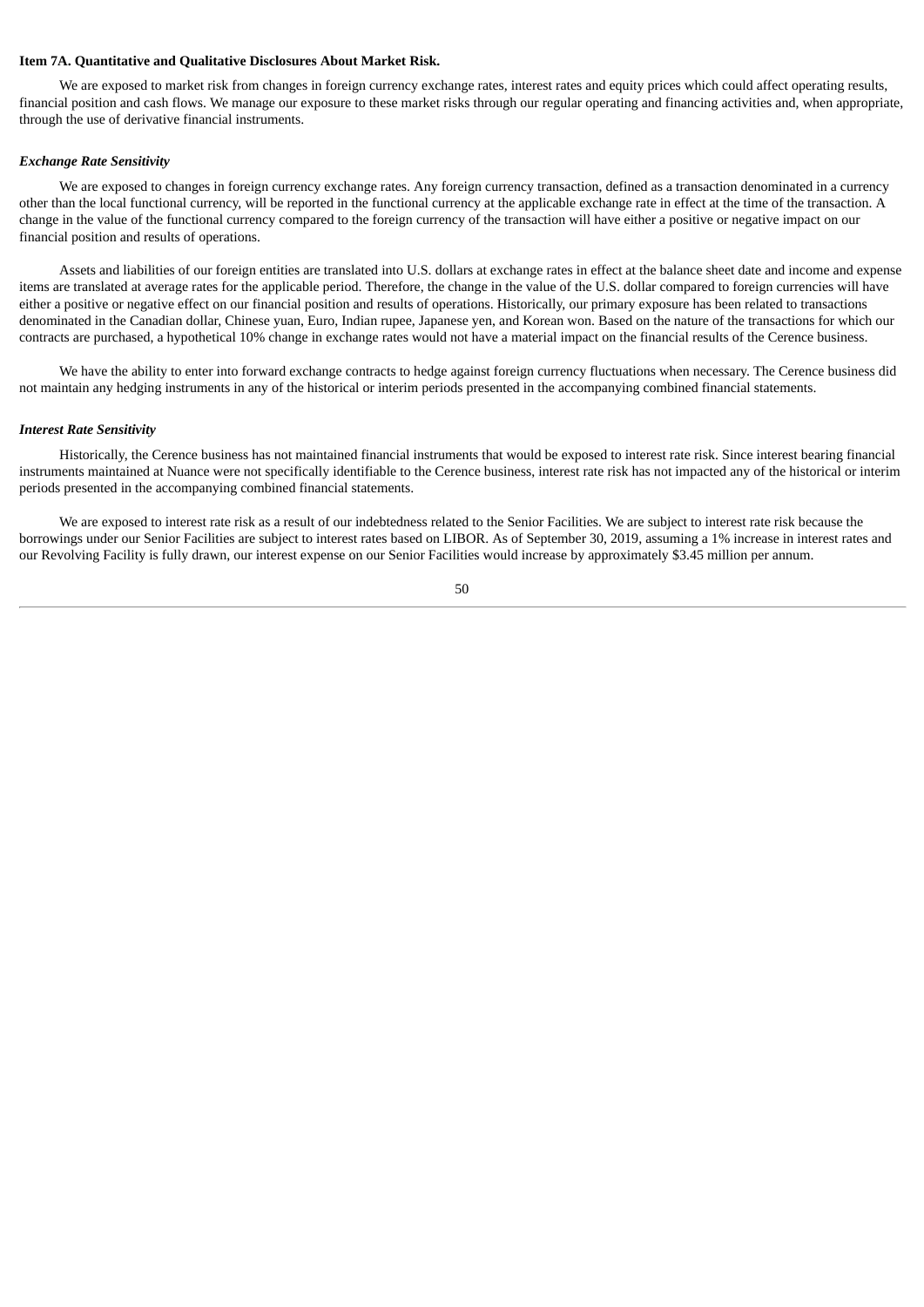**Item 7A. Quantitative and Qualitative Disclosures About Market Risk.**

We are exposed to market risk from changes in foreign currency exchange rates, interest rates and equity prices which could affect operating results, financial position and cash flows. We manage our exposure to these market risks through our regular operating and financing activities and, when appropriate, through the use of derivative financial instruments.

***Exchange Rate Sensitivity***

We are exposed to changes in foreign currency exchange rates. Any foreign currency transaction, defined as a transaction denominated in a currency other than the local functional currency, will be reported in the functional currency at the applicable exchange rate in effect at the time of the transaction. A change in the value of the functional currency compared to the foreign currency of the transaction will have either a positive or negative impact on our financial position and results of operations.

Assets and liabilities of our foreign entities are translated into U.S. dollars at exchange rates in effect at the balance sheet date and income and expense items are translated at average rates for the applicable period. Therefore, the change in the value of the U.S. dollar compared to foreign currencies will have either a positive or negative effect on our financial position and results of operations. Historically, our primary exposure has been related to transactions denominated in the Canadian dollar, Chinese yuan, Euro, Indian rupee, Japanese yen, and Korean won. Based on the nature of the transactions for which our contracts are purchased, a hypothetical 10% change in exchange rates would not have a material impact on the financial results of the Cerence business.

We have the ability to enter into forward exchange contracts to hedge against foreign currency fluctuations when necessary. The Cerence business did not maintain any hedging instruments in any of the historical or interim periods presented in the accompanying combined financial statements.

***Interest Rate Sensitivity***

Historically, the Cerence business has not maintained financial instruments that would be exposed to interest rate risk. Since interest bearing financial instruments maintained at Nuance were not specifically identifiable to the Cerence business, interest rate risk has not impacted any of the historical or interim periods presented in the accompanying combined financial statements.

We are exposed to interest rate risk as a result of our indebtedness related to the Senior Facilities. We are subject to interest rate risk because the borrowings under our Senior Facilities are subject to interest rates based on LIBOR. As of September 30, 2019, assuming a 1% increase in interest rates and our Revolving Facility is fully drawn, our interest expense on our Senior Facilities would increase by approximately $3.45 million per annum.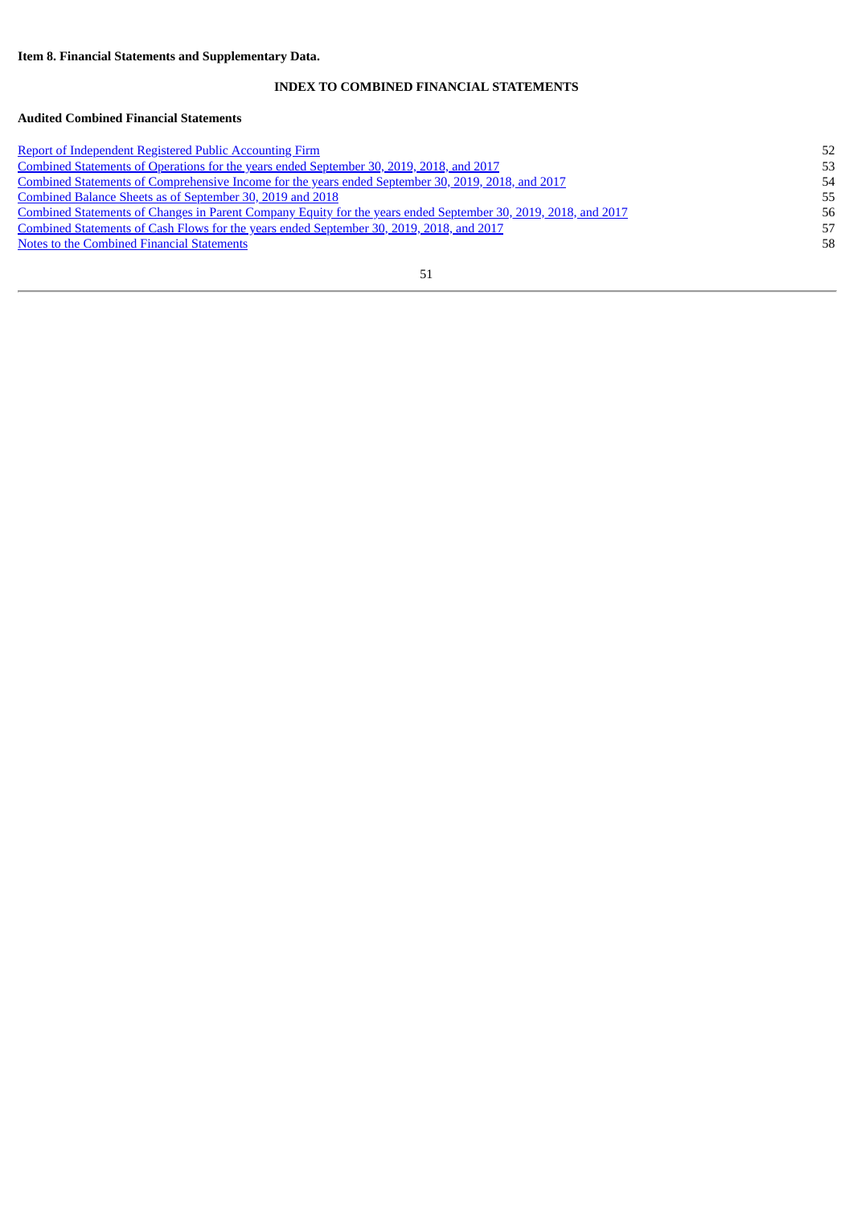**Item 8. Financial Statements and Supplementary Data.**

## INDEX TO COMBINED FINANCIAL STATEMENTS

**Audited Combined Financial Statements**

| | |
|---|---|
| Report of Independent Registered Public Accounting Firm | 52 |
| Combined Statements of Operations for the years ended September 30, 2019, 2018, and 2017 | 53 |
| Combined Statements of Comprehensive Income for the years ended September 30, 2019, 2018, and 2017 | 54 |
| Combined Balance Sheets as of September 30, 2019 and 2018 | 55 |
| Combined Statements of Changes in Parent Company Equity for the years ended September 30, 2019, 2018, and 2017 | 56 |
| Combined Statements of Cash Flows for the years ended September 30, 2019, 2018, and 2017 | 57 |
| Notes to the Combined Financial Statements | 58 |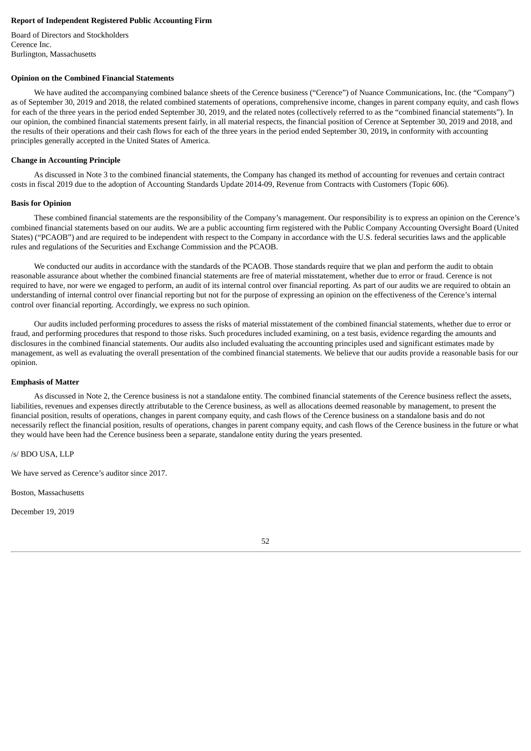## Report of Independent Registered Public Accounting Firm

Board of Directors and Stockholders
Cerence Inc.
Burlington, Massachusetts

### Opinion on the Combined Financial Statements

We have audited the accompanying combined balance sheets of the Cerence business ("Cerence") of Nuance Communications, Inc. (the "Company") as of September 30, 2019 and 2018, the related combined statements of operations, comprehensive income, changes in parent company equity, and cash flows for each of the three years in the period ended September 30, 2019, and the related notes (collectively referred to as the "combined financial statements"). In our opinion, the combined financial statements present fairly, in all material respects, the financial position of Cerence at September 30, 2019 and 2018, and the results of their operations and their cash flows for each of the three years in the period ended September 30, 2019**,** in conformity with accounting principles generally accepted in the United States of America.

### Change in Accounting Principle

As discussed in Note 3 to the combined financial statements, the Company has changed its method of accounting for revenues and certain contract costs in fiscal 2019 due to the adoption of Accounting Standards Update 2014-09, Revenue from Contracts with Customers (Topic 606).

### Basis for Opinion

These combined financial statements are the responsibility of the Company's management. Our responsibility is to express an opinion on the Cerence's combined financial statements based on our audits. We are a public accounting firm registered with the Public Company Accounting Oversight Board (United States) ("PCAOB") and are required to be independent with respect to the Company in accordance with the U.S. federal securities laws and the applicable rules and regulations of the Securities and Exchange Commission and the PCAOB.

We conducted our audits in accordance with the standards of the PCAOB. Those standards require that we plan and perform the audit to obtain reasonable assurance about whether the combined financial statements are free of material misstatement, whether due to error or fraud. Cerence is not required to have, nor were we engaged to perform, an audit of its internal control over financial reporting. As part of our audits we are required to obtain an understanding of internal control over financial reporting but not for the purpose of expressing an opinion on the effectiveness of the Cerence's internal control over financial reporting. Accordingly, we express no such opinion.

Our audits included performing procedures to assess the risks of material misstatement of the combined financial statements, whether due to error or fraud, and performing procedures that respond to those risks. Such procedures included examining, on a test basis, evidence regarding the amounts and disclosures in the combined financial statements. Our audits also included evaluating the accounting principles used and significant estimates made by management, as well as evaluating the overall presentation of the combined financial statements. We believe that our audits provide a reasonable basis for our opinion.

### Emphasis of Matter

As discussed in Note 2, the Cerence business is not a standalone entity. The combined financial statements of the Cerence business reflect the assets, liabilities, revenues and expenses directly attributable to the Cerence business, as well as allocations deemed reasonable by management, to present the financial position, results of operations, changes in parent company equity, and cash flows of the Cerence business on a standalone basis and do not necessarily reflect the financial position, results of operations, changes in parent company equity, and cash flows of the Cerence business in the future or what they would have been had the Cerence business been a separate, standalone entity during the years presented.

/s/ BDO USA, LLP

We have served as Cerence's auditor since 2017.

Boston, Massachusetts

December 19, 2019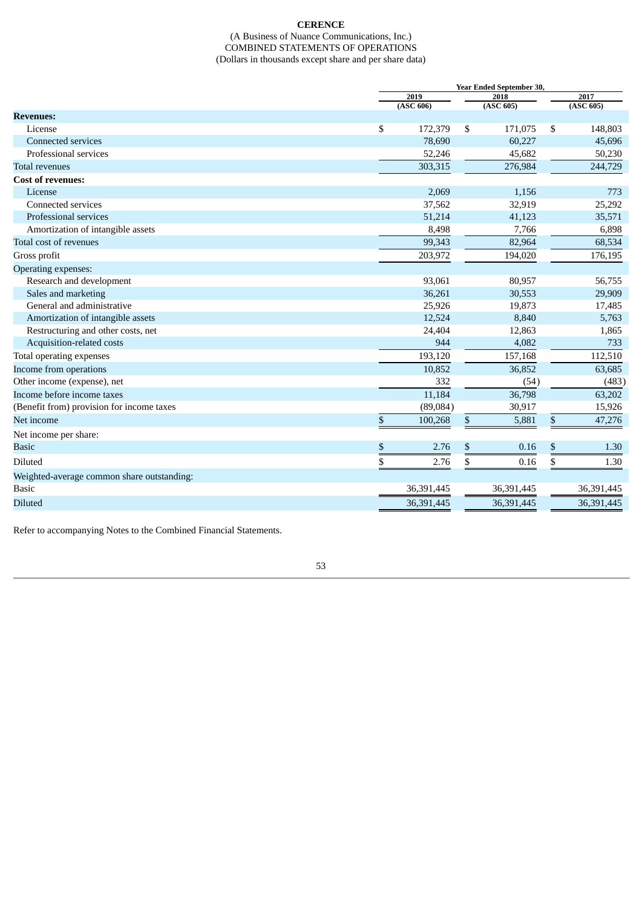**CERENCE**

(A Business of Nuance Communications, Inc.)

COMBINED STATEMENTS OF OPERATIONS

(Dollars in thousands except share and per share data)

| | Year Ended September 30, | | |
|---|---|---|---|
| | 2019 (ASC 606) | 2018 (ASC 605) | 2017 (ASC 605) |
| **Revenues:** | | | |
| License | $ 172,379 | $ 171,075 | $ 148,803 |
| Connected services | 78,690 | 60,227 | 45,696 |
| Professional services | 52,246 | 45,682 | 50,230 |
| Total revenues | 303,315 | 276,984 | 244,729 |
| **Cost of revenues:** | | | |
| License | 2,069 | 1,156 | 773 |
| Connected services | 37,562 | 32,919 | 25,292 |
| Professional services | 51,214 | 41,123 | 35,571 |
| Amortization of intangible assets | 8,498 | 7,766 | 6,898 |
| Total cost of revenues | 99,343 | 82,964 | 68,534 |
| Gross profit | 203,972 | 194,020 | 176,195 |
| Operating expenses: | | | |
| Research and development | 93,061 | 80,957 | 56,755 |
| Sales and marketing | 36,261 | 30,553 | 29,909 |
| General and administrative | 25,926 | 19,873 | 17,485 |
| Amortization of intangible assets | 12,524 | 8,840 | 5,763 |
| Restructuring and other costs, net | 24,404 | 12,863 | 1,865 |
| Acquisition-related costs | 944 | 4,082 | 733 |
| Total operating expenses | 193,120 | 157,168 | 112,510 |
| Income from operations | 10,852 | 36,852 | 63,685 |
| Other income (expense), net | 332 | (54) | (483) |
| Income before income taxes | 11,184 | 36,798 | 63,202 |
| (Benefit from) provision for income taxes | (89,084) | 30,917 | 15,926 |
| Net income | $ 100,268 | $ 5,881 | $ 47,276 |
| Net income per share: | | | |
| Basic | $ 2.76 | $ 0.16 | $ 1.30 |
| Diluted | $ 2.76 | $ 0.16 | $ 1.30 |
| Weighted-average common share outstanding: | | | |
| Basic | 36,391,445 | 36,391,445 | 36,391,445 |
| Diluted | 36,391,445 | 36,391,445 | 36,391,445 |

Refer to accompanying Notes to the Combined Financial Statements.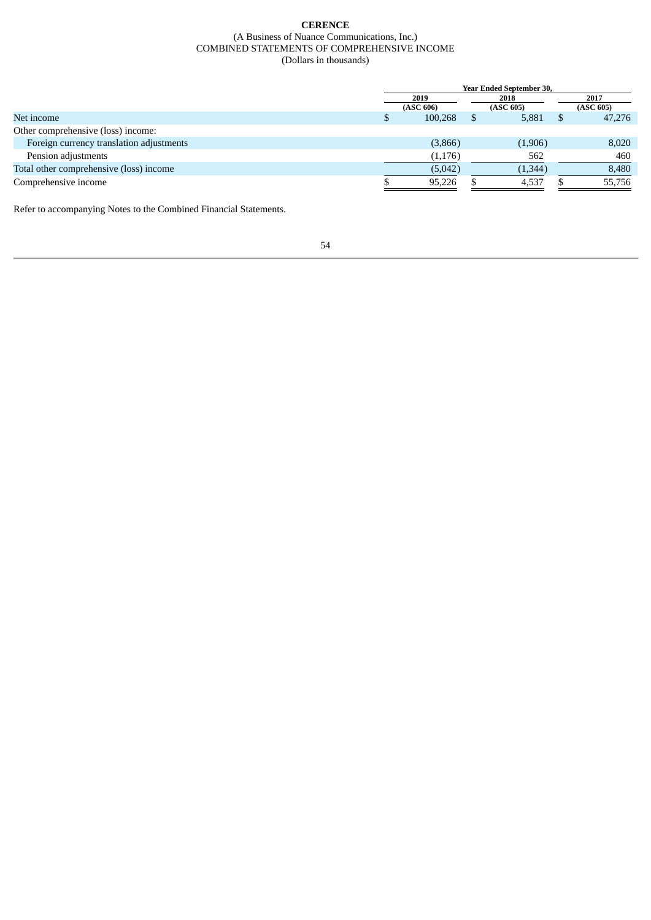**CERENCE**

(A Business of Nuance Communications, Inc.)

COMBINED STATEMENTS OF COMPREHENSIVE INCOME

(Dollars in thousands)

| | Year Ended September 30, | | |
|---|---|---|---|
| | 2019 (ASC 606) | 2018 (ASC 605) | 2017 (ASC 605) |
| Net income | $ 100,268 | $ 5,881 | $ 47,276 |
| Other comprehensive (loss) income: | | | |
| Foreign currency translation adjustments | (3,866) | (1,906) | 8,020 |
| Pension adjustments | (1,176) | 562 | 460 |
| Total other comprehensive (loss) income | (5,042) | (1,344) | 8,480 |
| Comprehensive income | $ 95,226 | $ 4,537 | $ 55,756 |

Refer to accompanying Notes to the Combined Financial Statements.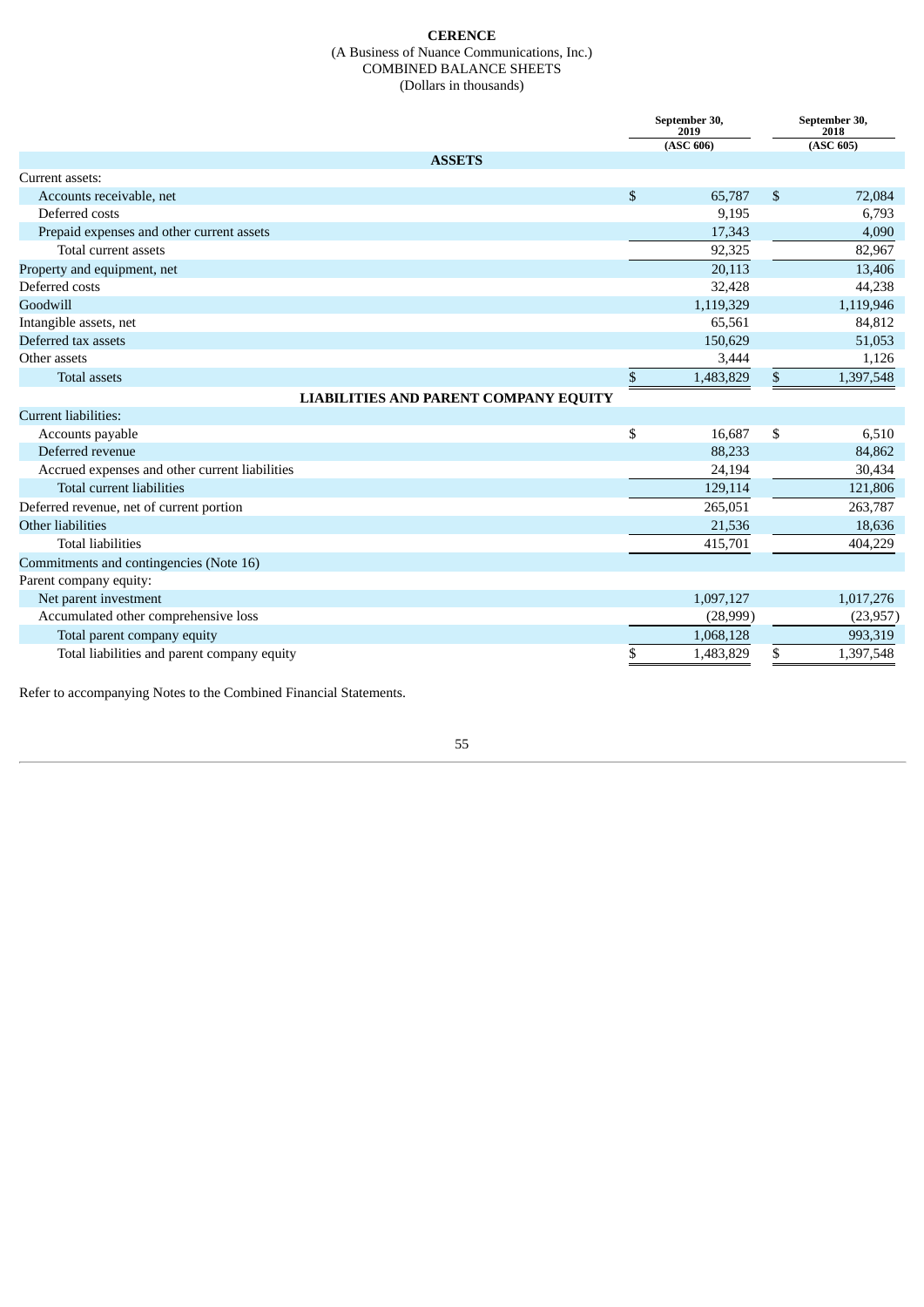**CERENCE**
(A Business of Nuance Communications, Inc.)
COMBINED BALANCE SHEETS
(Dollars in thousands)

| | September 30, 2019 (ASC 606) | September 30, 2018 (ASC 605) |
|---|---|---|
| **ASSETS** | | |
| Current assets: | | |
| Accounts receivable, net | $ 65,787 | $ 72,084 |
| Deferred costs | 9,195 | 6,793 |
| Prepaid expenses and other current assets | 17,343 | 4,090 |
| Total current assets | 92,325 | 82,967 |
| Property and equipment, net | 20,113 | 13,406 |
| Deferred costs | 32,428 | 44,238 |
| Goodwill | 1,119,329 | 1,119,946 |
| Intangible assets, net | 65,561 | 84,812 |
| Deferred tax assets | 150,629 | 51,053 |
| Other assets | 3,444 | 1,126 |
| Total assets | $ 1,483,829 | $ 1,397,548 |
| **LIABILITIES AND PARENT COMPANY EQUITY** | | |
| Current liabilities: | | |
| Accounts payable | $ 16,687 | $ 6,510 |
| Deferred revenue | 88,233 | 84,862 |
| Accrued expenses and other current liabilities | 24,194 | 30,434 |
| Total current liabilities | 129,114 | 121,806 |
| Deferred revenue, net of current portion | 265,051 | 263,787 |
| Other liabilities | 21,536 | 18,636 |
| Total liabilities | 415,701 | 404,229 |
| Commitments and contingencies (Note 16) | | |
| Parent company equity: | | |
| Net parent investment | 1,097,127 | 1,017,276 |
| Accumulated other comprehensive loss | (28,999) | (23,957) |
| Total parent company equity | 1,068,128 | 993,319 |
| Total liabilities and parent company equity | $ 1,483,829 | $ 1,397,548 |

Refer to accompanying Notes to the Combined Financial Statements.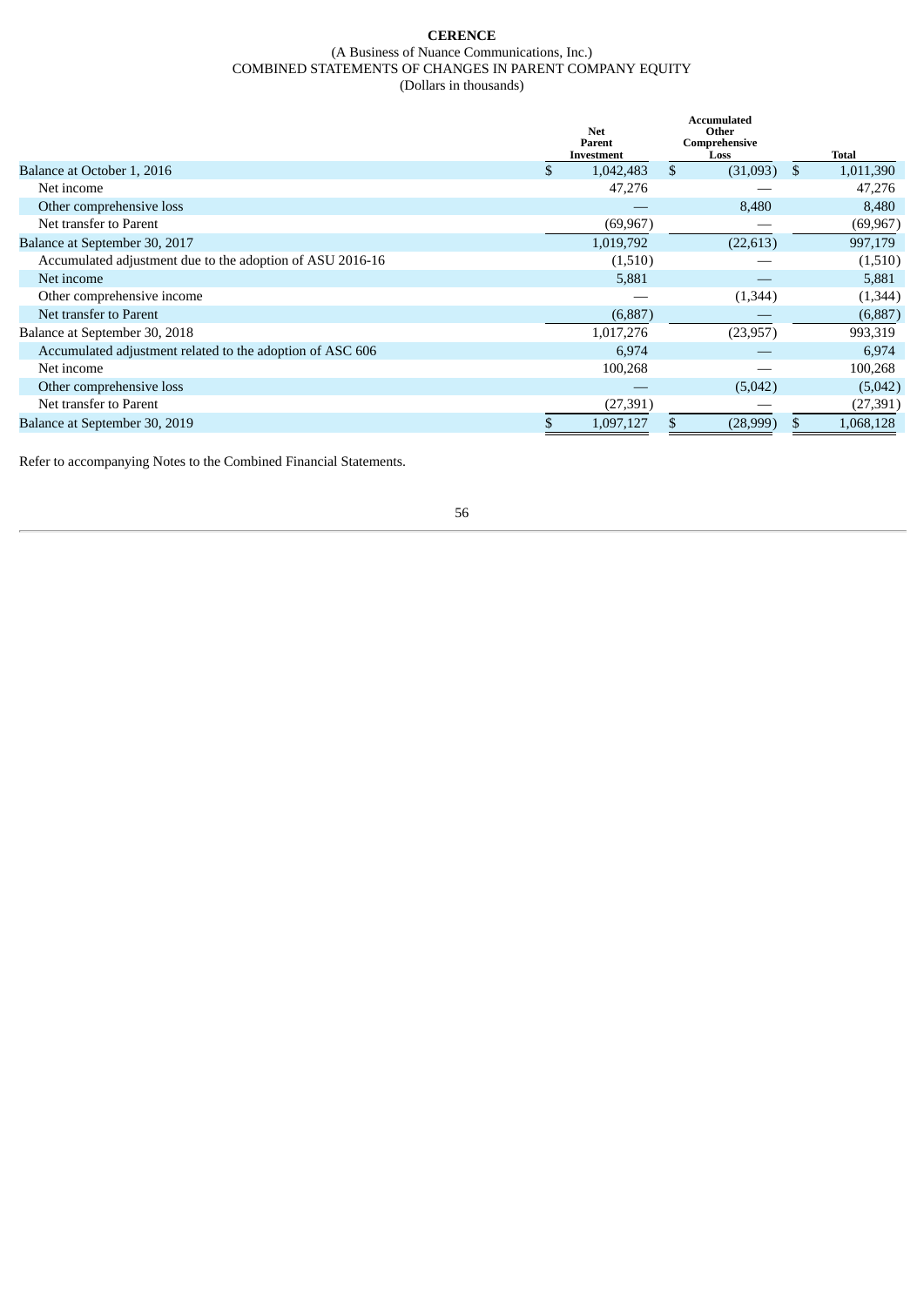**CERENCE**

(A Business of Nuance Communications, Inc.)

COMBINED STATEMENTS OF CHANGES IN PARENT COMPANY EQUITY

(Dollars in thousands)

| | Net Parent Investment | Accumulated Other Comprehensive Loss | Total |
|---|---|---|---|
| Balance at October 1, 2016 | $ 1,042,483 | $ (31,093) | $ 1,011,390 |
| Net income | 47,276 | — | 47,276 |
| Other comprehensive loss | — | 8,480 | 8,480 |
| Net transfer to Parent | (69,967) | — | (69,967) |
| Balance at September 30, 2017 | 1,019,792 | (22,613) | 997,179 |
| Accumulated adjustment due to the adoption of ASU 2016-16 | (1,510) | — | (1,510) |
| Net income | 5,881 | — | 5,881 |
| Other comprehensive income | — | (1,344) | (1,344) |
| Net transfer to Parent | (6,887) | — | (6,887) |
| Balance at September 30, 2018 | 1,017,276 | (23,957) | 993,319 |
| Accumulated adjustment related to the adoption of ASC 606 | 6,974 | — | 6,974 |
| Net income | 100,268 | — | 100,268 |
| Other comprehensive loss | — | (5,042) | (5,042) |
| Net transfer to Parent | (27,391) | — | (27,391) |
| Balance at September 30, 2019 | $ 1,097,127 | $ (28,999) | $ 1,068,128 |

Refer to accompanying Notes to the Combined Financial Statements.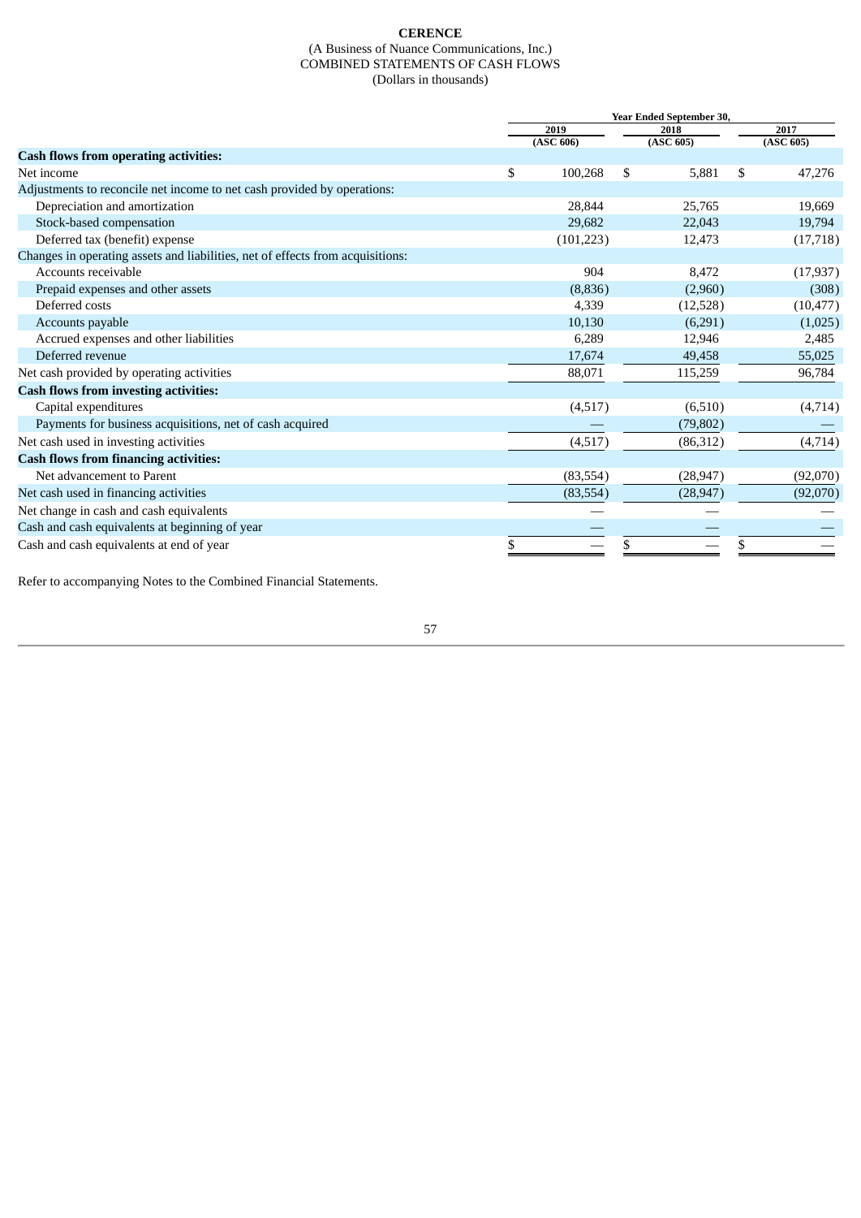**CERENCE**

(A Business of Nuance Communications, Inc.)

COMBINED STATEMENTS OF CASH FLOWS

(Dollars in thousands)

| | Year Ended September 30, | | |
|---|---|---|---|
| | 2019 (ASC 606) | 2018 (ASC 605) | 2017 (ASC 605) |
| **Cash flows from operating activities:** | | | |
| Net income | $ 100,268 | $ 5,881 | $ 47,276 |
| Adjustments to reconcile net income to net cash provided by operations: | | | |
| Depreciation and amortization | 28,844 | 25,765 | 19,669 |
| Stock-based compensation | 29,682 | 22,043 | 19,794 |
| Deferred tax (benefit) expense | (101,223) | 12,473 | (17,718) |
| Changes in operating assets and liabilities, net of effects from acquisitions: | | | |
| Accounts receivable | 904 | 8,472 | (17,937) |
| Prepaid expenses and other assets | (8,836) | (2,960) | (308) |
| Deferred costs | 4,339 | (12,528) | (10,477) |
| Accounts payable | 10,130 | (6,291) | (1,025) |
| Accrued expenses and other liabilities | 6,289 | 12,946 | 2,485 |
| Deferred revenue | 17,674 | 49,458 | 55,025 |
| Net cash provided by operating activities | 88,071 | 115,259 | 96,784 |
| **Cash flows from investing activities:** | | | |
| Capital expenditures | (4,517) | (6,510) | (4,714) |
| Payments for business acquisitions, net of cash acquired | — | (79,802) | — |
| Net cash used in investing activities | (4,517) | (86,312) | (4,714) |
| **Cash flows from financing activities:** | | | |
| Net advancement to Parent | (83,554) | (28,947) | (92,070) |
| Net cash used in financing activities | (83,554) | (28,947) | (92,070) |
| Net change in cash and cash equivalents | — | — | — |
| Cash and cash equivalents at beginning of year | — | — | — |
| Cash and cash equivalents at end of year | $ — | $ — | $ — |

Refer to accompanying Notes to the Combined Financial Statements.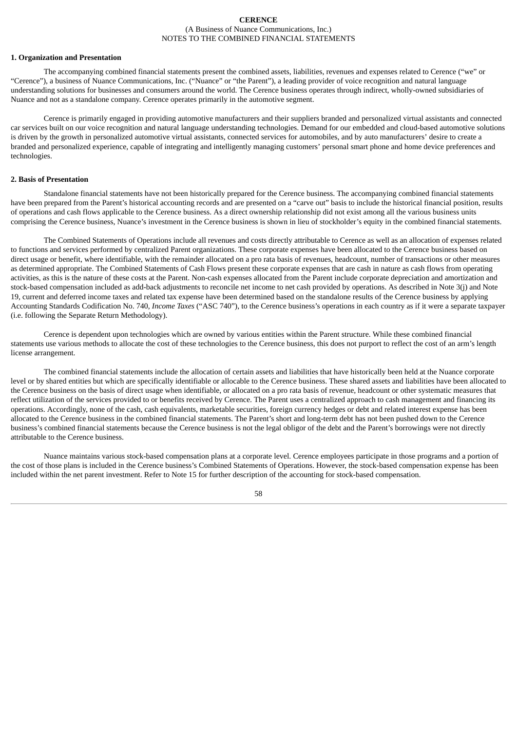**CERENCE**
(A Business of Nuance Communications, Inc.)
NOTES TO THE COMBINED FINANCIAL STATEMENTS

**1. Organization and Presentation**

The accompanying combined financial statements present the combined assets, liabilities, revenues and expenses related to Cerence ("we" or "Cerence"), a business of Nuance Communications, Inc. ("Nuance" or "the Parent"), a leading provider of voice recognition and natural language understanding solutions for businesses and consumers around the world. The Cerence business operates through indirect, wholly-owned subsidiaries of Nuance and not as a standalone company. Cerence operates primarily in the automotive segment.

Cerence is primarily engaged in providing automotive manufacturers and their suppliers branded and personalized virtual assistants and connected car services built on our voice recognition and natural language understanding technologies. Demand for our embedded and cloud-based automotive solutions is driven by the growth in personalized automotive virtual assistants, connected services for automobiles, and by auto manufacturers' desire to create a branded and personalized experience, capable of integrating and intelligently managing customers' personal smart phone and home device preferences and technologies.

**2. Basis of Presentation**

Standalone financial statements have not been historically prepared for the Cerence business. The accompanying combined financial statements have been prepared from the Parent's historical accounting records and are presented on a "carve out" basis to include the historical financial position, results of operations and cash flows applicable to the Cerence business. As a direct ownership relationship did not exist among all the various business units comprising the Cerence business, Nuance's investment in the Cerence business is shown in lieu of stockholder's equity in the combined financial statements.

The Combined Statements of Operations include all revenues and costs directly attributable to Cerence as well as an allocation of expenses related to functions and services performed by centralized Parent organizations. These corporate expenses have been allocated to the Cerence business based on direct usage or benefit, where identifiable, with the remainder allocated on a pro rata basis of revenues, headcount, number of transactions or other measures as determined appropriate. The Combined Statements of Cash Flows present these corporate expenses that are cash in nature as cash flows from operating activities, as this is the nature of these costs at the Parent. Non-cash expenses allocated from the Parent include corporate depreciation and amortization and stock-based compensation included as add-back adjustments to reconcile net income to net cash provided by operations. As described in Note 3(j) and Note 19, current and deferred income taxes and related tax expense have been determined based on the standalone results of the Cerence business by applying Accounting Standards Codification No. 740, *Income Taxes* ("ASC 740"), to the Cerence business's operations in each country as if it were a separate taxpayer (i.e. following the Separate Return Methodology).

Cerence is dependent upon technologies which are owned by various entities within the Parent structure. While these combined financial statements use various methods to allocate the cost of these technologies to the Cerence business, this does not purport to reflect the cost of an arm's length license arrangement.

The combined financial statements include the allocation of certain assets and liabilities that have historically been held at the Nuance corporate level or by shared entities but which are specifically identifiable or allocable to the Cerence business. These shared assets and liabilities have been allocated to the Cerence business on the basis of direct usage when identifiable, or allocated on a pro rata basis of revenue, headcount or other systematic measures that reflect utilization of the services provided to or benefits received by Cerence. The Parent uses a centralized approach to cash management and financing its operations. Accordingly, none of the cash, cash equivalents, marketable securities, foreign currency hedges or debt and related interest expense has been allocated to the Cerence business in the combined financial statements. The Parent's short and long-term debt has not been pushed down to the Cerence business's combined financial statements because the Cerence business is not the legal obligor of the debt and the Parent's borrowings were not directly attributable to the Cerence business.

Nuance maintains various stock-based compensation plans at a corporate level. Cerence employees participate in those programs and a portion of the cost of those plans is included in the Cerence business's Combined Statements of Operations. However, the stock-based compensation expense has been included within the net parent investment. Refer to Note 15 for further description of the accounting for stock-based compensation.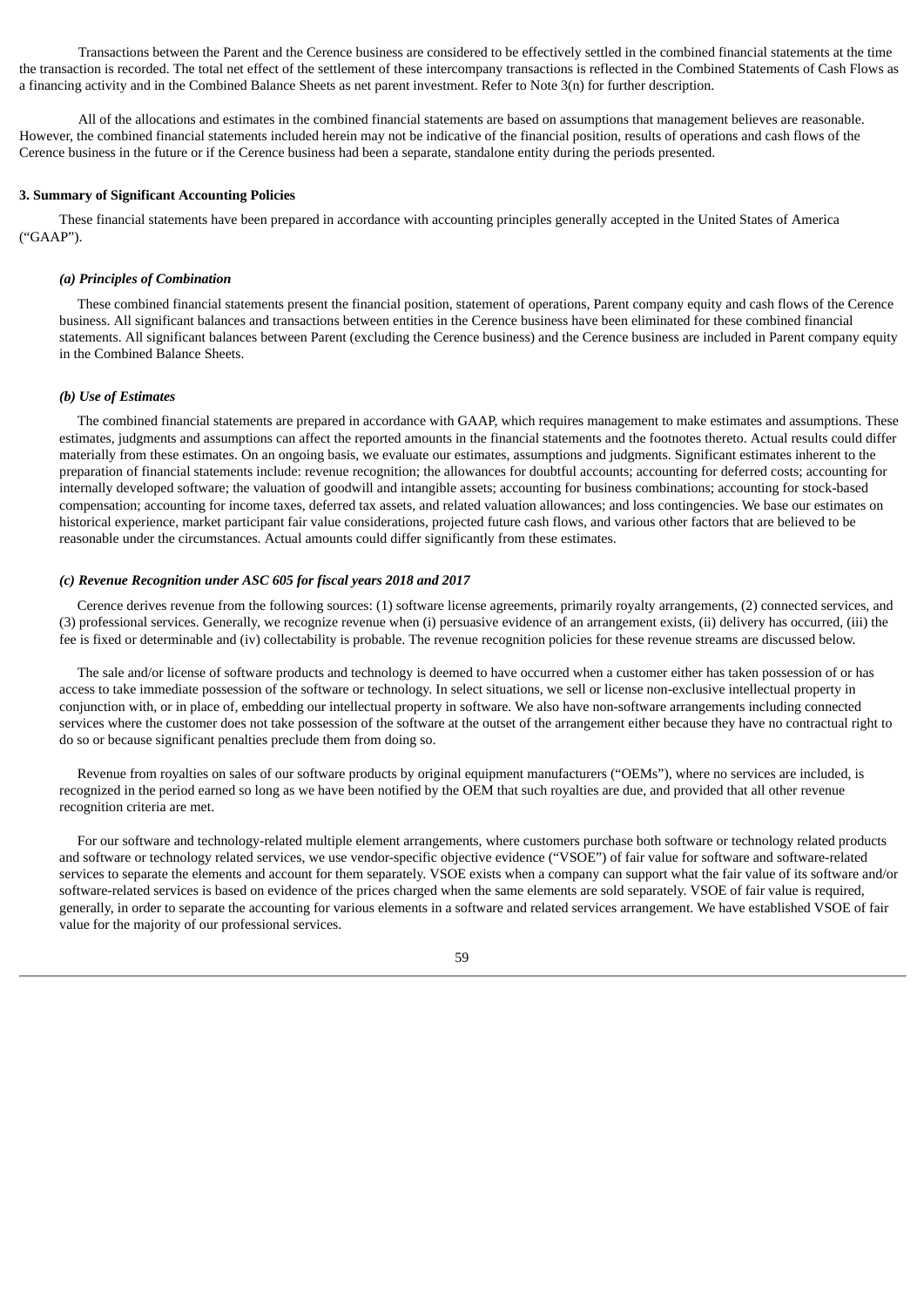Transactions between the Parent and the Cerence business are considered to be effectively settled in the combined financial statements at the time the transaction is recorded. The total net effect of the settlement of these intercompany transactions is reflected in the Combined Statements of Cash Flows as a financing activity and in the Combined Balance Sheets as net parent investment. Refer to Note 3(n) for further description.

All of the allocations and estimates in the combined financial statements are based on assumptions that management believes are reasonable. However, the combined financial statements included herein may not be indicative of the financial position, results of operations and cash flows of the Cerence business in the future or if the Cerence business had been a separate, standalone entity during the periods presented.

### 3. Summary of Significant Accounting Policies

These financial statements have been prepared in accordance with accounting principles generally accepted in the United States of America ("GAAP").

#### *(a) Principles of Combination*

These combined financial statements present the financial position, statement of operations, Parent company equity and cash flows of the Cerence business. All significant balances and transactions between entities in the Cerence business have been eliminated for these combined financial statements. All significant balances between Parent (excluding the Cerence business) and the Cerence business are included in Parent company equity in the Combined Balance Sheets.

#### *(b) Use of Estimates*

The combined financial statements are prepared in accordance with GAAP, which requires management to make estimates and assumptions. These estimates, judgments and assumptions can affect the reported amounts in the financial statements and the footnotes thereto. Actual results could differ materially from these estimates. On an ongoing basis, we evaluate our estimates, assumptions and judgments. Significant estimates inherent to the preparation of financial statements include: revenue recognition; the allowances for doubtful accounts; accounting for deferred costs; accounting for internally developed software; the valuation of goodwill and intangible assets; accounting for business combinations; accounting for stock-based compensation; accounting for income taxes, deferred tax assets, and related valuation allowances; and loss contingencies. We base our estimates on historical experience, market participant fair value considerations, projected future cash flows, and various other factors that are believed to be reasonable under the circumstances. Actual amounts could differ significantly from these estimates.

#### *(c) Revenue Recognition under ASC 605 for fiscal years 2018 and 2017*

Cerence derives revenue from the following sources: (1) software license agreements, primarily royalty arrangements, (2) connected services, and (3) professional services. Generally, we recognize revenue when (i) persuasive evidence of an arrangement exists, (ii) delivery has occurred, (iii) the fee is fixed or determinable and (iv) collectability is probable. The revenue recognition policies for these revenue streams are discussed below.

The sale and/or license of software products and technology is deemed to have occurred when a customer either has taken possession of or has access to take immediate possession of the software or technology. In select situations, we sell or license non-exclusive intellectual property in conjunction with, or in place of, embedding our intellectual property in software. We also have non-software arrangements including connected services where the customer does not take possession of the software at the outset of the arrangement either because they have no contractual right to do so or because significant penalties preclude them from doing so.

Revenue from royalties on sales of our software products by original equipment manufacturers ("OEMs"), where no services are included, is recognized in the period earned so long as we have been notified by the OEM that such royalties are due, and provided that all other revenue recognition criteria are met.

For our software and technology-related multiple element arrangements, where customers purchase both software or technology related products and software or technology related services, we use vendor-specific objective evidence ("VSOE") of fair value for software and software-related services to separate the elements and account for them separately. VSOE exists when a company can support what the fair value of its software and/or software-related services is based on evidence of the prices charged when the same elements are sold separately. VSOE of fair value is required, generally, in order to separate the accounting for various elements in a software and related services arrangement. We have established VSOE of fair value for the majority of our professional services.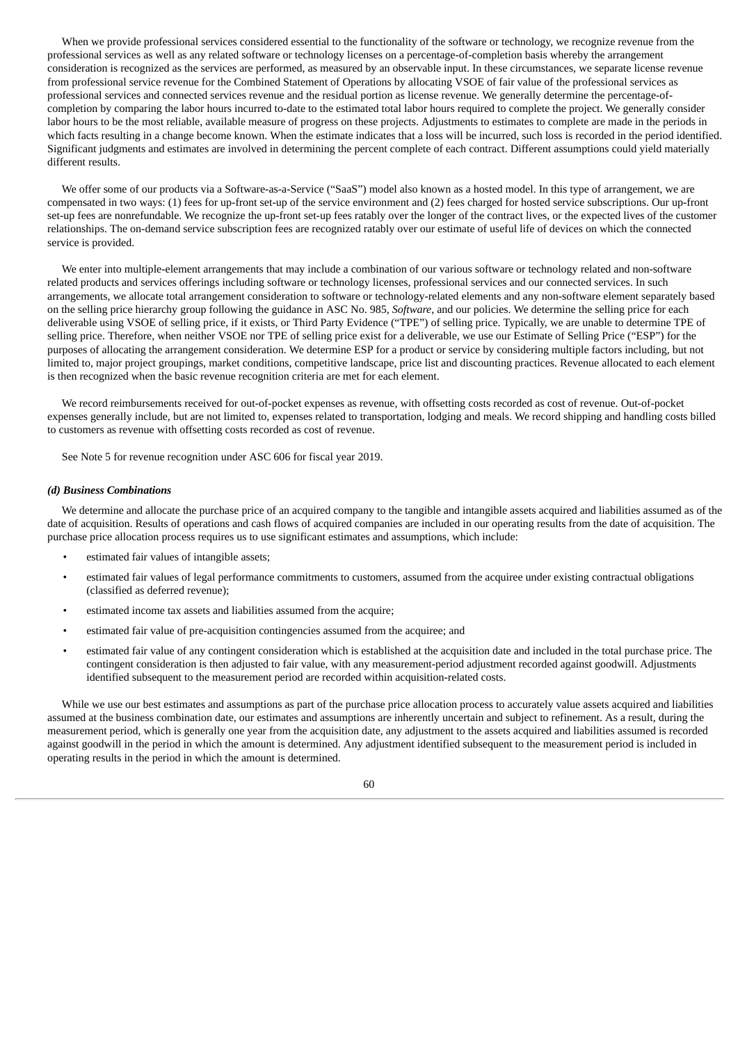When we provide professional services considered essential to the functionality of the software or technology, we recognize revenue from the professional services as well as any related software or technology licenses on a percentage-of-completion basis whereby the arrangement consideration is recognized as the services are performed, as measured by an observable input. In these circumstances, we separate license revenue from professional service revenue for the Combined Statement of Operations by allocating VSOE of fair value of the professional services as professional services and connected services revenue and the residual portion as license revenue. We generally determine the percentage-of-completion by comparing the labor hours incurred to-date to the estimated total labor hours required to complete the project. We generally consider labor hours to be the most reliable, available measure of progress on these projects. Adjustments to estimates to complete are made in the periods in which facts resulting in a change become known. When the estimate indicates that a loss will be incurred, such loss is recorded in the period identified. Significant judgments and estimates are involved in determining the percent complete of each contract. Different assumptions could yield materially different results.

We offer some of our products via a Software-as-a-Service ("SaaS") model also known as a hosted model. In this type of arrangement, we are compensated in two ways: (1) fees for up-front set-up of the service environment and (2) fees charged for hosted service subscriptions. Our up-front set-up fees are nonrefundable. We recognize the up-front set-up fees ratably over the longer of the contract lives, or the expected lives of the customer relationships. The on-demand service subscription fees are recognized ratably over our estimate of useful life of devices on which the connected service is provided.

We enter into multiple-element arrangements that may include a combination of our various software or technology related and non-software related products and services offerings including software or technology licenses, professional services and our connected services. In such arrangements, we allocate total arrangement consideration to software or technology-related elements and any non-software element separately based on the selling price hierarchy group following the guidance in ASC No. 985, *Software*, and our policies. We determine the selling price for each deliverable using VSOE of selling price, if it exists, or Third Party Evidence ("TPE") of selling price. Typically, we are unable to determine TPE of selling price. Therefore, when neither VSOE nor TPE of selling price exist for a deliverable, we use our Estimate of Selling Price ("ESP") for the purposes of allocating the arrangement consideration. We determine ESP for a product or service by considering multiple factors including, but not limited to, major project groupings, market conditions, competitive landscape, price list and discounting practices. Revenue allocated to each element is then recognized when the basic revenue recognition criteria are met for each element.

We record reimbursements received for out-of-pocket expenses as revenue, with offsetting costs recorded as cost of revenue. Out-of-pocket expenses generally include, but are not limited to, expenses related to transportation, lodging and meals. We record shipping and handling costs billed to customers as revenue with offsetting costs recorded as cost of revenue.

See Note 5 for revenue recognition under ASC 606 for fiscal year 2019.

#### *(d) Business Combinations*

We determine and allocate the purchase price of an acquired company to the tangible and intangible assets acquired and liabilities assumed as of the date of acquisition. Results of operations and cash flows of acquired companies are included in our operating results from the date of acquisition. The purchase price allocation process requires us to use significant estimates and assumptions, which include:

- estimated fair values of intangible assets;
- estimated fair values of legal performance commitments to customers, assumed from the acquiree under existing contractual obligations (classified as deferred revenue);
- estimated income tax assets and liabilities assumed from the acquire;
- estimated fair value of pre-acquisition contingencies assumed from the acquiree; and
- estimated fair value of any contingent consideration which is established at the acquisition date and included in the total purchase price. The contingent consideration is then adjusted to fair value, with any measurement-period adjustment recorded against goodwill. Adjustments identified subsequent to the measurement period are recorded within acquisition-related costs.

While we use our best estimates and assumptions as part of the purchase price allocation process to accurately value assets acquired and liabilities assumed at the business combination date, our estimates and assumptions are inherently uncertain and subject to refinement. As a result, during the measurement period, which is generally one year from the acquisition date, any adjustment to the assets acquired and liabilities assumed is recorded against goodwill in the period in which the amount is determined. Any adjustment identified subsequent to the measurement period is included in operating results in the period in which the amount is determined.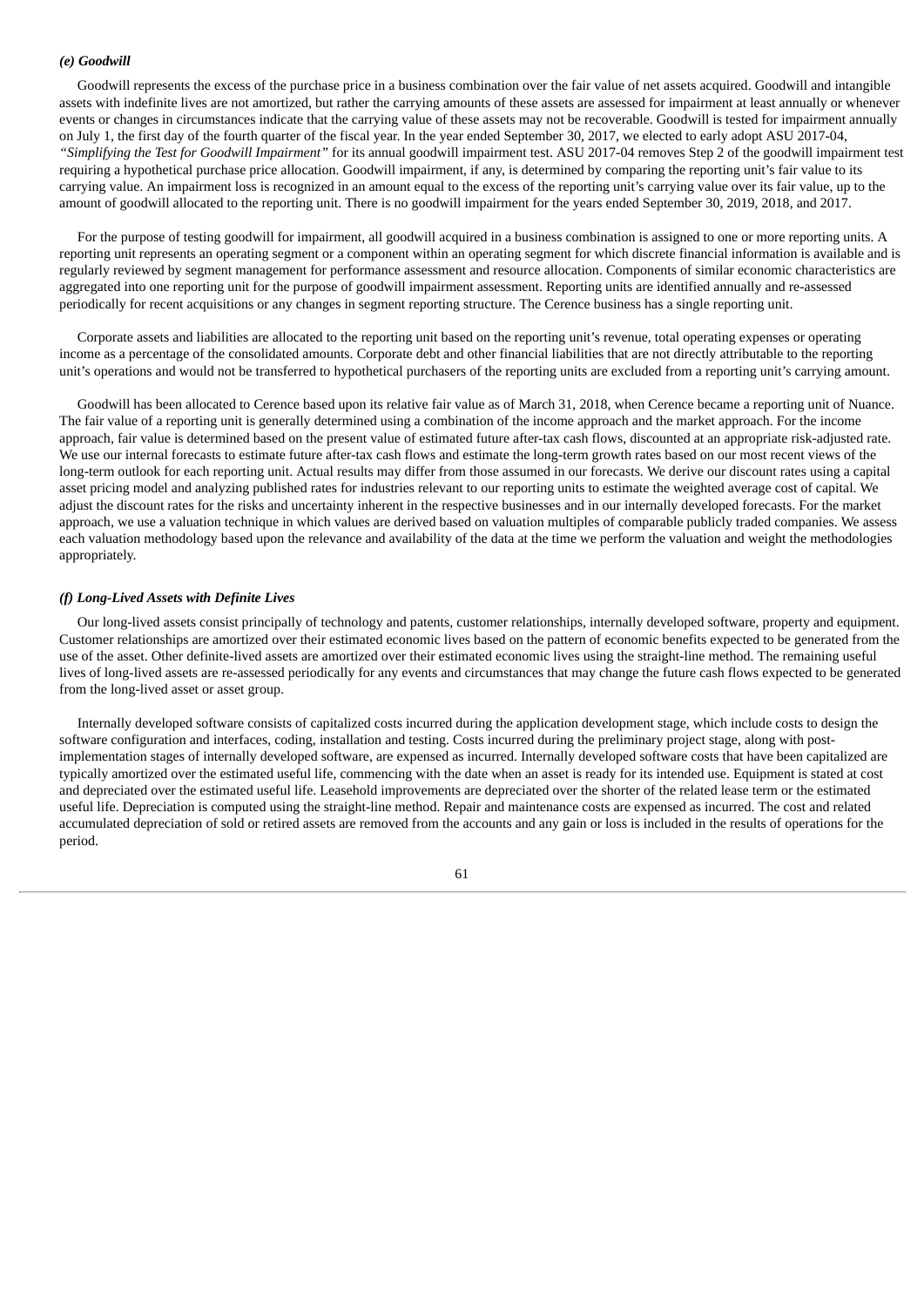### *(e) Goodwill*

Goodwill represents the excess of the purchase price in a business combination over the fair value of net assets acquired. Goodwill and intangible assets with indefinite lives are not amortized, but rather the carrying amounts of these assets are assessed for impairment at least annually or whenever events or changes in circumstances indicate that the carrying value of these assets may not be recoverable. Goodwill is tested for impairment annually on July 1, the first day of the fourth quarter of the fiscal year. In the year ended September 30, 2017, we elected to early adopt ASU 2017-04, *"Simplifying the Test for Goodwill Impairment"* for its annual goodwill impairment test. ASU 2017-04 removes Step 2 of the goodwill impairment test requiring a hypothetical purchase price allocation. Goodwill impairment, if any, is determined by comparing the reporting unit's fair value to its carrying value. An impairment loss is recognized in an amount equal to the excess of the reporting unit's carrying value over its fair value, up to the amount of goodwill allocated to the reporting unit. There is no goodwill impairment for the years ended September 30, 2019, 2018, and 2017.

For the purpose of testing goodwill for impairment, all goodwill acquired in a business combination is assigned to one or more reporting units. A reporting unit represents an operating segment or a component within an operating segment for which discrete financial information is available and is regularly reviewed by segment management for performance assessment and resource allocation. Components of similar economic characteristics are aggregated into one reporting unit for the purpose of goodwill impairment assessment. Reporting units are identified annually and re-assessed periodically for recent acquisitions or any changes in segment reporting structure. The Cerence business has a single reporting unit.

Corporate assets and liabilities are allocated to the reporting unit based on the reporting unit's revenue, total operating expenses or operating income as a percentage of the consolidated amounts. Corporate debt and other financial liabilities that are not directly attributable to the reporting unit's operations and would not be transferred to hypothetical purchasers of the reporting units are excluded from a reporting unit's carrying amount.

Goodwill has been allocated to Cerence based upon its relative fair value as of March 31, 2018, when Cerence became a reporting unit of Nuance. The fair value of a reporting unit is generally determined using a combination of the income approach and the market approach. For the income approach, fair value is determined based on the present value of estimated future after-tax cash flows, discounted at an appropriate risk-adjusted rate. We use our internal forecasts to estimate future after-tax cash flows and estimate the long-term growth rates based on our most recent views of the long-term outlook for each reporting unit. Actual results may differ from those assumed in our forecasts. We derive our discount rates using a capital asset pricing model and analyzing published rates for industries relevant to our reporting units to estimate the weighted average cost of capital. We adjust the discount rates for the risks and uncertainty inherent in the respective businesses and in our internally developed forecasts. For the market approach, we use a valuation technique in which values are derived based on valuation multiples of comparable publicly traded companies. We assess each valuation methodology based upon the relevance and availability of the data at the time we perform the valuation and weight the methodologies appropriately.

### *(f) Long-Lived Assets with Definite Lives*

Our long-lived assets consist principally of technology and patents, customer relationships, internally developed software, property and equipment. Customer relationships are amortized over their estimated economic lives based on the pattern of economic benefits expected to be generated from the use of the asset. Other definite-lived assets are amortized over their estimated economic lives using the straight-line method. The remaining useful lives of long-lived assets are re-assessed periodically for any events and circumstances that may change the future cash flows expected to be generated from the long-lived asset or asset group.

Internally developed software consists of capitalized costs incurred during the application development stage, which include costs to design the software configuration and interfaces, coding, installation and testing. Costs incurred during the preliminary project stage, along with post-implementation stages of internally developed software, are expensed as incurred. Internally developed software costs that have been capitalized are typically amortized over the estimated useful life, commencing with the date when an asset is ready for its intended use. Equipment is stated at cost and depreciated over the estimated useful life. Leasehold improvements are depreciated over the shorter of the related lease term or the estimated useful life. Depreciation is computed using the straight-line method. Repair and maintenance costs are expensed as incurred. The cost and related accumulated depreciation of sold or retired assets are removed from the accounts and any gain or loss is included in the results of operations for the period.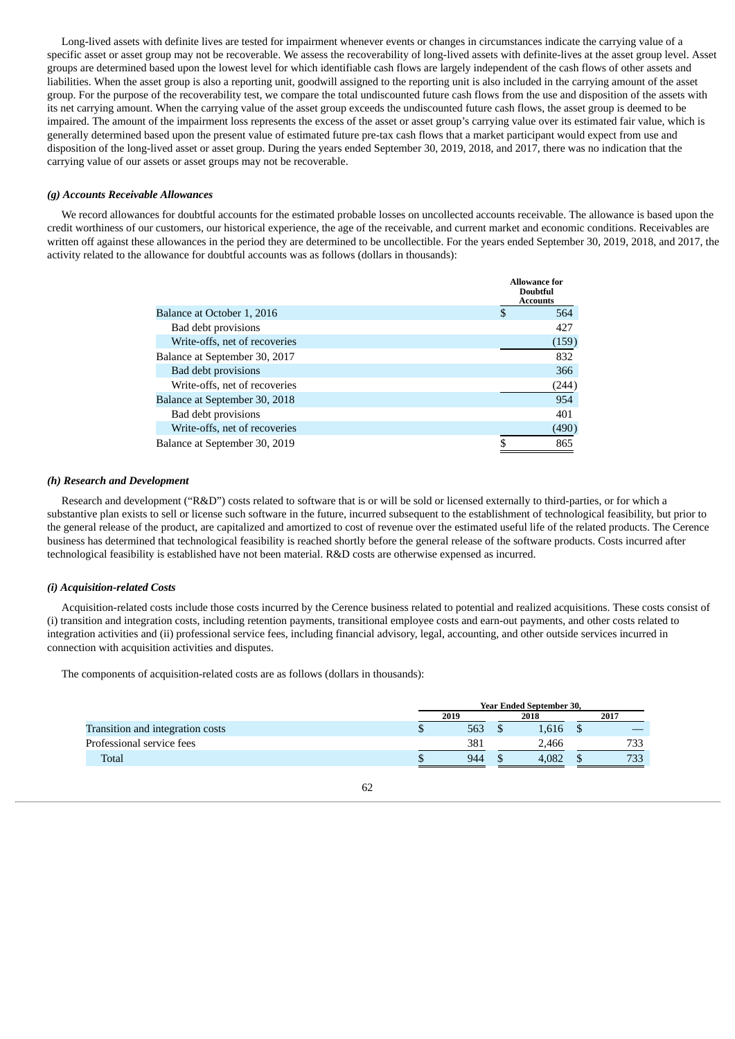Long-lived assets with definite lives are tested for impairment whenever events or changes in circumstances indicate the carrying value of a specific asset or asset group may not be recoverable. We assess the recoverability of long-lived assets with definite-lives at the asset group level. Asset groups are determined based upon the lowest level for which identifiable cash flows are largely independent of the cash flows of other assets and liabilities. When the asset group is also a reporting unit, goodwill assigned to the reporting unit is also included in the carrying amount of the asset group. For the purpose of the recoverability test, we compare the total undiscounted future cash flows from the use and disposition of the assets with its net carrying amount. When the carrying value of the asset group exceeds the undiscounted future cash flows, the asset group is deemed to be impaired. The amount of the impairment loss represents the excess of the asset or asset group's carrying value over its estimated fair value, which is generally determined based upon the present value of estimated future pre-tax cash flows that a market participant would expect from use and disposition of the long-lived asset or asset group. During the years ended September 30, 2019, 2018, and 2017, there was no indication that the carrying value of our assets or asset groups may not be recoverable.

#### *(g) Accounts Receivable Allowances*

We record allowances for doubtful accounts for the estimated probable losses on uncollected accounts receivable. The allowance is based upon the credit worthiness of our customers, our historical experience, the age of the receivable, and current market and economic conditions. Receivables are written off against these allowances in the period they are determined to be uncollectible. For the years ended September 30, 2019, 2018, and 2017, the activity related to the allowance for doubtful accounts was as follows (dollars in thousands):

| | Allowance for Doubtful Accounts |
|---|---|
| Balance at October 1, 2016 | $ 564 |
| Bad debt provisions | 427 |
| Write-offs, net of recoveries | (159) |
| Balance at September 30, 2017 | 832 |
| Bad debt provisions | 366 |
| Write-offs, net of recoveries | (244) |
| Balance at September 30, 2018 | 954 |
| Bad debt provisions | 401 |
| Write-offs, net of recoveries | (490) |
| Balance at September 30, 2019 | $ 865 |

#### *(h) Research and Development*

Research and development ("R&D") costs related to software that is or will be sold or licensed externally to third-parties, or for which a substantive plan exists to sell or license such software in the future, incurred subsequent to the establishment of technological feasibility, but prior to the general release of the product, are capitalized and amortized to cost of revenue over the estimated useful life of the related products. The Cerence business has determined that technological feasibility is reached shortly before the general release of the software products. Costs incurred after technological feasibility is established have not been material. R&D costs are otherwise expensed as incurred.

#### *(i) Acquisition-related Costs*

Acquisition-related costs include those costs incurred by the Cerence business related to potential and realized acquisitions. These costs consist of (i) transition and integration costs, including retention payments, transitional employee costs and earn-out payments, and other costs related to integration activities and (ii) professional service fees, including financial advisory, legal, accounting, and other outside services incurred in connection with acquisition activities and disputes.

The components of acquisition-related costs are as follows (dollars in thousands):

| | Year Ended September 30, | | |
|---|---|---|---|
| | 2019 | 2018 | 2017 |
| Transition and integration costs | $ 563 | $ 1,616 | $ — |
| Professional service fees | 381 | 2,466 | 733 |
| Total | $ 944 | $ 4,082 | $ 733 |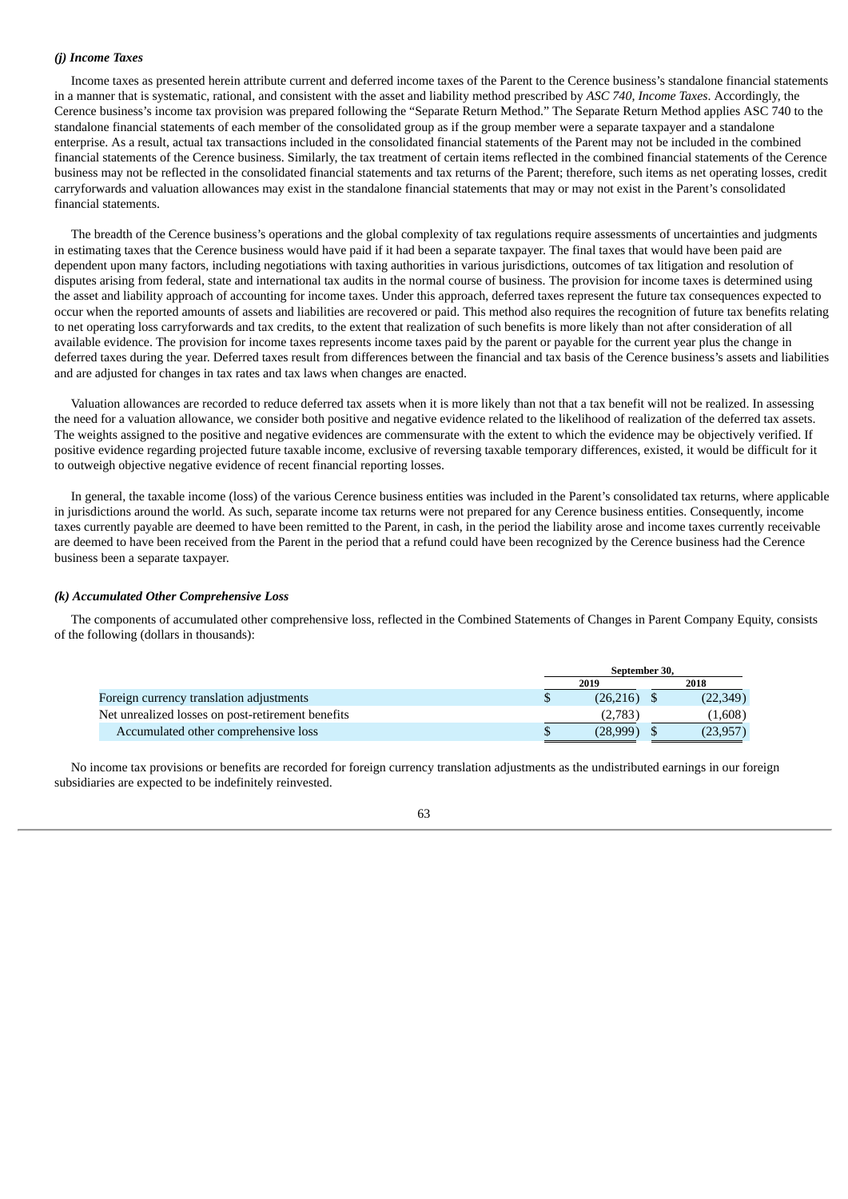***(j) Income Taxes***

Income taxes as presented herein attribute current and deferred income taxes of the Parent to the Cerence business's standalone financial statements in a manner that is systematic, rational, and consistent with the asset and liability method prescribed by *ASC 740, Income Taxes*. Accordingly, the Cerence business's income tax provision was prepared following the "Separate Return Method." The Separate Return Method applies ASC 740 to the standalone financial statements of each member of the consolidated group as if the group member were a separate taxpayer and a standalone enterprise. As a result, actual tax transactions included in the consolidated financial statements of the Parent may not be included in the combined financial statements of the Cerence business. Similarly, the tax treatment of certain items reflected in the combined financial statements of the Cerence business may not be reflected in the consolidated financial statements and tax returns of the Parent; therefore, such items as net operating losses, credit carryforwards and valuation allowances may exist in the standalone financial statements that may or may not exist in the Parent's consolidated financial statements.

The breadth of the Cerence business's operations and the global complexity of tax regulations require assessments of uncertainties and judgments in estimating taxes that the Cerence business would have paid if it had been a separate taxpayer. The final taxes that would have been paid are dependent upon many factors, including negotiations with taxing authorities in various jurisdictions, outcomes of tax litigation and resolution of disputes arising from federal, state and international tax audits in the normal course of business. The provision for income taxes is determined using the asset and liability approach of accounting for income taxes. Under this approach, deferred taxes represent the future tax consequences expected to occur when the reported amounts of assets and liabilities are recovered or paid. This method also requires the recognition of future tax benefits relating to net operating loss carryforwards and tax credits, to the extent that realization of such benefits is more likely than not after consideration of all available evidence. The provision for income taxes represents income taxes paid by the parent or payable for the current year plus the change in deferred taxes during the year. Deferred taxes result from differences between the financial and tax basis of the Cerence business's assets and liabilities and are adjusted for changes in tax rates and tax laws when changes are enacted.

Valuation allowances are recorded to reduce deferred tax assets when it is more likely than not that a tax benefit will not be realized. In assessing the need for a valuation allowance, we consider both positive and negative evidence related to the likelihood of realization of the deferred tax assets. The weights assigned to the positive and negative evidences are commensurate with the extent to which the evidence may be objectively verified. If positive evidence regarding projected future taxable income, exclusive of reversing taxable temporary differences, existed, it would be difficult for it to outweigh objective negative evidence of recent financial reporting losses.

In general, the taxable income (loss) of the various Cerence business entities was included in the Parent's consolidated tax returns, where applicable in jurisdictions around the world. As such, separate income tax returns were not prepared for any Cerence business entities. Consequently, income taxes currently payable are deemed to have been remitted to the Parent, in cash, in the period the liability arose and income taxes currently receivable are deemed to have been received from the Parent in the period that a refund could have been recognized by the Cerence business had the Cerence business been a separate taxpayer.

***(k) Accumulated Other Comprehensive Loss***

The components of accumulated other comprehensive loss, reflected in the Combined Statements of Changes in Parent Company Equity, consists of the following (dollars in thousands):

| | September 30, | |
|---|---|---|
| | 2019 | 2018 |
| Foreign currency translation adjustments | $ (26,216) | $ (22,349) |
| Net unrealized losses on post-retirement benefits | (2,783) | (1,608) |
| Accumulated other comprehensive loss | $ (28,999) | $ (23,957) |

No income tax provisions or benefits are recorded for foreign currency translation adjustments as the undistributed earnings in our foreign subsidiaries are expected to be indefinitely reinvested.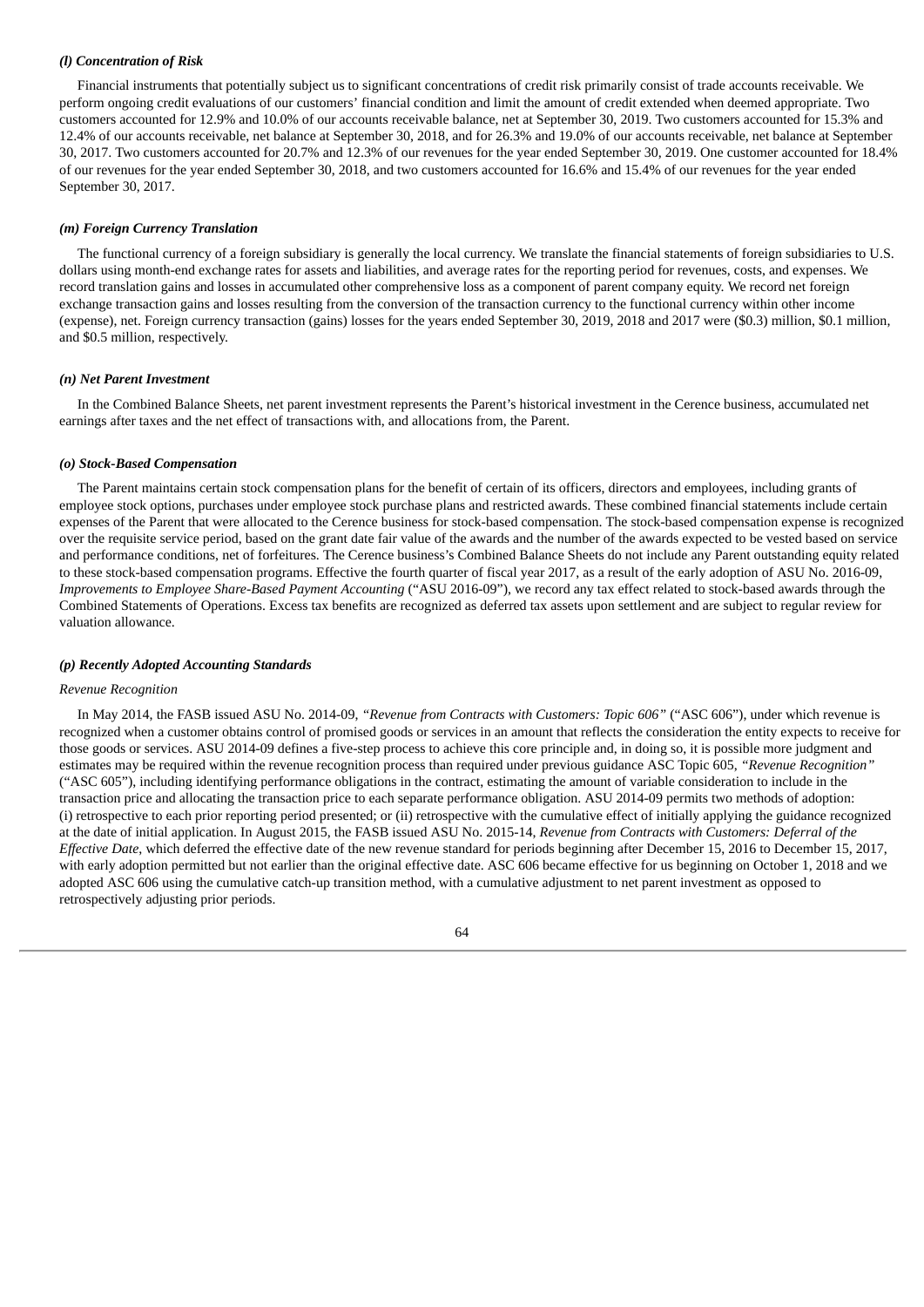***(l) Concentration of Risk***

Financial instruments that potentially subject us to significant concentrations of credit risk primarily consist of trade accounts receivable. We perform ongoing credit evaluations of our customers' financial condition and limit the amount of credit extended when deemed appropriate. Two customers accounted for 12.9% and 10.0% of our accounts receivable balance, net at September 30, 2019. Two customers accounted for 15.3% and 12.4% of our accounts receivable, net balance at September 30, 2018, and for 26.3% and 19.0% of our accounts receivable, net balance at September 30, 2017. Two customers accounted for 20.7% and 12.3% of our revenues for the year ended September 30, 2019. One customer accounted for 18.4% of our revenues for the year ended September 30, 2018, and two customers accounted for 16.6% and 15.4% of our revenues for the year ended September 30, 2017.

***(m) Foreign Currency Translation***

The functional currency of a foreign subsidiary is generally the local currency. We translate the financial statements of foreign subsidiaries to U.S. dollars using month-end exchange rates for assets and liabilities, and average rates for the reporting period for revenues, costs, and expenses. We record translation gains and losses in accumulated other comprehensive loss as a component of parent company equity. We record net foreign exchange transaction gains and losses resulting from the conversion of the transaction currency to the functional currency within other income (expense), net. Foreign currency transaction (gains) losses for the years ended September 30, 2019, 2018 and 2017 were ($0.3) million, $0.1 million, and $0.5 million, respectively.

***(n) Net Parent Investment***

In the Combined Balance Sheets, net parent investment represents the Parent's historical investment in the Cerence business, accumulated net earnings after taxes and the net effect of transactions with, and allocations from, the Parent.

***(o) Stock-Based Compensation***

The Parent maintains certain stock compensation plans for the benefit of certain of its officers, directors and employees, including grants of employee stock options, purchases under employee stock purchase plans and restricted awards. These combined financial statements include certain expenses of the Parent that were allocated to the Cerence business for stock-based compensation. The stock-based compensation expense is recognized over the requisite service period, based on the grant date fair value of the awards and the number of the awards expected to be vested based on service and performance conditions, net of forfeitures. The Cerence business's Combined Balance Sheets do not include any Parent outstanding equity related to these stock-based compensation programs. Effective the fourth quarter of fiscal year 2017, as a result of the early adoption of ASU No. 2016-09, *Improvements to Employee Share-Based Payment Accounting* ("ASU 2016-09"), we record any tax effect related to stock-based awards through the Combined Statements of Operations. Excess tax benefits are recognized as deferred tax assets upon settlement and are subject to regular review for valuation allowance.

***(p) Recently Adopted Accounting Standards***

*Revenue Recognition*

In May 2014, the FASB issued ASU No. 2014-09, *"Revenue from Contracts with Customers: Topic 606"* ("ASC 606"), under which revenue is recognized when a customer obtains control of promised goods or services in an amount that reflects the consideration the entity expects to receive for those goods or services. ASU 2014-09 defines a five-step process to achieve this core principle and, in doing so, it is possible more judgment and estimates may be required within the revenue recognition process than required under previous guidance ASC Topic 605, *"Revenue Recognition"* ("ASC 605"), including identifying performance obligations in the contract, estimating the amount of variable consideration to include in the transaction price and allocating the transaction price to each separate performance obligation. ASU 2014-09 permits two methods of adoption: (i) retrospective to each prior reporting period presented; or (ii) retrospective with the cumulative effect of initially applying the guidance recognized at the date of initial application. In August 2015, the FASB issued ASU No. 2015-14, *Revenue from Contracts with Customers: Deferral of the Effective Date*, which deferred the effective date of the new revenue standard for periods beginning after December 15, 2016 to December 15, 2017, with early adoption permitted but not earlier than the original effective date. ASC 606 became effective for us beginning on October 1, 2018 and we adopted ASC 606 using the cumulative catch-up transition method, with a cumulative adjustment to net parent investment as opposed to retrospectively adjusting prior periods.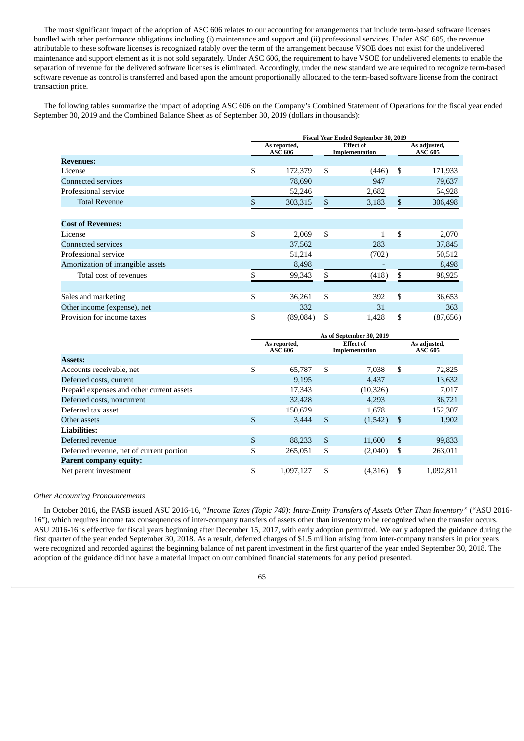The most significant impact of the adoption of ASC 606 relates to our accounting for arrangements that include term-based software licenses bundled with other performance obligations including (i) maintenance and support and (ii) professional services. Under ASC 605, the revenue attributable to these software licenses is recognized ratably over the term of the arrangement because VSOE does not exist for the undelivered maintenance and support element as it is not sold separately. Under ASC 606, the requirement to have VSOE for undelivered elements to enable the separation of revenue for the delivered software licenses is eliminated. Accordingly, under the new standard we are required to recognize term-based software revenue as control is transferred and based upon the amount proportionally allocated to the term-based software license from the contract transaction price.

The following tables summarize the impact of adopting ASC 606 on the Company's Combined Statement of Operations for the fiscal year ended September 30, 2019 and the Combined Balance Sheet as of September 30, 2019 (dollars in thousands):

| | Fiscal Year Ended September 30, 2019 | | |
|---|---|---|---|
| | As reported, ASC 606 | Effect of Implementation | As adjusted, ASC 605 |
| **Revenues:** | | | |
| License | $ 172,379 | $ (446) | $ 171,933 |
| Connected services | 78,690 | 947 | 79,637 |
| Professional service | 52,246 | 2,682 | 54,928 |
| Total Revenue | $ 303,315 | $ 3,183 | $ 306,498 |
| **Cost of Revenues:** | | | |
| License | $ 2,069 | $ 1 | $ 2,070 |
| Connected services | 37,562 | 283 | 37,845 |
| Professional service | 51,214 | (702) | 50,512 |
| Amortization of intangible assets | 8,498 | - | 8,498 |
| Total cost of revenues | $ 99,343 | $ (418) | $ 98,925 |
| Sales and marketing | $ 36,261 | $ 392 | $ 36,653 |
| Other income (expense), net | 332 | 31 | 363 |
| Provision for income taxes | $ (89,084) | $ 1,428 | $ (87,656) |

| | As of September 30, 2019 | | |
|---|---|---|---|
| | As reported, ASC 606 | Effect of Implementation | As adjusted, ASC 605 |
| **Assets:** | | | |
| Accounts receivable, net | $ 65,787 | $ 7,038 | $ 72,825 |
| Deferred costs, current | 9,195 | 4,437 | 13,632 |
| Prepaid expenses and other current assets | 17,343 | (10,326) | 7,017 |
| Deferred costs, noncurrent | 32,428 | 4,293 | 36,721 |
| Deferred tax asset | 150,629 | 1,678 | 152,307 |
| Other assets | $ 3,444 | $ (1,542) | $ 1,902 |
| **Liabilities:** | | | |
| Deferred revenue | $ 88,233 | $ 11,600 | $ 99,833 |
| Deferred revenue, net of current portion | $ 265,051 | $ (2,040) | $ 263,011 |
| **Parent company equity:** | | | |
| Net parent investment | $ 1,097,127 | $ (4,316) | $ 1,092,811 |

*Other Accounting Pronouncements*

In October 2016, the FASB issued ASU 2016-16, *"Income Taxes (Topic 740): Intra-Entity Transfers of Assets Other Than Inventory"* ("ASU 2016-16"), which requires income tax consequences of inter-company transfers of assets other than inventory to be recognized when the transfer occurs. ASU 2016-16 is effective for fiscal years beginning after December 15, 2017, with early adoption permitted. We early adopted the guidance during the first quarter of the year ended September 30, 2018. As a result, deferred charges of $1.5 million arising from inter-company transfers in prior years were recognized and recorded against the beginning balance of net parent investment in the first quarter of the year ended September 30, 2018. The adoption of the guidance did not have a material impact on our combined financial statements for any period presented.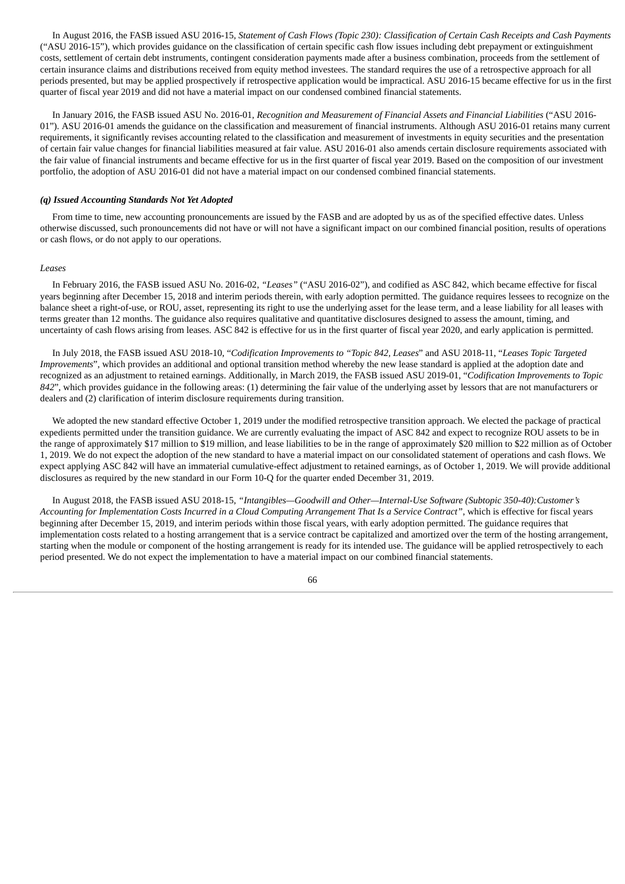In August 2016, the FASB issued ASU 2016-15, *Statement of Cash Flows (Topic 230): Classification of Certain Cash Receipts and Cash Payments* ("ASU 2016-15"), which provides guidance on the classification of certain specific cash flow issues including debt prepayment or extinguishment costs, settlement of certain debt instruments, contingent consideration payments made after a business combination, proceeds from the settlement of certain insurance claims and distributions received from equity method investees. The standard requires the use of a retrospective approach for all periods presented, but may be applied prospectively if retrospective application would be impractical. ASU 2016-15 became effective for us in the first quarter of fiscal year 2019 and did not have a material impact on our condensed combined financial statements.

In January 2016, the FASB issued ASU No. 2016-01, *Recognition and Measurement of Financial Assets and Financial Liabilities* ("ASU 2016-01"). ASU 2016-01 amends the guidance on the classification and measurement of financial instruments. Although ASU 2016-01 retains many current requirements, it significantly revises accounting related to the classification and measurement of investments in equity securities and the presentation of certain fair value changes for financial liabilities measured at fair value. ASU 2016-01 also amends certain disclosure requirements associated with the fair value of financial instruments and became effective for us in the first quarter of fiscal year 2019. Based on the composition of our investment portfolio, the adoption of ASU 2016-01 did not have a material impact on our condensed combined financial statements.

***(q) Issued Accounting Standards Not Yet Adopted***

From time to time, new accounting pronouncements are issued by the FASB and are adopted by us as of the specified effective dates. Unless otherwise discussed, such pronouncements did not have or will not have a significant impact on our combined financial position, results of operations or cash flows, or do not apply to our operations.

*Leases*

In February 2016, the FASB issued ASU No. 2016-02, *"Leases"* ("ASU 2016-02"), and codified as ASC 842, which became effective for fiscal years beginning after December 15, 2018 and interim periods therein, with early adoption permitted. The guidance requires lessees to recognize on the balance sheet a right-of-use, or ROU, asset, representing its right to use the underlying asset for the lease term, and a lease liability for all leases with terms greater than 12 months. The guidance also requires qualitative and quantitative disclosures designed to assess the amount, timing, and uncertainty of cash flows arising from leases. ASC 842 is effective for us in the first quarter of fiscal year 2020, and early application is permitted.

In July 2018, the FASB issued ASU 2018-10, "*Codification Improvements to "Topic 842, Leases*" and ASU 2018-11, "*Leases Topic Targeted Improvements*", which provides an additional and optional transition method whereby the new lease standard is applied at the adoption date and recognized as an adjustment to retained earnings. Additionally, in March 2019, the FASB issued ASU 2019-01, "*Codification Improvements to Topic 842*", which provides guidance in the following areas: (1) determining the fair value of the underlying asset by lessors that are not manufacturers or dealers and (2) clarification of interim disclosure requirements during transition.

We adopted the new standard effective October 1, 2019 under the modified retrospective transition approach. We elected the package of practical expedients permitted under the transition guidance. We are currently evaluating the impact of ASC 842 and expect to recognize ROU assets to be in the range of approximately $17 million to $19 million, and lease liabilities to be in the range of approximately $20 million to $22 million as of October 1, 2019. We do not expect the adoption of the new standard to have a material impact on our consolidated statement of operations and cash flows. We expect applying ASC 842 will have an immaterial cumulative-effect adjustment to retained earnings, as of October 1, 2019. We will provide additional disclosures as required by the new standard in our Form 10-Q for the quarter ended December 31, 2019.

In August 2018, the FASB issued ASU 2018-15, *"Intangibles—Goodwill and Other—Internal-Use Software (Subtopic 350-40):Customer's Accounting for Implementation Costs Incurred in a Cloud Computing Arrangement That Is a Service Contract"*, which is effective for fiscal years beginning after December 15, 2019, and interim periods within those fiscal years, with early adoption permitted. The guidance requires that implementation costs related to a hosting arrangement that is a service contract be capitalized and amortized over the term of the hosting arrangement, starting when the module or component of the hosting arrangement is ready for its intended use. The guidance will be applied retrospectively to each period presented. We do not expect the implementation to have a material impact on our combined financial statements.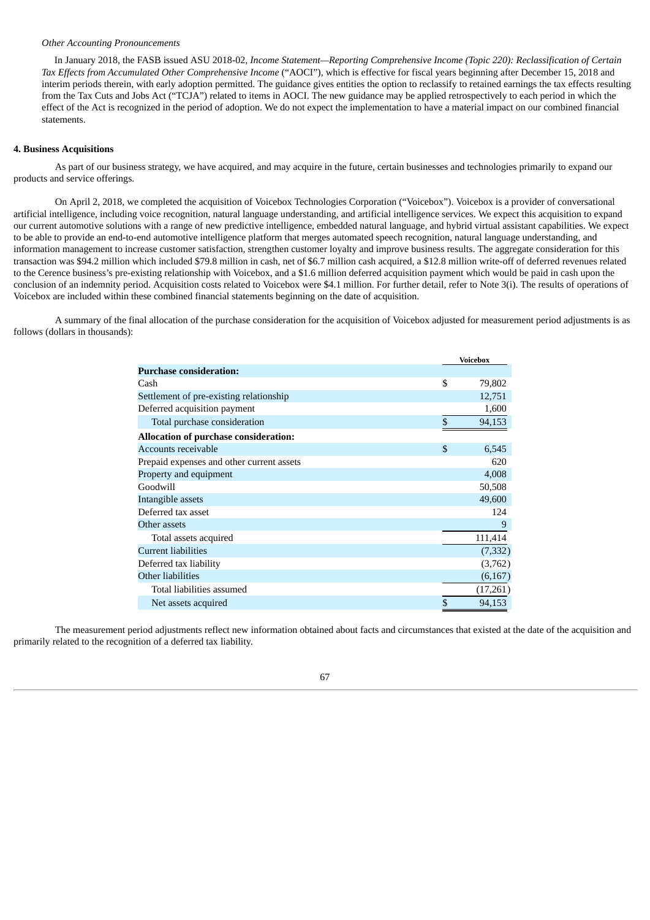*Other Accounting Pronouncements*

In January 2018, the FASB issued ASU 2018-02, *Income Statement—Reporting Comprehensive Income (Topic 220): Reclassification of Certain Tax Effects from Accumulated Other Comprehensive Income* ("AOCI"), which is effective for fiscal years beginning after December 15, 2018 and interim periods therein, with early adoption permitted. The guidance gives entities the option to reclassify to retained earnings the tax effects resulting from the Tax Cuts and Jobs Act ("TCJA") related to items in AOCI. The new guidance may be applied retrospectively to each period in which the effect of the Act is recognized in the period of adoption. We do not expect the implementation to have a material impact on our combined financial statements.

**4. Business Acquisitions**

As part of our business strategy, we have acquired, and may acquire in the future, certain businesses and technologies primarily to expand our products and service offerings.

On April 2, 2018, we completed the acquisition of Voicebox Technologies Corporation ("Voicebox"). Voicebox is a provider of conversational artificial intelligence, including voice recognition, natural language understanding, and artificial intelligence services. We expect this acquisition to expand our current automotive solutions with a range of new predictive intelligence, embedded natural language, and hybrid virtual assistant capabilities. We expect to be able to provide an end-to-end automotive intelligence platform that merges automated speech recognition, natural language understanding, and information management to increase customer satisfaction, strengthen customer loyalty and improve business results. The aggregate consideration for this transaction was $94.2 million which included $79.8 million in cash, net of $6.7 million cash acquired, a $12.8 million write-off of deferred revenues related to the Cerence business's pre-existing relationship with Voicebox, and a $1.6 million deferred acquisition payment which would be paid in cash upon the conclusion of an indemnity period. Acquisition costs related to Voicebox were $4.1 million. For further detail, refer to Note 3(i). The results of operations of Voicebox are included within these combined financial statements beginning on the date of acquisition.

A summary of the final allocation of the purchase consideration for the acquisition of Voicebox adjusted for measurement period adjustments is as follows (dollars in thousands):

| | Voicebox |
|---|---|
| **Purchase consideration:** | |
| Cash | $ 79,802 |
| Settlement of pre-existing relationship | 12,751 |
| Deferred acquisition payment | 1,600 |
| Total purchase consideration | $ 94,153 |
| **Allocation of purchase consideration:** | |
| Accounts receivable | $ 6,545 |
| Prepaid expenses and other current assets | 620 |
| Property and equipment | 4,008 |
| Goodwill | 50,508 |
| Intangible assets | 49,600 |
| Deferred tax asset | 124 |
| Other assets | 9 |
| Total assets acquired | 111,414 |
| Current liabilities | (7,332) |
| Deferred tax liability | (3,762) |
| Other liabilities | (6,167) |
| Total liabilities assumed | (17,261) |
| Net assets acquired | $ 94,153 |

The measurement period adjustments reflect new information obtained about facts and circumstances that existed at the date of the acquisition and primarily related to the recognition of a deferred tax liability.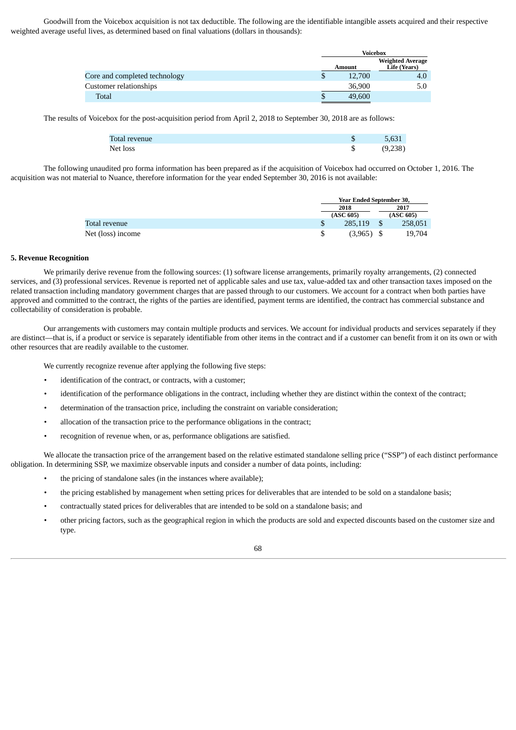Goodwill from the Voicebox acquisition is not tax deductible. The following are the identifiable intangible assets acquired and their respective weighted average useful lives, as determined based on final valuations (dollars in thousands):

| | Voicebox | |
|---|---|---|
| | Amount | Weighted Average Life (Years) |
| Core and completed technology | $ 12,700 | 4.0 |
| Customer relationships | 36,900 | 5.0 |
| Total | $ 49,600 | |

The results of Voicebox for the post-acquisition period from April 2, 2018 to September 30, 2018 are as follows:

| | |
|---|---|
| Total revenue | $ 5,631 |
| Net loss | $ (9,238) |

The following unaudited pro forma information has been prepared as if the acquisition of Voicebox had occurred on October 1, 2016. The acquisition was not material to Nuance, therefore information for the year ended September 30, 2016 is not available:

| | Year Ended September 30, | |
|---|---|---|
| | 2018 (ASC 605) | 2017 (ASC 605) |
| Total revenue | $ 285,119 | $ 258,051 |
| Net (loss) income | $ (3,965) | $ 19,704 |

**5. Revenue Recognition**

We primarily derive revenue from the following sources: (1) software license arrangements, primarily royalty arrangements, (2) connected services, and (3) professional services. Revenue is reported net of applicable sales and use tax, value-added tax and other transaction taxes imposed on the related transaction including mandatory government charges that are passed through to our customers. We account for a contract when both parties have approved and committed to the contract, the rights of the parties are identified, payment terms are identified, the contract has commercial substance and collectability of consideration is probable.

Our arrangements with customers may contain multiple products and services. We account for individual products and services separately if they are distinct—that is, if a product or service is separately identifiable from other items in the contract and if a customer can benefit from it on its own or with other resources that are readily available to the customer.

We currently recognize revenue after applying the following five steps:

- identification of the contract, or contracts, with a customer;
- identification of the performance obligations in the contract, including whether they are distinct within the context of the contract;
- determination of the transaction price, including the constraint on variable consideration;
- allocation of the transaction price to the performance obligations in the contract;
- recognition of revenue when, or as, performance obligations are satisfied.

We allocate the transaction price of the arrangement based on the relative estimated standalone selling price ("SSP") of each distinct performance obligation. In determining SSP, we maximize observable inputs and consider a number of data points, including:

- the pricing of standalone sales (in the instances where available);
- the pricing established by management when setting prices for deliverables that are intended to be sold on a standalone basis;
- contractually stated prices for deliverables that are intended to be sold on a standalone basis; and
- other pricing factors, such as the geographical region in which the products are sold and expected discounts based on the customer size and type.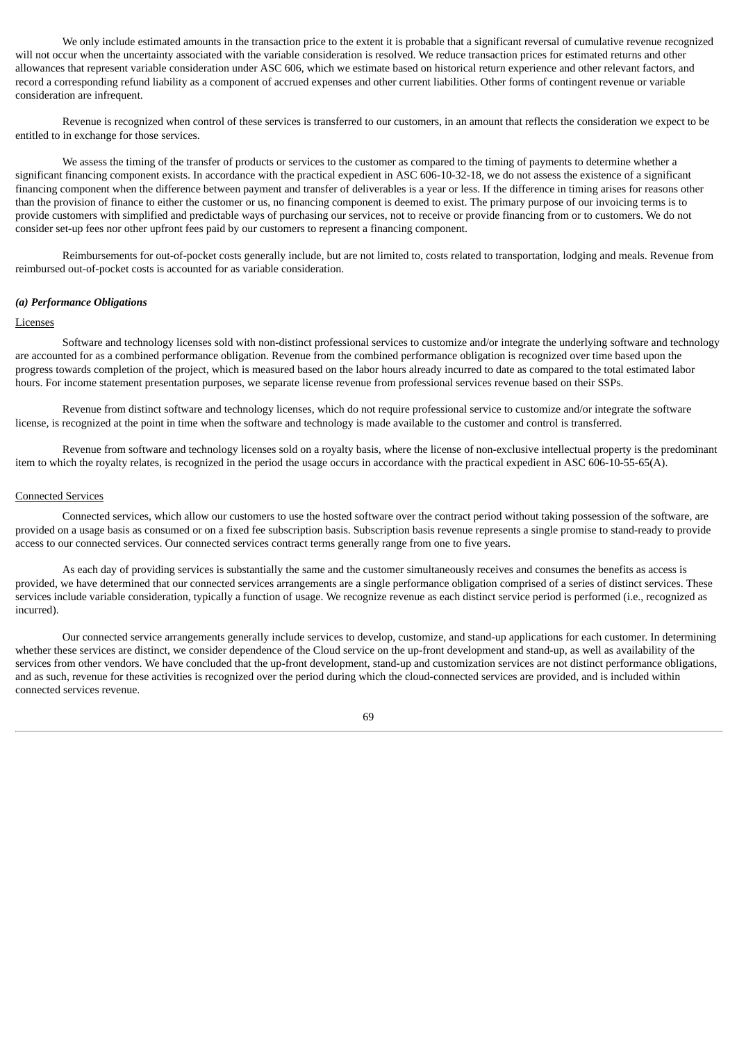We only include estimated amounts in the transaction price to the extent it is probable that a significant reversal of cumulative revenue recognized will not occur when the uncertainty associated with the variable consideration is resolved. We reduce transaction prices for estimated returns and other allowances that represent variable consideration under ASC 606, which we estimate based on historical return experience and other relevant factors, and record a corresponding refund liability as a component of accrued expenses and other current liabilities. Other forms of contingent revenue or variable consideration are infrequent.

Revenue is recognized when control of these services is transferred to our customers, in an amount that reflects the consideration we expect to be entitled to in exchange for those services.

We assess the timing of the transfer of products or services to the customer as compared to the timing of payments to determine whether a significant financing component exists. In accordance with the practical expedient in ASC 606-10-32-18, we do not assess the existence of a significant financing component when the difference between payment and transfer of deliverables is a year or less. If the difference in timing arises for reasons other than the provision of finance to either the customer or us, no financing component is deemed to exist. The primary purpose of our invoicing terms is to provide customers with simplified and predictable ways of purchasing our services, not to receive or provide financing from or to customers. We do not consider set-up fees nor other upfront fees paid by our customers to represent a financing component.

Reimbursements for out-of-pocket costs generally include, but are not limited to, costs related to transportation, lodging and meals. Revenue from reimbursed out-of-pocket costs is accounted for as variable consideration.

***(a) Performance Obligations***

Licenses

Software and technology licenses sold with non-distinct professional services to customize and/or integrate the underlying software and technology are accounted for as a combined performance obligation. Revenue from the combined performance obligation is recognized over time based upon the progress towards completion of the project, which is measured based on the labor hours already incurred to date as compared to the total estimated labor hours. For income statement presentation purposes, we separate license revenue from professional services revenue based on their SSPs.

Revenue from distinct software and technology licenses, which do not require professional service to customize and/or integrate the software license, is recognized at the point in time when the software and technology is made available to the customer and control is transferred.

Revenue from software and technology licenses sold on a royalty basis, where the license of non-exclusive intellectual property is the predominant item to which the royalty relates, is recognized in the period the usage occurs in accordance with the practical expedient in ASC 606-10-55-65(A).

Connected Services

Connected services, which allow our customers to use the hosted software over the contract period without taking possession of the software, are provided on a usage basis as consumed or on a fixed fee subscription basis. Subscription basis revenue represents a single promise to stand-ready to provide access to our connected services. Our connected services contract terms generally range from one to five years.

As each day of providing services is substantially the same and the customer simultaneously receives and consumes the benefits as access is provided, we have determined that our connected services arrangements are a single performance obligation comprised of a series of distinct services. These services include variable consideration, typically a function of usage. We recognize revenue as each distinct service period is performed (i.e., recognized as incurred).

Our connected service arrangements generally include services to develop, customize, and stand-up applications for each customer. In determining whether these services are distinct, we consider dependence of the Cloud service on the up-front development and stand-up, as well as availability of the services from other vendors. We have concluded that the up-front development, stand-up and customization services are not distinct performance obligations, and as such, revenue for these activities is recognized over the period during which the cloud-connected services are provided, and is included within connected services revenue.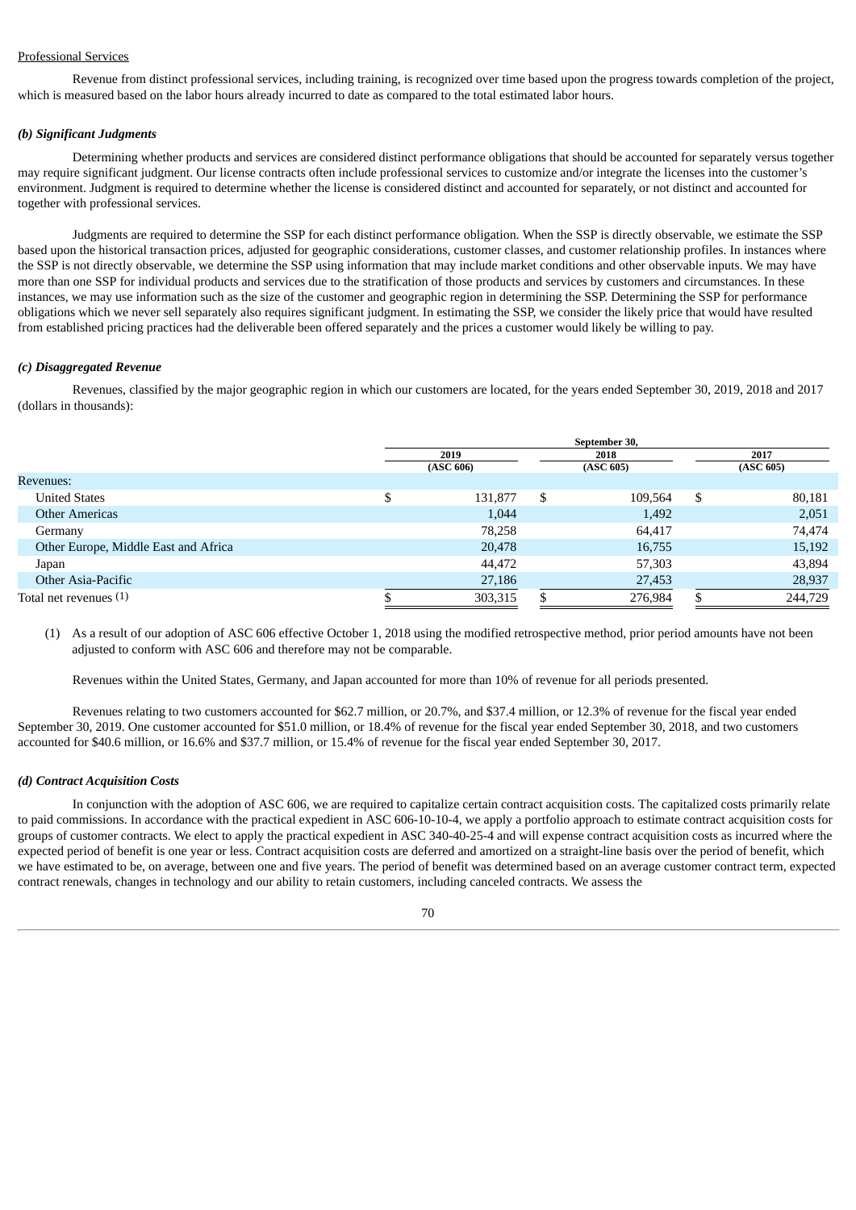Professional Services

Revenue from distinct professional services, including training, is recognized over time based upon the progress towards completion of the project, which is measured based on the labor hours already incurred to date as compared to the total estimated labor hours.

***(b) Significant Judgments***

Determining whether products and services are considered distinct performance obligations that should be accounted for separately versus together may require significant judgment. Our license contracts often include professional services to customize and/or integrate the licenses into the customer's environment. Judgment is required to determine whether the license is considered distinct and accounted for separately, or not distinct and accounted for together with professional services.

Judgments are required to determine the SSP for each distinct performance obligation. When the SSP is directly observable, we estimate the SSP based upon the historical transaction prices, adjusted for geographic considerations, customer classes, and customer relationship profiles. In instances where the SSP is not directly observable, we determine the SSP using information that may include market conditions and other observable inputs. We may have more than one SSP for individual products and services due to the stratification of those products and services by customers and circumstances. In these instances, we may use information such as the size of the customer and geographic region in determining the SSP. Determining the SSP for performance obligations which we never sell separately also requires significant judgment. In estimating the SSP, we consider the likely price that would have resulted from established pricing practices had the deliverable been offered separately and the prices a customer would likely be willing to pay.

***(c) Disaggregated Revenue***

Revenues, classified by the major geographic region in which our customers are located, for the years ended September 30, 2019, 2018 and 2017 (dollars in thousands):

| | September 30, | | |
|---|---|---|---|
| | 2019 (ASC 606) | 2018 (ASC 605) | 2017 (ASC 605) |
| Revenues: | | | |
| United States | $ 131,877 | $ 109,564 | $ 80,181 |
| Other Americas | 1,044 | 1,492 | 2,051 |
| Germany | 78,258 | 64,417 | 74,474 |
| Other Europe, Middle East and Africa | 20,478 | 16,755 | 15,192 |
| Japan | 44,472 | 57,303 | 43,894 |
| Other Asia-Pacific | 27,186 | 27,453 | 28,937 |
| Total net revenues (1) | $ 303,315 | $ 276,984 | $ 244,729 |

(1) As a result of our adoption of ASC 606 effective October 1, 2018 using the modified retrospective method, prior period amounts have not been adjusted to conform with ASC 606 and therefore may not be comparable.

Revenues within the United States, Germany, and Japan accounted for more than 10% of revenue for all periods presented.

Revenues relating to two customers accounted for $62.7 million, or 20.7%, and $37.4 million, or 12.3% of revenue for the fiscal year ended September 30, 2019. One customer accounted for $51.0 million, or 18.4% of revenue for the fiscal year ended September 30, 2018, and two customers accounted for $40.6 million, or 16.6% and $37.7 million, or 15.4% of revenue for the fiscal year ended September 30, 2017.

***(d) Contract Acquisition Costs***

In conjunction with the adoption of ASC 606, we are required to capitalize certain contract acquisition costs. The capitalized costs primarily relate to paid commissions. In accordance with the practical expedient in ASC 606-10-10-4, we apply a portfolio approach to estimate contract acquisition costs for groups of customer contracts. We elect to apply the practical expedient in ASC 340-40-25-4 and will expense contract acquisition costs as incurred where the expected period of benefit is one year or less. Contract acquisition costs are deferred and amortized on a straight-line basis over the period of benefit, which we have estimated to be, on average, between one and five years. The period of benefit was determined based on an average customer contract term, expected contract renewals, changes in technology and our ability to retain customers, including canceled contracts. We assess the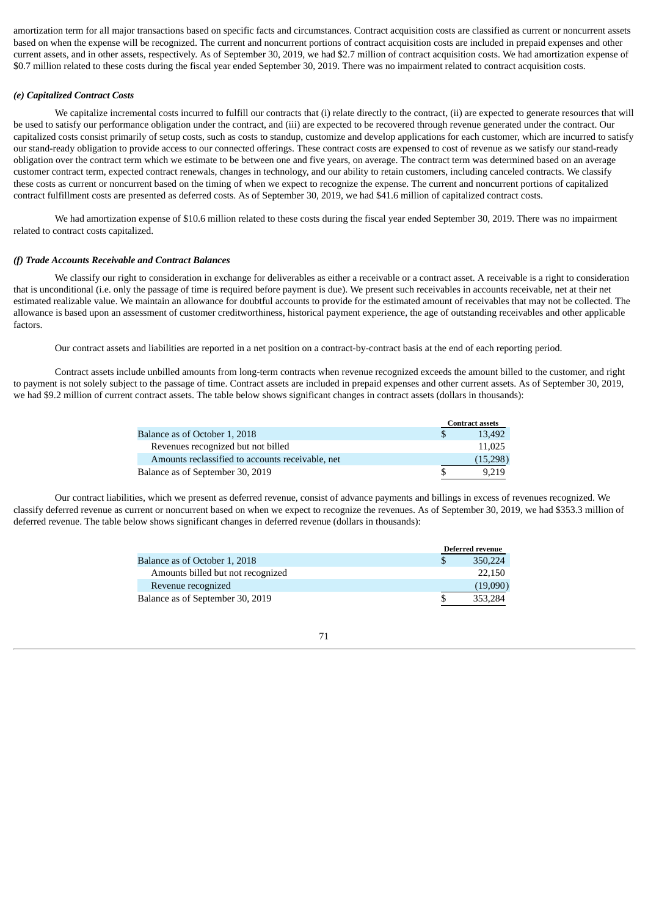amortization term for all major transactions based on specific facts and circumstances. Contract acquisition costs are classified as current or noncurrent assets based on when the expense will be recognized. The current and noncurrent portions of contract acquisition costs are included in prepaid expenses and other current assets, and in other assets, respectively. As of September 30, 2019, we had $2.7 million of contract acquisition costs. We had amortization expense of $0.7 million related to these costs during the fiscal year ended September 30, 2019. There was no impairment related to contract acquisition costs.

***(e) Capitalized Contract Costs***

We capitalize incremental costs incurred to fulfill our contracts that (i) relate directly to the contract, (ii) are expected to generate resources that will be used to satisfy our performance obligation under the contract, and (iii) are expected to be recovered through revenue generated under the contract. Our capitalized costs consist primarily of setup costs, such as costs to standup, customize and develop applications for each customer, which are incurred to satisfy our stand-ready obligation to provide access to our connected offerings. These contract costs are expensed to cost of revenue as we satisfy our stand-ready obligation over the contract term which we estimate to be between one and five years, on average. The contract term was determined based on an average customer contract term, expected contract renewals, changes in technology, and our ability to retain customers, including canceled contracts. We classify these costs as current or noncurrent based on the timing of when we expect to recognize the expense. The current and noncurrent portions of capitalized contract fulfillment costs are presented as deferred costs. As of September 30, 2019, we had $41.6 million of capitalized contract costs.

We had amortization expense of $10.6 million related to these costs during the fiscal year ended September 30, 2019. There was no impairment related to contract costs capitalized.

***(f) Trade Accounts Receivable and Contract Balances***

We classify our right to consideration in exchange for deliverables as either a receivable or a contract asset. A receivable is a right to consideration that is unconditional (i.e. only the passage of time is required before payment is due). We present such receivables in accounts receivable, net at their net estimated realizable value. We maintain an allowance for doubtful accounts to provide for the estimated amount of receivables that may not be collected. The allowance is based upon an assessment of customer creditworthiness, historical payment experience, the age of outstanding receivables and other applicable factors.

Our contract assets and liabilities are reported in a net position on a contract-by-contract basis at the end of each reporting period.

Contract assets include unbilled amounts from long-term contracts when revenue recognized exceeds the amount billed to the customer, and right to payment is not solely subject to the passage of time. Contract assets are included in prepaid expenses and other current assets. As of September 30, 2019, we had $9.2 million of current contract assets. The table below shows significant changes in contract assets (dollars in thousands):

| | Contract assets |
|---|---|
| Balance as of October 1, 2018 | $ 13,492 |
| Revenues recognized but not billed | 11,025 |
| Amounts reclassified to accounts receivable, net | (15,298) |
| Balance as of September 30, 2019 | $ 9,219 |

Our contract liabilities, which we present as deferred revenue, consist of advance payments and billings in excess of revenues recognized. We classify deferred revenue as current or noncurrent based on when we expect to recognize the revenues. As of September 30, 2019, we had $353.3 million of deferred revenue. The table below shows significant changes in deferred revenue (dollars in thousands):

| | Deferred revenue |
|---|---|
| Balance as of October 1, 2018 | $ 350,224 |
| Amounts billed but not recognized | 22,150 |
| Revenue recognized | (19,090) |
| Balance as of September 30, 2019 | $ 353,284 |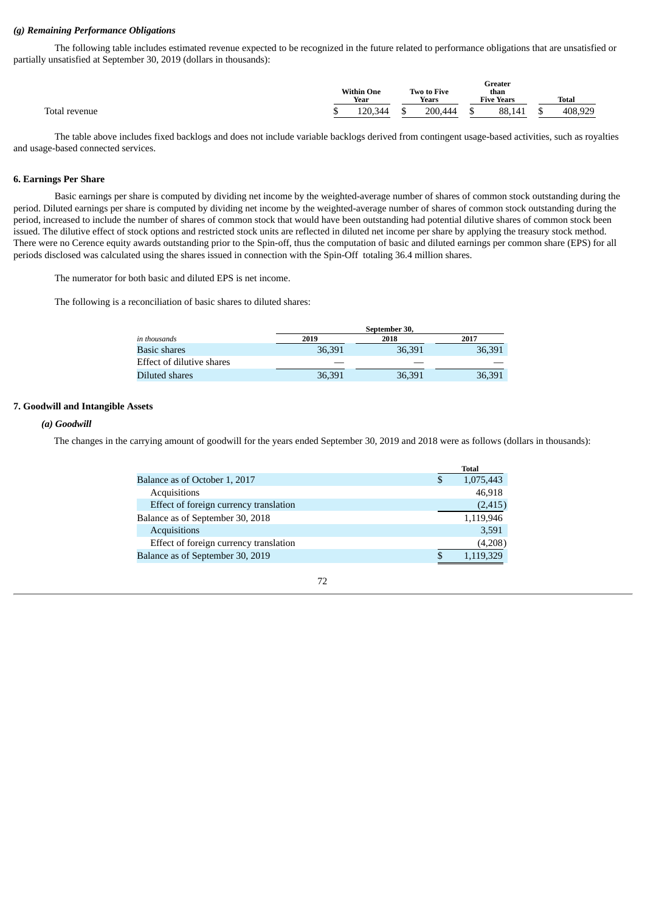### *(g) Remaining Performance Obligations*

The following table includes estimated revenue expected to be recognized in the future related to performance obligations that are unsatisfied or partially unsatisfied at September 30, 2019 (dollars in thousands):

| | Within One Year | Two to Five Years | Greater than Five Years | Total |
|---|---|---|---|---|
| Total revenue | $ 120,344 | $ 200,444 | $ 88,141 | $ 408,929 |

The table above includes fixed backlogs and does not include variable backlogs derived from contingent usage-based activities, such as royalties and usage-based connected services.

### 6. Earnings Per Share

Basic earnings per share is computed by dividing net income by the weighted-average number of shares of common stock outstanding during the period. Diluted earnings per share is computed by dividing net income by the weighted-average number of shares of common stock outstanding during the period, increased to include the number of shares of common stock that would have been outstanding had potential dilutive shares of common stock been issued. The dilutive effect of stock options and restricted stock units are reflected in diluted net income per share by applying the treasury stock method. There were no Cerence equity awards outstanding prior to the Spin-off, thus the computation of basic and diluted earnings per common share (EPS) for all periods disclosed was calculated using the shares issued in connection with the Spin-Off totaling 36.4 million shares.

The numerator for both basic and diluted EPS is net income.

The following is a reconciliation of basic shares to diluted shares:

| | September 30, | | |
|---|---|---|---|
| *in thousands* | 2019 | 2018 | 2017 |
| Basic shares | 36,391 | 36,391 | 36,391 |
| Effect of dilutive shares | — | — | — |
| Diluted shares | 36,391 | 36,391 | 36,391 |

### 7. Goodwill and Intangible Assets

#### *(a) Goodwill*

The changes in the carrying amount of goodwill for the years ended September 30, 2019 and 2018 were as follows (dollars in thousands):

| | Total |
|---|---|
| Balance as of October 1, 2017 | $ 1,075,443 |
| Acquisitions | 46,918 |
| Effect of foreign currency translation | (2,415) |
| Balance as of September 30, 2018 | 1,119,946 |
| Acquisitions | 3,591 |
| Effect of foreign currency translation | (4,208) |
| Balance as of September 30, 2019 | $ 1,119,329 |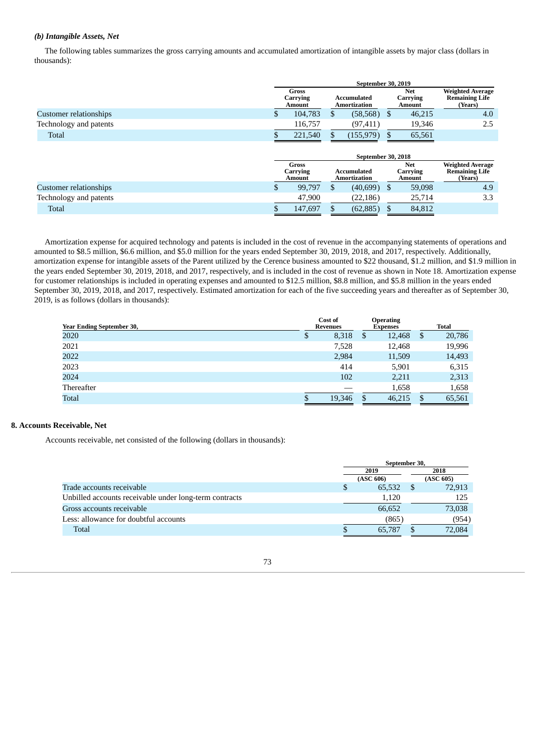### *(b) Intangible Assets, Net*

The following tables summarizes the gross carrying amounts and accumulated amortization of intangible assets by major class (dollars in thousands):

| | September 30, 2019 | | | |
|---|---|---|---|---|
| | Gross Carrying Amount | Accumulated Amortization | Net Carrying Amount | Weighted Average Remaining Life (Years) |
| Customer relationships | $ 104,783 | $ (58,568) | $ 46,215 | 4.0 |
| Technology and patents | 116,757 | (97,411) | 19,346 | 2.5 |
| Total | $ 221,540 | $ (155,979) | $ 65,561 | |

| | September 30, 2018 | | | |
|---|---|---|---|---|
| | Gross Carrying Amount | Accumulated Amortization | Net Carrying Amount | Weighted Average Remaining Life (Years) |
| Customer relationships | $ 99,797 | $ (40,699) | $ 59,098 | 4.9 |
| Technology and patents | 47,900 | (22,186) | 25,714 | 3.3 |
| Total | $ 147,697 | $ (62,885) | $ 84,812 | |

Amortization expense for acquired technology and patents is included in the cost of revenue in the accompanying statements of operations and amounted to $8.5 million, $6.6 million, and $5.0 million for the years ended September 30, 2019, 2018, and 2017, respectively. Additionally, amortization expense for intangible assets of the Parent utilized by the Cerence business amounted to $22 thousand, $1.2 million, and $1.9 million in the years ended September 30, 2019, 2018, and 2017, respectively, and is included in the cost of revenue as shown in Note 18. Amortization expense for customer relationships is included in operating expenses and amounted to $12.5 million, $8.8 million, and $5.8 million in the years ended September 30, 2019, 2018, and 2017, respectively. Estimated amortization for each of the five succeeding years and thereafter as of September 30, 2019, is as follows (dollars in thousands):

| Year Ending September 30, | Cost of Revenues | Operating Expenses | Total |
|---|---|---|---|
| 2020 | $ 8,318 | $ 12,468 | $ 20,786 |
| 2021 | 7,528 | 12,468 | 19,996 |
| 2022 | 2,984 | 11,509 | 14,493 |
| 2023 | 414 | 5,901 | 6,315 |
| 2024 | 102 | 2,211 | 2,313 |
| Thereafter | — | 1,658 | 1,658 |
| Total | $ 19,346 | $ 46,215 | $ 65,561 |

## 8. Accounts Receivable, Net

Accounts receivable, net consisted of the following (dollars in thousands):

| | September 30, | |
|---|---|---|
| | 2019 (ASC 606) | 2018 (ASC 605) |
| Trade accounts receivable | $ 65,532 | $ 72,913 |
| Unbilled accounts receivable under long-term contracts | 1,120 | 125 |
| Gross accounts receivable | 66,652 | 73,038 |
| Less: allowance for doubtful accounts | (865) | (954) |
| Total | $ 65,787 | $ 72,084 |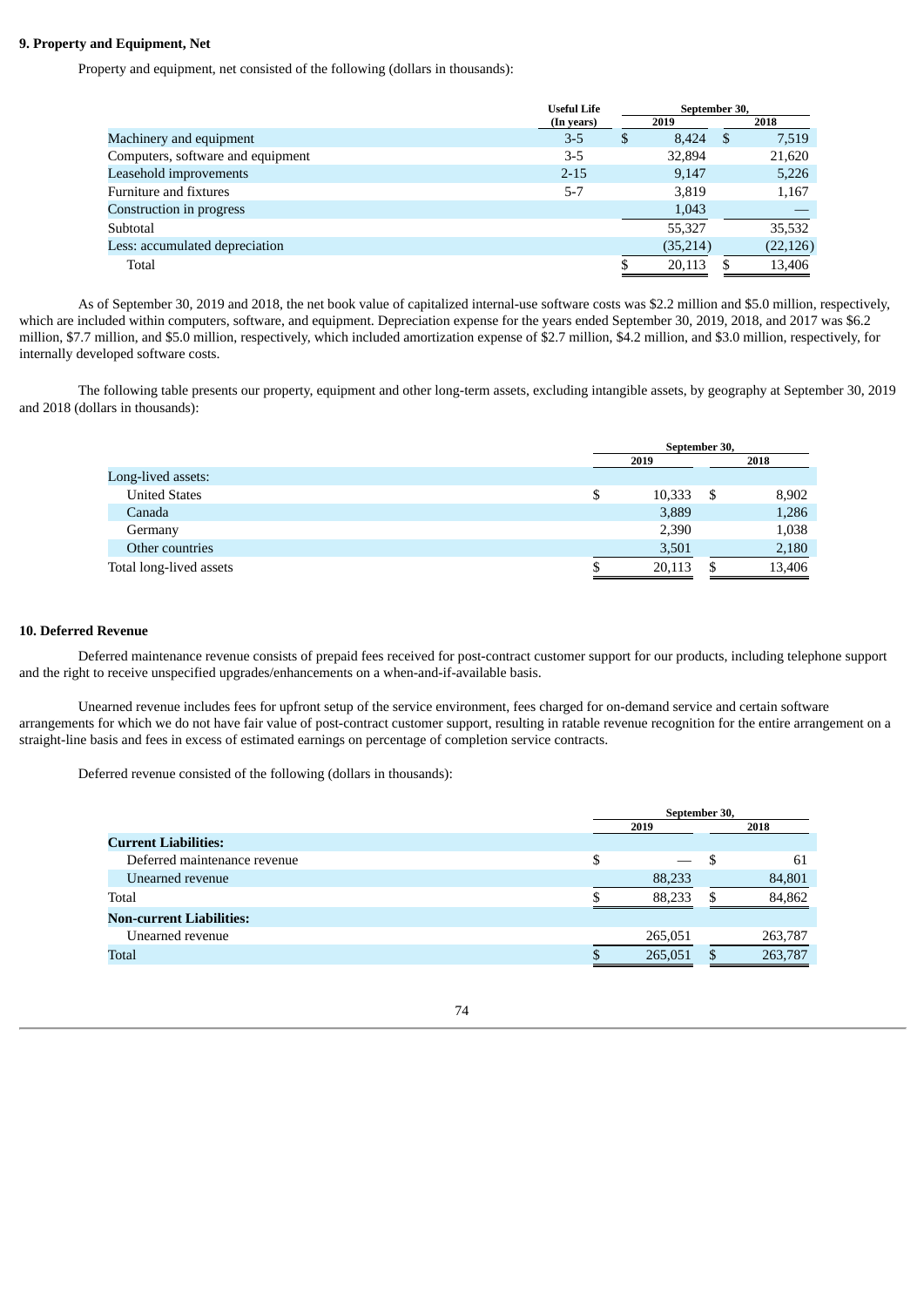## 9. Property and Equipment, Net

Property and equipment, net consisted of the following (dollars in thousands):

| | Useful Life (In years) | September 30, 2019 | September 30, 2018 |
|---|---|---|---|
| Machinery and equipment | 3-5 | $ 8,424 | $ 7,519 |
| Computers, software and equipment | 3-5 | 32,894 | 21,620 |
| Leasehold improvements | 2-15 | 9,147 | 5,226 |
| Furniture and fixtures | 5-7 | 3,819 | 1,167 |
| Construction in progress | | 1,043 | — |
| Subtotal | | 55,327 | 35,532 |
| Less: accumulated depreciation | | (35,214) | (22,126) |
| Total | | $ 20,113 | $ 13,406 |

As of September 30, 2019 and 2018, the net book value of capitalized internal-use software costs was $2.2 million and $5.0 million, respectively, which are included within computers, software, and equipment. Depreciation expense for the years ended September 30, 2019, 2018, and 2017 was $6.2 million, $7.7 million, and $5.0 million, respectively, which included amortization expense of $2.7 million, $4.2 million, and $3.0 million, respectively, for internally developed software costs.

The following table presents our property, equipment and other long-term assets, excluding intangible assets, by geography at September 30, 2019 and 2018 (dollars in thousands):

| | September 30, 2019 | September 30, 2018 |
|---|---|---|
| Long-lived assets: | | |
| United States | $ 10,333 | $ 8,902 |
| Canada | 3,889 | 1,286 |
| Germany | 2,390 | 1,038 |
| Other countries | 3,501 | 2,180 |
| Total long-lived assets | $ 20,113 | $ 13,406 |

## 10. Deferred Revenue

Deferred maintenance revenue consists of prepaid fees received for post-contract customer support for our products, including telephone support and the right to receive unspecified upgrades/enhancements on a when-and-if-available basis.

Unearned revenue includes fees for upfront setup of the service environment, fees charged for on-demand service and certain software arrangements for which we do not have fair value of post-contract customer support, resulting in ratable revenue recognition for the entire arrangement on a straight-line basis and fees in excess of estimated earnings on percentage of completion service contracts.

Deferred revenue consisted of the following (dollars in thousands):

| | September 30, 2019 | September 30, 2018 |
|---|---|---|
| **Current Liabilities:** | | |
| Deferred maintenance revenue | $ — | $ 61 |
| Unearned revenue | 88,233 | 84,801 |
| Total | $ 88,233 | $ 84,862 |
| **Non-current Liabilities:** | | |
| Unearned revenue | 265,051 | 263,787 |
| Total | $ 265,051 | $ 263,787 |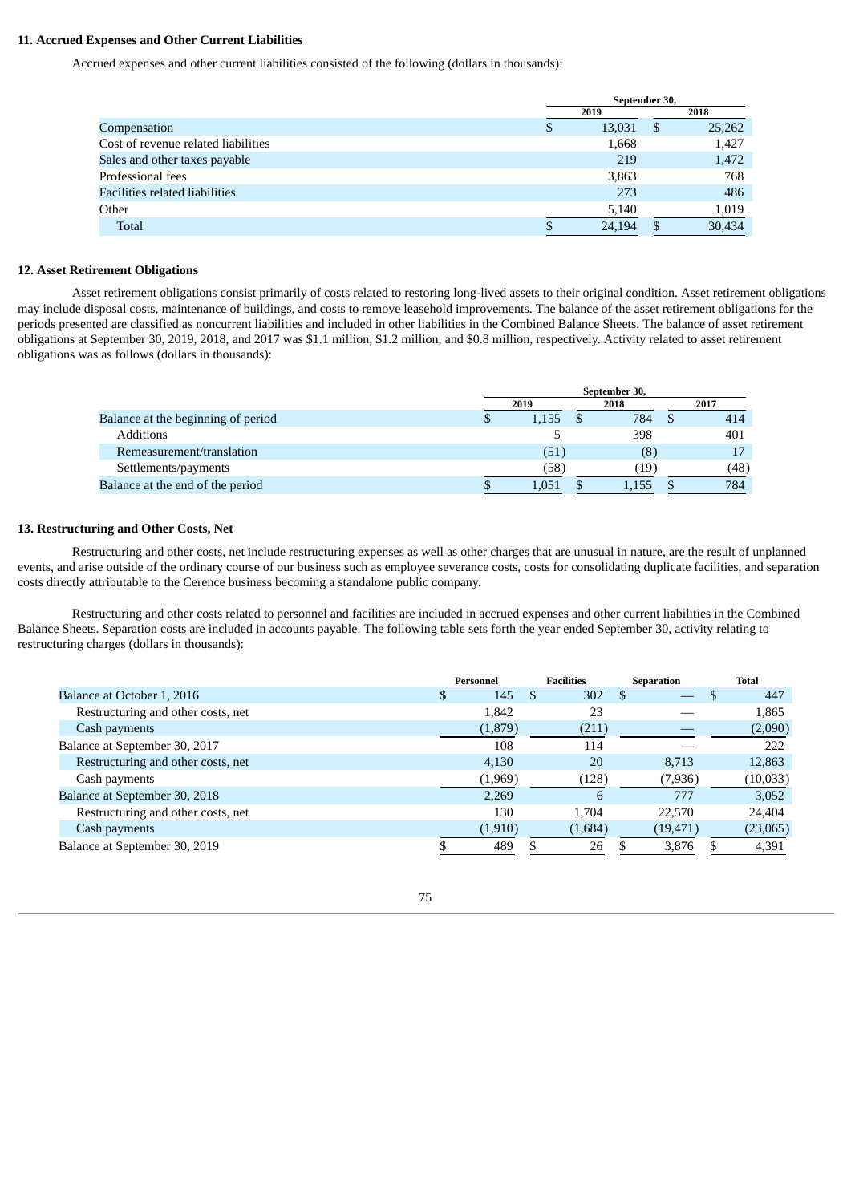### 11. Accrued Expenses and Other Current Liabilities

Accrued expenses and other current liabilities consisted of the following (dollars in thousands):

| | September 30, | |
|---|---|---|
| | 2019 | 2018 |
| Compensation | $ 13,031 | $ 25,262 |
| Cost of revenue related liabilities | 1,668 | 1,427 |
| Sales and other taxes payable | 219 | 1,472 |
| Professional fees | 3,863 | 768 |
| Facilities related liabilities | 273 | 486 |
| Other | 5,140 | 1,019 |
| Total | $ 24,194 | $ 30,434 |

### 12. Asset Retirement Obligations

Asset retirement obligations consist primarily of costs related to restoring long-lived assets to their original condition. Asset retirement obligations may include disposal costs, maintenance of buildings, and costs to remove leasehold improvements. The balance of the asset retirement obligations for the periods presented are classified as noncurrent liabilities and included in other liabilities in the Combined Balance Sheets. The balance of asset retirement obligations at September 30, 2019, 2018, and 2017 was $1.1 million, $1.2 million, and $0.8 million, respectively. Activity related to asset retirement obligations was as follows (dollars in thousands):

| | September 30, | | |
|---|---|---|---|
| | 2019 | 2018 | 2017 |
| Balance at the beginning of period | $ 1,155 | $ 784 | $ 414 |
| Additions | 5 | 398 | 401 |
| Remeasurement/translation | (51) | (8) | 17 |
| Settlements/payments | (58) | (19) | (48) |
| Balance at the end of the period | $ 1,051 | $ 1,155 | $ 784 |

### 13. Restructuring and Other Costs, Net

Restructuring and other costs, net include restructuring expenses as well as other charges that are unusual in nature, are the result of unplanned events, and arise outside of the ordinary course of our business such as employee severance costs, costs for consolidating duplicate facilities, and separation costs directly attributable to the Cerence business becoming a standalone public company.

Restructuring and other costs related to personnel and facilities are included in accrued expenses and other current liabilities in the Combined Balance Sheets. Separation costs are included in accounts payable. The following table sets forth the year ended September 30, activity relating to restructuring charges (dollars in thousands):

| | Personnel | Facilities | Separation | Total |
|---|---|---|---|---|
| Balance at October 1, 2016 | $ 145 | $ 302 | $ — | $ 447 |
| Restructuring and other costs, net | 1,842 | 23 | — | 1,865 |
| Cash payments | (1,879) | (211) | — | (2,090) |
| Balance at September 30, 2017 | 108 | 114 | — | 222 |
| Restructuring and other costs, net | 4,130 | 20 | 8,713 | 12,863 |
| Cash payments | (1,969) | (128) | (7,936) | (10,033) |
| Balance at September 30, 2018 | 2,269 | 6 | 777 | 3,052 |
| Restructuring and other costs, net | 130 | 1,704 | 22,570 | 24,404 |
| Cash payments | (1,910) | (1,684) | (19,471) | (23,065) |
| Balance at September 30, 2019 | $ 489 | $ 26 | $ 3,876 | $ 4,391 |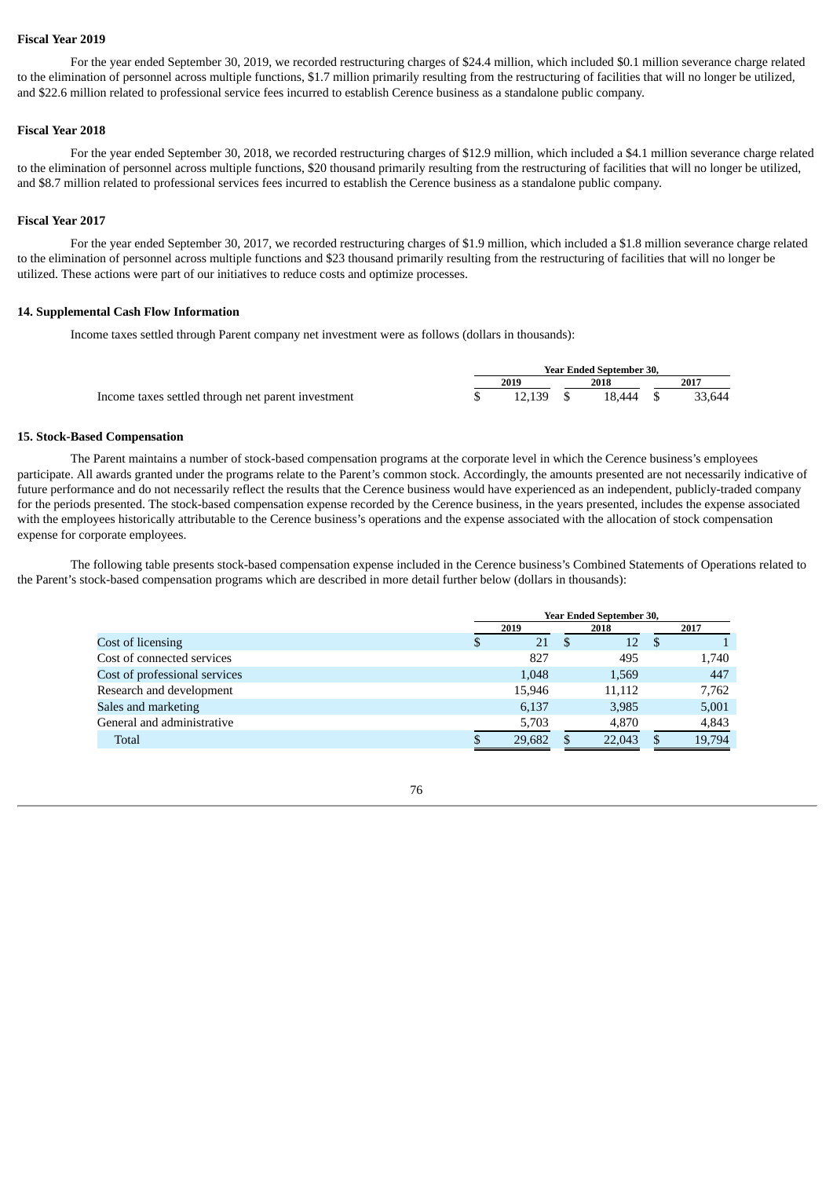**Fiscal Year 2019**

For the year ended September 30, 2019, we recorded restructuring charges of $24.4 million, which included $0.1 million severance charge related to the elimination of personnel across multiple functions, $1.7 million primarily resulting from the restructuring of facilities that will no longer be utilized, and $22.6 million related to professional service fees incurred to establish Cerence business as a standalone public company.

**Fiscal Year 2018**

For the year ended September 30, 2018, we recorded restructuring charges of $12.9 million, which included a $4.1 million severance charge related to the elimination of personnel across multiple functions, $20 thousand primarily resulting from the restructuring of facilities that will no longer be utilized, and $8.7 million related to professional services fees incurred to establish the Cerence business as a standalone public company.

**Fiscal Year 2017**

For the year ended September 30, 2017, we recorded restructuring charges of $1.9 million, which included a $1.8 million severance charge related to the elimination of personnel across multiple functions and $23 thousand primarily resulting from the restructuring of facilities that will no longer be utilized. These actions were part of our initiatives to reduce costs and optimize processes.

**14. Supplemental Cash Flow Information**

Income taxes settled through Parent company net investment were as follows (dollars in thousands):

| | Year Ended September 30, | | |
|---|---|---|---|
| | 2019 | 2018 | 2017 |
| Income taxes settled through net parent investment | $ 12,139 | $ 18,444 | $ 33,644 |

**15. Stock-Based Compensation**

The Parent maintains a number of stock-based compensation programs at the corporate level in which the Cerence business's employees participate. All awards granted under the programs relate to the Parent's common stock. Accordingly, the amounts presented are not necessarily indicative of future performance and do not necessarily reflect the results that the Cerence business would have experienced as an independent, publicly-traded company for the periods presented. The stock-based compensation expense recorded by the Cerence business, in the years presented, includes the expense associated with the employees historically attributable to the Cerence business's operations and the expense associated with the allocation of stock compensation expense for corporate employees.

The following table presents stock-based compensation expense included in the Cerence business's Combined Statements of Operations related to the Parent's stock-based compensation programs which are described in more detail further below (dollars in thousands):

| | Year Ended September 30, | | |
|---|---|---|---|
| | 2019 | 2018 | 2017 |
| Cost of licensing | $ 21 | $ 12 | $ 1 |
| Cost of connected services | 827 | 495 | 1,740 |
| Cost of professional services | 1,048 | 1,569 | 447 |
| Research and development | 15,946 | 11,112 | 7,762 |
| Sales and marketing | 6,137 | 3,985 | 5,001 |
| General and administrative | 5,703 | 4,870 | 4,843 |
| Total | $ 29,682 | $ 22,043 | $ 19,794 |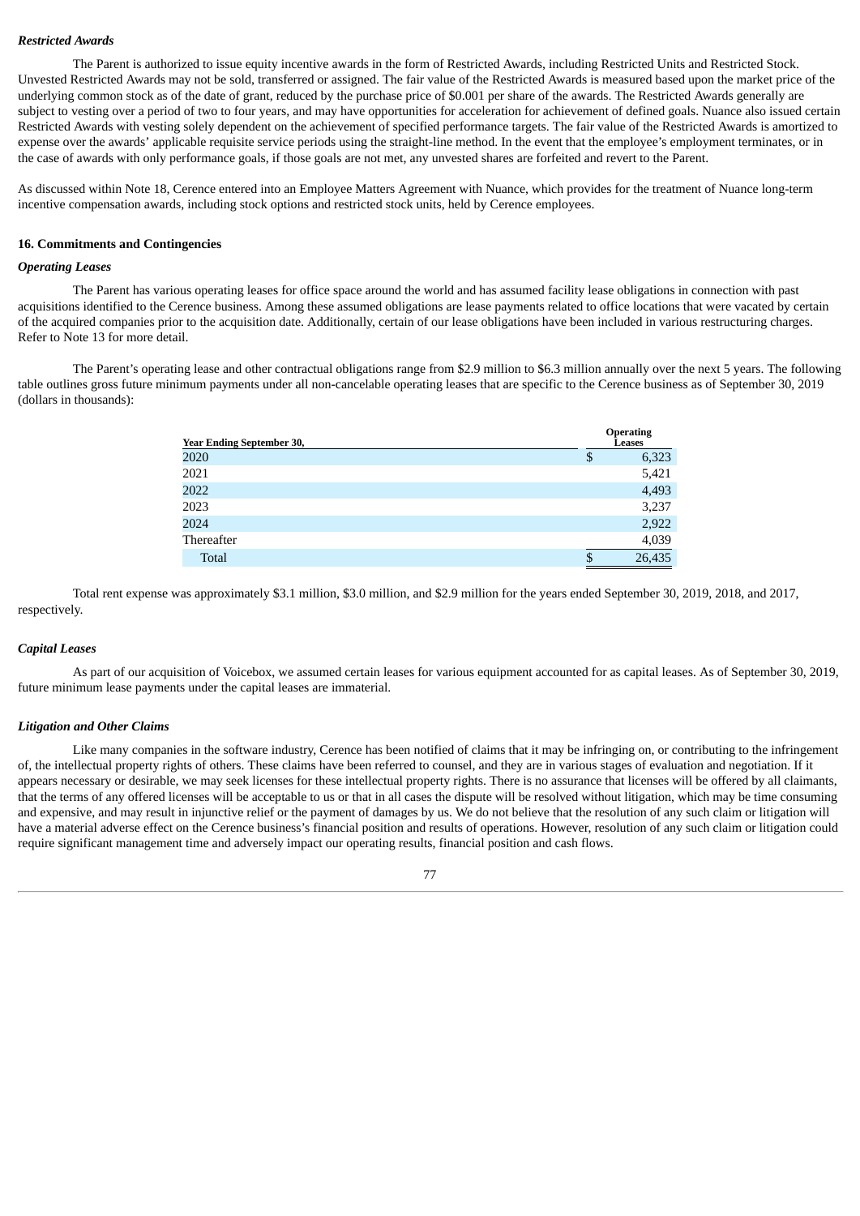***Restricted Awards***

The Parent is authorized to issue equity incentive awards in the form of Restricted Awards, including Restricted Units and Restricted Stock. Unvested Restricted Awards may not be sold, transferred or assigned. The fair value of the Restricted Awards is measured based upon the market price of the underlying common stock as of the date of grant, reduced by the purchase price of $0.001 per share of the awards. The Restricted Awards generally are subject to vesting over a period of two to four years, and may have opportunities for acceleration for achievement of defined goals. Nuance also issued certain Restricted Awards with vesting solely dependent on the achievement of specified performance targets. The fair value of the Restricted Awards is amortized to expense over the awards' applicable requisite service periods using the straight-line method. In the event that the employee's employment terminates, or in the case of awards with only performance goals, if those goals are not met, any unvested shares are forfeited and revert to the Parent.

As discussed within Note 18, Cerence entered into an Employee Matters Agreement with Nuance, which provides for the treatment of Nuance long-term incentive compensation awards, including stock options and restricted stock units, held by Cerence employees.

### 16. Commitments and Contingencies

***Operating Leases***

The Parent has various operating leases for office space around the world and has assumed facility lease obligations in connection with past acquisitions identified to the Cerence business. Among these assumed obligations are lease payments related to office locations that were vacated by certain of the acquired companies prior to the acquisition date. Additionally, certain of our lease obligations have been included in various restructuring charges. Refer to Note 13 for more detail.

The Parent's operating lease and other contractual obligations range from $2.9 million to $6.3 million annually over the next 5 years. The following table outlines gross future minimum payments under all non-cancelable operating leases that are specific to the Cerence business as of September 30, 2019 (dollars in thousands):

| Year Ending September 30, | Operating Leases |
|---|---|
| 2020 | $ 6,323 |
| 2021 | 5,421 |
| 2022 | 4,493 |
| 2023 | 3,237 |
| 2024 | 2,922 |
| Thereafter | 4,039 |
| Total | $ 26,435 |

Total rent expense was approximately $3.1 million, $3.0 million, and $2.9 million for the years ended September 30, 2019, 2018, and 2017, respectively.

***Capital Leases***

As part of our acquisition of Voicebox, we assumed certain leases for various equipment accounted for as capital leases. As of September 30, 2019, future minimum lease payments under the capital leases are immaterial.

***Litigation and Other Claims***

Like many companies in the software industry, Cerence has been notified of claims that it may be infringing on, or contributing to the infringement of, the intellectual property rights of others. These claims have been referred to counsel, and they are in various stages of evaluation and negotiation. If it appears necessary or desirable, we may seek licenses for these intellectual property rights. There is no assurance that licenses will be offered by all claimants, that the terms of any offered licenses will be acceptable to us or that in all cases the dispute will be resolved without litigation, which may be time consuming and expensive, and may result in injunctive relief or the payment of damages by us. We do not believe that the resolution of any such claim or litigation will have a material adverse effect on the Cerence business's financial position and results of operations. However, resolution of any such claim or litigation could require significant management time and adversely impact our operating results, financial position and cash flows.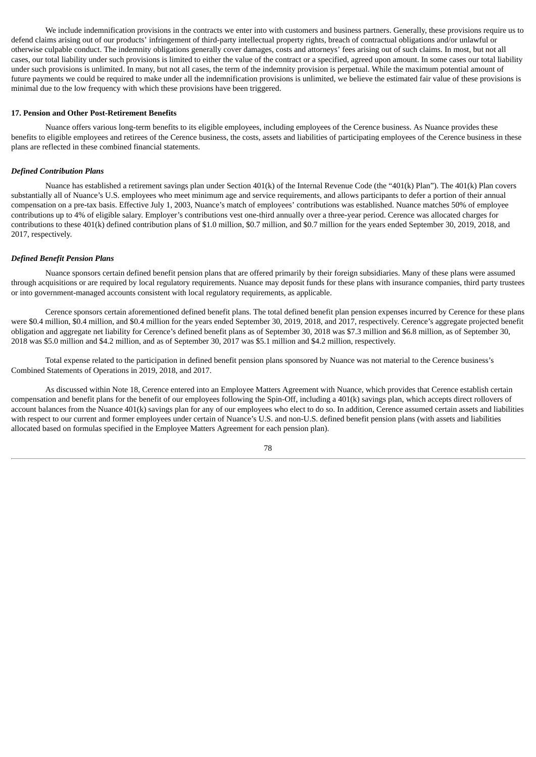We include indemnification provisions in the contracts we enter into with customers and business partners. Generally, these provisions require us to defend claims arising out of our products' infringement of third-party intellectual property rights, breach of contractual obligations and/or unlawful or otherwise culpable conduct. The indemnity obligations generally cover damages, costs and attorneys' fees arising out of such claims. In most, but not all cases, our total liability under such provisions is limited to either the value of the contract or a specified, agreed upon amount. In some cases our total liability under such provisions is unlimited. In many, but not all cases, the term of the indemnity provision is perpetual. While the maximum potential amount of future payments we could be required to make under all the indemnification provisions is unlimited, we believe the estimated fair value of these provisions is minimal due to the low frequency with which these provisions have been triggered.

**17. Pension and Other Post-Retirement Benefits**

Nuance offers various long-term benefits to its eligible employees, including employees of the Cerence business. As Nuance provides these benefits to eligible employees and retirees of the Cerence business, the costs, assets and liabilities of participating employees of the Cerence business in these plans are reflected in these combined financial statements.

***Defined Contribution Plans***

Nuance has established a retirement savings plan under Section 401(k) of the Internal Revenue Code (the "401(k) Plan"). The 401(k) Plan covers substantially all of Nuance's U.S. employees who meet minimum age and service requirements, and allows participants to defer a portion of their annual compensation on a pre-tax basis. Effective July 1, 2003, Nuance's match of employees' contributions was established. Nuance matches 50% of employee contributions up to 4% of eligible salary. Employer's contributions vest one-third annually over a three-year period. Cerence was allocated charges for contributions to these 401(k) defined contribution plans of $1.0 million, $0.7 million, and $0.7 million for the years ended September 30, 2019, 2018, and 2017, respectively.

***Defined Benefit Pension Plans***

Nuance sponsors certain defined benefit pension plans that are offered primarily by their foreign subsidiaries. Many of these plans were assumed through acquisitions or are required by local regulatory requirements. Nuance may deposit funds for these plans with insurance companies, third party trustees or into government-managed accounts consistent with local regulatory requirements, as applicable.

Cerence sponsors certain aforementioned defined benefit plans. The total defined benefit plan pension expenses incurred by Cerence for these plans were $0.4 million, $0.4 million, and $0.4 million for the years ended September 30, 2019, 2018, and 2017, respectively. Cerence's aggregate projected benefit obligation and aggregate net liability for Cerence's defined benefit plans as of September 30, 2018 was $7.3 million and $6.8 million, as of September 30, 2018 was $5.0 million and $4.2 million, and as of September 30, 2017 was $5.1 million and $4.2 million, respectively.

Total expense related to the participation in defined benefit pension plans sponsored by Nuance was not material to the Cerence business's Combined Statements of Operations in 2019, 2018, and 2017.

As discussed within Note 18, Cerence entered into an Employee Matters Agreement with Nuance, which provides that Cerence establish certain compensation and benefit plans for the benefit of our employees following the Spin-Off, including a 401(k) savings plan, which accepts direct rollovers of account balances from the Nuance 401(k) savings plan for any of our employees who elect to do so. In addition, Cerence assumed certain assets and liabilities with respect to our current and former employees under certain of Nuance's U.S. and non-U.S. defined benefit pension plans (with assets and liabilities allocated based on formulas specified in the Employee Matters Agreement for each pension plan).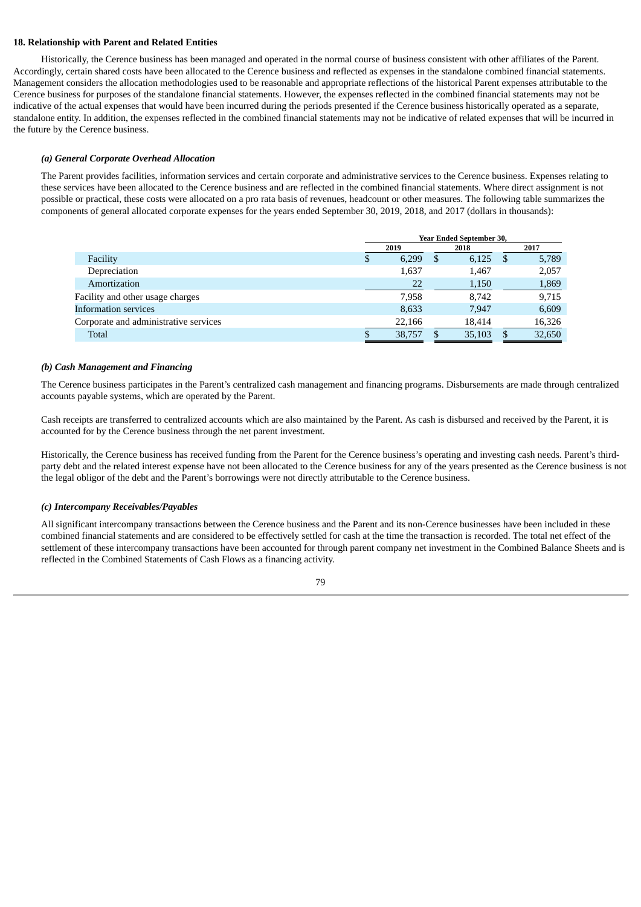**18. Relationship with Parent and Related Entities**

Historically, the Cerence business has been managed and operated in the normal course of business consistent with other affiliates of the Parent. Accordingly, certain shared costs have been allocated to the Cerence business and reflected as expenses in the standalone combined financial statements. Management considers the allocation methodologies used to be reasonable and appropriate reflections of the historical Parent expenses attributable to the Cerence business for purposes of the standalone financial statements. However, the expenses reflected in the combined financial statements may not be indicative of the actual expenses that would have been incurred during the periods presented if the Cerence business historically operated as a separate, standalone entity. In addition, the expenses reflected in the combined financial statements may not be indicative of related expenses that will be incurred in the future by the Cerence business.

***(a) General Corporate Overhead Allocation***

The Parent provides facilities, information services and certain corporate and administrative services to the Cerence business. Expenses relating to these services have been allocated to the Cerence business and are reflected in the combined financial statements. Where direct assignment is not possible or practical, these costs were allocated on a pro rata basis of revenues, headcount or other measures. The following table summarizes the components of general allocated corporate expenses for the years ended September 30, 2019, 2018, and 2017 (dollars in thousands):

| | Year Ended September 30, | | |
|---|---|---|---|
| | 2019 | 2018 | 2017 |
| Facility | $ 6,299 | $ 6,125 | $ 5,789 |
| Depreciation | 1,637 | 1,467 | 2,057 |
| Amortization | 22 | 1,150 | 1,869 |
| Facility and other usage charges | 7,958 | 8,742 | 9,715 |
| Information services | 8,633 | 7,947 | 6,609 |
| Corporate and administrative services | 22,166 | 18,414 | 16,326 |
| Total | $ 38,757 | $ 35,103 | $ 32,650 |

***(b) Cash Management and Financing***

The Cerence business participates in the Parent's centralized cash management and financing programs. Disbursements are made through centralized accounts payable systems, which are operated by the Parent.

Cash receipts are transferred to centralized accounts which are also maintained by the Parent. As cash is disbursed and received by the Parent, it is accounted for by the Cerence business through the net parent investment.

Historically, the Cerence business has received funding from the Parent for the Cerence business's operating and investing cash needs. Parent's third-party debt and the related interest expense have not been allocated to the Cerence business for any of the years presented as the Cerence business is not the legal obligor of the debt and the Parent's borrowings were not directly attributable to the Cerence business.

***(c) Intercompany Receivables/Payables***

All significant intercompany transactions between the Cerence business and the Parent and its non-Cerence businesses have been included in these combined financial statements and are considered to be effectively settled for cash at the time the transaction is recorded. The total net effect of the settlement of these intercompany transactions have been accounted for through parent company net investment in the Combined Balance Sheets and is reflected in the Combined Statements of Cash Flows as a financing activity.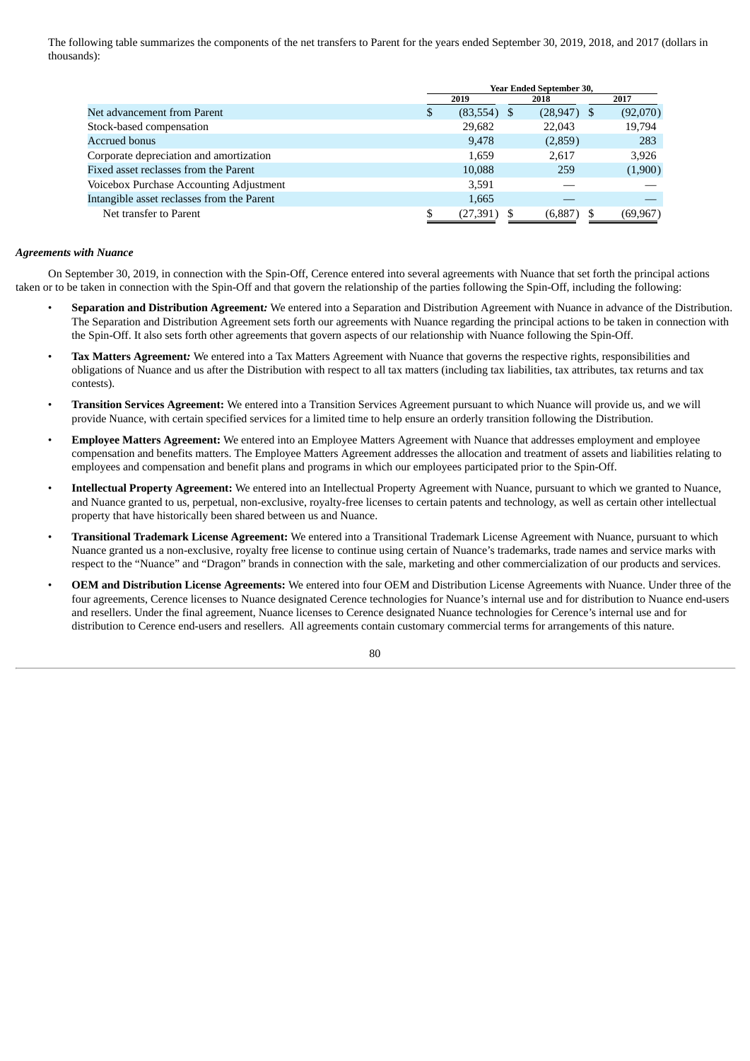The following table summarizes the components of the net transfers to Parent for the years ended September 30, 2019, 2018, and 2017 (dollars in thousands):

| | Year Ended September 30, | | |
|---|---|---|---|
| | 2019 | 2018 | 2017 |
| Net advancement from Parent | $ (83,554) | $ (28,947) | $ (92,070) |
| Stock-based compensation | 29,682 | 22,043 | 19,794 |
| Accrued bonus | 9,478 | (2,859) | 283 |
| Corporate depreciation and amortization | 1,659 | 2,617 | 3,926 |
| Fixed asset reclasses from the Parent | 10,088 | 259 | (1,900) |
| Voicebox Purchase Accounting Adjustment | 3,591 | — | — |
| Intangible asset reclasses from the Parent | 1,665 | — | — |
| Net transfer to Parent | $ (27,391) | $ (6,887) | $ (69,967) |

***Agreements with Nuance***

On September 30, 2019, in connection with the Spin-Off, Cerence entered into several agreements with Nuance that set forth the principal actions taken or to be taken in connection with the Spin-Off and that govern the relationship of the parties following the Spin-Off, including the following:

- **Separation and Distribution Agreement*:*** We entered into a Separation and Distribution Agreement with Nuance in advance of the Distribution. The Separation and Distribution Agreement sets forth our agreements with Nuance regarding the principal actions to be taken in connection with the Spin-Off. It also sets forth other agreements that govern aspects of our relationship with Nuance following the Spin-Off.
- **Tax Matters Agreement*:*** We entered into a Tax Matters Agreement with Nuance that governs the respective rights, responsibilities and obligations of Nuance and us after the Distribution with respect to all tax matters (including tax liabilities, tax attributes, tax returns and tax contests).
- **Transition Services Agreement:** We entered into a Transition Services Agreement pursuant to which Nuance will provide us, and we will provide Nuance, with certain specified services for a limited time to help ensure an orderly transition following the Distribution.
- **Employee Matters Agreement:** We entered into an Employee Matters Agreement with Nuance that addresses employment and employee compensation and benefits matters. The Employee Matters Agreement addresses the allocation and treatment of assets and liabilities relating to employees and compensation and benefit plans and programs in which our employees participated prior to the Spin-Off.
- **Intellectual Property Agreement:** We entered into an Intellectual Property Agreement with Nuance, pursuant to which we granted to Nuance, and Nuance granted to us, perpetual, non-exclusive, royalty-free licenses to certain patents and technology, as well as certain other intellectual property that have historically been shared between us and Nuance.
- **Transitional Trademark License Agreement:** We entered into a Transitional Trademark License Agreement with Nuance, pursuant to which Nuance granted us a non-exclusive, royalty free license to continue using certain of Nuance's trademarks, trade names and service marks with respect to the "Nuance" and "Dragon" brands in connection with the sale, marketing and other commercialization of our products and services.
- **OEM and Distribution License Agreements:** We entered into four OEM and Distribution License Agreements with Nuance. Under three of the four agreements, Cerence licenses to Nuance designated Cerence technologies for Nuance's internal use and for distribution to Nuance end-users and resellers. Under the final agreement, Nuance licenses to Cerence designated Nuance technologies for Cerence's internal use and for distribution to Cerence end-users and resellers. All agreements contain customary commercial terms for arrangements of this nature.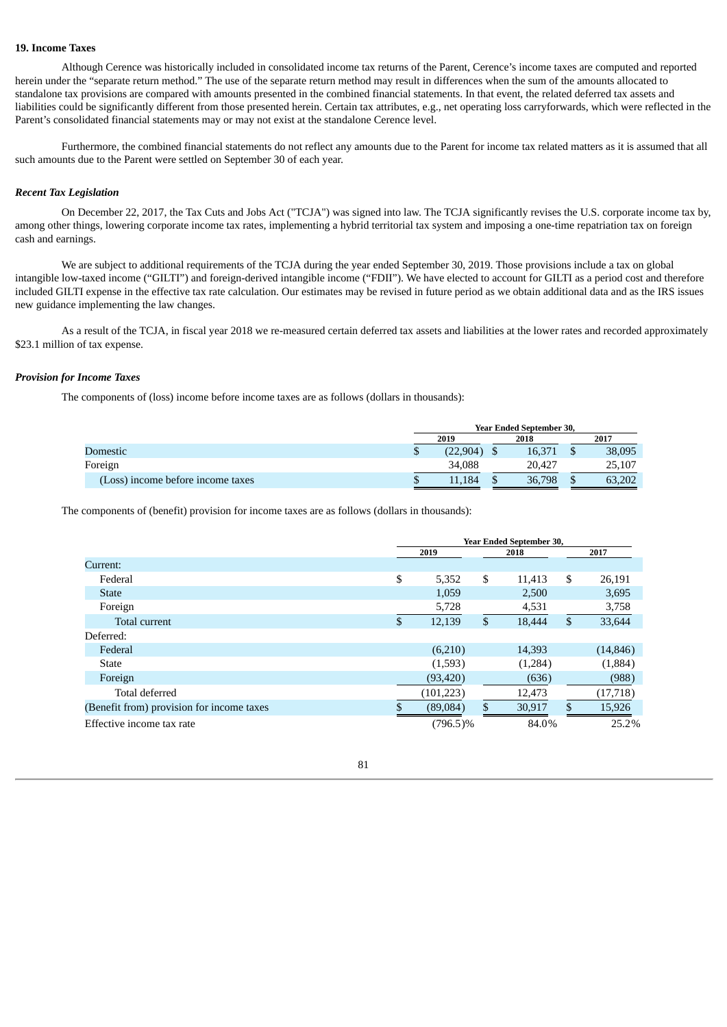**19. Income Taxes**

Although Cerence was historically included in consolidated income tax returns of the Parent, Cerence's income taxes are computed and reported herein under the "separate return method." The use of the separate return method may result in differences when the sum of the amounts allocated to standalone tax provisions are compared with amounts presented in the combined financial statements. In that event, the related deferred tax assets and liabilities could be significantly different from those presented herein. Certain tax attributes, e.g., net operating loss carryforwards, which were reflected in the Parent's consolidated financial statements may or may not exist at the standalone Cerence level.

Furthermore, the combined financial statements do not reflect any amounts due to the Parent for income tax related matters as it is assumed that all such amounts due to the Parent were settled on September 30 of each year.

***Recent Tax Legislation***

On December 22, 2017, the Tax Cuts and Jobs Act ("TCJA") was signed into law. The TCJA significantly revises the U.S. corporate income tax by, among other things, lowering corporate income tax rates, implementing a hybrid territorial tax system and imposing a one-time repatriation tax on foreign cash and earnings.

We are subject to additional requirements of the TCJA during the year ended September 30, 2019. Those provisions include a tax on global intangible low-taxed income ("GILTI") and foreign-derived intangible income ("FDII"). We have elected to account for GILTI as a period cost and therefore included GILTI expense in the effective tax rate calculation. Our estimates may be revised in future period as we obtain additional data and as the IRS issues new guidance implementing the law changes.

As a result of the TCJA, in fiscal year 2018 we re-measured certain deferred tax assets and liabilities at the lower rates and recorded approximately $23.1 million of tax expense.

***Provision for Income Taxes***

The components of (loss) income before income taxes are as follows (dollars in thousands):

| | Year Ended September 30, | | |
|---|---|---|---|
| | 2019 | 2018 | 2017 |
| Domestic | $ (22,904) | $ 16,371 | $ 38,095 |
| Foreign | 34,088 | 20,427 | 25,107 |
| (Loss) income before income taxes | $ 11,184 | $ 36,798 | $ 63,202 |

The components of (benefit) provision for income taxes are as follows (dollars in thousands):

| | Year Ended September 30, | | |
|---|---|---|---|
| | 2019 | 2018 | 2017 |
| Current: | | | |
| Federal | $ 5,352 | $ 11,413 | $ 26,191 |
| State | 1,059 | 2,500 | 3,695 |
| Foreign | 5,728 | 4,531 | 3,758 |
| Total current | $ 12,139 | $ 18,444 | $ 33,644 |
| Deferred: | | | |
| Federal | (6,210) | 14,393 | (14,846) |
| State | (1,593) | (1,284) | (1,884) |
| Foreign | (93,420) | (636) | (988) |
| Total deferred | (101,223) | 12,473 | (17,718) |
| (Benefit from) provision for income taxes | $ (89,084) | $ 30,917 | $ 15,926 |
| Effective income tax rate | (796.5)% | 84.0% | 25.2% |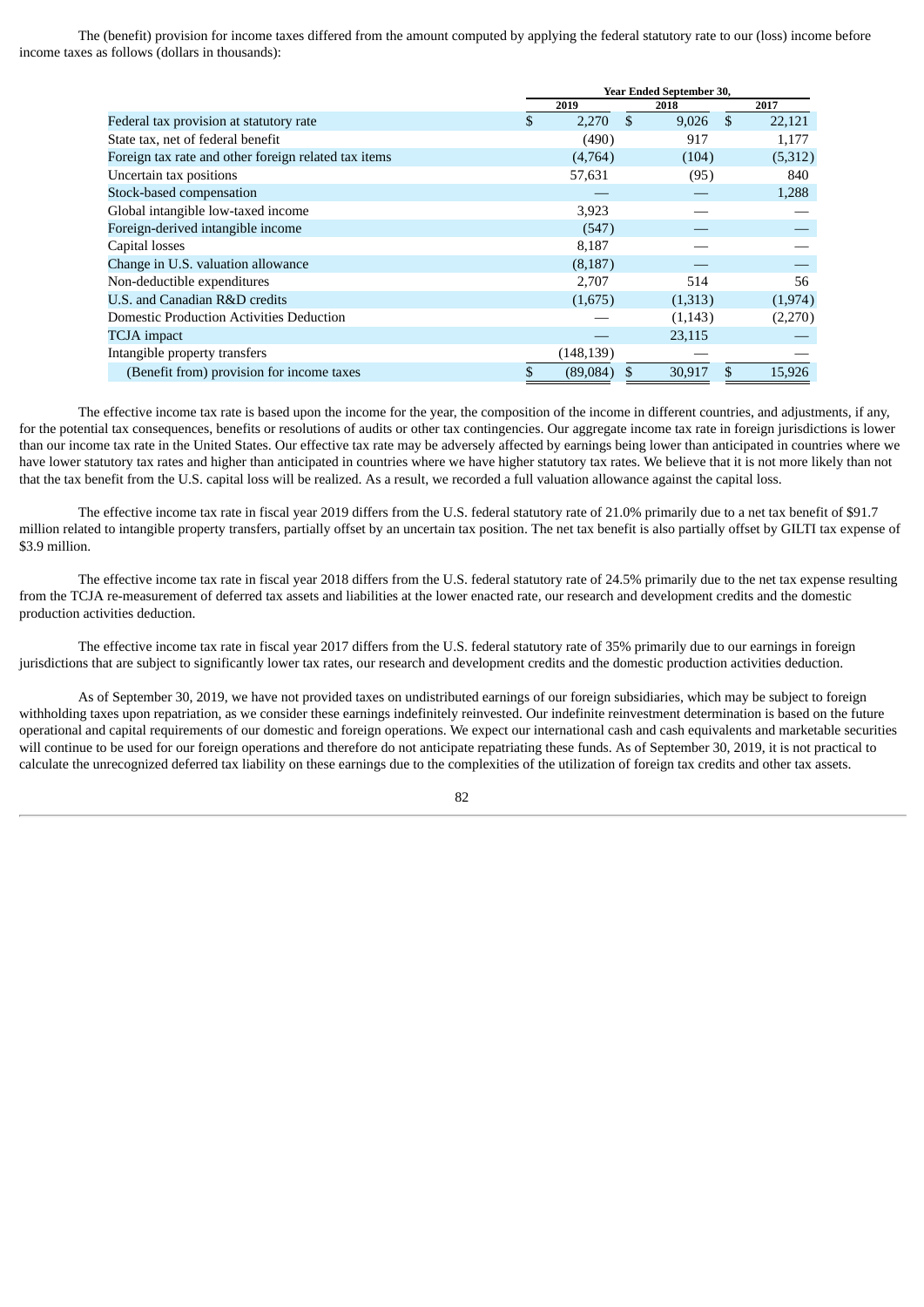The (benefit) provision for income taxes differed from the amount computed by applying the federal statutory rate to our (loss) income before income taxes as follows (dollars in thousands):

| | Year Ended September 30, | | |
|---|---|---|---|
| | 2019 | 2018 | 2017 |
| Federal tax provision at statutory rate | $ 2,270 | $ 9,026 | $ 22,121 |
| State tax, net of federal benefit | (490) | 917 | 1,177 |
| Foreign tax rate and other foreign related tax items | (4,764) | (104) | (5,312) |
| Uncertain tax positions | 57,631 | (95) | 840 |
| Stock-based compensation | — | — | 1,288 |
| Global intangible low-taxed income | 3,923 | — | — |
| Foreign-derived intangible income | (547) | — | — |
| Capital losses | 8,187 | — | — |
| Change in U.S. valuation allowance | (8,187) | — | — |
| Non-deductible expenditures | 2,707 | 514 | 56 |
| U.S. and Canadian R&D credits | (1,675) | (1,313) | (1,974) |
| Domestic Production Activities Deduction | — | (1,143) | (2,270) |
| TCJA impact | — | 23,115 | — |
| Intangible property transfers | (148,139) | — | — |
| (Benefit from) provision for income taxes | $ (89,084) | $ 30,917 | $ 15,926 |

The effective income tax rate is based upon the income for the year, the composition of the income in different countries, and adjustments, if any, for the potential tax consequences, benefits or resolutions of audits or other tax contingencies. Our aggregate income tax rate in foreign jurisdictions is lower than our income tax rate in the United States. Our effective tax rate may be adversely affected by earnings being lower than anticipated in countries where we have lower statutory tax rates and higher than anticipated in countries where we have higher statutory tax rates. We believe that it is not more likely than not that the tax benefit from the U.S. capital loss will be realized. As a result, we recorded a full valuation allowance against the capital loss.

The effective income tax rate in fiscal year 2019 differs from the U.S. federal statutory rate of 21.0% primarily due to a net tax benefit of $91.7 million related to intangible property transfers, partially offset by an uncertain tax position. The net tax benefit is also partially offset by GILTI tax expense of $3.9 million.

The effective income tax rate in fiscal year 2018 differs from the U.S. federal statutory rate of 24.5% primarily due to the net tax expense resulting from the TCJA re-measurement of deferred tax assets and liabilities at the lower enacted rate, our research and development credits and the domestic production activities deduction.

The effective income tax rate in fiscal year 2017 differs from the U.S. federal statutory rate of 35% primarily due to our earnings in foreign jurisdictions that are subject to significantly lower tax rates, our research and development credits and the domestic production activities deduction.

As of September 30, 2019, we have not provided taxes on undistributed earnings of our foreign subsidiaries, which may be subject to foreign withholding taxes upon repatriation, as we consider these earnings indefinitely reinvested. Our indefinite reinvestment determination is based on the future operational and capital requirements of our domestic and foreign operations. We expect our international cash and cash equivalents and marketable securities will continue to be used for our foreign operations and therefore do not anticipate repatriating these funds. As of September 30, 2019, it is not practical to calculate the unrecognized deferred tax liability on these earnings due to the complexities of the utilization of foreign tax credits and other tax assets.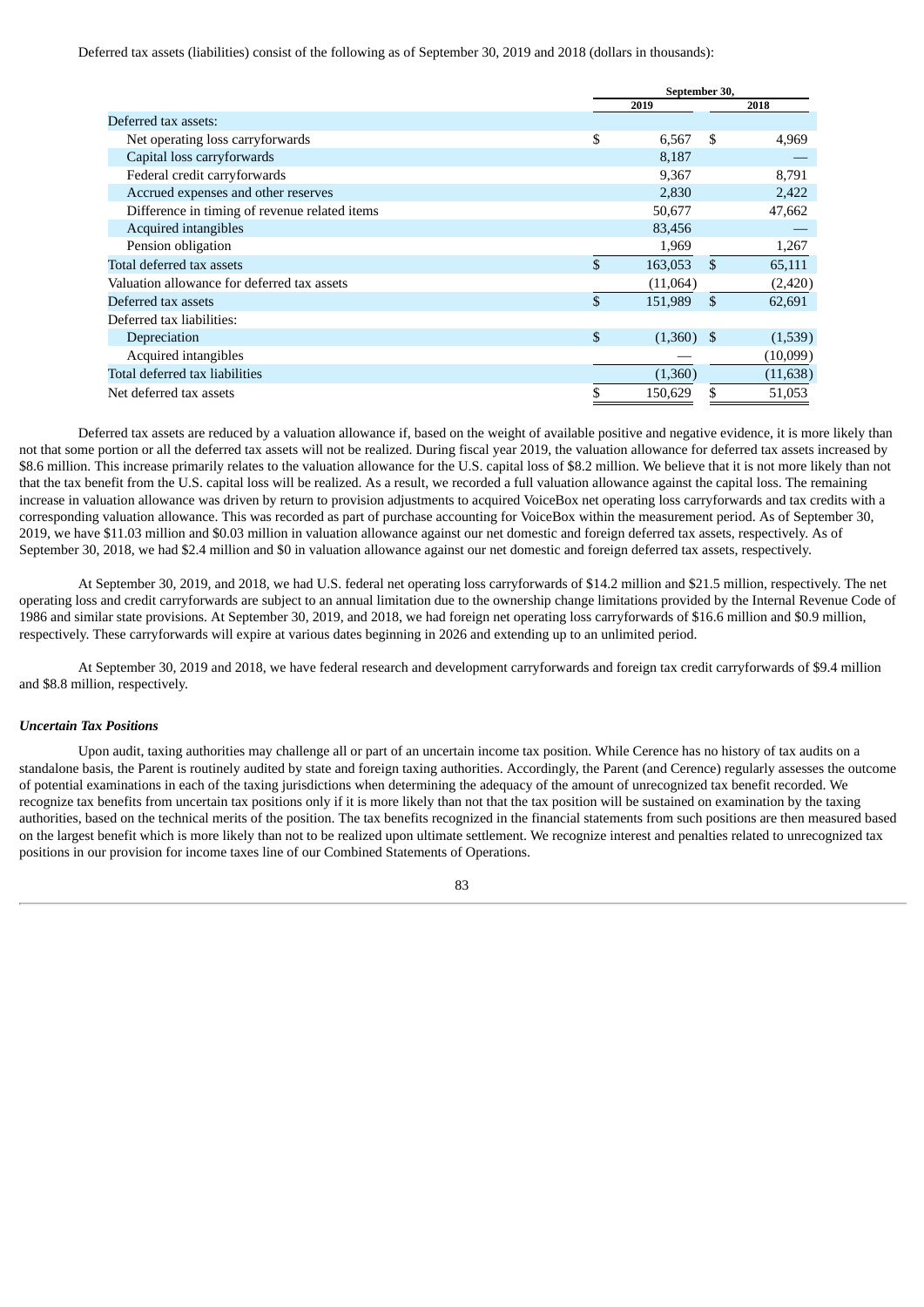Deferred tax assets (liabilities) consist of the following as of September 30, 2019 and 2018 (dollars in thousands):

| | September 30, | |
|---|---|---|
| | 2019 | 2018 |
| Deferred tax assets: | | |
| Net operating loss carryforwards | $ 6,567 | $ 4,969 |
| Capital loss carryforwards | 8,187 | — |
| Federal credit carryforwards | 9,367 | 8,791 |
| Accrued expenses and other reserves | 2,830 | 2,422 |
| Difference in timing of revenue related items | 50,677 | 47,662 |
| Acquired intangibles | 83,456 | — |
| Pension obligation | 1,969 | 1,267 |
| Total deferred tax assets | $ 163,053 | $ 65,111 |
| Valuation allowance for deferred tax assets | (11,064) | (2,420) |
| Deferred tax assets | $ 151,989 | $ 62,691 |
| Deferred tax liabilities: | | |
| Depreciation | $ (1,360) | $ (1,539) |
| Acquired intangibles | — | (10,099) |
| Total deferred tax liabilities | (1,360) | (11,638) |
| Net deferred tax assets | $ 150,629 | $ 51,053 |

Deferred tax assets are reduced by a valuation allowance if, based on the weight of available positive and negative evidence, it is more likely than not that some portion or all the deferred tax assets will not be realized. During fiscal year 2019, the valuation allowance for deferred tax assets increased by $8.6 million. This increase primarily relates to the valuation allowance for the U.S. capital loss of $8.2 million. We believe that it is not more likely than not that the tax benefit from the U.S. capital loss will be realized. As a result, we recorded a full valuation allowance against the capital loss. The remaining increase in valuation allowance was driven by return to provision adjustments to acquired VoiceBox net operating loss carryforwards and tax credits with a corresponding valuation allowance. This was recorded as part of purchase accounting for VoiceBox within the measurement period. As of September 30, 2019, we have $11.03 million and $0.03 million in valuation allowance against our net domestic and foreign deferred tax assets, respectively. As of September 30, 2018, we had $2.4 million and $0 in valuation allowance against our net domestic and foreign deferred tax assets, respectively.

At September 30, 2019, and 2018, we had U.S. federal net operating loss carryforwards of $14.2 million and $21.5 million, respectively. The net operating loss and credit carryforwards are subject to an annual limitation due to the ownership change limitations provided by the Internal Revenue Code of 1986 and similar state provisions. At September 30, 2019, and 2018, we had foreign net operating loss carryforwards of $16.6 million and $0.9 million, respectively. These carryforwards will expire at various dates beginning in 2026 and extending up to an unlimited period.

At September 30, 2019 and 2018, we have federal research and development carryforwards and foreign tax credit carryforwards of $9.4 million and $8.8 million, respectively.

***Uncertain Tax Positions***

Upon audit, taxing authorities may challenge all or part of an uncertain income tax position. While Cerence has no history of tax audits on a standalone basis, the Parent is routinely audited by state and foreign taxing authorities. Accordingly, the Parent (and Cerence) regularly assesses the outcome of potential examinations in each of the taxing jurisdictions when determining the adequacy of the amount of unrecognized tax benefit recorded. We recognize tax benefits from uncertain tax positions only if it is more likely than not that the tax position will be sustained on examination by the taxing authorities, based on the technical merits of the position. The tax benefits recognized in the financial statements from such positions are then measured based on the largest benefit which is more likely than not to be realized upon ultimate settlement. We recognize interest and penalties related to unrecognized tax positions in our provision for income taxes line of our Combined Statements of Operations.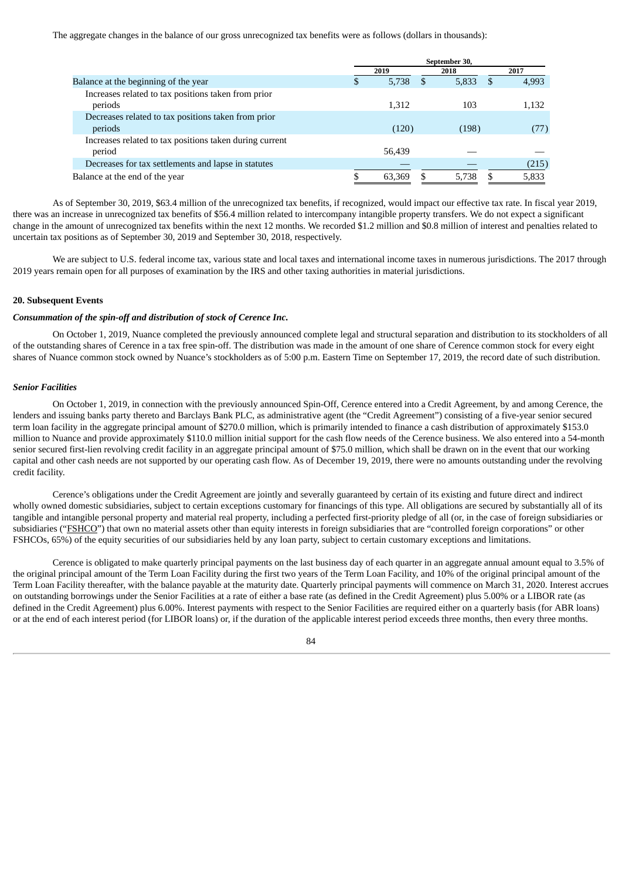The aggregate changes in the balance of our gross unrecognized tax benefits were as follows (dollars in thousands):

| | September 30, | | |
|---|---|---|---|
| | 2019 | 2018 | 2017 |
| Balance at the beginning of the year | $ 5,738 | $ 5,833 | $ 4,993 |
| Increases related to tax positions taken from prior periods | 1,312 | 103 | 1,132 |
| Decreases related to tax positions taken from prior periods | (120) | (198) | (77) |
| Increases related to tax positions taken during current period | 56,439 | — | — |
| Decreases for tax settlements and lapse in statutes | — | — | (215) |
| Balance at the end of the year | $ 63,369 | $ 5,738 | $ 5,833 |

As of September 30, 2019, $63.4 million of the unrecognized tax benefits, if recognized, would impact our effective tax rate. In fiscal year 2019, there was an increase in unrecognized tax benefits of $56.4 million related to intercompany intangible property transfers. We do not expect a significant change in the amount of unrecognized tax benefits within the next 12 months. We recorded $1.2 million and $0.8 million of interest and penalties related to uncertain tax positions as of September 30, 2019 and September 30, 2018, respectively.

We are subject to U.S. federal income tax, various state and local taxes and international income taxes in numerous jurisdictions. The 2017 through 2019 years remain open for all purposes of examination by the IRS and other taxing authorities in material jurisdictions.

**20. Subsequent Events**

***Consummation of the spin-off and distribution of stock of Cerence Inc.***

On October 1, 2019, Nuance completed the previously announced complete legal and structural separation and distribution to its stockholders of all of the outstanding shares of Cerence in a tax free spin-off. The distribution was made in the amount of one share of Cerence common stock for every eight shares of Nuance common stock owned by Nuance's stockholders as of 5:00 p.m. Eastern Time on September 17, 2019, the record date of such distribution.

***Senior Facilities***

On October 1, 2019, in connection with the previously announced Spin-Off, Cerence entered into a Credit Agreement, by and among Cerence, the lenders and issuing banks party thereto and Barclays Bank PLC, as administrative agent (the "Credit Agreement") consisting of a five-year senior secured term loan facility in the aggregate principal amount of $270.0 million, which is primarily intended to finance a cash distribution of approximately $153.0 million to Nuance and provide approximately $110.0 million initial support for the cash flow needs of the Cerence business. We also entered into a 54-month senior secured first-lien revolving credit facility in an aggregate principal amount of $75.0 million, which shall be drawn on in the event that our working capital and other cash needs are not supported by our operating cash flow. As of December 19, 2019, there were no amounts outstanding under the revolving credit facility.

Cerence's obligations under the Credit Agreement are jointly and severally guaranteed by certain of its existing and future direct and indirect wholly owned domestic subsidiaries, subject to certain exceptions customary for financings of this type. All obligations are secured by substantially all of its tangible and intangible personal property and material real property, including a perfected first-priority pledge of all (or, in the case of foreign subsidiaries or subsidiaries ("FSHCO") that own no material assets other than equity interests in foreign subsidiaries that are "controlled foreign corporations" or other FSHCOs, 65%) of the equity securities of our subsidiaries held by any loan party, subject to certain customary exceptions and limitations.

Cerence is obligated to make quarterly principal payments on the last business day of each quarter in an aggregate annual amount equal to 3.5% of the original principal amount of the Term Loan Facility during the first two years of the Term Loan Facility, and 10% of the original principal amount of the Term Loan Facility thereafter, with the balance payable at the maturity date. Quarterly principal payments will commence on March 31, 2020. Interest accrues on outstanding borrowings under the Senior Facilities at a rate of either a base rate (as defined in the Credit Agreement) plus 5.00% or a LIBOR rate (as defined in the Credit Agreement) plus 6.00%. Interest payments with respect to the Senior Facilities are required either on a quarterly basis (for ABR loans) or at the end of each interest period (for LIBOR loans) or, if the duration of the applicable interest period exceeds three months, then every three months.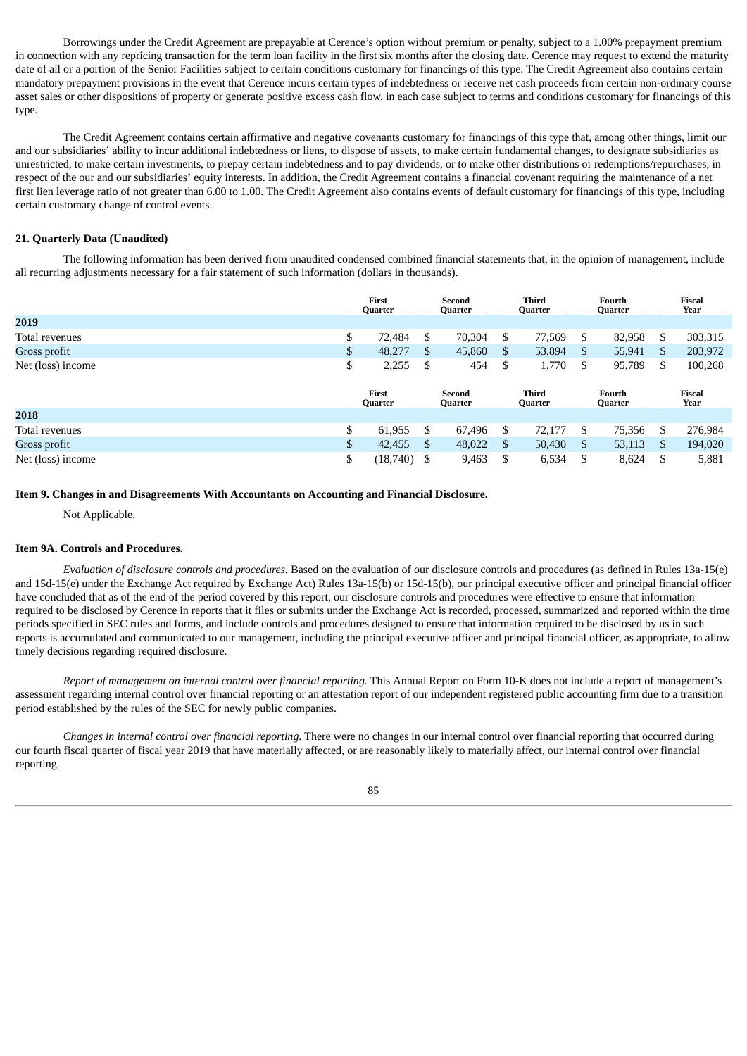Borrowings under the Credit Agreement are prepayable at Cerence's option without premium or penalty, subject to a 1.00% prepayment premium in connection with any repricing transaction for the term loan facility in the first six months after the closing date. Cerence may request to extend the maturity date of all or a portion of the Senior Facilities subject to certain conditions customary for financings of this type. The Credit Agreement also contains certain mandatory prepayment provisions in the event that Cerence incurs certain types of indebtedness or receive net cash proceeds from certain non-ordinary course asset sales or other dispositions of property or generate positive excess cash flow, in each case subject to terms and conditions customary for financings of this type.

The Credit Agreement contains certain affirmative and negative covenants customary for financings of this type that, among other things, limit our and our subsidiaries' ability to incur additional indebtedness or liens, to dispose of assets, to make certain fundamental changes, to designate subsidiaries as unrestricted, to make certain investments, to prepay certain indebtedness and to pay dividends, or to make other distributions or redemptions/repurchases, in respect of the our and our subsidiaries' equity interests. In addition, the Credit Agreement contains a financial covenant requiring the maintenance of a net first lien leverage ratio of not greater than 6.00 to 1.00. The Credit Agreement also contains events of default customary for financings of this type, including certain customary change of control events.

**21. Quarterly Data (Unaudited)**

The following information has been derived from unaudited condensed combined financial statements that, in the opinion of management, include all recurring adjustments necessary for a fair statement of such information (dollars in thousands).

| | First Quarter | Second Quarter | Third Quarter | Fourth Quarter | Fiscal Year |
|---|---|---|---|---|---|
| **2019** | | | | | |
| Total revenues | $ 72,484 | $ 70,304 | $ 77,569 | $ 82,958 | $ 303,315 |
| Gross profit | $ 48,277 | $ 45,860 | $ 53,894 | $ 55,941 | $ 203,972 |
| Net (loss) income | $ 2,255 | $ 454 | $ 1,770 | $ 95,789 | $ 100,268 |

| | First Quarter | Second Quarter | Third Quarter | Fourth Quarter | Fiscal Year |
|---|---|---|---|---|---|
| **2018** | | | | | |
| Total revenues | $ 61,955 | $ 67,496 | $ 72,177 | $ 75,356 | $ 276,984 |
| Gross profit | $ 42,455 | $ 48,022 | $ 50,430 | $ 53,113 | $ 194,020 |
| Net (loss) income | $ (18,740) | $ 9,463 | $ 6,534 | $ 8,624 | $ 5,881 |

**Item 9. Changes in and Disagreements With Accountants on Accounting and Financial Disclosure.**

Not Applicable.

**Item 9A. Controls and Procedures.**

*Evaluation of disclosure controls and procedures.* Based on the evaluation of our disclosure controls and procedures (as defined in Rules 13a-15(e) and 15d-15(e) under the Exchange Act required by Exchange Act) Rules 13a-15(b) or 15d-15(b), our principal executive officer and principal financial officer have concluded that as of the end of the period covered by this report, our disclosure controls and procedures were effective to ensure that information required to be disclosed by Cerence in reports that it files or submits under the Exchange Act is recorded, processed, summarized and reported within the time periods specified in SEC rules and forms, and include controls and procedures designed to ensure that information required to be disclosed by us in such reports is accumulated and communicated to our management, including the principal executive officer and principal financial officer, as appropriate, to allow timely decisions regarding required disclosure.

*Report of management on internal control over financial reporting.* This Annual Report on Form 10-K does not include a report of management's assessment regarding internal control over financial reporting or an attestation report of our independent registered public accounting firm due to a transition period established by the rules of the SEC for newly public companies.

*Changes in internal control over financial reporting.* There were no changes in our internal control over financial reporting that occurred during our fourth fiscal quarter of fiscal year 2019 that have materially affected, or are reasonably likely to materially affect, our internal control over financial reporting.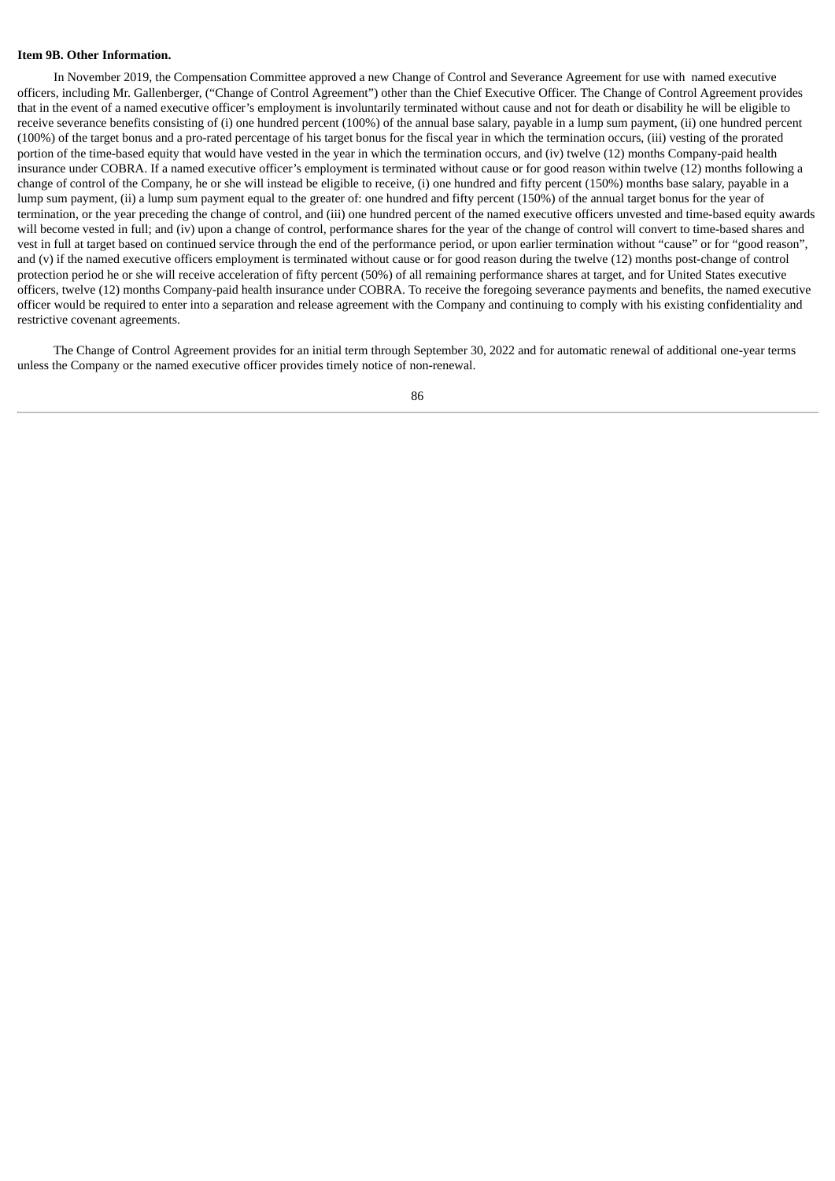**Item 9B. Other Information.**

In November 2019, the Compensation Committee approved a new Change of Control and Severance Agreement for use with named executive officers, including Mr. Gallenberger, ("Change of Control Agreement") other than the Chief Executive Officer. The Change of Control Agreement provides that in the event of a named executive officer's employment is involuntarily terminated without cause and not for death or disability he will be eligible to receive severance benefits consisting of (i) one hundred percent (100%) of the annual base salary, payable in a lump sum payment, (ii) one hundred percent (100%) of the target bonus and a pro-rated percentage of his target bonus for the fiscal year in which the termination occurs, (iii) vesting of the prorated portion of the time-based equity that would have vested in the year in which the termination occurs, and (iv) twelve (12) months Company-paid health insurance under COBRA. If a named executive officer's employment is terminated without cause or for good reason within twelve (12) months following a change of control of the Company, he or she will instead be eligible to receive, (i) one hundred and fifty percent (150%) months base salary, payable in a lump sum payment, (ii) a lump sum payment equal to the greater of: one hundred and fifty percent (150%) of the annual target bonus for the year of termination, or the year preceding the change of control, and (iii) one hundred percent of the named executive officers unvested and time-based equity awards will become vested in full; and (iv) upon a change of control, performance shares for the year of the change of control will convert to time-based shares and vest in full at target based on continued service through the end of the performance period, or upon earlier termination without "cause" or for "good reason", and (v) if the named executive officers employment is terminated without cause or for good reason during the twelve (12) months post-change of control protection period he or she will receive acceleration of fifty percent (50%) of all remaining performance shares at target, and for United States executive officers, twelve (12) months Company-paid health insurance under COBRA. To receive the foregoing severance payments and benefits, the named executive officer would be required to enter into a separation and release agreement with the Company and continuing to comply with his existing confidentiality and restrictive covenant agreements.

The Change of Control Agreement provides for an initial term through September 30, 2022 and for automatic renewal of additional one-year terms unless the Company or the named executive officer provides timely notice of non-renewal.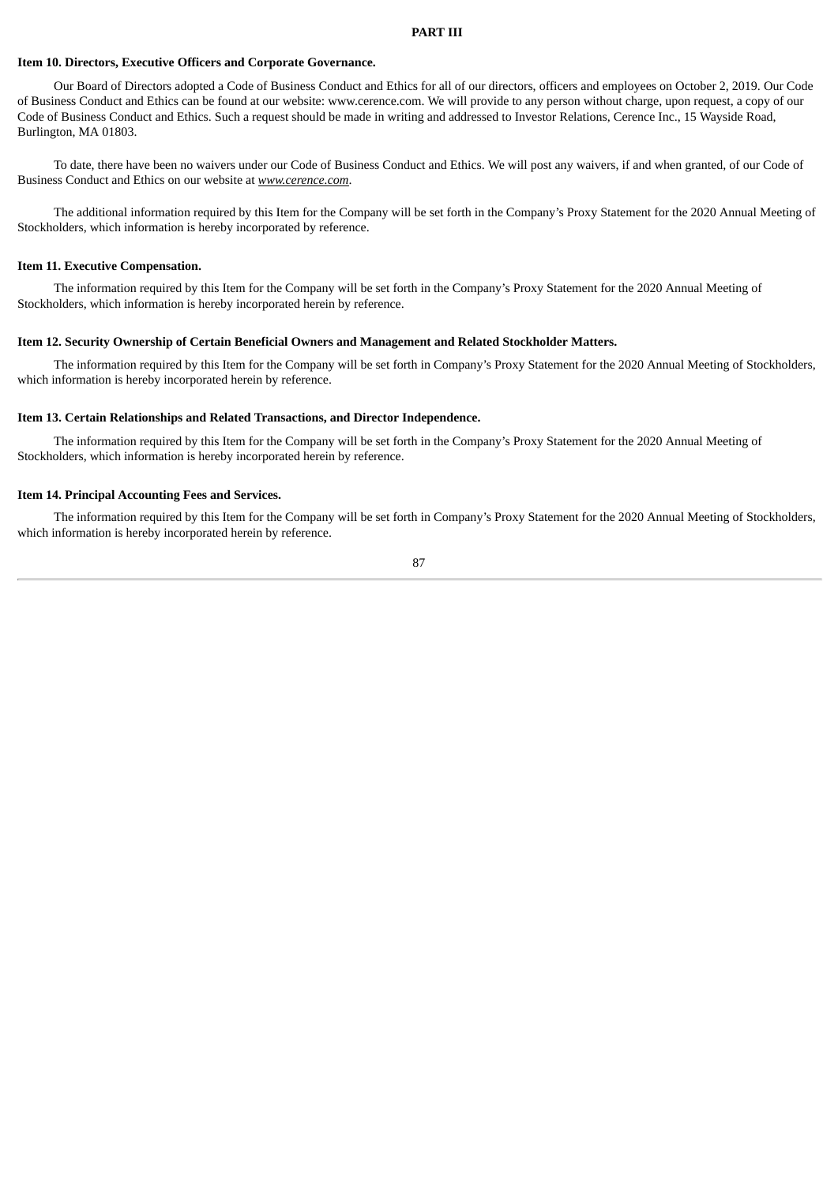# PART III

## Item 10. Directors, Executive Officers and Corporate Governance.

Our Board of Directors adopted a Code of Business Conduct and Ethics for all of our directors, officers and employees on October 2, 2019. Our Code of Business Conduct and Ethics can be found at our website: www.cerence.com. We will provide to any person without charge, upon request, a copy of our Code of Business Conduct and Ethics. Such a request should be made in writing and addressed to Investor Relations, Cerence Inc., 15 Wayside Road, Burlington, MA 01803.

To date, there have been no waivers under our Code of Business Conduct and Ethics. We will post any waivers, if and when granted, of our Code of Business Conduct and Ethics on our website at *www.cerence.com*.

The additional information required by this Item for the Company will be set forth in the Company's Proxy Statement for the 2020 Annual Meeting of Stockholders, which information is hereby incorporated by reference.

## Item 11. Executive Compensation.

The information required by this Item for the Company will be set forth in the Company's Proxy Statement for the 2020 Annual Meeting of Stockholders, which information is hereby incorporated herein by reference.

## Item 12. Security Ownership of Certain Beneficial Owners and Management and Related Stockholder Matters.

The information required by this Item for the Company will be set forth in Company's Proxy Statement for the 2020 Annual Meeting of Stockholders, which information is hereby incorporated herein by reference.

## Item 13. Certain Relationships and Related Transactions, and Director Independence.

The information required by this Item for the Company will be set forth in the Company's Proxy Statement for the 2020 Annual Meeting of Stockholders, which information is hereby incorporated herein by reference.

## Item 14. Principal Accounting Fees and Services.

The information required by this Item for the Company will be set forth in Company's Proxy Statement for the 2020 Annual Meeting of Stockholders, which information is hereby incorporated herein by reference.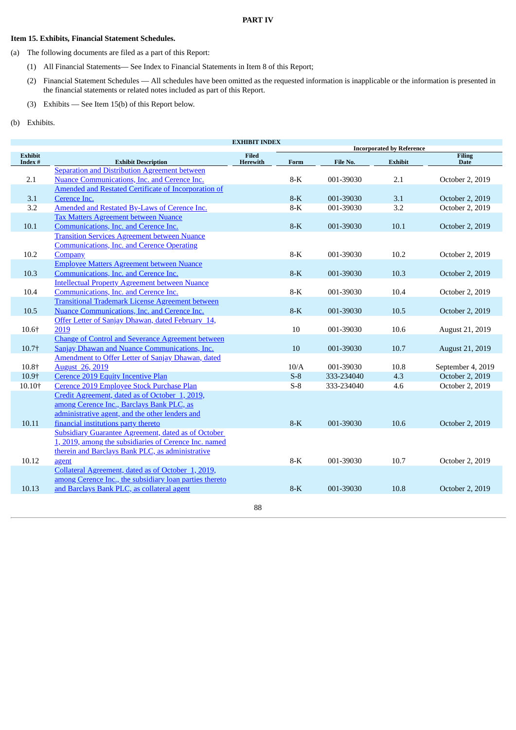## PART IV

### Item 15. Exhibits, Financial Statement Schedules.

(a) The following documents are filed as a part of this Report:

(1) All Financial Statements— See Index to Financial Statements in Item 8 of this Report;

(2) Financial Statement Schedules — All schedules have been omitted as the requested information is inapplicable or the information is presented in the financial statements or related notes included as part of this Report.

(3) Exhibits — See Item 15(b) of this Report below.

(b) Exhibits.

**EXHIBIT INDEX**

| Exhibit Index # | Exhibit Description | Filed Herewith | Incorporated by Reference | | | |
|---|---|---|---|---|---|---|
| | | | Form | File No. | Exhibit | Filing Date |
| 2.1 | Separation and Distribution Agreement between Nuance Communications, Inc. and Cerence Inc. | | 8-K | 001-39030 | 2.1 | October 2, 2019 |
| 3.1 | Amended and Restated Certificate of Incorporation of Cerence Inc. | | 8-K | 001-39030 | 3.1 | October 2, 2019 |
| 3.2 | Amended and Restated By-Laws of Cerence Inc. | | 8-K | 001-39030 | 3.2 | October 2, 2019 |
| 10.1 | Tax Matters Agreement between Nuance Communications, Inc. and Cerence Inc. | | 8-K | 001-39030 | 10.1 | October 2, 2019 |
| 10.2 | Transition Services Agreement between Nuance Communications, Inc. and Cerence Operating Company | | 8-K | 001-39030 | 10.2 | October 2, 2019 |
| 10.3 | Employee Matters Agreement between Nuance Communications, Inc. and Cerence Inc. | | 8-K | 001-39030 | 10.3 | October 2, 2019 |
| 10.4 | Intellectual Property Agreement between Nuance Communications, Inc. and Cerence Inc. | | 8-K | 001-39030 | 10.4 | October 2, 2019 |
| 10.5 | Transitional Trademark License Agreement between Nuance Communications, Inc. and Cerence Inc. | | 8-K | 001-39030 | 10.5 | October 2, 2019 |
| 10.6† | Offer Letter of Sanjay Dhawan, dated February 14, 2019 | | 10 | 001-39030 | 10.6 | August 21, 2019 |
| 10.7† | Change of Control and Severance Agreement between Sanjay Dhawan and Nuance Communications, Inc. | | 10 | 001-39030 | 10.7 | August 21, 2019 |
| 10.8† | Amendment to Offer Letter of Sanjay Dhawan, dated August 26, 2019 | | 10/A | 001-39030 | 10.8 | September 4, 2019 |
| 10.9† | Cerence 2019 Equity Incentive Plan | | S-8 | 333-234040 | 4.3 | October 2, 2019 |
| 10.10† | Cerence 2019 Employee Stock Purchase Plan | | S-8 | 333-234040 | 4.6 | October 2, 2019 |
| 10.11 | Credit Agreement, dated as of October 1, 2019, among Cerence Inc., Barclays Bank PLC, as administrative agent, and the other lenders and financial institutions party thereto | | 8-K | 001-39030 | 10.6 | October 2, 2019 |
| 10.12 | Subsidiary Guarantee Agreement, dated as of October 1, 2019, among the subsidiaries of Cerence Inc. named therein and Barclays Bank PLC, as administrative agent | | 8-K | 001-39030 | 10.7 | October 2, 2019 |
| 10.13 | Collateral Agreement, dated as of October 1, 2019, among Cerence Inc., the subsidiary loan parties thereto and Barclays Bank PLC, as collateral agent | | 8-K | 001-39030 | 10.8 | October 2, 2019 |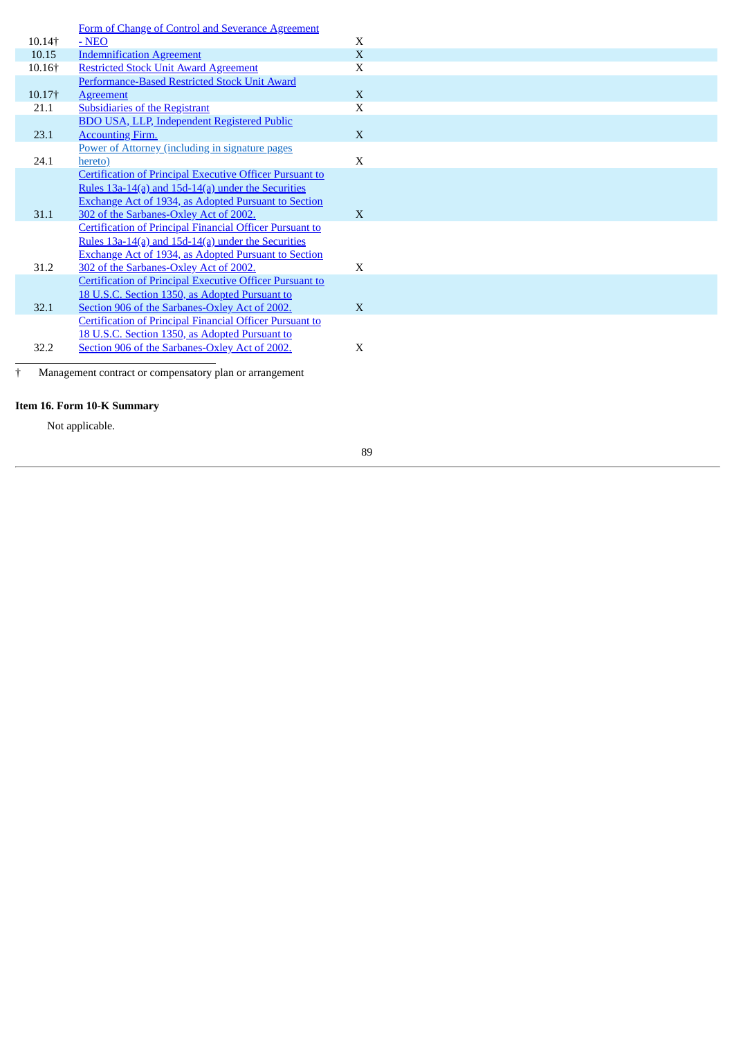| | | |
|---|---|---|
| 10.14† | Form of Change of Control and Severance Agreement - NEO | X |
| 10.15 | Indemnification Agreement | X |
| 10.16† | Restricted Stock Unit Award Agreement | X |
| 10.17† | Performance-Based Restricted Stock Unit Award Agreement | X |
| 21.1 | Subsidiaries of the Registrant | X |
| 23.1 | BDO USA, LLP, Independent Registered Public Accounting Firm. | X |
| 24.1 | Power of Attorney (including in signature pages hereto) | X |
| 31.1 | Certification of Principal Executive Officer Pursuant to Rules 13a-14(a) and 15d-14(a) under the Securities Exchange Act of 1934, as Adopted Pursuant to Section 302 of the Sarbanes-Oxley Act of 2002. | X |
| 31.2 | Certification of Principal Financial Officer Pursuant to Rules 13a-14(a) and 15d-14(a) under the Securities Exchange Act of 1934, as Adopted Pursuant to Section 302 of the Sarbanes-Oxley Act of 2002. | X |
| 32.1 | Certification of Principal Executive Officer Pursuant to 18 U.S.C. Section 1350, as Adopted Pursuant to Section 906 of the Sarbanes-Oxley Act of 2002. | X |
| 32.2 | Certification of Principal Financial Officer Pursuant to 18 U.S.C. Section 1350, as Adopted Pursuant to Section 906 of the Sarbanes-Oxley Act of 2002. | X |

† Management contract or compensatory plan or arrangement

**Item 16. Form 10-K Summary**

Not applicable.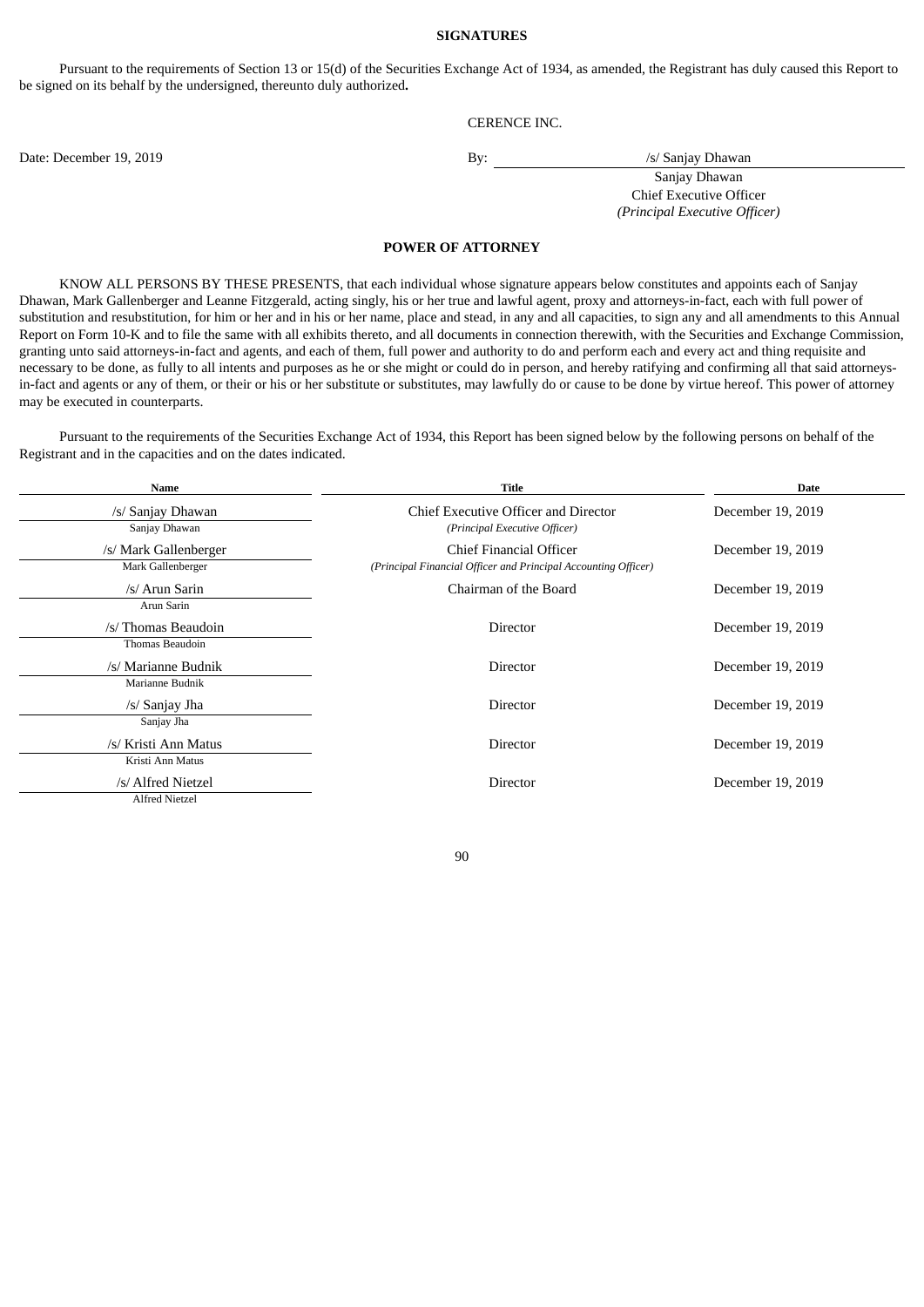## SIGNATURES

Pursuant to the requirements of Section 13 or 15(d) of the Securities Exchange Act of 1934, as amended, the Registrant has duly caused this Report to be signed on its behalf by the undersigned, thereunto duly authorized**.**

CERENCE INC.

Date: December 19, 2019

By: /s/ Sanjay Dhawan
Sanjay Dhawan
Chief Executive Officer
*(Principal Executive Officer)*

## POWER OF ATTORNEY

KNOW ALL PERSONS BY THESE PRESENTS, that each individual whose signature appears below constitutes and appoints each of Sanjay Dhawan, Mark Gallenberger and Leanne Fitzgerald, acting singly, his or her true and lawful agent, proxy and attorneys-in-fact, each with full power of substitution and resubstitution, for him or her and in his or her name, place and stead, in any and all capacities, to sign any and all amendments to this Annual Report on Form 10-K and to file the same with all exhibits thereto, and all documents in connection therewith, with the Securities and Exchange Commission, granting unto said attorneys-in-fact and agents, and each of them, full power and authority to do and perform each and every act and thing requisite and necessary to be done, as fully to all intents and purposes as he or she might or could do in person, and hereby ratifying and confirming all that said attorneys-in-fact and agents or any of them, or their or his or her substitute or substitutes, may lawfully do or cause to be done by virtue hereof. This power of attorney may be executed in counterparts.

Pursuant to the requirements of the Securities Exchange Act of 1934, this Report has been signed below by the following persons on behalf of the Registrant and in the capacities and on the dates indicated.

| Name | Title | Date |
|---|---|---|
| /s/ Sanjay Dhawan<br>Sanjay Dhawan | Chief Executive Officer and Director<br>*(Principal Executive Officer)* | December 19, 2019 |
| /s/ Mark Gallenberger<br>Mark Gallenberger | Chief Financial Officer<br>*(Principal Financial Officer and Principal Accounting Officer)* | December 19, 2019 |
| /s/ Arun Sarin<br>Arun Sarin | Chairman of the Board | December 19, 2019 |
| /s/ Thomas Beaudoin<br>Thomas Beaudoin | Director | December 19, 2019 |
| /s/ Marianne Budnik<br>Marianne Budnik | Director | December 19, 2019 |
| /s/ Sanjay Jha<br>Sanjay Jha | Director | December 19, 2019 |
| /s/ Kristi Ann Matus<br>Kristi Ann Matus | Director | December 19, 2019 |
| /s/ Alfred Nietzel<br>Alfred Nietzel | Director | December 19, 2019 |